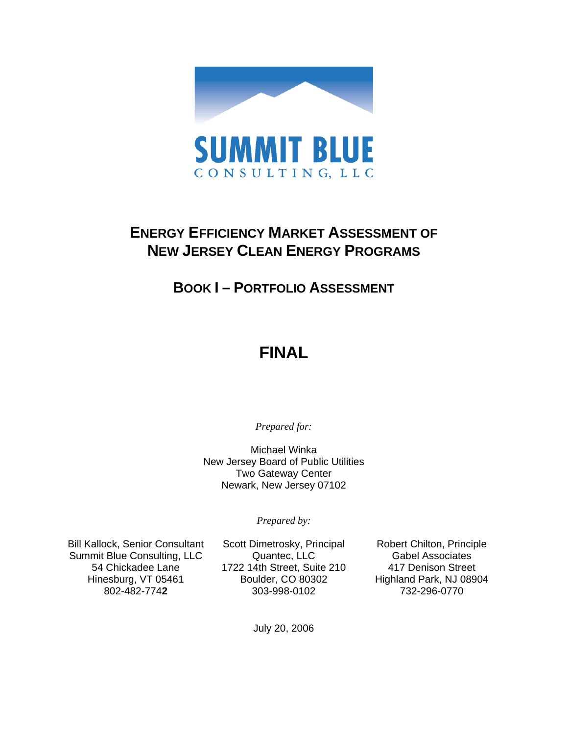SUMMIT BLUE

CONSULTING, LLC

# ENERGY EFFICIENCY MARKET ASSESSMENT OF NEW JERSEY CLEAN ENERGY PROGRAMS

## BOOK I – PORTFOLIO ASSESSMENT

## FINAL

*Prepared for:*

Michael Winka
New Jersey Board of Public Utilities
Two Gateway Center
Newark, New Jersey 07102

*Prepared by:*

Bill Kallock, Senior Consultant
Summit Blue Consulting, LLC
54 Chickadee Lane
Hinesburg, VT 05461
802-482-774**2**

Scott Dimetrosky, Principal
Quantec, LLC
1722 14th Street, Suite 210
Boulder, CO 80302
303-998-0102

Robert Chilton, Principle
Gabel Associates
417 Denison Street
Highland Park, NJ 08904
732-296-0770

July 20, 2006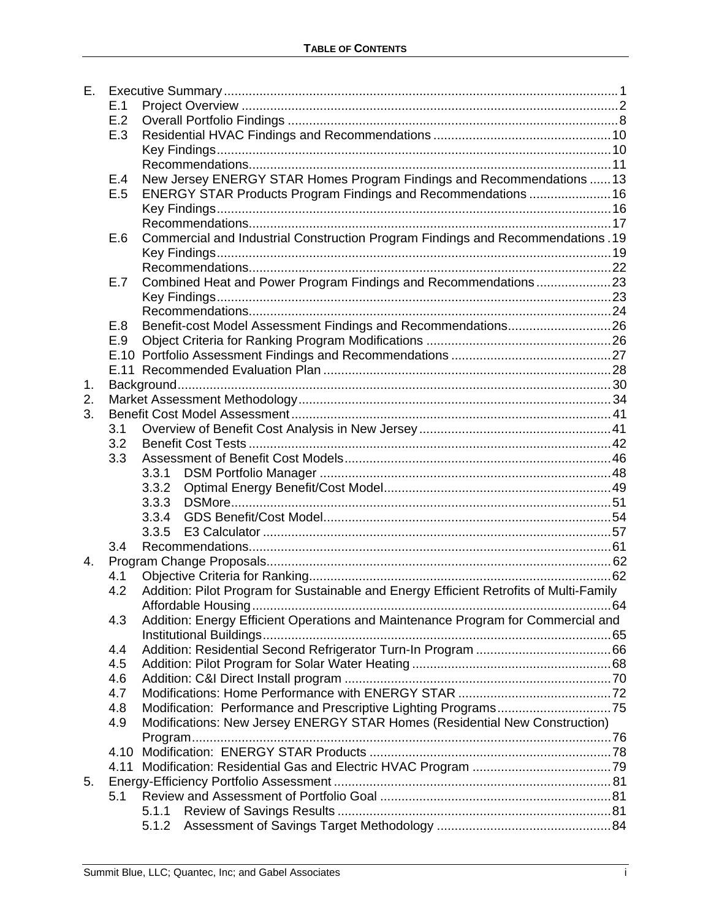**TABLE OF CONTENTS**

- E. Executive Summary ... 1
  - E.1 Project Overview ... 2
  - E.2 Overall Portfolio Findings ... 8
  - E.3 Residential HVAC Findings and Recommendations ... 10
    - Key Findings ... 10
    - Recommendations ... 11
  - E.4 New Jersey ENERGY STAR Homes Program Findings and Recommendations ... 13
  - E.5 ENERGY STAR Products Program Findings and Recommendations ... 16
    - Key Findings ... 16
    - Recommendations ... 17
  - E.6 Commercial and Industrial Construction Program Findings and Recommendations ... 19
    - Key Findings ... 19
    - Recommendations ... 22
  - E.7 Combined Heat and Power Program Findings and Recommendations ... 23
    - Key Findings ... 23
    - Recommendations ... 24
  - E.8 Benefit-cost Model Assessment Findings and Recommendations ... 26
  - E.9 Object Criteria for Ranking Program Modifications ... 26
  - E.10 Portfolio Assessment Findings and Recommendations ... 27
  - E.11 Recommended Evaluation Plan ... 28
- 1. Background ... 30
- 2. Market Assessment Methodology ... 34
- 3. Benefit Cost Model Assessment ... 41
  - 3.1 Overview of Benefit Cost Analysis in New Jersey ... 41
  - 3.2 Benefit Cost Tests ... 42
  - 3.3 Assessment of Benefit Cost Models ... 46
    - 3.3.1 DSM Portfolio Manager ... 48
    - 3.3.2 Optimal Energy Benefit/Cost Model ... 49
    - 3.3.3 DSMore ... 51
    - 3.3.4 GDS Benefit/Cost Model ... 54
    - 3.3.5 E3 Calculator ... 57
  - 3.4 Recommendations ... 61
- 4. Program Change Proposals ... 62
  - 4.1 Objective Criteria for Ranking ... 62
  - 4.2 Addition: Pilot Program for Sustainable and Energy Efficient Retrofits of Multi-Family Affordable Housing ... 64
  - 4.3 Addition: Energy Efficient Operations and Maintenance Program for Commercial and Institutional Buildings ... 65
  - 4.4 Addition: Residential Second Refrigerator Turn-In Program ... 66
  - 4.5 Addition: Pilot Program for Solar Water Heating ... 68
  - 4.6 Addition: C&I Direct Install program ... 70
  - 4.7 Modifications: Home Performance with ENERGY STAR ... 72
  - 4.8 Modification: Performance and Prescriptive Lighting Programs ... 75
  - 4.9 Modifications: New Jersey ENERGY STAR Homes (Residential New Construction) Program ... 76
  - 4.10 Modification: ENERGY STAR Products ... 78
  - 4.11 Modification: Residential Gas and Electric HVAC Program ... 79
- 5. Energy-Efficiency Portfolio Assessment ... 81
  - 5.1 Review and Assessment of Portfolio Goal ... 81
    - 5.1.1 Review of Savings Results ... 81
    - 5.1.2 Assessment of Savings Target Methodology ... 84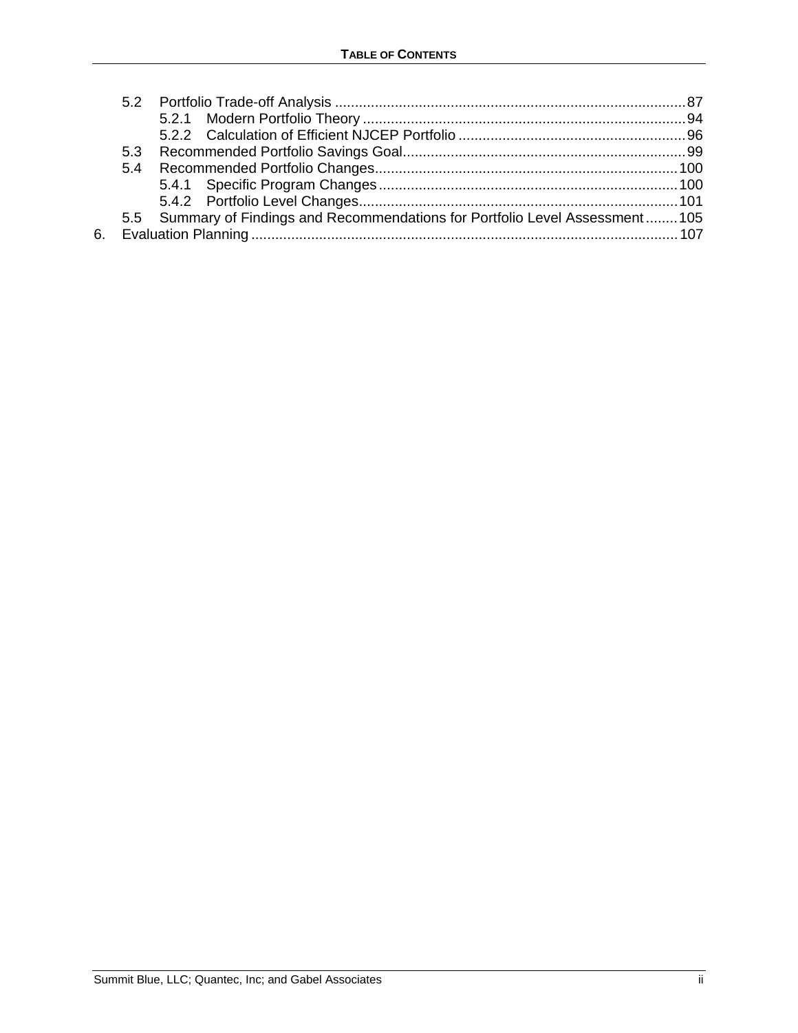5.2 Portfolio Trade-off Analysis ........................................................................................87
  5.2.1 Modern Portfolio Theory ................................................................................94
  5.2.2 Calculation of Efficient NJCEP Portfolio .........................................................96
5.3 Recommended Portfolio Savings Goal......................................................................99
5.4 Recommended Portfolio Changes...........................................................................100
  5.4.1 Specific Program Changes..........................................................................100
  5.4.2 Portfolio Level Changes...............................................................................101
5.5 Summary of Findings and Recommendations for Portfolio Level Assessment........105

6. Evaluation Planning..........................................................................................................107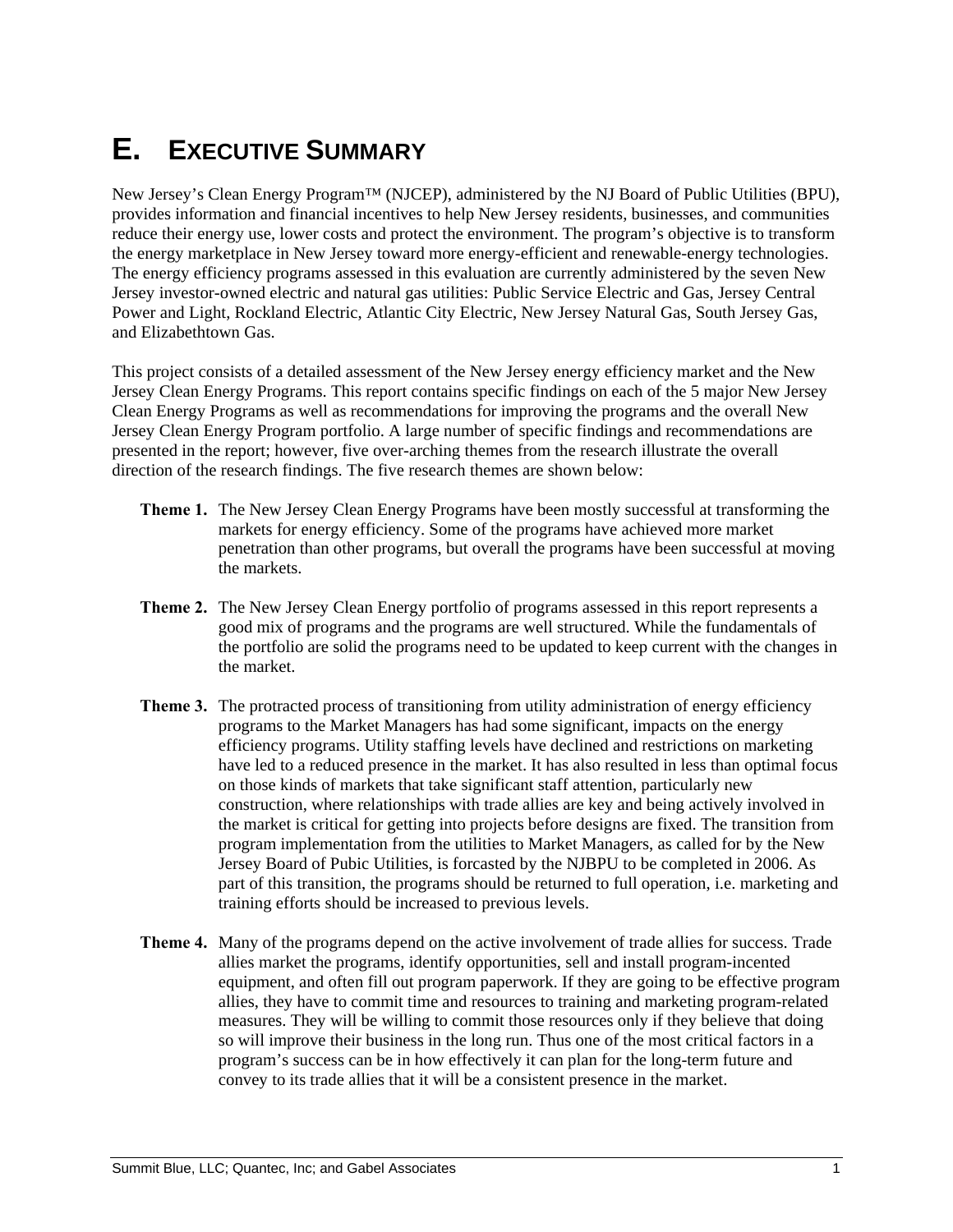# E. EXECUTIVE SUMMARY

New Jersey's Clean Energy Program™ (NJCEP), administered by the NJ Board of Public Utilities (BPU), provides information and financial incentives to help New Jersey residents, businesses, and communities reduce their energy use, lower costs and protect the environment. The program's objective is to transform the energy marketplace in New Jersey toward more energy-efficient and renewable-energy technologies. The energy efficiency programs assessed in this evaluation are currently administered by the seven New Jersey investor-owned electric and natural gas utilities: Public Service Electric and Gas, Jersey Central Power and Light, Rockland Electric, Atlantic City Electric, New Jersey Natural Gas, South Jersey Gas, and Elizabethtown Gas.

This project consists of a detailed assessment of the New Jersey energy efficiency market and the New Jersey Clean Energy Programs. This report contains specific findings on each of the 5 major New Jersey Clean Energy Programs as well as recommendations for improving the programs and the overall New Jersey Clean Energy Program portfolio. A large number of specific findings and recommendations are presented in the report; however, five over-arching themes from the research illustrate the overall direction of the research findings. The five research themes are shown below:

**Theme 1.** The New Jersey Clean Energy Programs have been mostly successful at transforming the markets for energy efficiency. Some of the programs have achieved more market penetration than other programs, but overall the programs have been successful at moving the markets.

**Theme 2.** The New Jersey Clean Energy portfolio of programs assessed in this report represents a good mix of programs and the programs are well structured. While the fundamentals of the portfolio are solid the programs need to be updated to keep current with the changes in the market.

**Theme 3.** The protracted process of transitioning from utility administration of energy efficiency programs to the Market Managers has had some significant, impacts on the energy efficiency programs. Utility staffing levels have declined and restrictions on marketing have led to a reduced presence in the market. It has also resulted in less than optimal focus on those kinds of markets that take significant staff attention, particularly new construction, where relationships with trade allies are key and being actively involved in the market is critical for getting into projects before designs are fixed. The transition from program implementation from the utilities to Market Managers, as called for by the New Jersey Board of Pubic Utilities, is forcasted by the NJBPU to be completed in 2006. As part of this transition, the programs should be returned to full operation, i.e. marketing and training efforts should be increased to previous levels.

**Theme 4.** Many of the programs depend on the active involvement of trade allies for success. Trade allies market the programs, identify opportunities, sell and install program-incented equipment, and often fill out program paperwork. If they are going to be effective program allies, they have to commit time and resources to training and marketing program-related measures. They will be willing to commit those resources only if they believe that doing so will improve their business in the long run. Thus one of the most critical factors in a program's success can be in how effectively it can plan for the long-term future and convey to its trade allies that it will be a consistent presence in the market.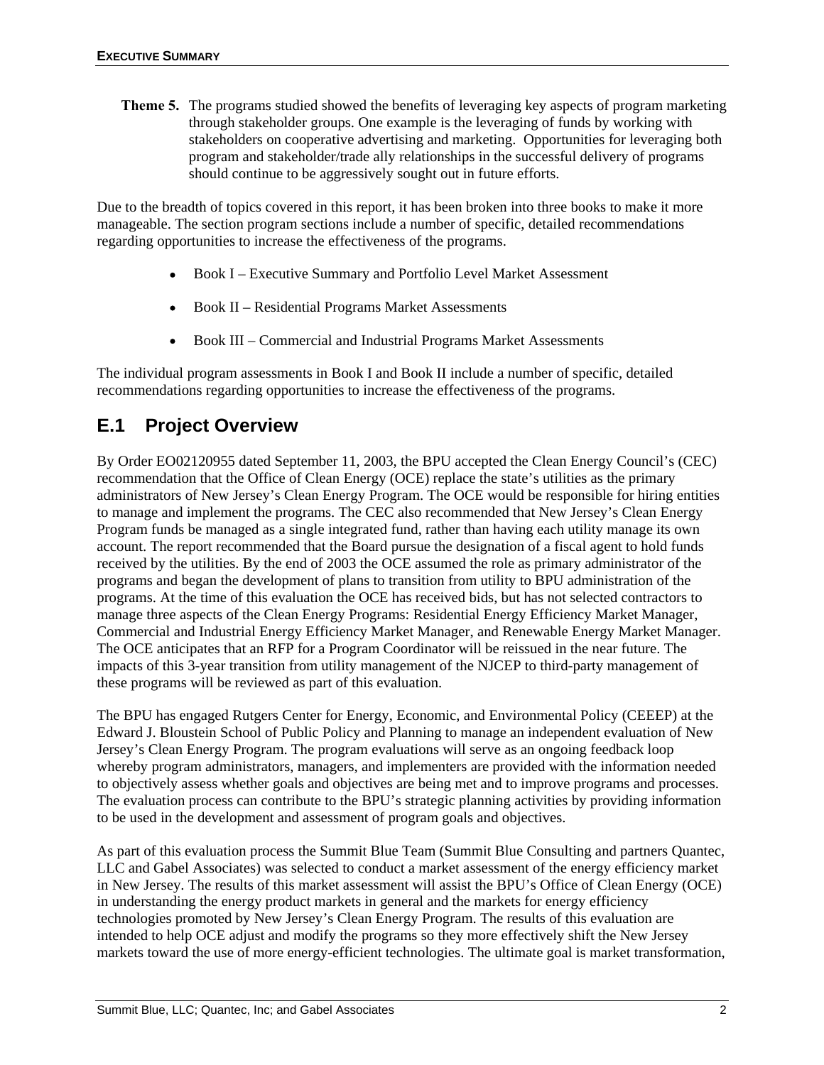**Theme 5.** The programs studied showed the benefits of leveraging key aspects of program marketing through stakeholder groups. One example is the leveraging of funds by working with stakeholders on cooperative advertising and marketing. Opportunities for leveraging both program and stakeholder/trade ally relationships in the successful delivery of programs should continue to be aggressively sought out in future efforts.

Due to the breadth of topics covered in this report, it has been broken into three books to make it more manageable. The section program sections include a number of specific, detailed recommendations regarding opportunities to increase the effectiveness of the programs.

- Book I – Executive Summary and Portfolio Level Market Assessment
- Book II – Residential Programs Market Assessments
- Book III – Commercial and Industrial Programs Market Assessments

The individual program assessments in Book I and Book II include a number of specific, detailed recommendations regarding opportunities to increase the effectiveness of the programs.

## E.1 Project Overview

By Order EO02120955 dated September 11, 2003, the BPU accepted the Clean Energy Council's (CEC) recommendation that the Office of Clean Energy (OCE) replace the state's utilities as the primary administrators of New Jersey's Clean Energy Program. The OCE would be responsible for hiring entities to manage and implement the programs. The CEC also recommended that New Jersey's Clean Energy Program funds be managed as a single integrated fund, rather than having each utility manage its own account. The report recommended that the Board pursue the designation of a fiscal agent to hold funds received by the utilities. By the end of 2003 the OCE assumed the role as primary administrator of the programs and began the development of plans to transition from utility to BPU administration of the programs. At the time of this evaluation the OCE has received bids, but has not selected contractors to manage three aspects of the Clean Energy Programs: Residential Energy Efficiency Market Manager, Commercial and Industrial Energy Efficiency Market Manager, and Renewable Energy Market Manager. The OCE anticipates that an RFP for a Program Coordinator will be reissued in the near future. The impacts of this 3-year transition from utility management of the NJCEP to third-party management of these programs will be reviewed as part of this evaluation.

The BPU has engaged Rutgers Center for Energy, Economic, and Environmental Policy (CEEEP) at the Edward J. Bloustein School of Public Policy and Planning to manage an independent evaluation of New Jersey's Clean Energy Program. The program evaluations will serve as an ongoing feedback loop whereby program administrators, managers, and implementers are provided with the information needed to objectively assess whether goals and objectives are being met and to improve programs and processes. The evaluation process can contribute to the BPU's strategic planning activities by providing information to be used in the development and assessment of program goals and objectives.

As part of this evaluation process the Summit Blue Team (Summit Blue Consulting and partners Quantec, LLC and Gabel Associates) was selected to conduct a market assessment of the energy efficiency market in New Jersey. The results of this market assessment will assist the BPU's Office of Clean Energy (OCE) in understanding the energy product markets in general and the markets for energy efficiency technologies promoted by New Jersey's Clean Energy Program. The results of this evaluation are intended to help OCE adjust and modify the programs so they more effectively shift the New Jersey markets toward the use of more energy-efficient technologies. The ultimate goal is market transformation,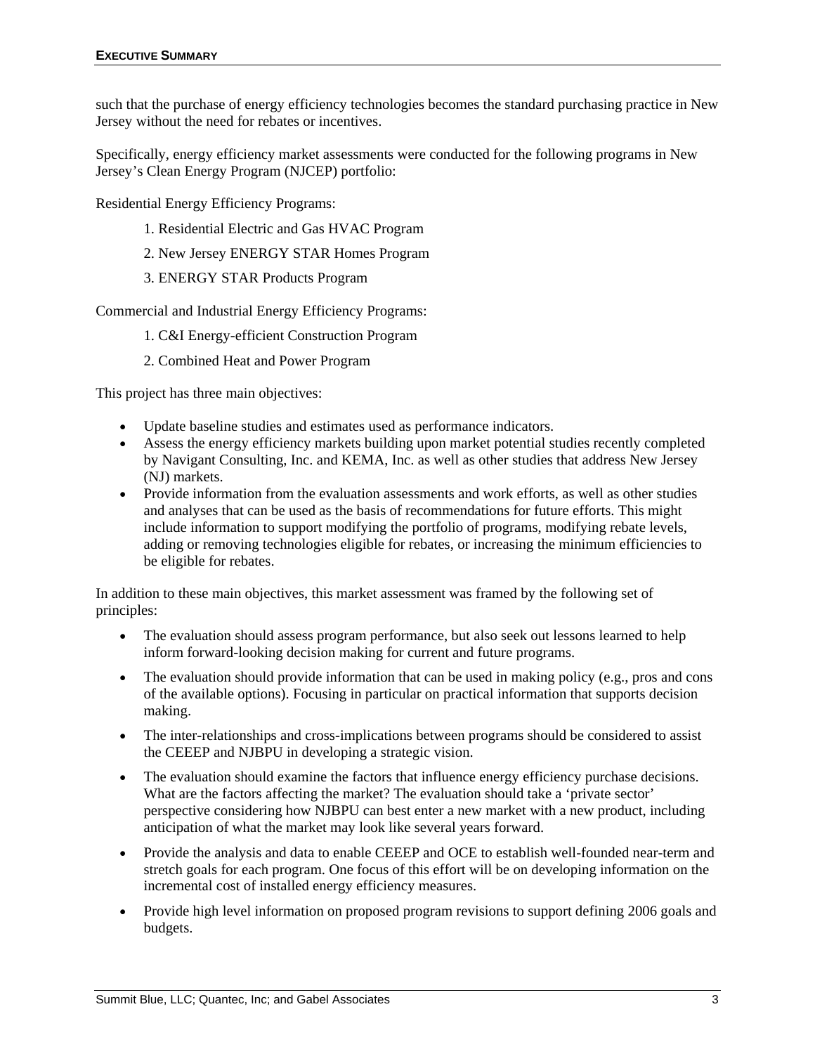such that the purchase of energy efficiency technologies becomes the standard purchasing practice in New Jersey without the need for rebates or incentives.

Specifically, energy efficiency market assessments were conducted for the following programs in New Jersey's Clean Energy Program (NJCEP) portfolio:

Residential Energy Efficiency Programs:

1. Residential Electric and Gas HVAC Program
2. New Jersey ENERGY STAR Homes Program
3. ENERGY STAR Products Program

Commercial and Industrial Energy Efficiency Programs:

1. C&I Energy-efficient Construction Program
2. Combined Heat and Power Program

This project has three main objectives:

- Update baseline studies and estimates used as performance indicators.
- Assess the energy efficiency markets building upon market potential studies recently completed by Navigant Consulting, Inc. and KEMA, Inc. as well as other studies that address New Jersey (NJ) markets.
- Provide information from the evaluation assessments and work efforts, as well as other studies and analyses that can be used as the basis of recommendations for future efforts. This might include information to support modifying the portfolio of programs, modifying rebate levels, adding or removing technologies eligible for rebates, or increasing the minimum efficiencies to be eligible for rebates.

In addition to these main objectives, this market assessment was framed by the following set of principles:

- The evaluation should assess program performance, but also seek out lessons learned to help inform forward-looking decision making for current and future programs.
- The evaluation should provide information that can be used in making policy (e.g., pros and cons of the available options). Focusing in particular on practical information that supports decision making.
- The inter-relationships and cross-implications between programs should be considered to assist the CEEEP and NJBPU in developing a strategic vision.
- The evaluation should examine the factors that influence energy efficiency purchase decisions. What are the factors affecting the market? The evaluation should take a 'private sector' perspective considering how NJBPU can best enter a new market with a new product, including anticipation of what the market may look like several years forward.
- Provide the analysis and data to enable CEEEP and OCE to establish well-founded near-term and stretch goals for each program. One focus of this effort will be on developing information on the incremental cost of installed energy efficiency measures.
- Provide high level information on proposed program revisions to support defining 2006 goals and budgets.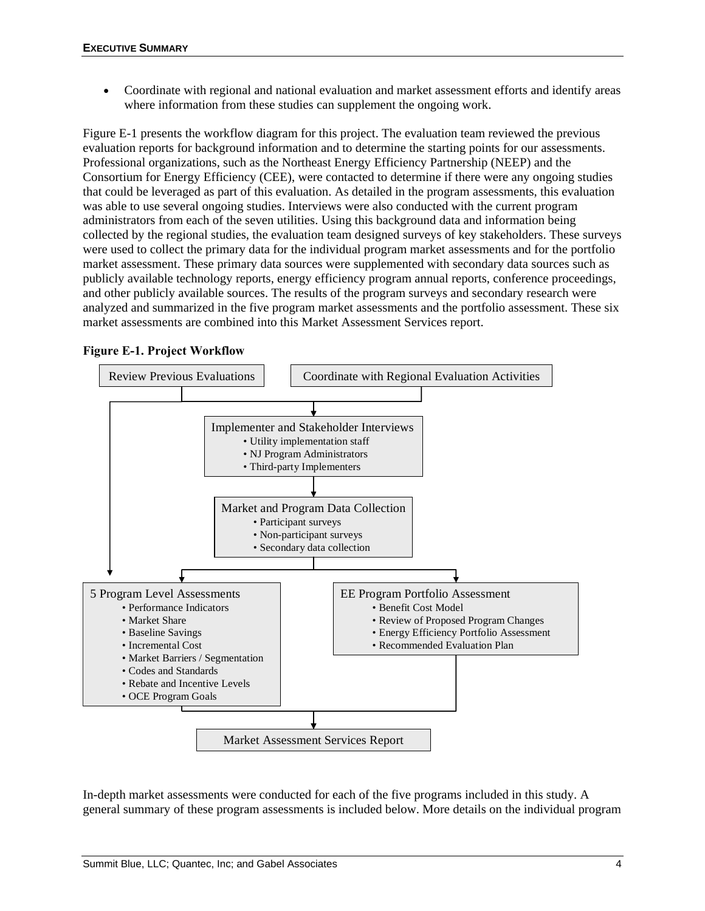- Coordinate with regional and national evaluation and market assessment efforts and identify areas where information from these studies can supplement the ongoing work.

Figure E-1 presents the workflow diagram for this project. The evaluation team reviewed the previous evaluation reports for background information and to determine the starting points for our assessments. Professional organizations, such as the Northeast Energy Efficiency Partnership (NEEP) and the Consortium for Energy Efficiency (CEE), were contacted to determine if there were any ongoing studies that could be leveraged as part of this evaluation. As detailed in the program assessments, this evaluation was able to use several ongoing studies. Interviews were also conducted with the current program administrators from each of the seven utilities. Using this background data and information being collected by the regional studies, the evaluation team designed surveys of key stakeholders. These surveys were used to collect the primary data for the individual program market assessments and for the portfolio market assessment. These primary data sources were supplemented with secondary data sources such as publicly available technology reports, energy efficiency program annual reports, conference proceedings, and other publicly available sources. The results of the program surveys and secondary research were analyzed and summarized in the five program market assessments and the portfolio assessment. These six market assessments are combined into this Market Assessment Services report.

**Figure E-1. Project Workflow**

Review Previous Evaluations

Coordinate with Regional Evaluation Activities

Implementer and Stakeholder Interviews
- Utility implementation staff
- NJ Program Administrators
- Third-party Implementers

Market and Program Data Collection
- Participant surveys
- Non-participant surveys
- Secondary data collection

5 Program Level Assessments
- Performance Indicators
- Market Share
- Baseline Savings
- Incremental Cost
- Market Barriers / Segmentation
- Codes and Standards
- Rebate and Incentive Levels
- OCE Program Goals

EE Program Portfolio Assessment
- Benefit Cost Model
- Review of Proposed Program Changes
- Energy Efficiency Portfolio Assessment
- Recommended Evaluation Plan

Market Assessment Services Report

In-depth market assessments were conducted for each of the five programs included in this study. A general summary of these program assessments is included below. More details on the individual program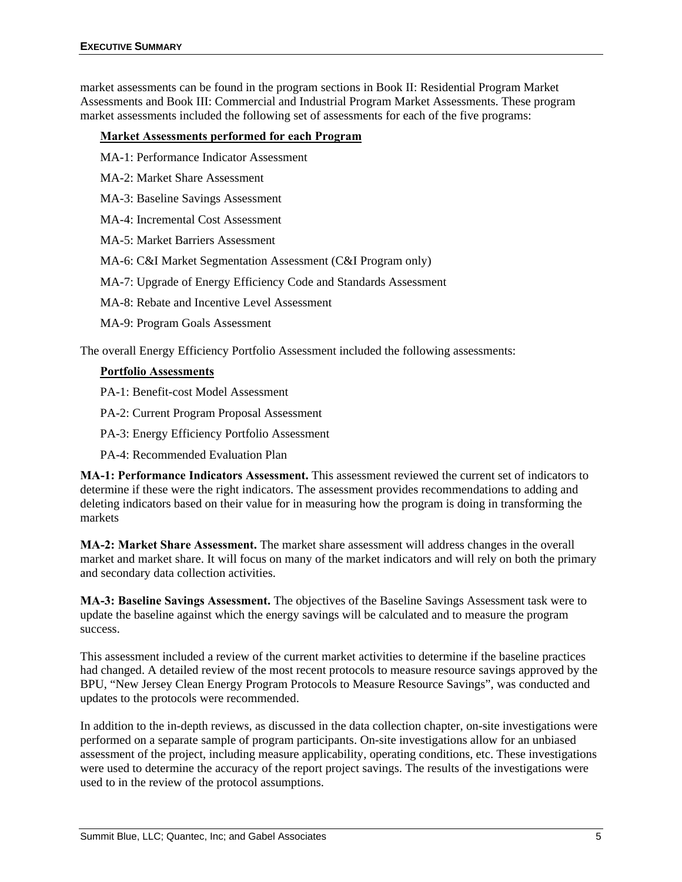market assessments can be found in the program sections in Book II: Residential Program Market Assessments and Book III: Commercial and Industrial Program Market Assessments. These program market assessments included the following set of assessments for each of the five programs:

**Market Assessments performed for each Program**

MA-1: Performance Indicator Assessment

MA-2: Market Share Assessment

MA-3: Baseline Savings Assessment

MA-4: Incremental Cost Assessment

MA-5: Market Barriers Assessment

MA-6: C&I Market Segmentation Assessment (C&I Program only)

MA-7: Upgrade of Energy Efficiency Code and Standards Assessment

MA-8: Rebate and Incentive Level Assessment

MA-9: Program Goals Assessment

The overall Energy Efficiency Portfolio Assessment included the following assessments:

**Portfolio Assessments**

PA-1: Benefit-cost Model Assessment

PA-2: Current Program Proposal Assessment

PA-3: Energy Efficiency Portfolio Assessment

PA-4: Recommended Evaluation Plan

**MA-1: Performance Indicators Assessment.** This assessment reviewed the current set of indicators to determine if these were the right indicators. The assessment provides recommendations to adding and deleting indicators based on their value for in measuring how the program is doing in transforming the markets

**MA-2: Market Share Assessment.** The market share assessment will address changes in the overall market and market share. It will focus on many of the market indicators and will rely on both the primary and secondary data collection activities.

**MA-3: Baseline Savings Assessment.** The objectives of the Baseline Savings Assessment task were to update the baseline against which the energy savings will be calculated and to measure the program success.

This assessment included a review of the current market activities to determine if the baseline practices had changed. A detailed review of the most recent protocols to measure resource savings approved by the BPU, "New Jersey Clean Energy Program Protocols to Measure Resource Savings", was conducted and updates to the protocols were recommended.

In addition to the in-depth reviews, as discussed in the data collection chapter, on-site investigations were performed on a separate sample of program participants. On-site investigations allow for an unbiased assessment of the project, including measure applicability, operating conditions, etc. These investigations were used to determine the accuracy of the report project savings. The results of the investigations were used to in the review of the protocol assumptions.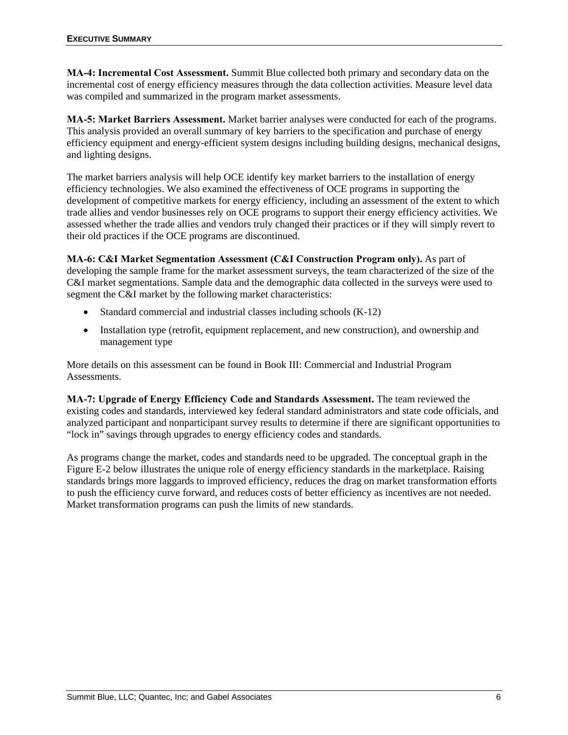**MA-4: Incremental Cost Assessment.** Summit Blue collected both primary and secondary data on the incremental cost of energy efficiency measures through the data collection activities. Measure level data was compiled and summarized in the program market assessments.

**MA-5: Market Barriers Assessment.** Market barrier analyses were conducted for each of the programs. This analysis provided an overall summary of key barriers to the specification and purchase of energy efficiency equipment and energy-efficient system designs including building designs, mechanical designs, and lighting designs.

The market barriers analysis will help OCE identify key market barriers to the installation of energy efficiency technologies. We also examined the effectiveness of OCE programs in supporting the development of competitive markets for energy efficiency, including an assessment of the extent to which trade allies and vendor businesses rely on OCE programs to support their energy efficiency activities. We assessed whether the trade allies and vendors truly changed their practices or if they will simply revert to their old practices if the OCE programs are discontinued.

**MA-6: C&I Market Segmentation Assessment (C&I Construction Program only).** As part of developing the sample frame for the market assessment surveys, the team characterized of the size of the C&I market segmentations. Sample data and the demographic data collected in the surveys were used to segment the C&I market by the following market characteristics:

- Standard commercial and industrial classes including schools (K-12)
- Installation type (retrofit, equipment replacement, and new construction), and ownership and management type

More details on this assessment can be found in Book III: Commercial and Industrial Program Assessments.

**MA-7: Upgrade of Energy Efficiency Code and Standards Assessment.** The team reviewed the existing codes and standards, interviewed key federal standard administrators and state code officials, and analyzed participant and nonparticipant survey results to determine if there are significant opportunities to "lock in" savings through upgrades to energy efficiency codes and standards.

As programs change the market, codes and standards need to be upgraded. The conceptual graph in the Figure E-2 below illustrates the unique role of energy efficiency standards in the marketplace. Raising standards brings more laggards to improved efficiency, reduces the drag on market transformation efforts to push the efficiency curve forward, and reduces costs of better efficiency as incentives are not needed. Market transformation programs can push the limits of new standards.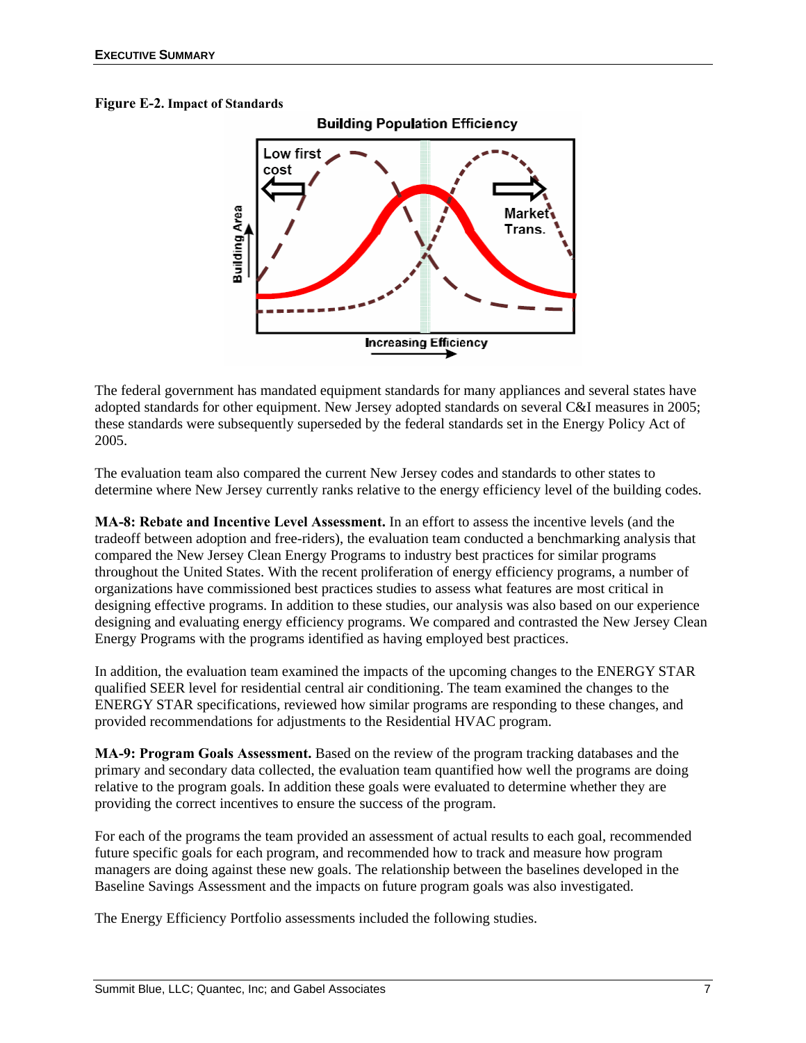**Figure E-2. Impact of Standards**

The federal government has mandated equipment standards for many appliances and several states have adopted standards for other equipment. New Jersey adopted standards on several C&I measures in 2005; these standards were subsequently superseded by the federal standards set in the Energy Policy Act of 2005.

The evaluation team also compared the current New Jersey codes and standards to other states to determine where New Jersey currently ranks relative to the energy efficiency level of the building codes.

**MA-8: Rebate and Incentive Level Assessment.** In an effort to assess the incentive levels (and the tradeoff between adoption and free-riders), the evaluation team conducted a benchmarking analysis that compared the New Jersey Clean Energy Programs to industry best practices for similar programs throughout the United States. With the recent proliferation of energy efficiency programs, a number of organizations have commissioned best practices studies to assess what features are most critical in designing effective programs. In addition to these studies, our analysis was also based on our experience designing and evaluating energy efficiency programs. We compared and contrasted the New Jersey Clean Energy Programs with the programs identified as having employed best practices.

In addition, the evaluation team examined the impacts of the upcoming changes to the ENERGY STAR qualified SEER level for residential central air conditioning. The team examined the changes to the ENERGY STAR specifications, reviewed how similar programs are responding to these changes, and provided recommendations for adjustments to the Residential HVAC program.

**MA-9: Program Goals Assessment.** Based on the review of the program tracking databases and the primary and secondary data collected, the evaluation team quantified how well the programs are doing relative to the program goals. In addition these goals were evaluated to determine whether they are providing the correct incentives to ensure the success of the program.

For each of the programs the team provided an assessment of actual results to each goal, recommended future specific goals for each program, and recommended how to track and measure how program managers are doing against these new goals. The relationship between the baselines developed in the Baseline Savings Assessment and the impacts on future program goals was also investigated.

The Energy Efficiency Portfolio assessments included the following studies.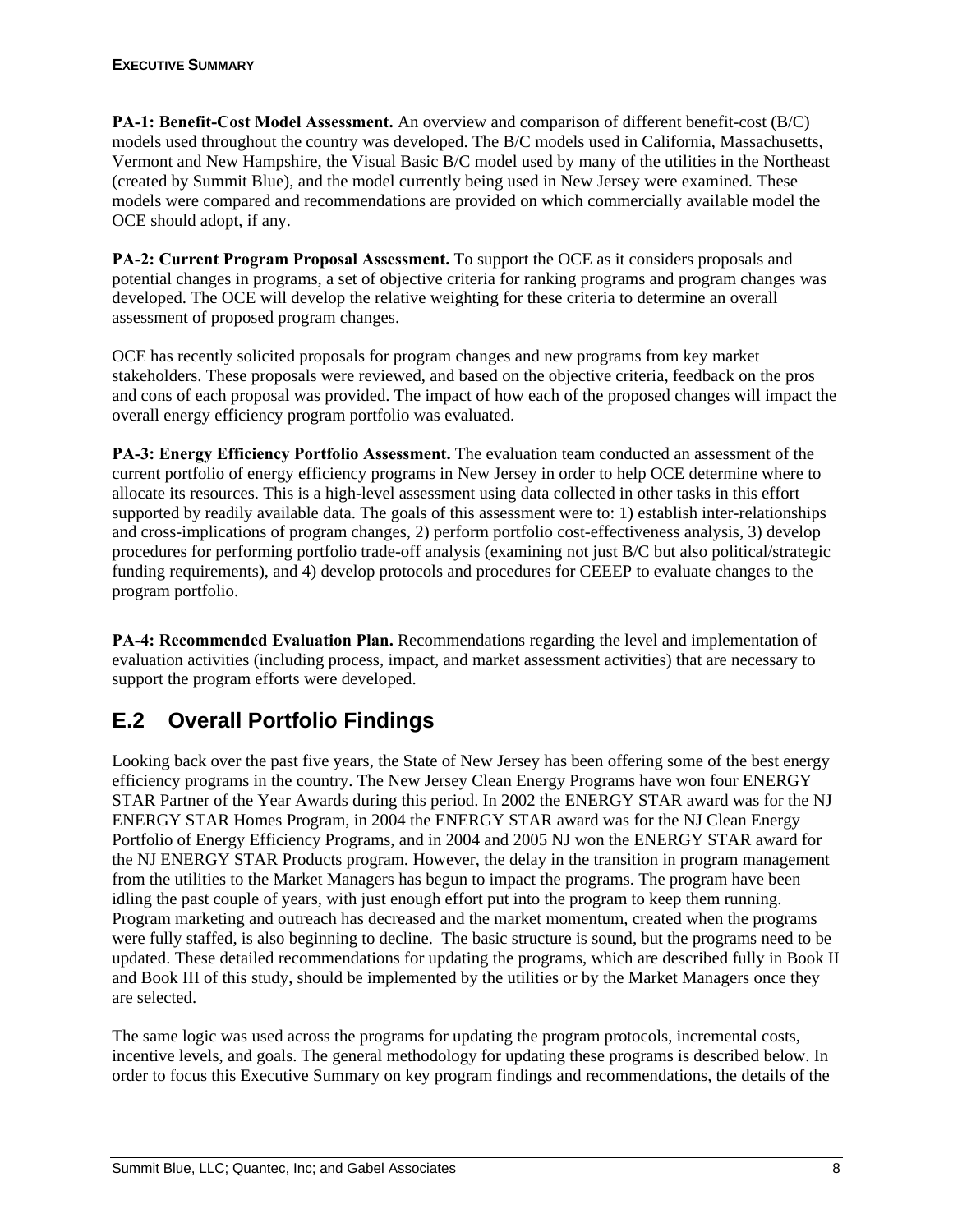**PA-1: Benefit-Cost Model Assessment.** An overview and comparison of different benefit-cost (B/C) models used throughout the country was developed. The B/C models used in California, Massachusetts, Vermont and New Hampshire, the Visual Basic B/C model used by many of the utilities in the Northeast (created by Summit Blue), and the model currently being used in New Jersey were examined. These models were compared and recommendations are provided on which commercially available model the OCE should adopt, if any.

**PA-2: Current Program Proposal Assessment.** To support the OCE as it considers proposals and potential changes in programs, a set of objective criteria for ranking programs and program changes was developed. The OCE will develop the relative weighting for these criteria to determine an overall assessment of proposed program changes.

OCE has recently solicited proposals for program changes and new programs from key market stakeholders. These proposals were reviewed, and based on the objective criteria, feedback on the pros and cons of each proposal was provided. The impact of how each of the proposed changes will impact the overall energy efficiency program portfolio was evaluated.

**PA-3: Energy Efficiency Portfolio Assessment.** The evaluation team conducted an assessment of the current portfolio of energy efficiency programs in New Jersey in order to help OCE determine where to allocate its resources. This is a high-level assessment using data collected in other tasks in this effort supported by readily available data. The goals of this assessment were to: 1) establish inter-relationships and cross-implications of program changes, 2) perform portfolio cost-effectiveness analysis, 3) develop procedures for performing portfolio trade-off analysis (examining not just B/C but also political/strategic funding requirements), and 4) develop protocols and procedures for CEEEP to evaluate changes to the program portfolio.

**PA-4: Recommended Evaluation Plan.** Recommendations regarding the level and implementation of evaluation activities (including process, impact, and market assessment activities) that are necessary to support the program efforts were developed.

## E.2 Overall Portfolio Findings

Looking back over the past five years, the State of New Jersey has been offering some of the best energy efficiency programs in the country. The New Jersey Clean Energy Programs have won four ENERGY STAR Partner of the Year Awards during this period. In 2002 the ENERGY STAR award was for the NJ ENERGY STAR Homes Program, in 2004 the ENERGY STAR award was for the NJ Clean Energy Portfolio of Energy Efficiency Programs, and in 2004 and 2005 NJ won the ENERGY STAR award for the NJ ENERGY STAR Products program. However, the delay in the transition in program management from the utilities to the Market Managers has begun to impact the programs. The program have been idling the past couple of years, with just enough effort put into the program to keep them running. Program marketing and outreach has decreased and the market momentum, created when the programs were fully staffed, is also beginning to decline. The basic structure is sound, but the programs need to be updated. These detailed recommendations for updating the programs, which are described fully in Book II and Book III of this study, should be implemented by the utilities or by the Market Managers once they are selected.

The same logic was used across the programs for updating the program protocols, incremental costs, incentive levels, and goals. The general methodology for updating these programs is described below. In order to focus this Executive Summary on key program findings and recommendations, the details of the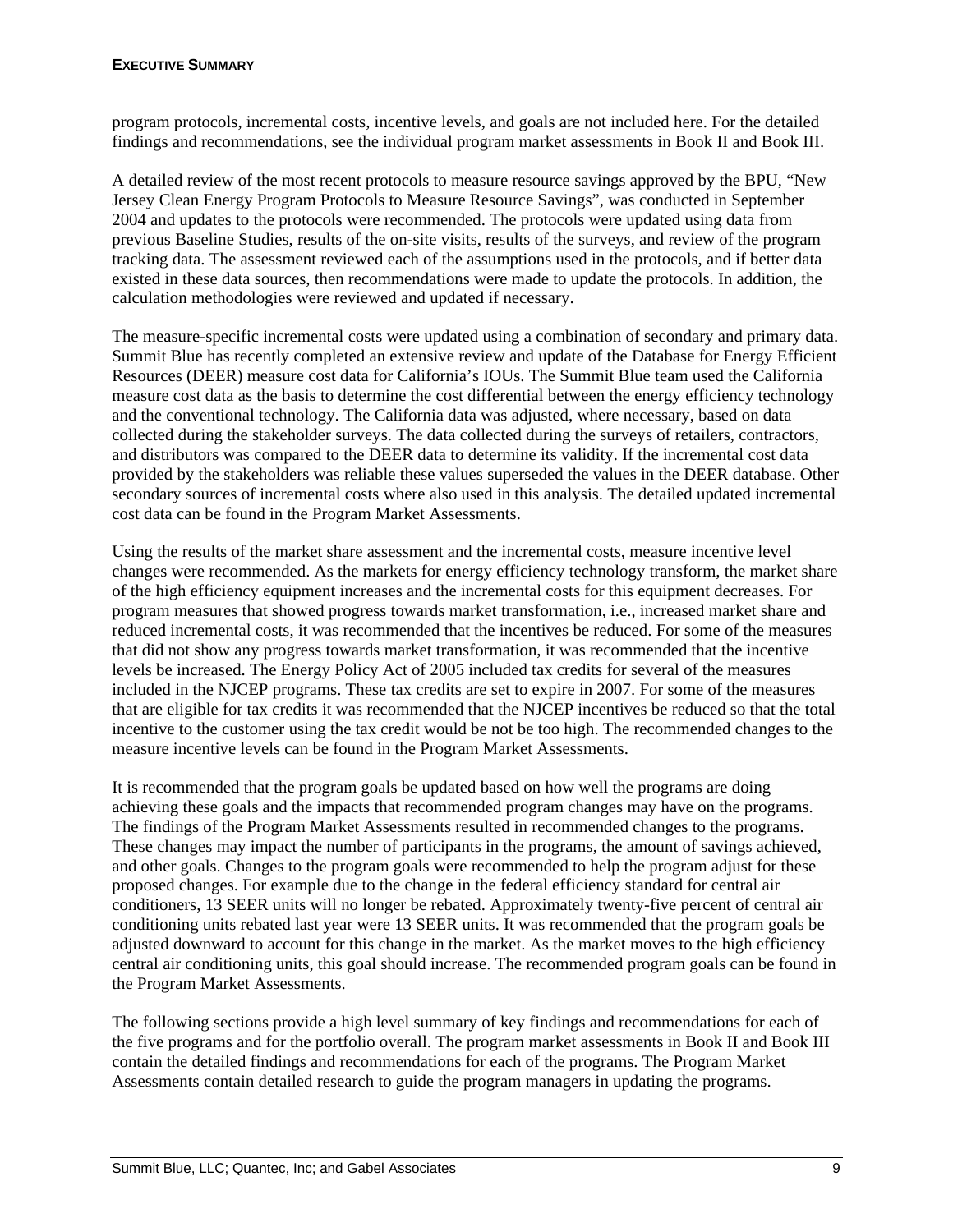program protocols, incremental costs, incentive levels, and goals are not included here. For the detailed findings and recommendations, see the individual program market assessments in Book II and Book III.

A detailed review of the most recent protocols to measure resource savings approved by the BPU, "New Jersey Clean Energy Program Protocols to Measure Resource Savings", was conducted in September 2004 and updates to the protocols were recommended. The protocols were updated using data from previous Baseline Studies, results of the on-site visits, results of the surveys, and review of the program tracking data. The assessment reviewed each of the assumptions used in the protocols, and if better data existed in these data sources, then recommendations were made to update the protocols. In addition, the calculation methodologies were reviewed and updated if necessary.

The measure-specific incremental costs were updated using a combination of secondary and primary data. Summit Blue has recently completed an extensive review and update of the Database for Energy Efficient Resources (DEER) measure cost data for California's IOUs. The Summit Blue team used the California measure cost data as the basis to determine the cost differential between the energy efficiency technology and the conventional technology. The California data was adjusted, where necessary, based on data collected during the stakeholder surveys. The data collected during the surveys of retailers, contractors, and distributors was compared to the DEER data to determine its validity. If the incremental cost data provided by the stakeholders was reliable these values superseded the values in the DEER database. Other secondary sources of incremental costs where also used in this analysis. The detailed updated incremental cost data can be found in the Program Market Assessments.

Using the results of the market share assessment and the incremental costs, measure incentive level changes were recommended. As the markets for energy efficiency technology transform, the market share of the high efficiency equipment increases and the incremental costs for this equipment decreases. For program measures that showed progress towards market transformation, i.e., increased market share and reduced incremental costs, it was recommended that the incentives be reduced. For some of the measures that did not show any progress towards market transformation, it was recommended that the incentive levels be increased. The Energy Policy Act of 2005 included tax credits for several of the measures included in the NJCEP programs. These tax credits are set to expire in 2007. For some of the measures that are eligible for tax credits it was recommended that the NJCEP incentives be reduced so that the total incentive to the customer using the tax credit would be not be too high. The recommended changes to the measure incentive levels can be found in the Program Market Assessments.

It is recommended that the program goals be updated based on how well the programs are doing achieving these goals and the impacts that recommended program changes may have on the programs. The findings of the Program Market Assessments resulted in recommended changes to the programs. These changes may impact the number of participants in the programs, the amount of savings achieved, and other goals. Changes to the program goals were recommended to help the program adjust for these proposed changes. For example due to the change in the federal efficiency standard for central air conditioners, 13 SEER units will no longer be rebated. Approximately twenty-five percent of central air conditioning units rebated last year were 13 SEER units. It was recommended that the program goals be adjusted downward to account for this change in the market. As the market moves to the high efficiency central air conditioning units, this goal should increase. The recommended program goals can be found in the Program Market Assessments.

The following sections provide a high level summary of key findings and recommendations for each of the five programs and for the portfolio overall. The program market assessments in Book II and Book III contain the detailed findings and recommendations for each of the programs. The Program Market Assessments contain detailed research to guide the program managers in updating the programs.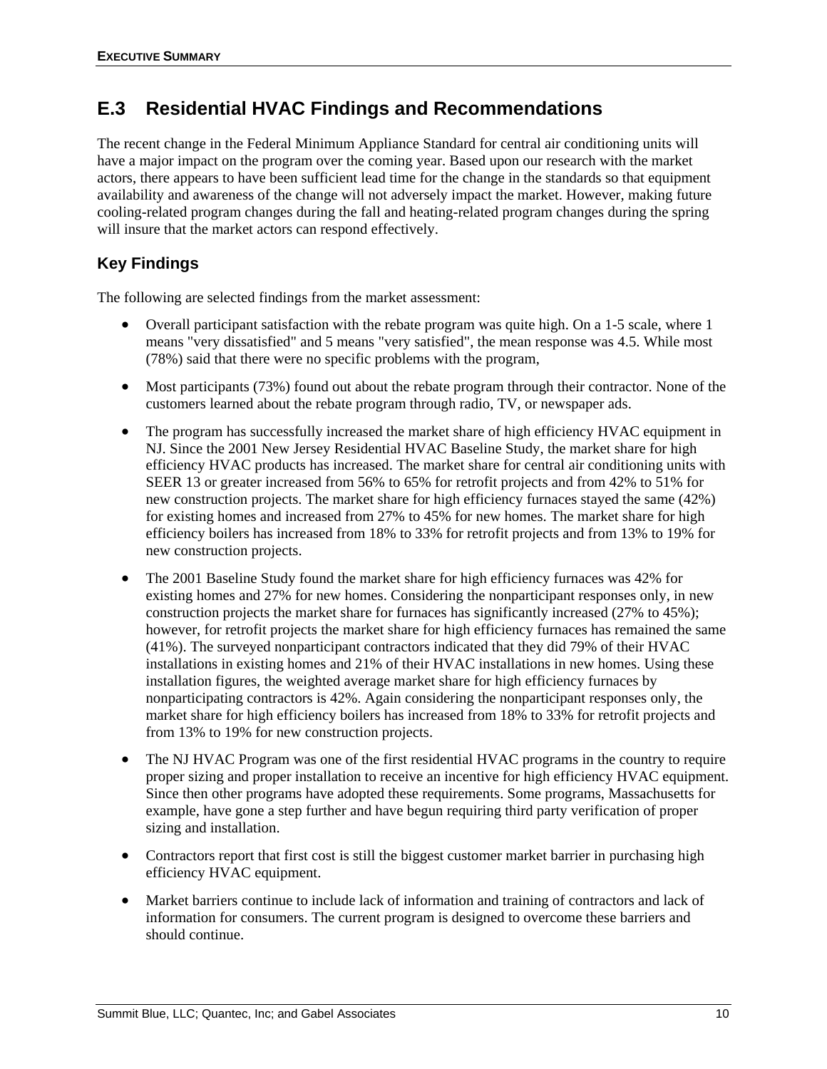## E.3 Residential HVAC Findings and Recommendations

The recent change in the Federal Minimum Appliance Standard for central air conditioning units will have a major impact on the program over the coming year. Based upon our research with the market actors, there appears to have been sufficient lead time for the change in the standards so that equipment availability and awareness of the change will not adversely impact the market. However, making future cooling-related program changes during the fall and heating-related program changes during the spring will insure that the market actors can respond effectively.

### Key Findings

The following are selected findings from the market assessment:

- Overall participant satisfaction with the rebate program was quite high. On a 1-5 scale, where 1 means "very dissatisfied" and 5 means "very satisfied", the mean response was 4.5. While most (78%) said that there were no specific problems with the program,

- Most participants (73%) found out about the rebate program through their contractor. None of the customers learned about the rebate program through radio, TV, or newspaper ads.

- The program has successfully increased the market share of high efficiency HVAC equipment in NJ. Since the 2001 New Jersey Residential HVAC Baseline Study, the market share for high efficiency HVAC products has increased. The market share for central air conditioning units with SEER 13 or greater increased from 56% to 65% for retrofit projects and from 42% to 51% for new construction projects. The market share for high efficiency furnaces stayed the same (42%) for existing homes and increased from 27% to 45% for new homes. The market share for high efficiency boilers has increased from 18% to 33% for retrofit projects and from 13% to 19% for new construction projects.

- The 2001 Baseline Study found the market share for high efficiency furnaces was 42% for existing homes and 27% for new homes. Considering the nonparticipant responses only, in new construction projects the market share for furnaces has significantly increased (27% to 45%); however, for retrofit projects the market share for high efficiency furnaces has remained the same (41%). The surveyed nonparticipant contractors indicated that they did 79% of their HVAC installations in existing homes and 21% of their HVAC installations in new homes. Using these installation figures, the weighted average market share for high efficiency furnaces by nonparticipating contractors is 42%. Again considering the nonparticipant responses only, the market share for high efficiency boilers has increased from 18% to 33% for retrofit projects and from 13% to 19% for new construction projects.

- The NJ HVAC Program was one of the first residential HVAC programs in the country to require proper sizing and proper installation to receive an incentive for high efficiency HVAC equipment. Since then other programs have adopted these requirements. Some programs, Massachusetts for example, have gone a step further and have begun requiring third party verification of proper sizing and installation.

- Contractors report that first cost is still the biggest customer market barrier in purchasing high efficiency HVAC equipment.

- Market barriers continue to include lack of information and training of contractors and lack of information for consumers. The current program is designed to overcome these barriers and should continue.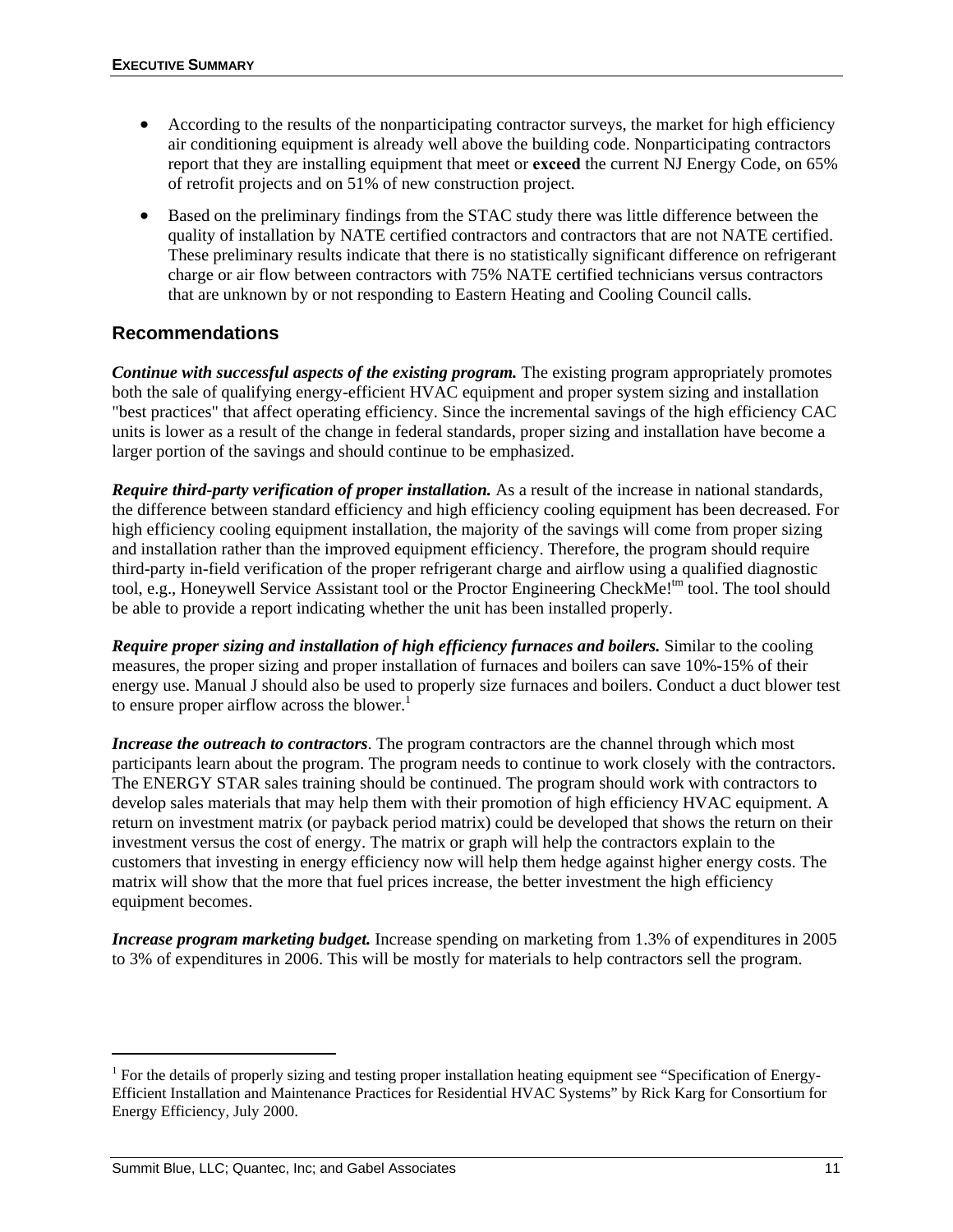- According to the results of the nonparticipating contractor surveys, the market for high efficiency air conditioning equipment is already well above the building code. Nonparticipating contractors report that they are installing equipment that meet or **exceed** the current NJ Energy Code, on 65% of retrofit projects and on 51% of new construction project.
- Based on the preliminary findings from the STAC study there was little difference between the quality of installation by NATE certified contractors and contractors that are not NATE certified. These preliminary results indicate that there is no statistically significant difference on refrigerant charge or air flow between contractors with 75% NATE certified technicians versus contractors that are unknown by or not responding to Eastern Heating and Cooling Council calls.

## Recommendations

***Continue with successful aspects of the existing program.*** The existing program appropriately promotes both the sale of qualifying energy-efficient HVAC equipment and proper system sizing and installation "best practices" that affect operating efficiency. Since the incremental savings of the high efficiency CAC units is lower as a result of the change in federal standards, proper sizing and installation have become a larger portion of the savings and should continue to be emphasized.

***Require third-party verification of proper installation.*** As a result of the increase in national standards, the difference between standard efficiency and high efficiency cooling equipment has been decreased. For high efficiency cooling equipment installation, the majority of the savings will come from proper sizing and installation rather than the improved equipment efficiency. Therefore, the program should require third-party in-field verification of the proper refrigerant charge and airflow using a qualified diagnostic tool, e.g., Honeywell Service Assistant tool or the Proctor Engineering CheckMe!™ tool. The tool should be able to provide a report indicating whether the unit has been installed properly.

***Require proper sizing and installation of high efficiency furnaces and boilers.*** Similar to the cooling measures, the proper sizing and proper installation of furnaces and boilers can save 10%-15% of their energy use. Manual J should also be used to properly size furnaces and boilers. Conduct a duct blower test to ensure proper airflow across the blower.[1]

***Increase the outreach to contractors***. The program contractors are the channel through which most participants learn about the program. The program needs to continue to work closely with the contractors. The ENERGY STAR sales training should be continued. The program should work with contractors to develop sales materials that may help them with their promotion of high efficiency HVAC equipment. A return on investment matrix (or payback period matrix) could be developed that shows the return on their investment versus the cost of energy. The matrix or graph will help the contractors explain to the customers that investing in energy efficiency now will help them hedge against higher energy costs. The matrix will show that the more that fuel prices increase, the better investment the high efficiency equipment becomes.

***Increase program marketing budget.*** Increase spending on marketing from 1.3% of expenditures in 2005 to 3% of expenditures in 2006. This will be mostly for materials to help contractors sell the program.

---

[1] For the details of properly sizing and testing proper installation heating equipment see "Specification of Energy-Efficient Installation and Maintenance Practices for Residential HVAC Systems" by Rick Karg for Consortium for Energy Efficiency, July 2000.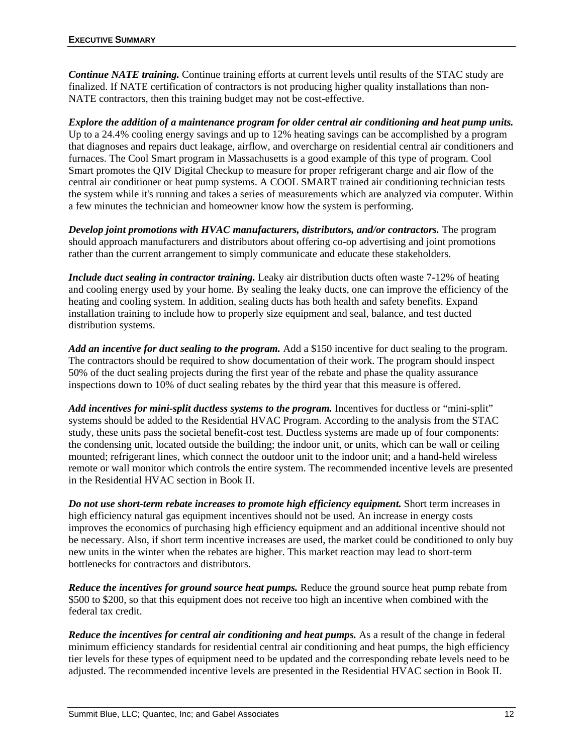***Continue NATE training.*** Continue training efforts at current levels until results of the STAC study are finalized. If NATE certification of contractors is not producing higher quality installations than non-NATE contractors, then this training budget may not be cost-effective.

***Explore the addition of a maintenance program for older central air conditioning and heat pump units.*** Up to a 24.4% cooling energy savings and up to 12% heating savings can be accomplished by a program that diagnoses and repairs duct leakage, airflow, and overcharge on residential central air conditioners and furnaces. The Cool Smart program in Massachusetts is a good example of this type of program. Cool Smart promotes the QIV Digital Checkup to measure for proper refrigerant charge and air flow of the central air conditioner or heat pump systems. A COOL SMART trained air conditioning technician tests the system while it's running and takes a series of measurements which are analyzed via computer. Within a few minutes the technician and homeowner know how the system is performing.

***Develop joint promotions with HVAC manufacturers, distributors, and/or contractors.*** The program should approach manufacturers and distributors about offering co-op advertising and joint promotions rather than the current arrangement to simply communicate and educate these stakeholders.

***Include duct sealing in contractor training.*** Leaky air distribution ducts often waste 7-12% of heating and cooling energy used by your home. By sealing the leaky ducts, one can improve the efficiency of the heating and cooling system. In addition, sealing ducts has both health and safety benefits. Expand installation training to include how to properly size equipment and seal, balance, and test ducted distribution systems.

***Add an incentive for duct sealing to the program.*** Add a $150 incentive for duct sealing to the program. The contractors should be required to show documentation of their work. The program should inspect 50% of the duct sealing projects during the first year of the rebate and phase the quality assurance inspections down to 10% of duct sealing rebates by the third year that this measure is offered.

***Add incentives for mini-split ductless systems to the program.*** Incentives for ductless or "mini-split" systems should be added to the Residential HVAC Program. According to the analysis from the STAC study, these units pass the societal benefit-cost test. Ductless systems are made up of four components: the condensing unit, located outside the building; the indoor unit, or units, which can be wall or ceiling mounted; refrigerant lines, which connect the outdoor unit to the indoor unit; and a hand-held wireless remote or wall monitor which controls the entire system. The recommended incentive levels are presented in the Residential HVAC section in Book II.

***Do not use short-term rebate increases to promote high efficiency equipment.*** Short term increases in high efficiency natural gas equipment incentives should not be used. An increase in energy costs improves the economics of purchasing high efficiency equipment and an additional incentive should not be necessary. Also, if short term incentive increases are used, the market could be conditioned to only buy new units in the winter when the rebates are higher. This market reaction may lead to short-term bottlenecks for contractors and distributors.

***Reduce the incentives for ground source heat pumps.*** Reduce the ground source heat pump rebate from $500 to $200, so that this equipment does not receive too high an incentive when combined with the federal tax credit.

***Reduce the incentives for central air conditioning and heat pumps.*** As a result of the change in federal minimum efficiency standards for residential central air conditioning and heat pumps, the high efficiency tier levels for these types of equipment need to be updated and the corresponding rebate levels need to be adjusted. The recommended incentive levels are presented in the Residential HVAC section in Book II.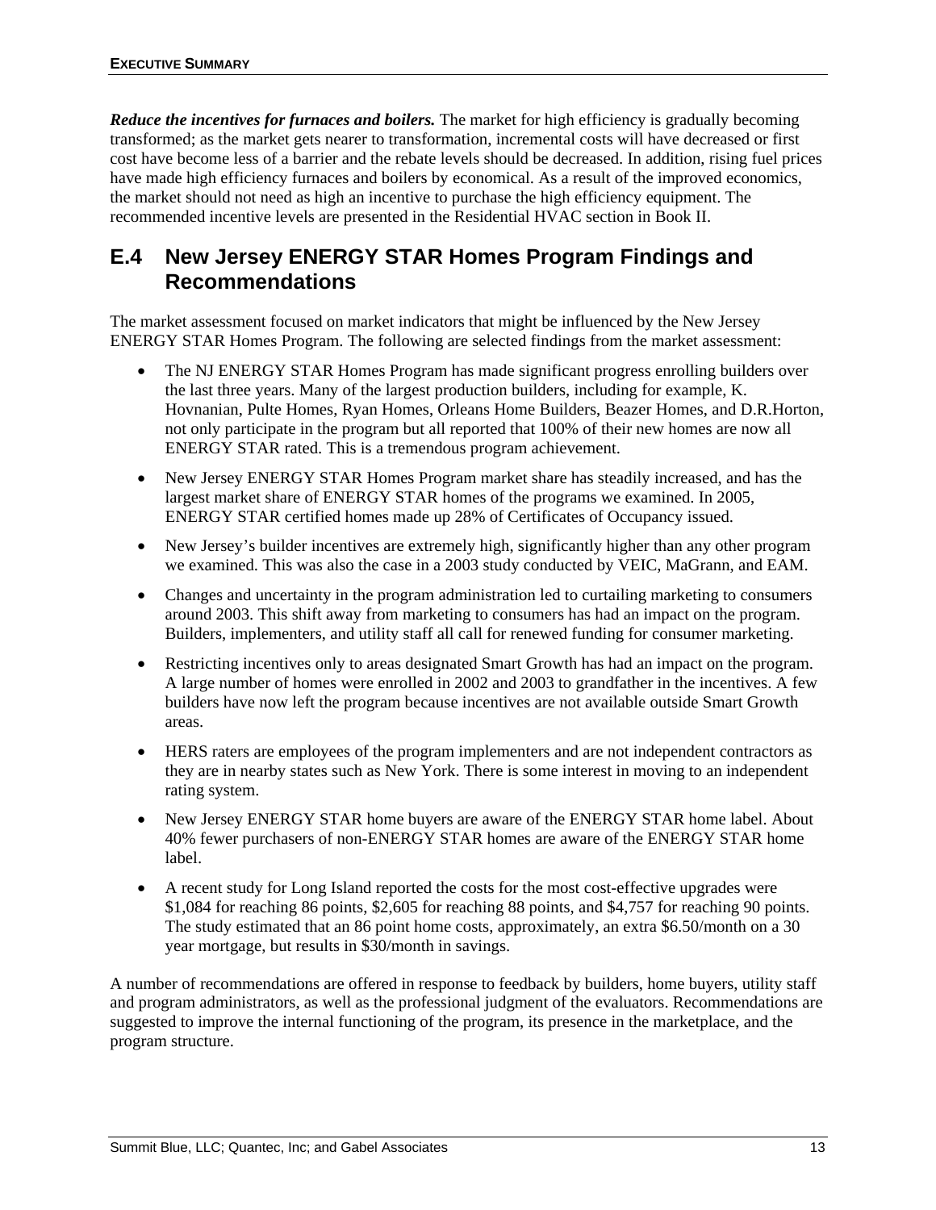***Reduce the incentives for furnaces and boilers.*** The market for high efficiency is gradually becoming transformed; as the market gets nearer to transformation, incremental costs will have decreased or first cost have become less of a barrier and the rebate levels should be decreased. In addition, rising fuel prices have made high efficiency furnaces and boilers by economical. As a result of the improved economics, the market should not need as high an incentive to purchase the high efficiency equipment. The recommended incentive levels are presented in the Residential HVAC section in Book II.

## E.4 New Jersey ENERGY STAR Homes Program Findings and Recommendations

The market assessment focused on market indicators that might be influenced by the New Jersey ENERGY STAR Homes Program. The following are selected findings from the market assessment:

- The NJ ENERGY STAR Homes Program has made significant progress enrolling builders over the last three years. Many of the largest production builders, including for example, K. Hovnanian, Pulte Homes, Ryan Homes, Orleans Home Builders, Beazer Homes, and D.R.Horton, not only participate in the program but all reported that 100% of their new homes are now all ENERGY STAR rated. This is a tremendous program achievement.
- New Jersey ENERGY STAR Homes Program market share has steadily increased, and has the largest market share of ENERGY STAR homes of the programs we examined. In 2005, ENERGY STAR certified homes made up 28% of Certificates of Occupancy issued.
- New Jersey's builder incentives are extremely high, significantly higher than any other program we examined. This was also the case in a 2003 study conducted by VEIC, MaGrann, and EAM.
- Changes and uncertainty in the program administration led to curtailing marketing to consumers around 2003. This shift away from marketing to consumers has had an impact on the program. Builders, implementers, and utility staff all call for renewed funding for consumer marketing.
- Restricting incentives only to areas designated Smart Growth has had an impact on the program. A large number of homes were enrolled in 2002 and 2003 to grandfather in the incentives. A few builders have now left the program because incentives are not available outside Smart Growth areas.
- HERS raters are employees of the program implementers and are not independent contractors as they are in nearby states such as New York. There is some interest in moving to an independent rating system.
- New Jersey ENERGY STAR home buyers are aware of the ENERGY STAR home label. About 40% fewer purchasers of non-ENERGY STAR homes are aware of the ENERGY STAR home label.
- A recent study for Long Island reported the costs for the most cost-effective upgrades were $1,084 for reaching 86 points, $2,605 for reaching 88 points, and $4,757 for reaching 90 points. The study estimated that an 86 point home costs, approximately, an extra $6.50/month on a 30 year mortgage, but results in $30/month in savings.

A number of recommendations are offered in response to feedback by builders, home buyers, utility staff and program administrators, as well as the professional judgment of the evaluators. Recommendations are suggested to improve the internal functioning of the program, its presence in the marketplace, and the program structure.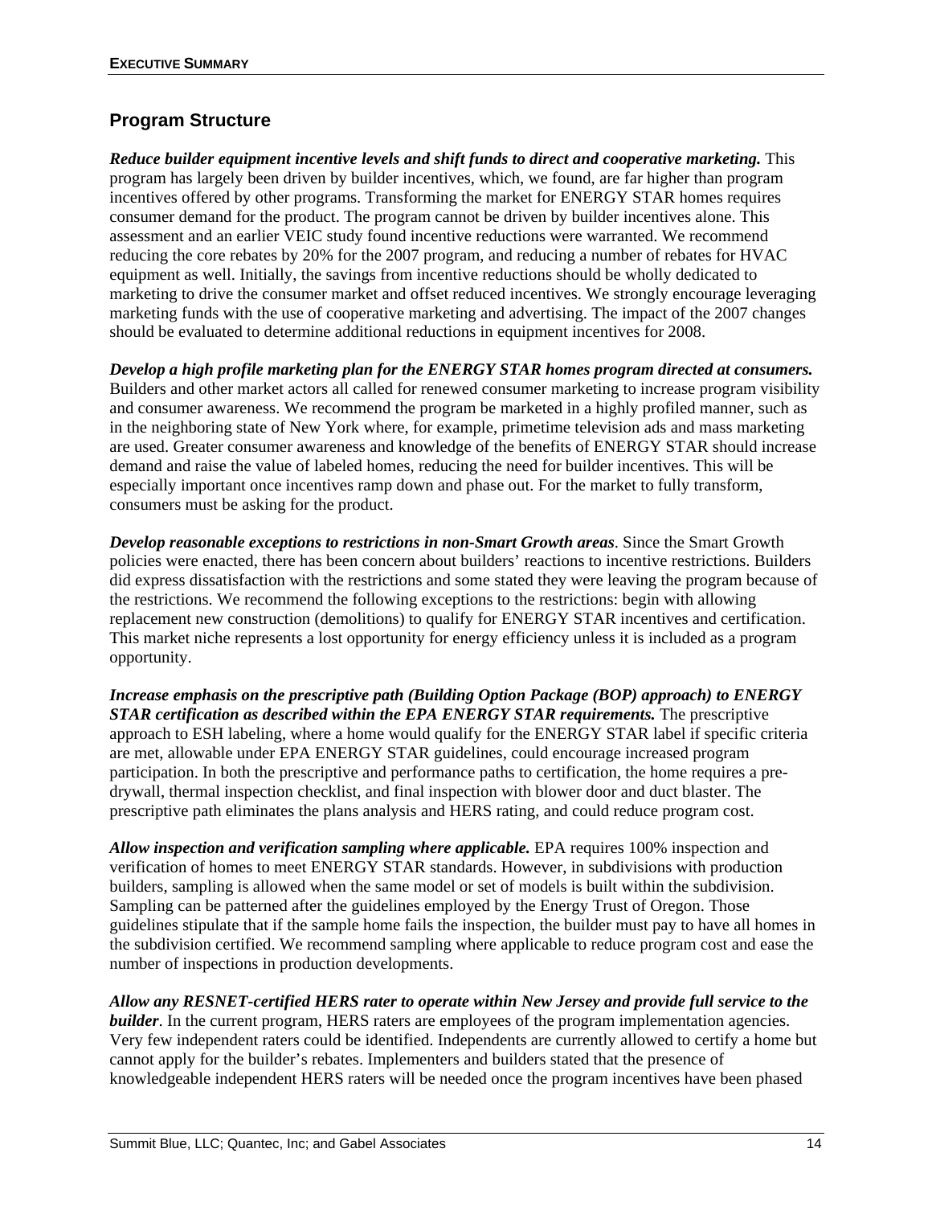## Program Structure

***Reduce builder equipment incentive levels and shift funds to direct and cooperative marketing.*** This program has largely been driven by builder incentives, which, we found, are far higher than program incentives offered by other programs. Transforming the market for ENERGY STAR homes requires consumer demand for the product. The program cannot be driven by builder incentives alone. This assessment and an earlier VEIC study found incentive reductions were warranted. We recommend reducing the core rebates by 20% for the 2007 program, and reducing a number of rebates for HVAC equipment as well. Initially, the savings from incentive reductions should be wholly dedicated to marketing to drive the consumer market and offset reduced incentives. We strongly encourage leveraging marketing funds with the use of cooperative marketing and advertising. The impact of the 2007 changes should be evaluated to determine additional reductions in equipment incentives for 2008.

***Develop a high profile marketing plan for the ENERGY STAR homes program directed at consumers.*** Builders and other market actors all called for renewed consumer marketing to increase program visibility and consumer awareness. We recommend the program be marketed in a highly profiled manner, such as in the neighboring state of New York where, for example, primetime television ads and mass marketing are used. Greater consumer awareness and knowledge of the benefits of ENERGY STAR should increase demand and raise the value of labeled homes, reducing the need for builder incentives. This will be especially important once incentives ramp down and phase out. For the market to fully transform, consumers must be asking for the product.

***Develop reasonable exceptions to restrictions in non-Smart Growth areas***. Since the Smart Growth policies were enacted, there has been concern about builders' reactions to incentive restrictions. Builders did express dissatisfaction with the restrictions and some stated they were leaving the program because of the restrictions. We recommend the following exceptions to the restrictions: begin with allowing replacement new construction (demolitions) to qualify for ENERGY STAR incentives and certification. This market niche represents a lost opportunity for energy efficiency unless it is included as a program opportunity.

***Increase emphasis on the prescriptive path (Building Option Package (BOP) approach) to ENERGY STAR certification as described within the EPA ENERGY STAR requirements.*** The prescriptive approach to ESH labeling, where a home would qualify for the ENERGY STAR label if specific criteria are met, allowable under EPA ENERGY STAR guidelines, could encourage increased program participation. In both the prescriptive and performance paths to certification, the home requires a pre-drywall, thermal inspection checklist, and final inspection with blower door and duct blaster. The prescriptive path eliminates the plans analysis and HERS rating, and could reduce program cost.

***Allow inspection and verification sampling where applicable.*** EPA requires 100% inspection and verification of homes to meet ENERGY STAR standards. However, in subdivisions with production builders, sampling is allowed when the same model or set of models is built within the subdivision. Sampling can be patterned after the guidelines employed by the Energy Trust of Oregon. Those guidelines stipulate that if the sample home fails the inspection, the builder must pay to have all homes in the subdivision certified. We recommend sampling where applicable to reduce program cost and ease the number of inspections in production developments.

***Allow any RESNET-certified HERS rater to operate within New Jersey and provide full service to the builder***. In the current program, HERS raters are employees of the program implementation agencies. Very few independent raters could be identified. Independents are currently allowed to certify a home but cannot apply for the builder's rebates. Implementers and builders stated that the presence of knowledgeable independent HERS raters will be needed once the program incentives have been phased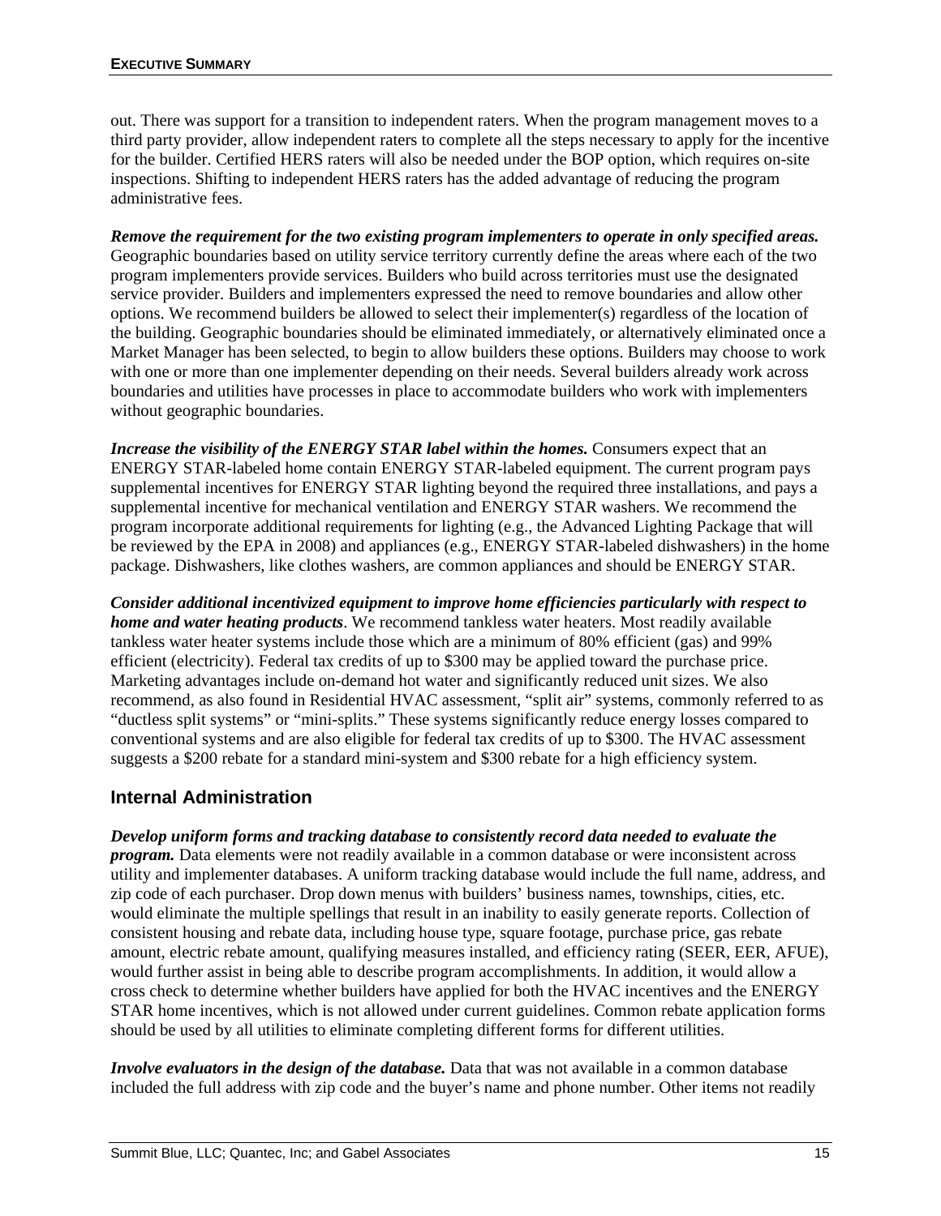out. There was support for a transition to independent raters. When the program management moves to a third party provider, allow independent raters to complete all the steps necessary to apply for the incentive for the builder. Certified HERS raters will also be needed under the BOP option, which requires on-site inspections. Shifting to independent HERS raters has the added advantage of reducing the program administrative fees.

***Remove the requirement for the two existing program implementers to operate in only specified areas.*** Geographic boundaries based on utility service territory currently define the areas where each of the two program implementers provide services. Builders who build across territories must use the designated service provider. Builders and implementers expressed the need to remove boundaries and allow other options. We recommend builders be allowed to select their implementer(s) regardless of the location of the building. Geographic boundaries should be eliminated immediately, or alternatively eliminated once a Market Manager has been selected, to begin to allow builders these options. Builders may choose to work with one or more than one implementer depending on their needs. Several builders already work across boundaries and utilities have processes in place to accommodate builders who work with implementers without geographic boundaries.

***Increase the visibility of the ENERGY STAR label within the homes.*** Consumers expect that an ENERGY STAR-labeled home contain ENERGY STAR-labeled equipment. The current program pays supplemental incentives for ENERGY STAR lighting beyond the required three installations, and pays a supplemental incentive for mechanical ventilation and ENERGY STAR washers. We recommend the program incorporate additional requirements for lighting (e.g., the Advanced Lighting Package that will be reviewed by the EPA in 2008) and appliances (e.g., ENERGY STAR-labeled dishwashers) in the home package. Dishwashers, like clothes washers, are common appliances and should be ENERGY STAR.

***Consider additional incentivized equipment to improve home efficiencies particularly with respect to home and water heating products***. We recommend tankless water heaters. Most readily available tankless water heater systems include those which are a minimum of 80% efficient (gas) and 99% efficient (electricity). Federal tax credits of up to $300 may be applied toward the purchase price. Marketing advantages include on-demand hot water and significantly reduced unit sizes. We also recommend, as also found in Residential HVAC assessment, "split air" systems, commonly referred to as "ductless split systems" or "mini-splits." These systems significantly reduce energy losses compared to conventional systems and are also eligible for federal tax credits of up to $300. The HVAC assessment suggests a $200 rebate for a standard mini-system and $300 rebate for a high efficiency system.

## Internal Administration

***Develop uniform forms and tracking database to consistently record data needed to evaluate the program.*** Data elements were not readily available in a common database or were inconsistent across utility and implementer databases. A uniform tracking database would include the full name, address, and zip code of each purchaser. Drop down menus with builders' business names, townships, cities, etc. would eliminate the multiple spellings that result in an inability to easily generate reports. Collection of consistent housing and rebate data, including house type, square footage, purchase price, gas rebate amount, electric rebate amount, qualifying measures installed, and efficiency rating (SEER, EER, AFUE), would further assist in being able to describe program accomplishments. In addition, it would allow a cross check to determine whether builders have applied for both the HVAC incentives and the ENERGY STAR home incentives, which is not allowed under current guidelines. Common rebate application forms should be used by all utilities to eliminate completing different forms for different utilities.

***Involve evaluators in the design of the database.*** Data that was not available in a common database included the full address with zip code and the buyer's name and phone number. Other items not readily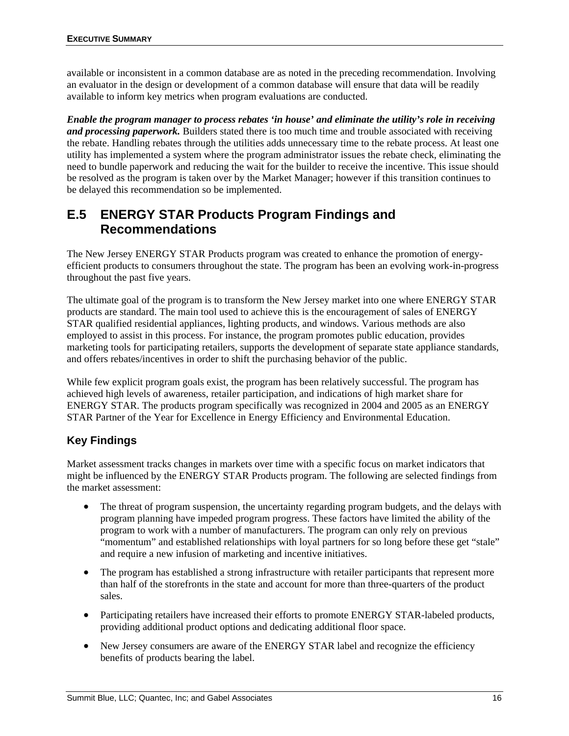available or inconsistent in a common database are as noted in the preceding recommendation. Involving an evaluator in the design or development of a common database will ensure that data will be readily available to inform key metrics when program evaluations are conducted.

***Enable the program manager to process rebates 'in house' and eliminate the utility's role in receiving and processing paperwork.*** Builders stated there is too much time and trouble associated with receiving the rebate. Handling rebates through the utilities adds unnecessary time to the rebate process. At least one utility has implemented a system where the program administrator issues the rebate check, eliminating the need to bundle paperwork and reducing the wait for the builder to receive the incentive. This issue should be resolved as the program is taken over by the Market Manager; however if this transition continues to be delayed this recommendation so be implemented.

## E.5 ENERGY STAR Products Program Findings and Recommendations

The New Jersey ENERGY STAR Products program was created to enhance the promotion of energy-efficient products to consumers throughout the state. The program has been an evolving work-in-progress throughout the past five years.

The ultimate goal of the program is to transform the New Jersey market into one where ENERGY STAR products are standard. The main tool used to achieve this is the encouragement of sales of ENERGY STAR qualified residential appliances, lighting products, and windows. Various methods are also employed to assist in this process. For instance, the program promotes public education, provides marketing tools for participating retailers, supports the development of separate state appliance standards, and offers rebates/incentives in order to shift the purchasing behavior of the public.

While few explicit program goals exist, the program has been relatively successful. The program has achieved high levels of awareness, retailer participation, and indications of high market share for ENERGY STAR. The products program specifically was recognized in 2004 and 2005 as an ENERGY STAR Partner of the Year for Excellence in Energy Efficiency and Environmental Education.

### Key Findings

Market assessment tracks changes in markets over time with a specific focus on market indicators that might be influenced by the ENERGY STAR Products program. The following are selected findings from the market assessment:

- The threat of program suspension, the uncertainty regarding program budgets, and the delays with program planning have impeded program progress. These factors have limited the ability of the program to work with a number of manufacturers. The program can only rely on previous "momentum" and established relationships with loyal partners for so long before these get "stale" and require a new infusion of marketing and incentive initiatives.
- The program has established a strong infrastructure with retailer participants that represent more than half of the storefronts in the state and account for more than three-quarters of the product sales.
- Participating retailers have increased their efforts to promote ENERGY STAR-labeled products, providing additional product options and dedicating additional floor space.
- New Jersey consumers are aware of the ENERGY STAR label and recognize the efficiency benefits of products bearing the label.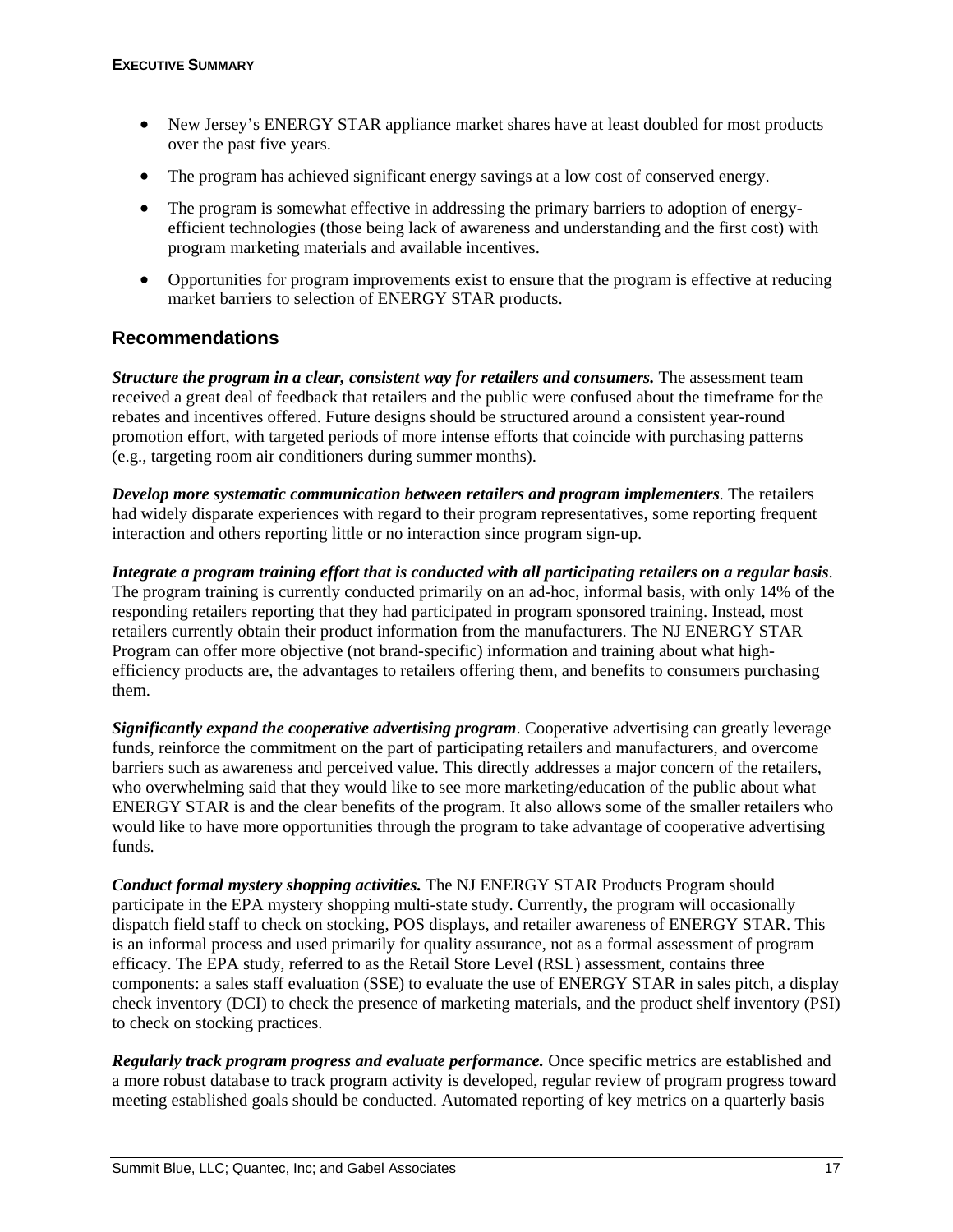- New Jersey's ENERGY STAR appliance market shares have at least doubled for most products over the past five years.
- The program has achieved significant energy savings at a low cost of conserved energy.
- The program is somewhat effective in addressing the primary barriers to adoption of energy-efficient technologies (those being lack of awareness and understanding and the first cost) with program marketing materials and available incentives.
- Opportunities for program improvements exist to ensure that the program is effective at reducing market barriers to selection of ENERGY STAR products.

## Recommendations

***Structure the program in a clear, consistent way for retailers and consumers.*** The assessment team received a great deal of feedback that retailers and the public were confused about the timeframe for the rebates and incentives offered. Future designs should be structured around a consistent year-round promotion effort, with targeted periods of more intense efforts that coincide with purchasing patterns (e.g., targeting room air conditioners during summer months).

***Develop more systematic communication between retailers and program implementers***. The retailers had widely disparate experiences with regard to their program representatives, some reporting frequent interaction and others reporting little or no interaction since program sign-up.

***Integrate a program training effort that is conducted with all participating retailers on a regular basis***. The program training is currently conducted primarily on an ad-hoc, informal basis, with only 14% of the responding retailers reporting that they had participated in program sponsored training. Instead, most retailers currently obtain their product information from the manufacturers. The NJ ENERGY STAR Program can offer more objective (not brand-specific) information and training about what high-efficiency products are, the advantages to retailers offering them, and benefits to consumers purchasing them.

***Significantly expand the cooperative advertising program***. Cooperative advertising can greatly leverage funds, reinforce the commitment on the part of participating retailers and manufacturers, and overcome barriers such as awareness and perceived value. This directly addresses a major concern of the retailers, who overwhelming said that they would like to see more marketing/education of the public about what ENERGY STAR is and the clear benefits of the program. It also allows some of the smaller retailers who would like to have more opportunities through the program to take advantage of cooperative advertising funds.

***Conduct formal mystery shopping activities.*** The NJ ENERGY STAR Products Program should participate in the EPA mystery shopping multi-state study. Currently, the program will occasionally dispatch field staff to check on stocking, POS displays, and retailer awareness of ENERGY STAR. This is an informal process and used primarily for quality assurance, not as a formal assessment of program efficacy. The EPA study, referred to as the Retail Store Level (RSL) assessment, contains three components: a sales staff evaluation (SSE) to evaluate the use of ENERGY STAR in sales pitch, a display check inventory (DCI) to check the presence of marketing materials, and the product shelf inventory (PSI) to check on stocking practices.

***Regularly track program progress and evaluate performance.*** Once specific metrics are established and a more robust database to track program activity is developed, regular review of program progress toward meeting established goals should be conducted. Automated reporting of key metrics on a quarterly basis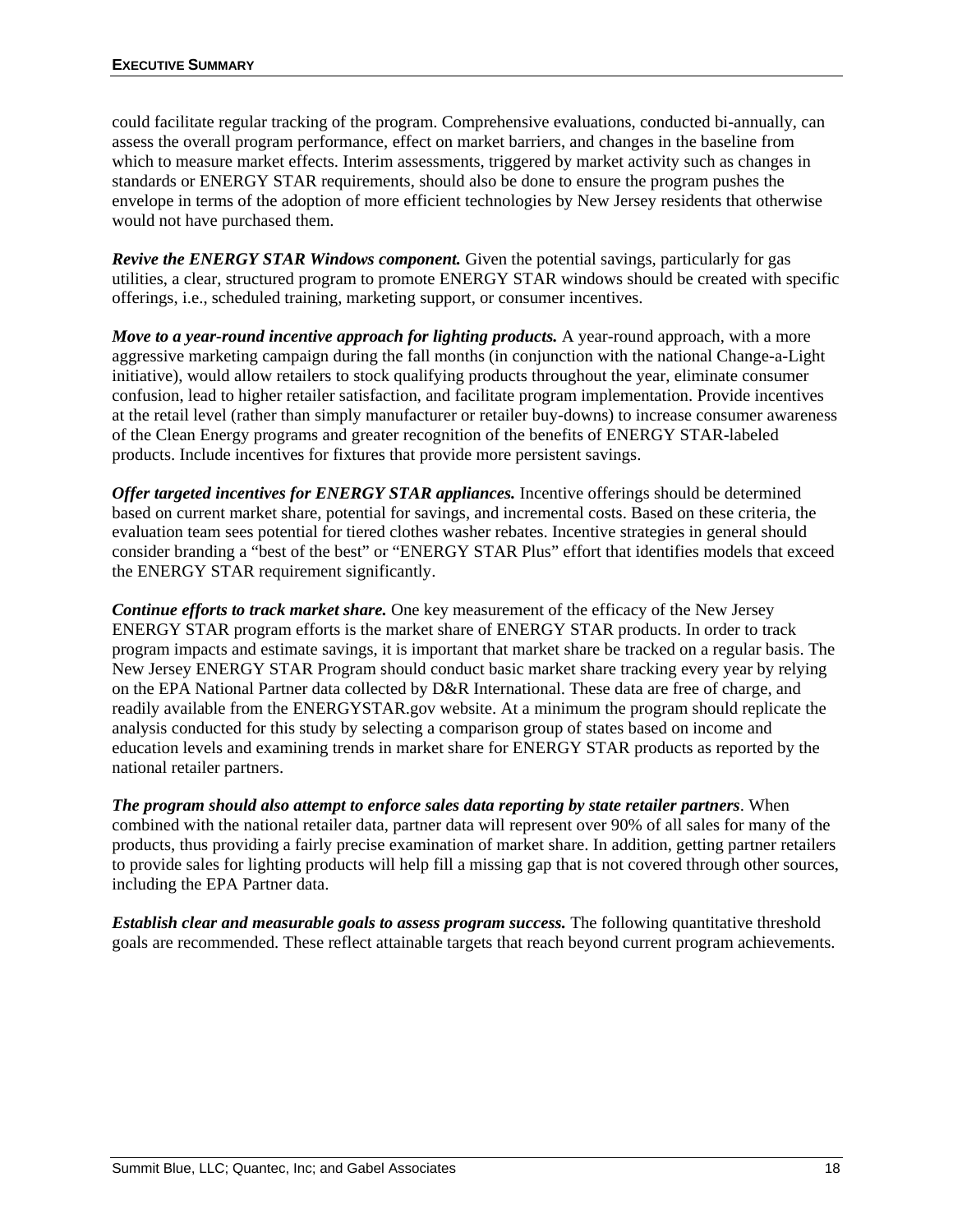could facilitate regular tracking of the program. Comprehensive evaluations, conducted bi-annually, can assess the overall program performance, effect on market barriers, and changes in the baseline from which to measure market effects. Interim assessments, triggered by market activity such as changes in standards or ENERGY STAR requirements, should also be done to ensure the program pushes the envelope in terms of the adoption of more efficient technologies by New Jersey residents that otherwise would not have purchased them.

***Revive the ENERGY STAR Windows component.*** Given the potential savings, particularly for gas utilities, a clear, structured program to promote ENERGY STAR windows should be created with specific offerings, i.e., scheduled training, marketing support, or consumer incentives.

***Move to a year-round incentive approach for lighting products.*** A year-round approach, with a more aggressive marketing campaign during the fall months (in conjunction with the national Change-a-Light initiative), would allow retailers to stock qualifying products throughout the year, eliminate consumer confusion, lead to higher retailer satisfaction, and facilitate program implementation. Provide incentives at the retail level (rather than simply manufacturer or retailer buy-downs) to increase consumer awareness of the Clean Energy programs and greater recognition of the benefits of ENERGY STAR-labeled products. Include incentives for fixtures that provide more persistent savings.

***Offer targeted incentives for ENERGY STAR appliances.*** Incentive offerings should be determined based on current market share, potential for savings, and incremental costs. Based on these criteria, the evaluation team sees potential for tiered clothes washer rebates. Incentive strategies in general should consider branding a "best of the best" or "ENERGY STAR Plus" effort that identifies models that exceed the ENERGY STAR requirement significantly.

***Continue efforts to track market share.*** One key measurement of the efficacy of the New Jersey ENERGY STAR program efforts is the market share of ENERGY STAR products. In order to track program impacts and estimate savings, it is important that market share be tracked on a regular basis. The New Jersey ENERGY STAR Program should conduct basic market share tracking every year by relying on the EPA National Partner data collected by D&R International. These data are free of charge, and readily available from the ENERGYSTAR.gov website. At a minimum the program should replicate the analysis conducted for this study by selecting a comparison group of states based on income and education levels and examining trends in market share for ENERGY STAR products as reported by the national retailer partners.

***The program should also attempt to enforce sales data reporting by state retailer partners***. When combined with the national retailer data, partner data will represent over 90% of all sales for many of the products, thus providing a fairly precise examination of market share. In addition, getting partner retailers to provide sales for lighting products will help fill a missing gap that is not covered through other sources, including the EPA Partner data.

***Establish clear and measurable goals to assess program success.*** The following quantitative threshold goals are recommended. These reflect attainable targets that reach beyond current program achievements.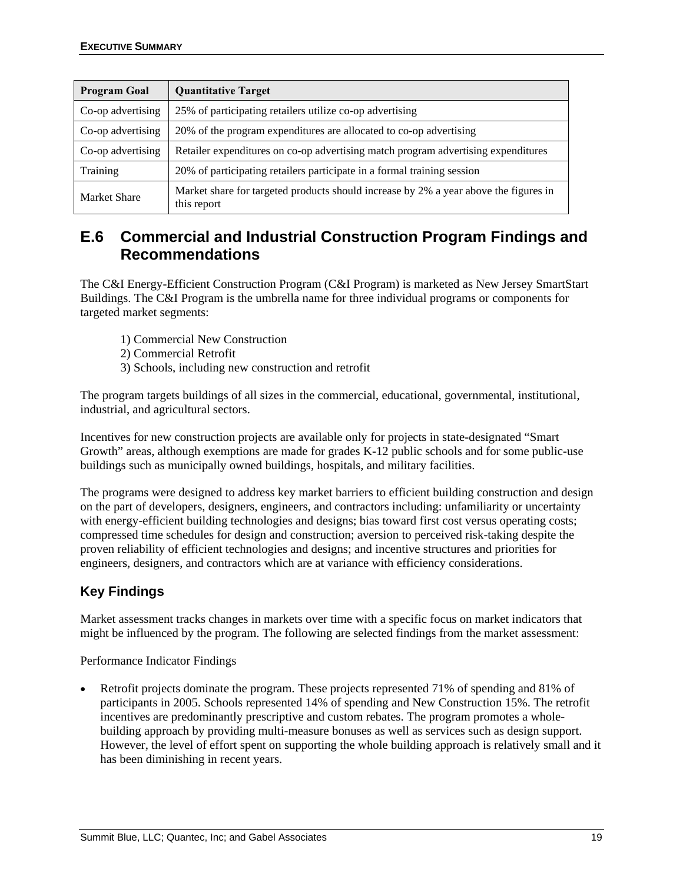| Program Goal | Quantitative Target |
|---|---|
| Co-op advertising | 25% of participating retailers utilize co-op advertising |
| Co-op advertising | 20% of the program expenditures are allocated to co-op advertising |
| Co-op advertising | Retailer expenditures on co-op advertising match program advertising expenditures |
| Training | 20% of participating retailers participate in a formal training session |
| Market Share | Market share for targeted products should increase by 2% a year above the figures in this report |

## E.6 Commercial and Industrial Construction Program Findings and Recommendations

The C&I Energy-Efficient Construction Program (C&I Program) is marketed as New Jersey SmartStart Buildings. The C&I Program is the umbrella name for three individual programs or components for targeted market segments:

1) Commercial New Construction
2) Commercial Retrofit
3) Schools, including new construction and retrofit

The program targets buildings of all sizes in the commercial, educational, governmental, institutional, industrial, and agricultural sectors.

Incentives for new construction projects are available only for projects in state-designated "Smart Growth" areas, although exemptions are made for grades K-12 public schools and for some public-use buildings such as municipally owned buildings, hospitals, and military facilities.

The programs were designed to address key market barriers to efficient building construction and design on the part of developers, designers, engineers, and contractors including: unfamiliarity or uncertainty with energy-efficient building technologies and designs; bias toward first cost versus operating costs; compressed time schedules for design and construction; aversion to perceived risk-taking despite the proven reliability of efficient technologies and designs; and incentive structures and priorities for engineers, designers, and contractors which are at variance with efficiency considerations.

### Key Findings

Market assessment tracks changes in markets over time with a specific focus on market indicators that might be influenced by the program. The following are selected findings from the market assessment:

Performance Indicator Findings

- Retrofit projects dominate the program. These projects represented 71% of spending and 81% of participants in 2005. Schools represented 14% of spending and New Construction 15%. The retrofit incentives are predominantly prescriptive and custom rebates. The program promotes a whole-building approach by providing multi-measure bonuses as well as services such as design support. However, the level of effort spent on supporting the whole building approach is relatively small and it has been diminishing in recent years.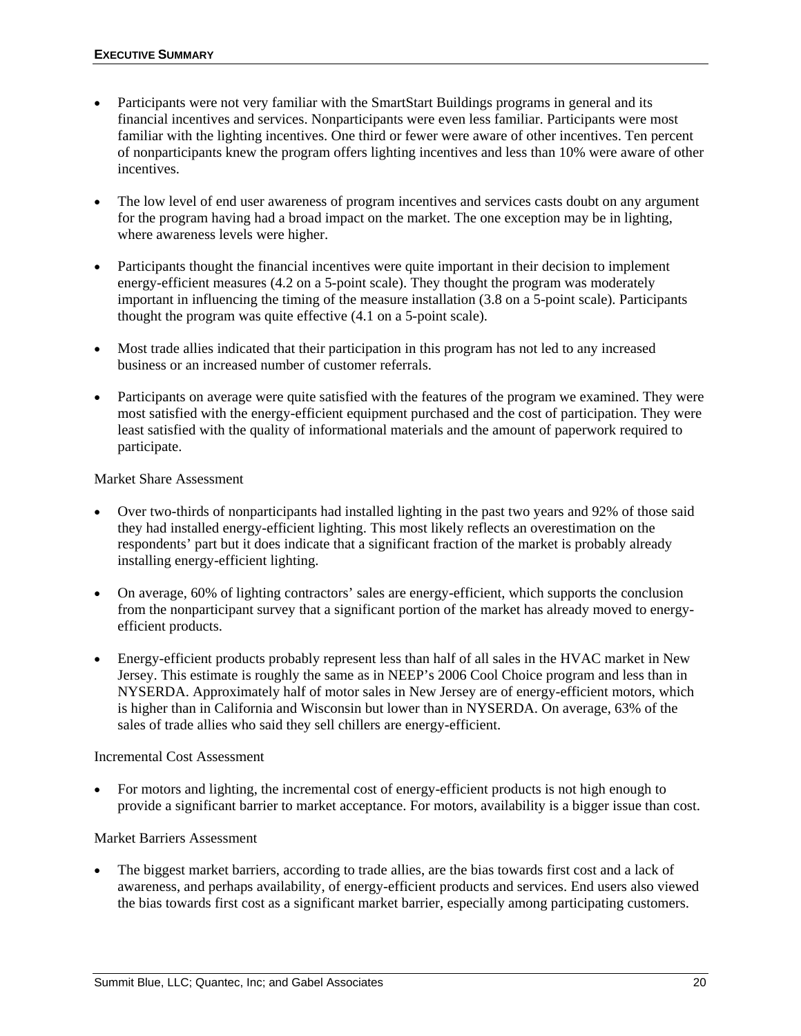- Participants were not very familiar with the SmartStart Buildings programs in general and its financial incentives and services. Nonparticipants were even less familiar. Participants were most familiar with the lighting incentives. One third or fewer were aware of other incentives. Ten percent of nonparticipants knew the program offers lighting incentives and less than 10% were aware of other incentives.

- The low level of end user awareness of program incentives and services casts doubt on any argument for the program having had a broad impact on the market. The one exception may be in lighting, where awareness levels were higher.

- Participants thought the financial incentives were quite important in their decision to implement energy-efficient measures (4.2 on a 5-point scale). They thought the program was moderately important in influencing the timing of the measure installation (3.8 on a 5-point scale). Participants thought the program was quite effective (4.1 on a 5-point scale).

- Most trade allies indicated that their participation in this program has not led to any increased business or an increased number of customer referrals.

- Participants on average were quite satisfied with the features of the program we examined. They were most satisfied with the energy-efficient equipment purchased and the cost of participation. They were least satisfied with the quality of informational materials and the amount of paperwork required to participate.

Market Share Assessment

- Over two-thirds of nonparticipants had installed lighting in the past two years and 92% of those said they had installed energy-efficient lighting. This most likely reflects an overestimation on the respondents' part but it does indicate that a significant fraction of the market is probably already installing energy-efficient lighting.

- On average, 60% of lighting contractors' sales are energy-efficient, which supports the conclusion from the nonparticipant survey that a significant portion of the market has already moved to energy-efficient products.

- Energy-efficient products probably represent less than half of all sales in the HVAC market in New Jersey. This estimate is roughly the same as in NEEP's 2006 Cool Choice program and less than in NYSERDA. Approximately half of motor sales in New Jersey are of energy-efficient motors, which is higher than in California and Wisconsin but lower than in NYSERDA. On average, 63% of the sales of trade allies who said they sell chillers are energy-efficient.

Incremental Cost Assessment

- For motors and lighting, the incremental cost of energy-efficient products is not high enough to provide a significant barrier to market acceptance. For motors, availability is a bigger issue than cost.

Market Barriers Assessment

- The biggest market barriers, according to trade allies, are the bias towards first cost and a lack of awareness, and perhaps availability, of energy-efficient products and services. End users also viewed the bias towards first cost as a significant market barrier, especially among participating customers.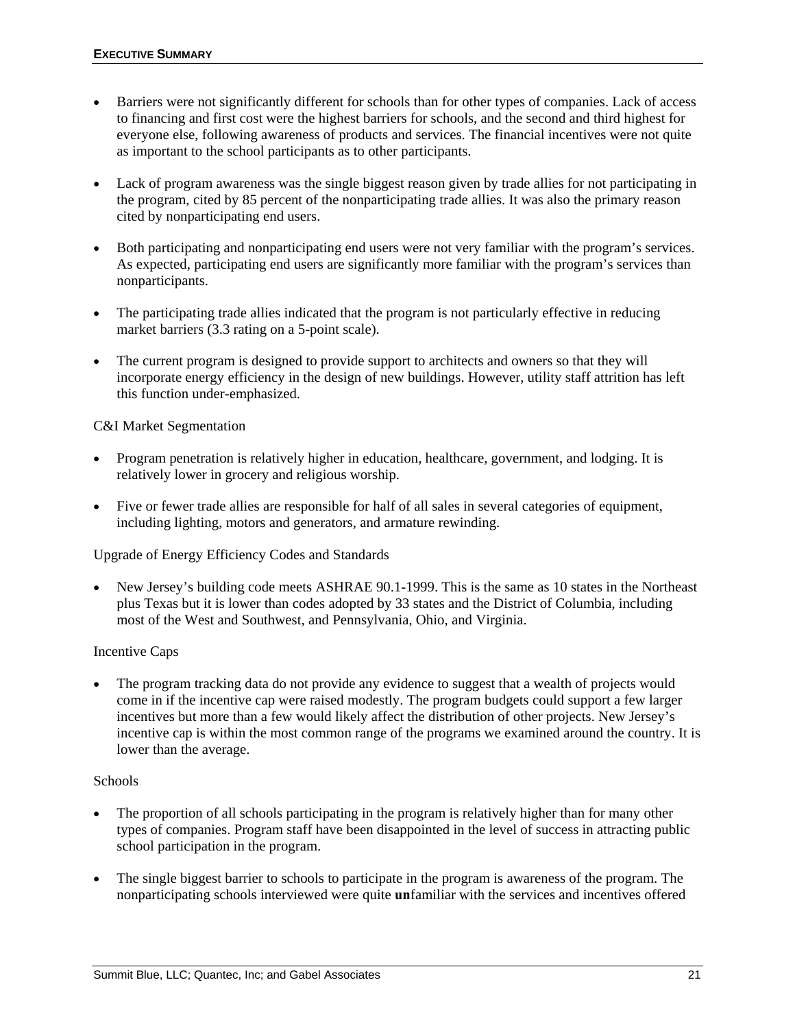- Barriers were not significantly different for schools than for other types of companies. Lack of access to financing and first cost were the highest barriers for schools, and the second and third highest for everyone else, following awareness of products and services. The financial incentives were not quite as important to the school participants as to other participants.

- Lack of program awareness was the single biggest reason given by trade allies for not participating in the program, cited by 85 percent of the nonparticipating trade allies. It was also the primary reason cited by nonparticipating end users.

- Both participating and nonparticipating end users were not very familiar with the program's services. As expected, participating end users are significantly more familiar with the program's services than nonparticipants.

- The participating trade allies indicated that the program is not particularly effective in reducing market barriers (3.3 rating on a 5-point scale).

- The current program is designed to provide support to architects and owners so that they will incorporate energy efficiency in the design of new buildings. However, utility staff attrition has left this function under-emphasized.

C&I Market Segmentation

- Program penetration is relatively higher in education, healthcare, government, and lodging. It is relatively lower in grocery and religious worship.

- Five or fewer trade allies are responsible for half of all sales in several categories of equipment, including lighting, motors and generators, and armature rewinding.

Upgrade of Energy Efficiency Codes and Standards

- New Jersey's building code meets ASHRAE 90.1-1999. This is the same as 10 states in the Northeast plus Texas but it is lower than codes adopted by 33 states and the District of Columbia, including most of the West and Southwest, and Pennsylvania, Ohio, and Virginia.

Incentive Caps

- The program tracking data do not provide any evidence to suggest that a wealth of projects would come in if the incentive cap were raised modestly. The program budgets could support a few larger incentives but more than a few would likely affect the distribution of other projects. New Jersey's incentive cap is within the most common range of the programs we examined around the country. It is lower than the average.

Schools

- The proportion of all schools participating in the program is relatively higher than for many other types of companies. Program staff have been disappointed in the level of success in attracting public school participation in the program.

- The single biggest barrier to schools to participate in the program is awareness of the program. The nonparticipating schools interviewed were quite **un**familiar with the services and incentives offered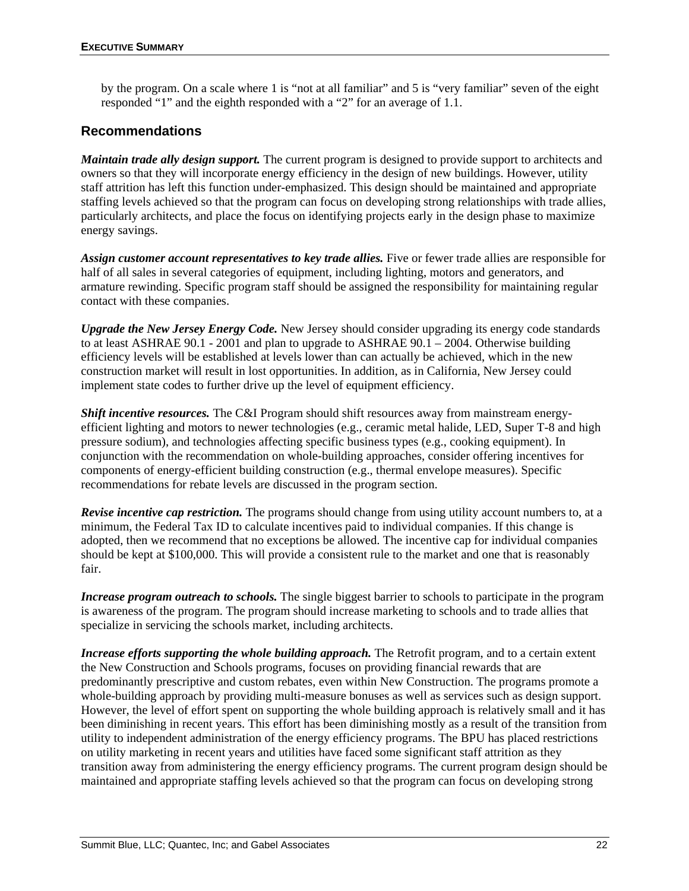by the program. On a scale where 1 is "not at all familiar" and 5 is "very familiar" seven of the eight responded "1" and the eighth responded with a "2" for an average of 1.1.

## Recommendations

***Maintain trade ally design support.*** The current program is designed to provide support to architects and owners so that they will incorporate energy efficiency in the design of new buildings. However, utility staff attrition has left this function under-emphasized. This design should be maintained and appropriate staffing levels achieved so that the program can focus on developing strong relationships with trade allies, particularly architects, and place the focus on identifying projects early in the design phase to maximize energy savings.

***Assign customer account representatives to key trade allies.*** Five or fewer trade allies are responsible for half of all sales in several categories of equipment, including lighting, motors and generators, and armature rewinding. Specific program staff should be assigned the responsibility for maintaining regular contact with these companies.

***Upgrade the New Jersey Energy Code.*** New Jersey should consider upgrading its energy code standards to at least ASHRAE 90.1 - 2001 and plan to upgrade to ASHRAE 90.1 – 2004. Otherwise building efficiency levels will be established at levels lower than can actually be achieved, which in the new construction market will result in lost opportunities. In addition, as in California, New Jersey could implement state codes to further drive up the level of equipment efficiency.

***Shift incentive resources.*** The C&I Program should shift resources away from mainstream energy-efficient lighting and motors to newer technologies (e.g., ceramic metal halide, LED, Super T-8 and high pressure sodium), and technologies affecting specific business types (e.g., cooking equipment). In conjunction with the recommendation on whole-building approaches, consider offering incentives for components of energy-efficient building construction (e.g., thermal envelope measures). Specific recommendations for rebate levels are discussed in the program section.

***Revise incentive cap restriction.*** The programs should change from using utility account numbers to, at a minimum, the Federal Tax ID to calculate incentives paid to individual companies. If this change is adopted, then we recommend that no exceptions be allowed. The incentive cap for individual companies should be kept at $100,000. This will provide a consistent rule to the market and one that is reasonably fair.

***Increase program outreach to schools.*** The single biggest barrier to schools to participate in the program is awareness of the program. The program should increase marketing to schools and to trade allies that specialize in servicing the schools market, including architects.

***Increase efforts supporting the whole building approach.*** The Retrofit program, and to a certain extent the New Construction and Schools programs, focuses on providing financial rewards that are predominantly prescriptive and custom rebates, even within New Construction. The programs promote a whole-building approach by providing multi-measure bonuses as well as services such as design support. However, the level of effort spent on supporting the whole building approach is relatively small and it has been diminishing in recent years. This effort has been diminishing mostly as a result of the transition from utility to independent administration of the energy efficiency programs. The BPU has placed restrictions on utility marketing in recent years and utilities have faced some significant staff attrition as they transition away from administering the energy efficiency programs. The current program design should be maintained and appropriate staffing levels achieved so that the program can focus on developing strong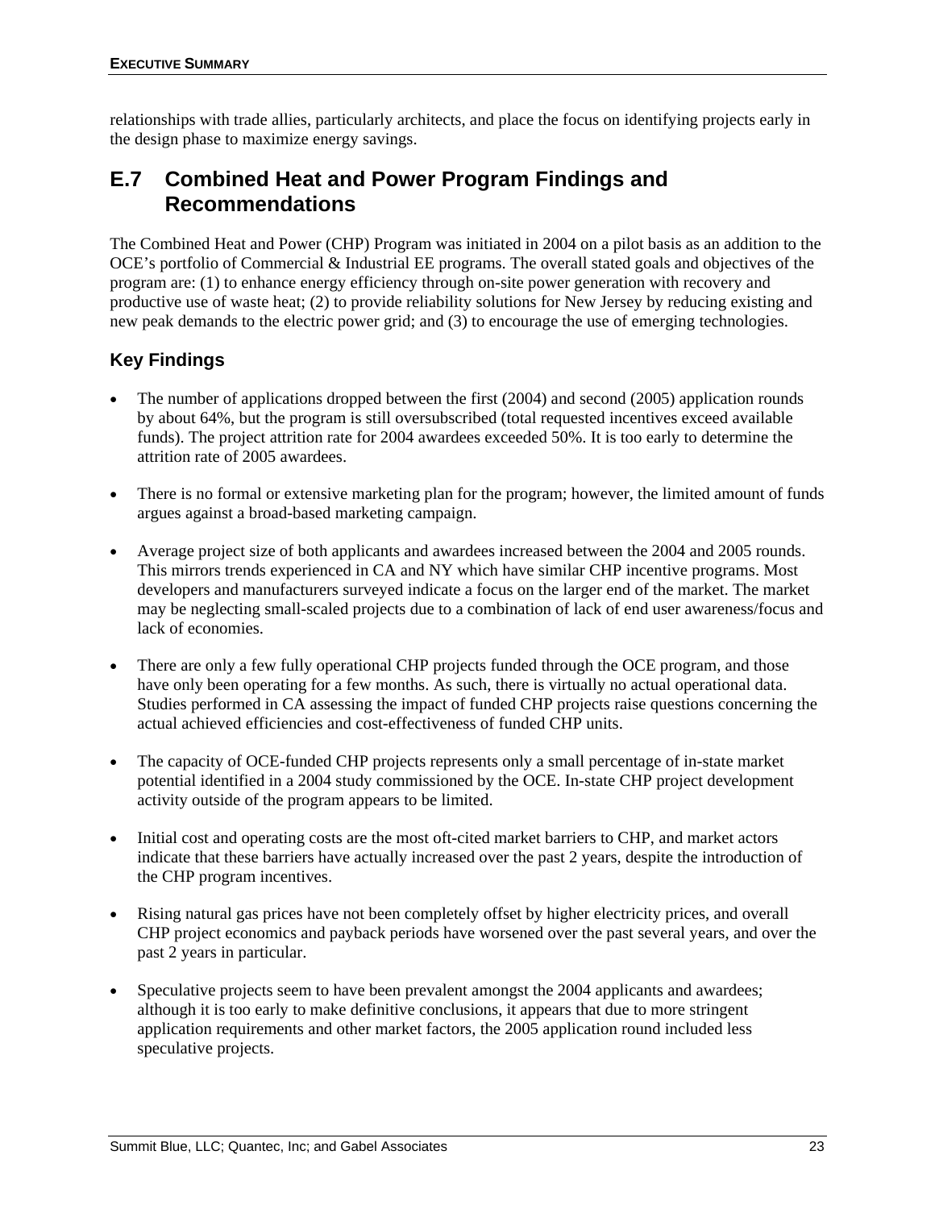relationships with trade allies, particularly architects, and place the focus on identifying projects early in the design phase to maximize energy savings.

## E.7 Combined Heat and Power Program Findings and Recommendations

The Combined Heat and Power (CHP) Program was initiated in 2004 on a pilot basis as an addition to the OCE's portfolio of Commercial & Industrial EE programs. The overall stated goals and objectives of the program are: (1) to enhance energy efficiency through on-site power generation with recovery and productive use of waste heat; (2) to provide reliability solutions for New Jersey by reducing existing and new peak demands to the electric power grid; and (3) to encourage the use of emerging technologies.

### Key Findings

- The number of applications dropped between the first (2004) and second (2005) application rounds by about 64%, but the program is still oversubscribed (total requested incentives exceed available funds). The project attrition rate for 2004 awardees exceeded 50%. It is too early to determine the attrition rate of 2005 awardees.

- There is no formal or extensive marketing plan for the program; however, the limited amount of funds argues against a broad-based marketing campaign.

- Average project size of both applicants and awardees increased between the 2004 and 2005 rounds. This mirrors trends experienced in CA and NY which have similar CHP incentive programs. Most developers and manufacturers surveyed indicate a focus on the larger end of the market. The market may be neglecting small-scaled projects due to a combination of lack of end user awareness/focus and lack of economies.

- There are only a few fully operational CHP projects funded through the OCE program, and those have only been operating for a few months. As such, there is virtually no actual operational data. Studies performed in CA assessing the impact of funded CHP projects raise questions concerning the actual achieved efficiencies and cost-effectiveness of funded CHP units.

- The capacity of OCE-funded CHP projects represents only a small percentage of in-state market potential identified in a 2004 study commissioned by the OCE. In-state CHP project development activity outside of the program appears to be limited.

- Initial cost and operating costs are the most oft-cited market barriers to CHP, and market actors indicate that these barriers have actually increased over the past 2 years, despite the introduction of the CHP program incentives.

- Rising natural gas prices have not been completely offset by higher electricity prices, and overall CHP project economics and payback periods have worsened over the past several years, and over the past 2 years in particular.

- Speculative projects seem to have been prevalent amongst the 2004 applicants and awardees; although it is too early to make definitive conclusions, it appears that due to more stringent application requirements and other market factors, the 2005 application round included less speculative projects.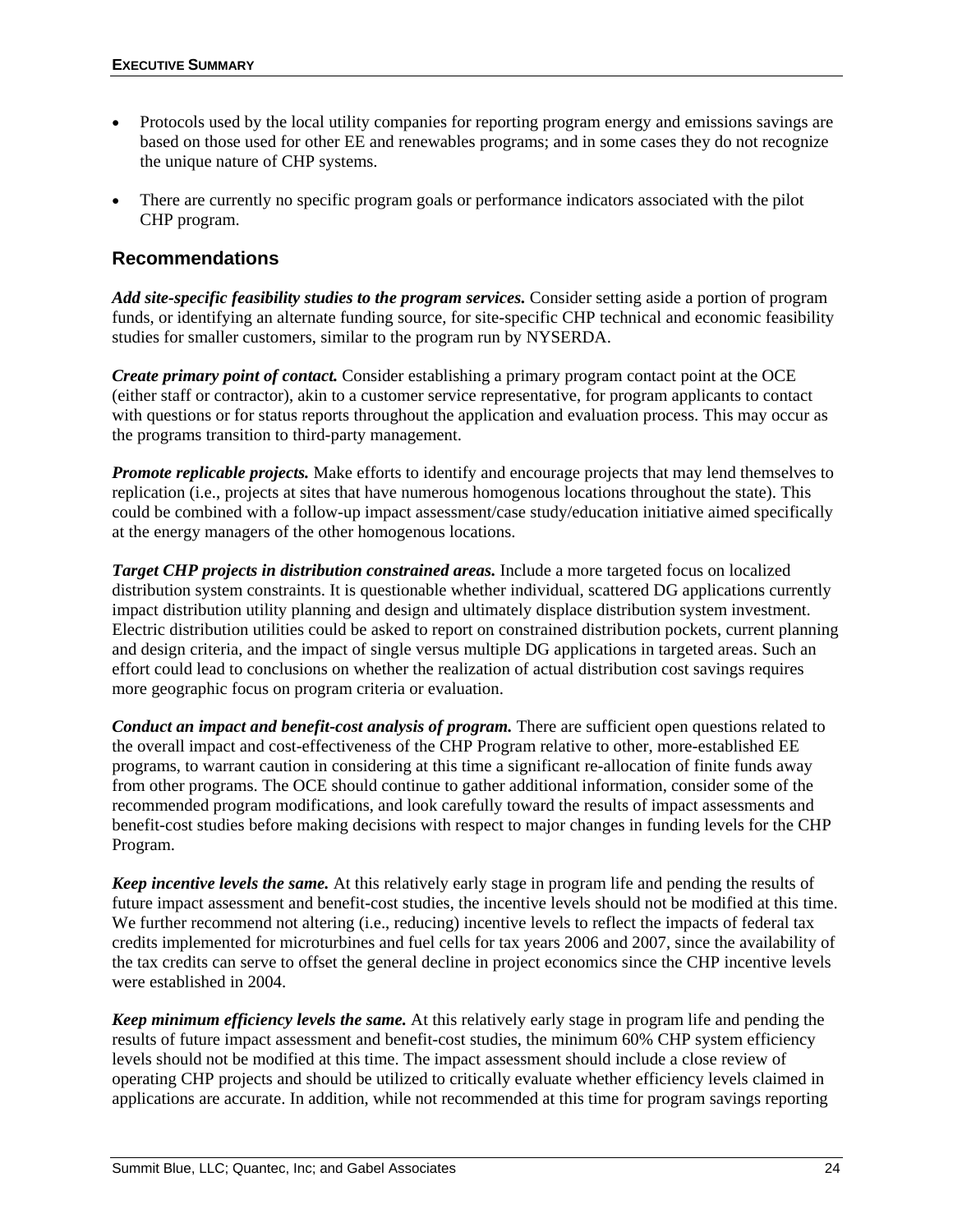- Protocols used by the local utility companies for reporting program energy and emissions savings are based on those used for other EE and renewables programs; and in some cases they do not recognize the unique nature of CHP systems.
- There are currently no specific program goals or performance indicators associated with the pilot CHP program.

## Recommendations

***Add site-specific feasibility studies to the program services.*** Consider setting aside a portion of program funds, or identifying an alternate funding source, for site-specific CHP technical and economic feasibility studies for smaller customers, similar to the program run by NYSERDA.

***Create primary point of contact.*** Consider establishing a primary program contact point at the OCE (either staff or contractor), akin to a customer service representative, for program applicants to contact with questions or for status reports throughout the application and evaluation process. This may occur as the programs transition to third-party management.

***Promote replicable projects.*** Make efforts to identify and encourage projects that may lend themselves to replication (i.e., projects at sites that have numerous homogenous locations throughout the state). This could be combined with a follow-up impact assessment/case study/education initiative aimed specifically at the energy managers of the other homogenous locations.

***Target CHP projects in distribution constrained areas.*** Include a more targeted focus on localized distribution system constraints. It is questionable whether individual, scattered DG applications currently impact distribution utility planning and design and ultimately displace distribution system investment. Electric distribution utilities could be asked to report on constrained distribution pockets, current planning and design criteria, and the impact of single versus multiple DG applications in targeted areas. Such an effort could lead to conclusions on whether the realization of actual distribution cost savings requires more geographic focus on program criteria or evaluation.

***Conduct an impact and benefit-cost analysis of program.*** There are sufficient open questions related to the overall impact and cost-effectiveness of the CHP Program relative to other, more-established EE programs, to warrant caution in considering at this time a significant re-allocation of finite funds away from other programs. The OCE should continue to gather additional information, consider some of the recommended program modifications, and look carefully toward the results of impact assessments and benefit-cost studies before making decisions with respect to major changes in funding levels for the CHP Program.

***Keep incentive levels the same.*** At this relatively early stage in program life and pending the results of future impact assessment and benefit-cost studies, the incentive levels should not be modified at this time. We further recommend not altering (i.e., reducing) incentive levels to reflect the impacts of federal tax credits implemented for microturbines and fuel cells for tax years 2006 and 2007, since the availability of the tax credits can serve to offset the general decline in project economics since the CHP incentive levels were established in 2004.

***Keep minimum efficiency levels the same.*** At this relatively early stage in program life and pending the results of future impact assessment and benefit-cost studies, the minimum 60% CHP system efficiency levels should not be modified at this time. The impact assessment should include a close review of operating CHP projects and should be utilized to critically evaluate whether efficiency levels claimed in applications are accurate. In addition, while not recommended at this time for program savings reporting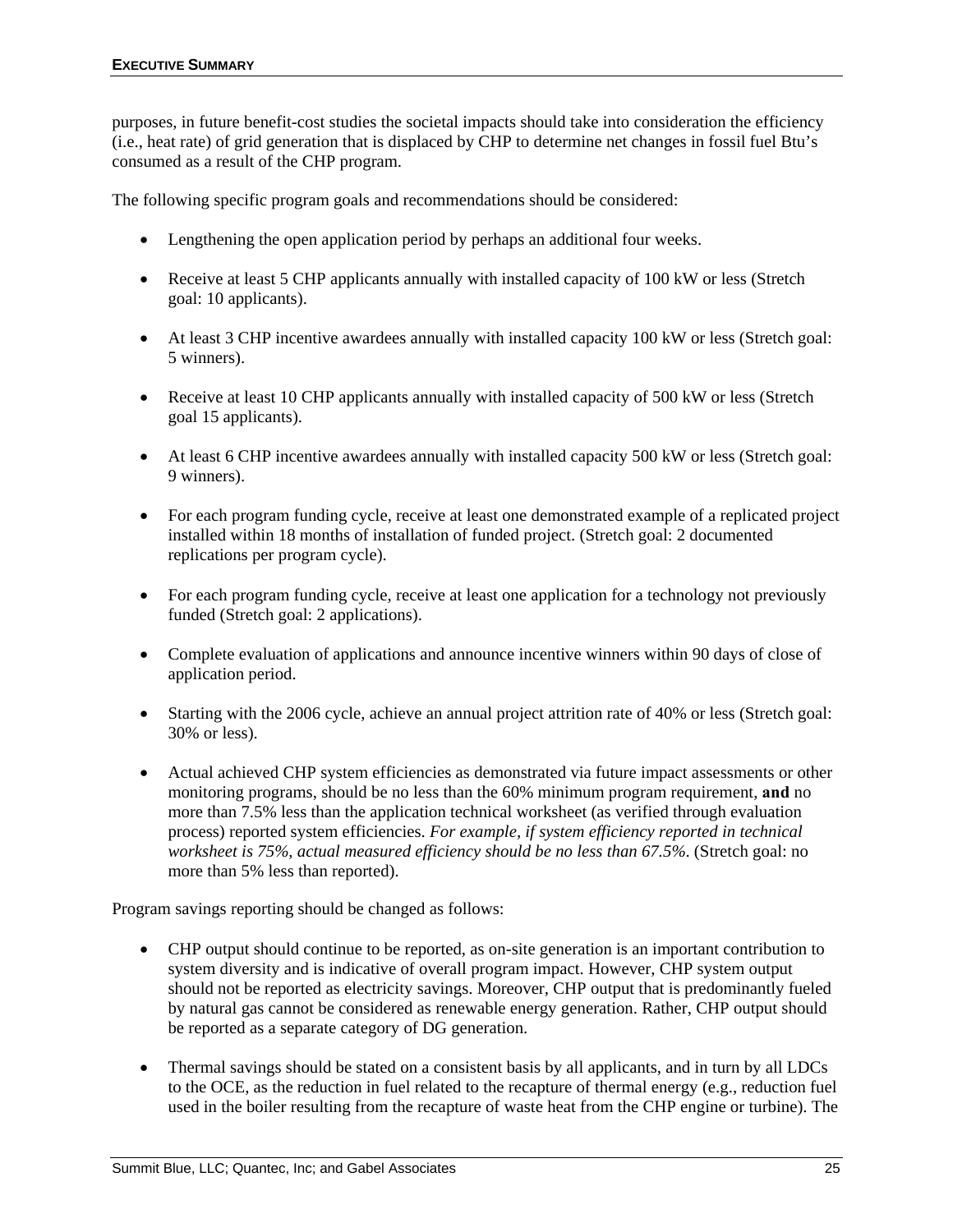purposes, in future benefit-cost studies the societal impacts should take into consideration the efficiency (i.e., heat rate) of grid generation that is displaced by CHP to determine net changes in fossil fuel Btu's consumed as a result of the CHP program.

The following specific program goals and recommendations should be considered:

- Lengthening the open application period by perhaps an additional four weeks.
- Receive at least 5 CHP applicants annually with installed capacity of 100 kW or less (Stretch goal: 10 applicants).
- At least 3 CHP incentive awardees annually with installed capacity 100 kW or less (Stretch goal: 5 winners).
- Receive at least 10 CHP applicants annually with installed capacity of 500 kW or less (Stretch goal 15 applicants).
- At least 6 CHP incentive awardees annually with installed capacity 500 kW or less (Stretch goal: 9 winners).
- For each program funding cycle, receive at least one demonstrated example of a replicated project installed within 18 months of installation of funded project. (Stretch goal: 2 documented replications per program cycle).
- For each program funding cycle, receive at least one application for a technology not previously funded (Stretch goal: 2 applications).
- Complete evaluation of applications and announce incentive winners within 90 days of close of application period.
- Starting with the 2006 cycle, achieve an annual project attrition rate of 40% or less (Stretch goal: 30% or less).
- Actual achieved CHP system efficiencies as demonstrated via future impact assessments or other monitoring programs, should be no less than the 60% minimum program requirement, **and** no more than 7.5% less than the application technical worksheet (as verified through evaluation process) reported system efficiencies. *For example, if system efficiency reported in technical worksheet is 75%, actual measured efficiency should be no less than 67.5%*. (Stretch goal: no more than 5% less than reported).

Program savings reporting should be changed as follows:

- CHP output should continue to be reported, as on-site generation is an important contribution to system diversity and is indicative of overall program impact. However, CHP system output should not be reported as electricity savings. Moreover, CHP output that is predominantly fueled by natural gas cannot be considered as renewable energy generation. Rather, CHP output should be reported as a separate category of DG generation.
- Thermal savings should be stated on a consistent basis by all applicants, and in turn by all LDCs to the OCE, as the reduction in fuel related to the recapture of thermal energy (e.g., reduction fuel used in the boiler resulting from the recapture of waste heat from the CHP engine or turbine). The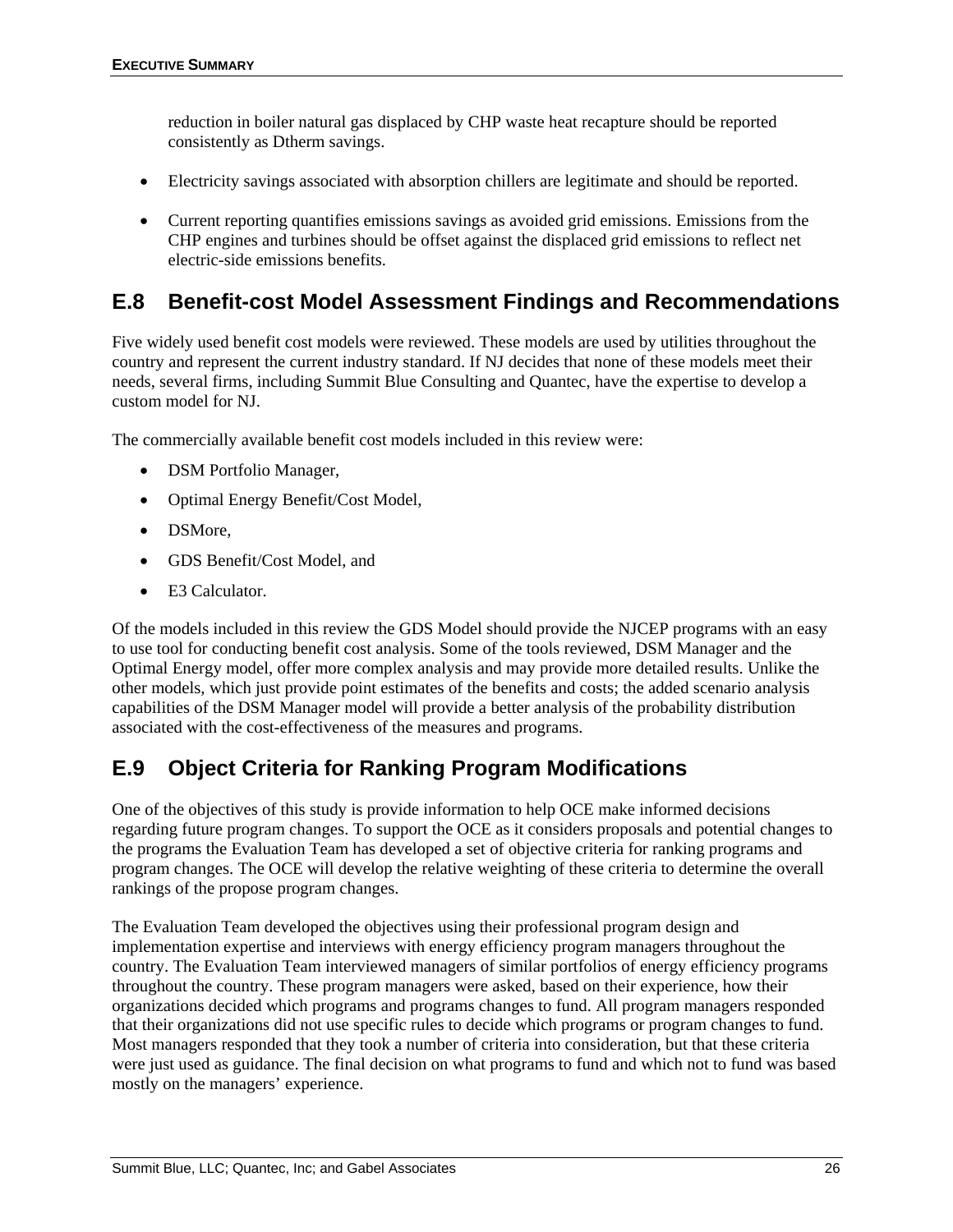reduction in boiler natural gas displaced by CHP waste heat recapture should be reported consistently as Dtherm savings.

- Electricity savings associated with absorption chillers are legitimate and should be reported.
- Current reporting quantifies emissions savings as avoided grid emissions. Emissions from the CHP engines and turbines should be offset against the displaced grid emissions to reflect net electric-side emissions benefits.

## E.8 Benefit-cost Model Assessment Findings and Recommendations

Five widely used benefit cost models were reviewed. These models are used by utilities throughout the country and represent the current industry standard. If NJ decides that none of these models meet their needs, several firms, including Summit Blue Consulting and Quantec, have the expertise to develop a custom model for NJ.

The commercially available benefit cost models included in this review were:

- DSM Portfolio Manager,
- Optimal Energy Benefit/Cost Model,
- DSMore,
- GDS Benefit/Cost Model, and
- E3 Calculator.

Of the models included in this review the GDS Model should provide the NJCEP programs with an easy to use tool for conducting benefit cost analysis. Some of the tools reviewed, DSM Manager and the Optimal Energy model, offer more complex analysis and may provide more detailed results. Unlike the other models, which just provide point estimates of the benefits and costs; the added scenario analysis capabilities of the DSM Manager model will provide a better analysis of the probability distribution associated with the cost-effectiveness of the measures and programs.

## E.9 Object Criteria for Ranking Program Modifications

One of the objectives of this study is provide information to help OCE make informed decisions regarding future program changes. To support the OCE as it considers proposals and potential changes to the programs the Evaluation Team has developed a set of objective criteria for ranking programs and program changes. The OCE will develop the relative weighting of these criteria to determine the overall rankings of the propose program changes.

The Evaluation Team developed the objectives using their professional program design and implementation expertise and interviews with energy efficiency program managers throughout the country. The Evaluation Team interviewed managers of similar portfolios of energy efficiency programs throughout the country. These program managers were asked, based on their experience, how their organizations decided which programs and programs changes to fund. All program managers responded that their organizations did not use specific rules to decide which programs or program changes to fund. Most managers responded that they took a number of criteria into consideration, but that these criteria were just used as guidance. The final decision on what programs to fund and which not to fund was based mostly on the managers' experience.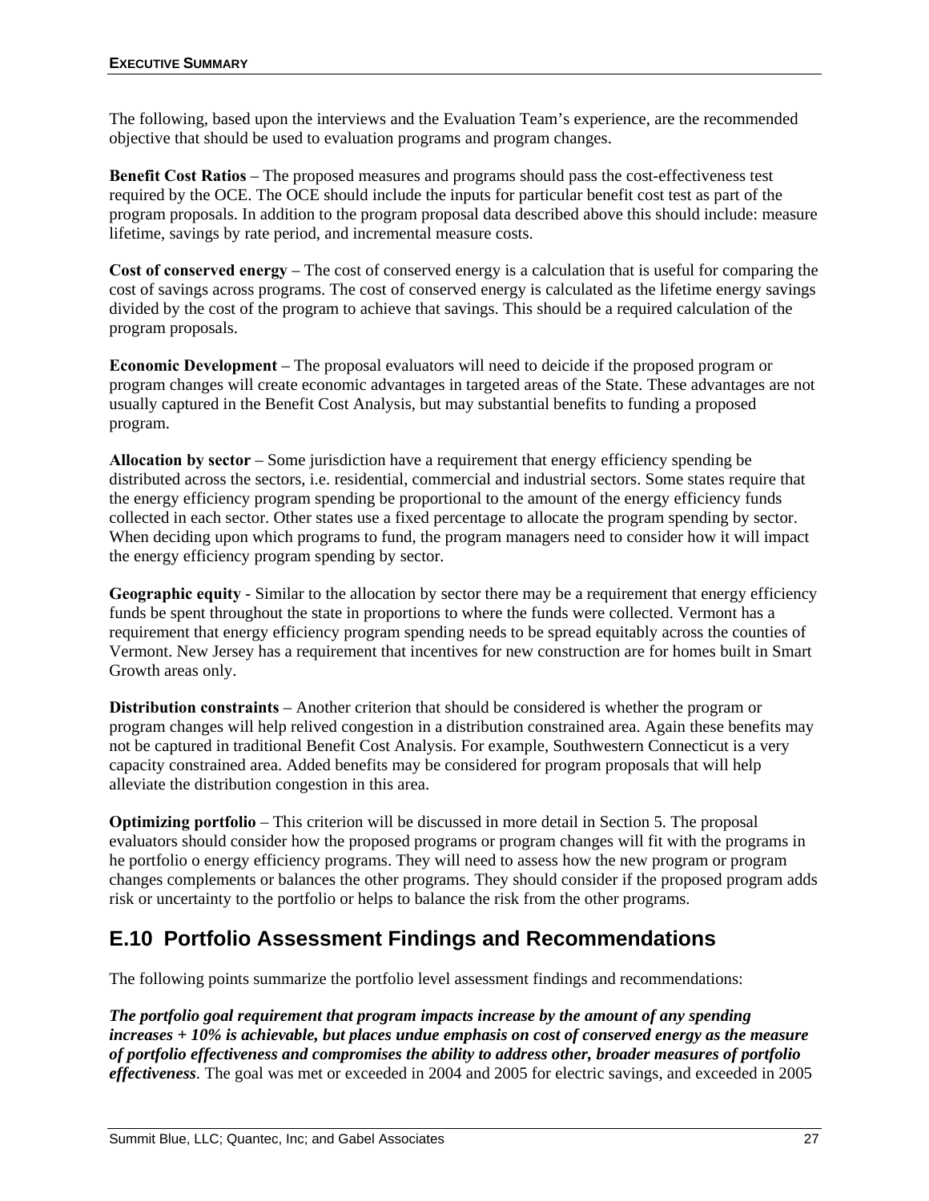The following, based upon the interviews and the Evaluation Team's experience, are the recommended objective that should be used to evaluation programs and program changes.

**Benefit Cost Ratios** – The proposed measures and programs should pass the cost-effectiveness test required by the OCE. The OCE should include the inputs for particular benefit cost test as part of the program proposals. In addition to the program proposal data described above this should include: measure lifetime, savings by rate period, and incremental measure costs.

**Cost of conserved energy** – The cost of conserved energy is a calculation that is useful for comparing the cost of savings across programs. The cost of conserved energy is calculated as the lifetime energy savings divided by the cost of the program to achieve that savings. This should be a required calculation of the program proposals.

**Economic Development** – The proposal evaluators will need to deicide if the proposed program or program changes will create economic advantages in targeted areas of the State. These advantages are not usually captured in the Benefit Cost Analysis, but may substantial benefits to funding a proposed program.

**Allocation by sector** – Some jurisdiction have a requirement that energy efficiency spending be distributed across the sectors, i.e. residential, commercial and industrial sectors. Some states require that the energy efficiency program spending be proportional to the amount of the energy efficiency funds collected in each sector. Other states use a fixed percentage to allocate the program spending by sector. When deciding upon which programs to fund, the program managers need to consider how it will impact the energy efficiency program spending by sector.

**Geographic equity** - Similar to the allocation by sector there may be a requirement that energy efficiency funds be spent throughout the state in proportions to where the funds were collected. Vermont has a requirement that energy efficiency program spending needs to be spread equitably across the counties of Vermont. New Jersey has a requirement that incentives for new construction are for homes built in Smart Growth areas only.

**Distribution constraints** – Another criterion that should be considered is whether the program or program changes will help relived congestion in a distribution constrained area. Again these benefits may not be captured in traditional Benefit Cost Analysis. For example, Southwestern Connecticut is a very capacity constrained area. Added benefits may be considered for program proposals that will help alleviate the distribution congestion in this area.

**Optimizing portfolio** – This criterion will be discussed in more detail in Section 5. The proposal evaluators should consider how the proposed programs or program changes will fit with the programs in he portfolio o energy efficiency programs. They will need to assess how the new program or program changes complements or balances the other programs. They should consider if the proposed program adds risk or uncertainty to the portfolio or helps to balance the risk from the other programs.

## E.10 Portfolio Assessment Findings and Recommendations

The following points summarize the portfolio level assessment findings and recommendations:

***The portfolio goal requirement that program impacts increase by the amount of any spending increases + 10% is achievable, but places undue emphasis on cost of conserved energy as the measure of portfolio effectiveness and compromises the ability to address other, broader measures of portfolio effectiveness***. The goal was met or exceeded in 2004 and 2005 for electric savings, and exceeded in 2005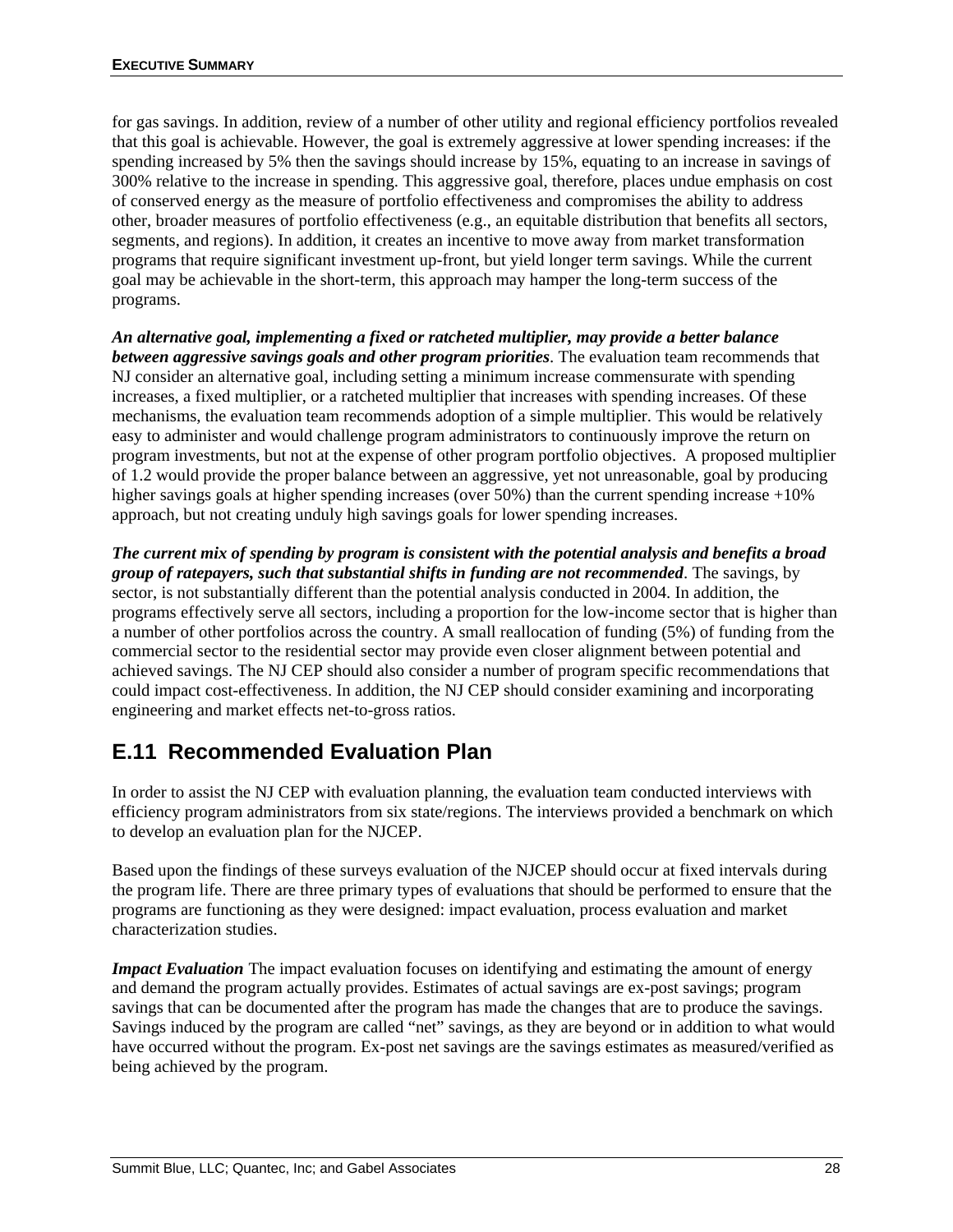for gas savings. In addition, review of a number of other utility and regional efficiency portfolios revealed that this goal is achievable. However, the goal is extremely aggressive at lower spending increases: if the spending increased by 5% then the savings should increase by 15%, equating to an increase in savings of 300% relative to the increase in spending. This aggressive goal, therefore, places undue emphasis on cost of conserved energy as the measure of portfolio effectiveness and compromises the ability to address other, broader measures of portfolio effectiveness (e.g., an equitable distribution that benefits all sectors, segments, and regions). In addition, it creates an incentive to move away from market transformation programs that require significant investment up-front, but yield longer term savings. While the current goal may be achievable in the short-term, this approach may hamper the long-term success of the programs.

***An alternative goal, implementing a fixed or ratcheted multiplier, may provide a better balance between aggressive savings goals and other program priorities***. The evaluation team recommends that NJ consider an alternative goal, including setting a minimum increase commensurate with spending increases, a fixed multiplier, or a ratcheted multiplier that increases with spending increases. Of these mechanisms, the evaluation team recommends adoption of a simple multiplier. This would be relatively easy to administer and would challenge program administrators to continuously improve the return on program investments, but not at the expense of other program portfolio objectives. A proposed multiplier of 1.2 would provide the proper balance between an aggressive, yet not unreasonable, goal by producing higher savings goals at higher spending increases (over 50%) than the current spending increase +10% approach, but not creating unduly high savings goals for lower spending increases.

***The current mix of spending by program is consistent with the potential analysis and benefits a broad group of ratepayers, such that substantial shifts in funding are not recommended***. The savings, by sector, is not substantially different than the potential analysis conducted in 2004. In addition, the programs effectively serve all sectors, including a proportion for the low-income sector that is higher than a number of other portfolios across the country. A small reallocation of funding (5%) of funding from the commercial sector to the residential sector may provide even closer alignment between potential and achieved savings. The NJ CEP should also consider a number of program specific recommendations that could impact cost-effectiveness. In addition, the NJ CEP should consider examining and incorporating engineering and market effects net-to-gross ratios.

## E.11 Recommended Evaluation Plan

In order to assist the NJ CEP with evaluation planning, the evaluation team conducted interviews with efficiency program administrators from six state/regions. The interviews provided a benchmark on which to develop an evaluation plan for the NJCEP.

Based upon the findings of these surveys evaluation of the NJCEP should occur at fixed intervals during the program life. There are three primary types of evaluations that should be performed to ensure that the programs are functioning as they were designed: impact evaluation, process evaluation and market characterization studies.

***Impact Evaluation*** The impact evaluation focuses on identifying and estimating the amount of energy and demand the program actually provides. Estimates of actual savings are ex-post savings; program savings that can be documented after the program has made the changes that are to produce the savings. Savings induced by the program are called "net" savings, as they are beyond or in addition to what would have occurred without the program. Ex-post net savings are the savings estimates as measured/verified as being achieved by the program.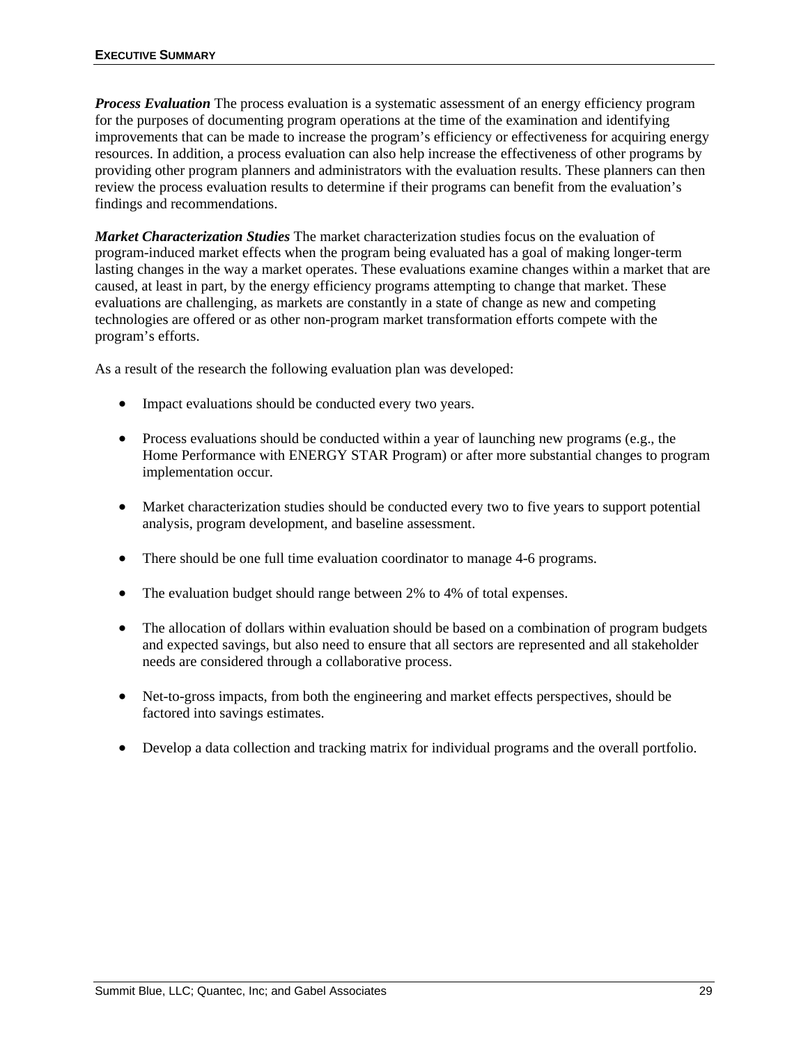***Process Evaluation*** The process evaluation is a systematic assessment of an energy efficiency program for the purposes of documenting program operations at the time of the examination and identifying improvements that can be made to increase the program's efficiency or effectiveness for acquiring energy resources. In addition, a process evaluation can also help increase the effectiveness of other programs by providing other program planners and administrators with the evaluation results. These planners can then review the process evaluation results to determine if their programs can benefit from the evaluation's findings and recommendations.

***Market Characterization Studies*** The market characterization studies focus on the evaluation of program-induced market effects when the program being evaluated has a goal of making longer-term lasting changes in the way a market operates. These evaluations examine changes within a market that are caused, at least in part, by the energy efficiency programs attempting to change that market. These evaluations are challenging, as markets are constantly in a state of change as new and competing technologies are offered or as other non-program market transformation efforts compete with the program's efforts.

As a result of the research the following evaluation plan was developed:

- Impact evaluations should be conducted every two years.
- Process evaluations should be conducted within a year of launching new programs (e.g., the Home Performance with ENERGY STAR Program) or after more substantial changes to program implementation occur.
- Market characterization studies should be conducted every two to five years to support potential analysis, program development, and baseline assessment.
- There should be one full time evaluation coordinator to manage 4-6 programs.
- The evaluation budget should range between 2% to 4% of total expenses.
- The allocation of dollars within evaluation should be based on a combination of program budgets and expected savings, but also need to ensure that all sectors are represented and all stakeholder needs are considered through a collaborative process.
- Net-to-gross impacts, from both the engineering and market effects perspectives, should be factored into savings estimates.
- Develop a data collection and tracking matrix for individual programs and the overall portfolio.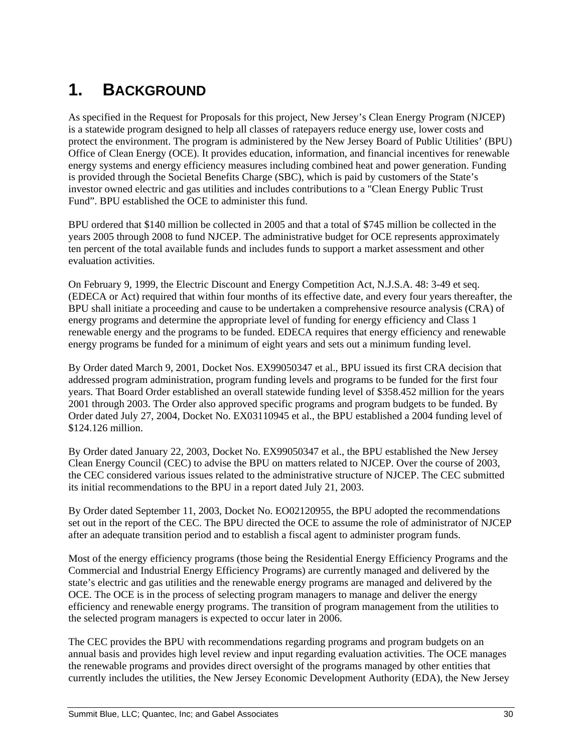# 1. BACKGROUND

As specified in the Request for Proposals for this project, New Jersey's Clean Energy Program (NJCEP) is a statewide program designed to help all classes of ratepayers reduce energy use, lower costs and protect the environment. The program is administered by the New Jersey Board of Public Utilities' (BPU) Office of Clean Energy (OCE). It provides education, information, and financial incentives for renewable energy systems and energy efficiency measures including combined heat and power generation. Funding is provided through the Societal Benefits Charge (SBC), which is paid by customers of the State's investor owned electric and gas utilities and includes contributions to a "Clean Energy Public Trust Fund". BPU established the OCE to administer this fund.

BPU ordered that $140 million be collected in 2005 and that a total of $745 million be collected in the years 2005 through 2008 to fund NJCEP. The administrative budget for OCE represents approximately ten percent of the total available funds and includes funds to support a market assessment and other evaluation activities.

On February 9, 1999, the Electric Discount and Energy Competition Act, N.J.S.A. 48: 3-49 et seq. (EDECA or Act) required that within four months of its effective date, and every four years thereafter, the BPU shall initiate a proceeding and cause to be undertaken a comprehensive resource analysis (CRA) of energy programs and determine the appropriate level of funding for energy efficiency and Class 1 renewable energy and the programs to be funded. EDECA requires that energy efficiency and renewable energy programs be funded for a minimum of eight years and sets out a minimum funding level.

By Order dated March 9, 2001, Docket Nos. EX99050347 et al., BPU issued its first CRA decision that addressed program administration, program funding levels and programs to be funded for the first four years. That Board Order established an overall statewide funding level of $358.452 million for the years 2001 through 2003. The Order also approved specific programs and program budgets to be funded. By Order dated July 27, 2004, Docket No. EX03110945 et al., the BPU established a 2004 funding level of $124.126 million.

By Order dated January 22, 2003, Docket No. EX99050347 et al., the BPU established the New Jersey Clean Energy Council (CEC) to advise the BPU on matters related to NJCEP. Over the course of 2003, the CEC considered various issues related to the administrative structure of NJCEP. The CEC submitted its initial recommendations to the BPU in a report dated July 21, 2003.

By Order dated September 11, 2003, Docket No. EO02120955, the BPU adopted the recommendations set out in the report of the CEC. The BPU directed the OCE to assume the role of administrator of NJCEP after an adequate transition period and to establish a fiscal agent to administer program funds.

Most of the energy efficiency programs (those being the Residential Energy Efficiency Programs and the Commercial and Industrial Energy Efficiency Programs) are currently managed and delivered by the state's electric and gas utilities and the renewable energy programs are managed and delivered by the OCE. The OCE is in the process of selecting program managers to manage and deliver the energy efficiency and renewable energy programs. The transition of program management from the utilities to the selected program managers is expected to occur later in 2006.

The CEC provides the BPU with recommendations regarding programs and program budgets on an annual basis and provides high level review and input regarding evaluation activities. The OCE manages the renewable programs and provides direct oversight of the programs managed by other entities that currently includes the utilities, the New Jersey Economic Development Authority (EDA), the New Jersey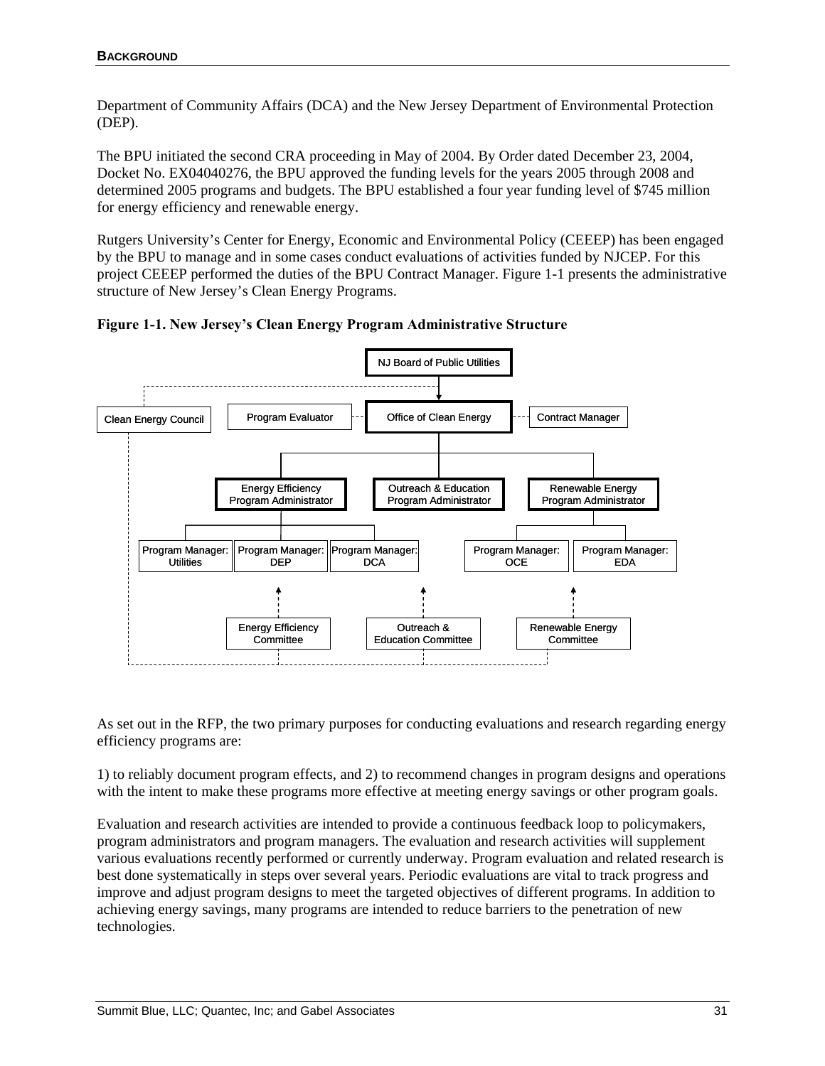Department of Community Affairs (DCA) and the New Jersey Department of Environmental Protection (DEP).

The BPU initiated the second CRA proceeding in May of 2004. By Order dated December 23, 2004, Docket No. EX04040276, the BPU approved the funding levels for the years 2005 through 2008 and determined 2005 programs and budgets. The BPU established a four year funding level of $745 million for energy efficiency and renewable energy.

Rutgers University's Center for Energy, Economic and Environmental Policy (CEEEP) has been engaged by the BPU to manage and in some cases conduct evaluations of activities funded by NJCEP. For this project CEEEP performed the duties of the BPU Contract Manager. Figure 1-1 presents the administrative structure of New Jersey's Clean Energy Programs.

**Figure 1-1. New Jersey's Clean Energy Program Administrative Structure**

NJ Board of Public Utilities

Clean Energy Council

Program Evaluator

Office of Clean Energy

Contract Manager

Energy Efficiency Program Administrator

Outreach & Education Program Administrator

Renewable Energy Program Administrator

Program Manager: Utilities

Program Manager: DEP

Program Manager: DCA

Program Manager: OCE

Program Manager: EDA

Energy Efficiency Committee

Outreach & Education Committee

Renewable Energy Committee

As set out in the RFP, the two primary purposes for conducting evaluations and research regarding energy efficiency programs are:

1) to reliably document program effects, and 2) to recommend changes in program designs and operations with the intent to make these programs more effective at meeting energy savings or other program goals.

Evaluation and research activities are intended to provide a continuous feedback loop to policymakers, program administrators and program managers. The evaluation and research activities will supplement various evaluations recently performed or currently underway. Program evaluation and related research is best done systematically in steps over several years. Periodic evaluations are vital to track progress and improve and adjust program designs to meet the targeted objectives of different programs. In addition to achieving energy savings, many programs are intended to reduce barriers to the penetration of new technologies.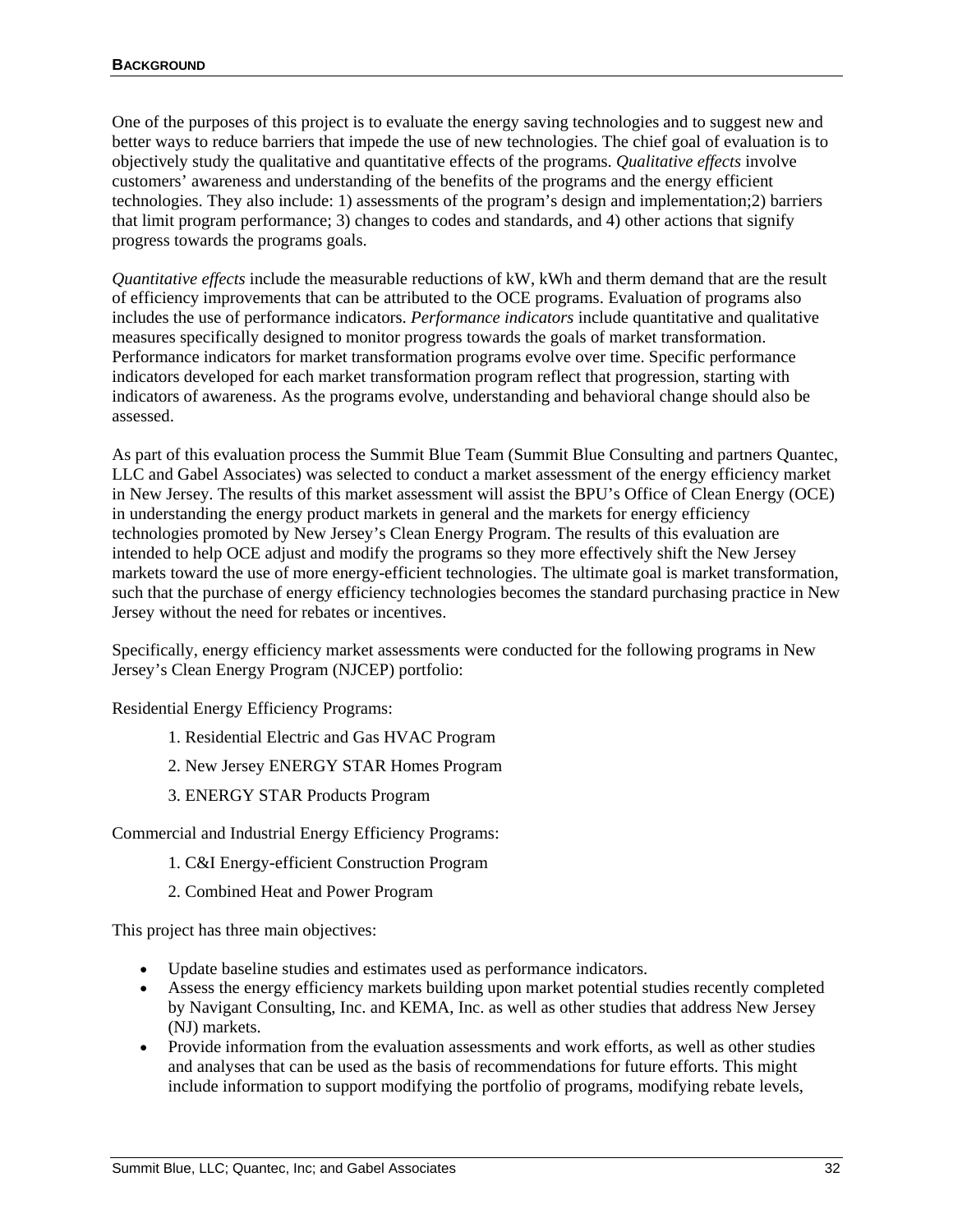One of the purposes of this project is to evaluate the energy saving technologies and to suggest new and better ways to reduce barriers that impede the use of new technologies. The chief goal of evaluation is to objectively study the qualitative and quantitative effects of the programs. *Qualitative effects* involve customers' awareness and understanding of the benefits of the programs and the energy efficient technologies. They also include: 1) assessments of the program's design and implementation;2) barriers that limit program performance; 3) changes to codes and standards, and 4) other actions that signify progress towards the programs goals.

*Quantitative effects* include the measurable reductions of kW, kWh and therm demand that are the result of efficiency improvements that can be attributed to the OCE programs. Evaluation of programs also includes the use of performance indicators. *Performance indicators* include quantitative and qualitative measures specifically designed to monitor progress towards the goals of market transformation. Performance indicators for market transformation programs evolve over time. Specific performance indicators developed for each market transformation program reflect that progression, starting with indicators of awareness. As the programs evolve, understanding and behavioral change should also be assessed.

As part of this evaluation process the Summit Blue Team (Summit Blue Consulting and partners Quantec, LLC and Gabel Associates) was selected to conduct a market assessment of the energy efficiency market in New Jersey. The results of this market assessment will assist the BPU's Office of Clean Energy (OCE) in understanding the energy product markets in general and the markets for energy efficiency technologies promoted by New Jersey's Clean Energy Program. The results of this evaluation are intended to help OCE adjust and modify the programs so they more effectively shift the New Jersey markets toward the use of more energy-efficient technologies. The ultimate goal is market transformation, such that the purchase of energy efficiency technologies becomes the standard purchasing practice in New Jersey without the need for rebates or incentives.

Specifically, energy efficiency market assessments were conducted for the following programs in New Jersey's Clean Energy Program (NJCEP) portfolio:

Residential Energy Efficiency Programs:

1. Residential Electric and Gas HVAC Program
2. New Jersey ENERGY STAR Homes Program
3. ENERGY STAR Products Program

Commercial and Industrial Energy Efficiency Programs:

1. C&I Energy-efficient Construction Program
2. Combined Heat and Power Program

This project has three main objectives:

- Update baseline studies and estimates used as performance indicators.
- Assess the energy efficiency markets building upon market potential studies recently completed by Navigant Consulting, Inc. and KEMA, Inc. as well as other studies that address New Jersey (NJ) markets.
- Provide information from the evaluation assessments and work efforts, as well as other studies and analyses that can be used as the basis of recommendations for future efforts. This might include information to support modifying the portfolio of programs, modifying rebate levels,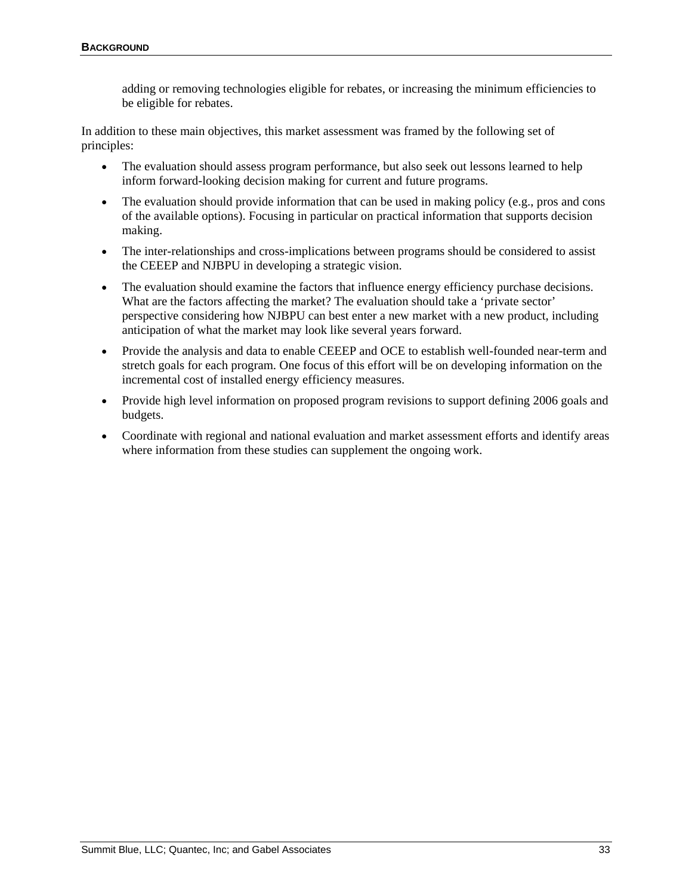adding or removing technologies eligible for rebates, or increasing the minimum efficiencies to be eligible for rebates.

In addition to these main objectives, this market assessment was framed by the following set of principles:

- The evaluation should assess program performance, but also seek out lessons learned to help inform forward-looking decision making for current and future programs.
- The evaluation should provide information that can be used in making policy (e.g., pros and cons of the available options). Focusing in particular on practical information that supports decision making.
- The inter-relationships and cross-implications between programs should be considered to assist the CEEEP and NJBPU in developing a strategic vision.
- The evaluation should examine the factors that influence energy efficiency purchase decisions. What are the factors affecting the market? The evaluation should take a 'private sector' perspective considering how NJBPU can best enter a new market with a new product, including anticipation of what the market may look like several years forward.
- Provide the analysis and data to enable CEEEP and OCE to establish well-founded near-term and stretch goals for each program. One focus of this effort will be on developing information on the incremental cost of installed energy efficiency measures.
- Provide high level information on proposed program revisions to support defining 2006 goals and budgets.
- Coordinate with regional and national evaluation and market assessment efforts and identify areas where information from these studies can supplement the ongoing work.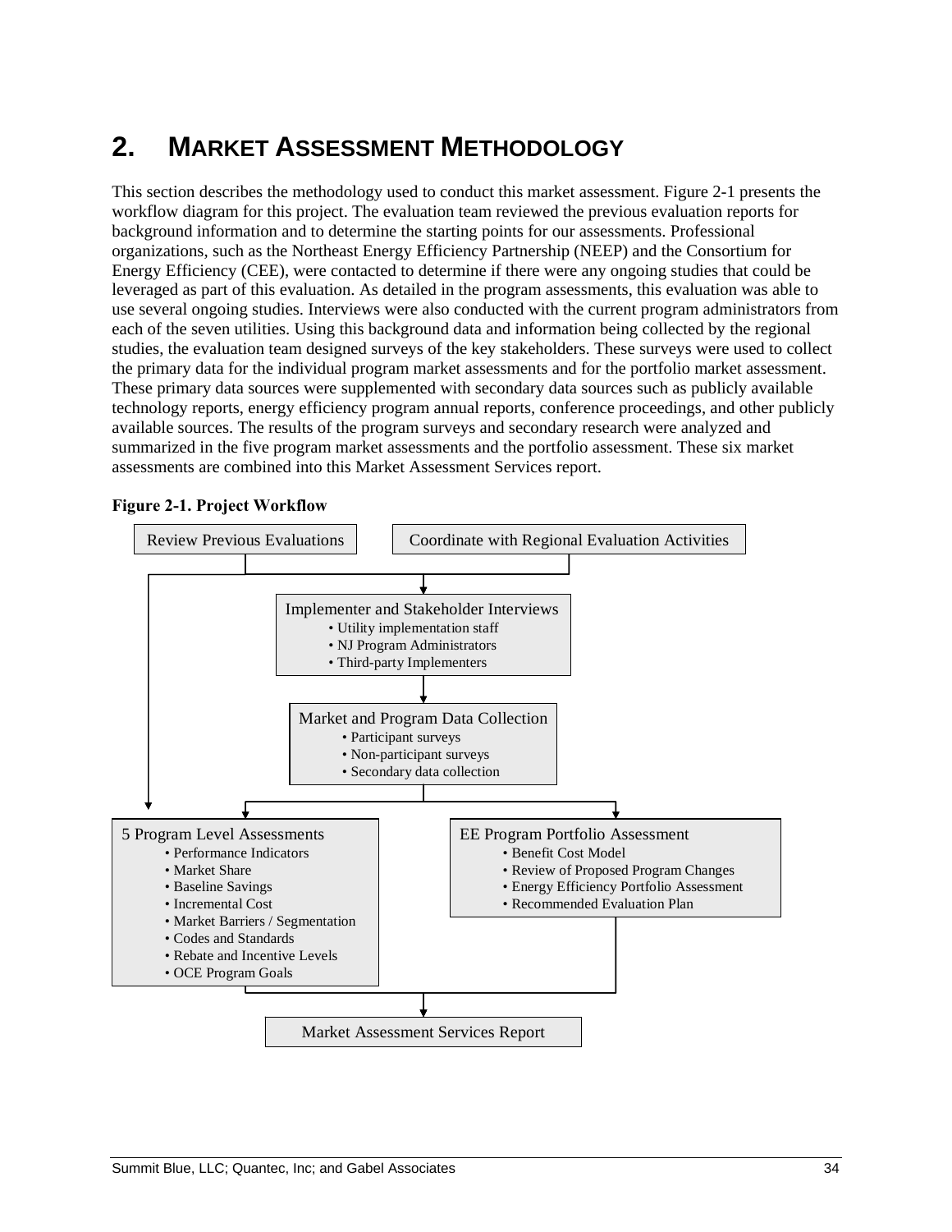# 2. MARKET ASSESSMENT METHODOLOGY

This section describes the methodology used to conduct this market assessment. Figure 2-1 presents the workflow diagram for this project. The evaluation team reviewed the previous evaluation reports for background information and to determine the starting points for our assessments. Professional organizations, such as the Northeast Energy Efficiency Partnership (NEEP) and the Consortium for Energy Efficiency (CEE), were contacted to determine if there were any ongoing studies that could be leveraged as part of this evaluation. As detailed in the program assessments, this evaluation was able to use several ongoing studies. Interviews were also conducted with the current program administrators from each of the seven utilities. Using this background data and information being collected by the regional studies, the evaluation team designed surveys of the key stakeholders. These surveys were used to collect the primary data for the individual program market assessments and for the portfolio market assessment. These primary data sources were supplemented with secondary data sources such as publicly available technology reports, energy efficiency program annual reports, conference proceedings, and other publicly available sources. The results of the program surveys and secondary research were analyzed and summarized in the five program market assessments and the portfolio assessment. These six market assessments are combined into this Market Assessment Services report.

**Figure 2-1. Project Workflow**

Review Previous Evaluations

Coordinate with Regional Evaluation Activities

Implementer and Stakeholder Interviews
- Utility implementation staff
- NJ Program Administrators
- Third-party Implementers

Market and Program Data Collection
- Participant surveys
- Non-participant surveys
- Secondary data collection

5 Program Level Assessments
- Performance Indicators
- Market Share
- Baseline Savings
- Incremental Cost
- Market Barriers / Segmentation
- Codes and Standards
- Rebate and Incentive Levels
- OCE Program Goals

EE Program Portfolio Assessment
- Benefit Cost Model
- Review of Proposed Program Changes
- Energy Efficiency Portfolio Assessment
- Recommended Evaluation Plan

Market Assessment Services Report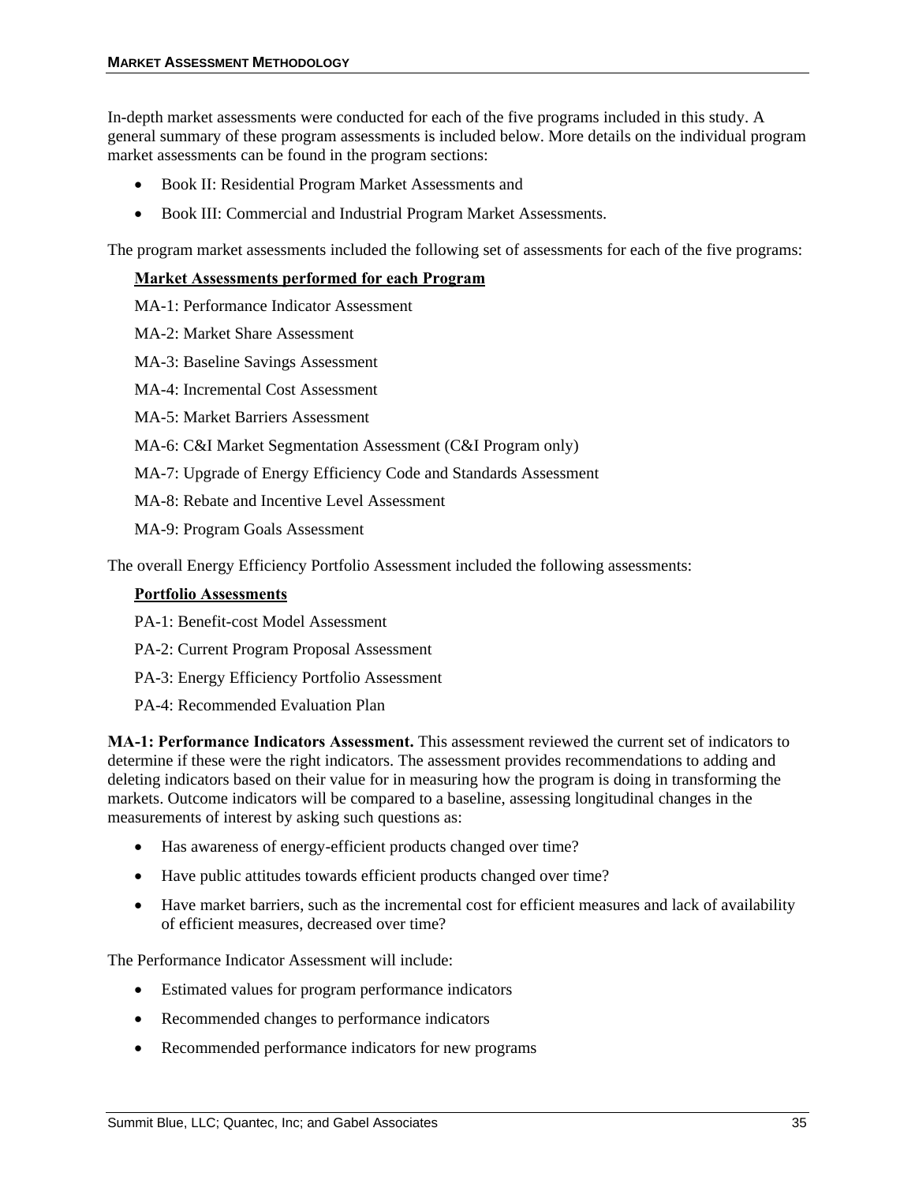In-depth market assessments were conducted for each of the five programs included in this study. A general summary of these program assessments is included below. More details on the individual program market assessments can be found in the program sections:

- Book II: Residential Program Market Assessments and
- Book III: Commercial and Industrial Program Market Assessments.

The program market assessments included the following set of assessments for each of the five programs:

**Market Assessments performed for each Program**

MA-1: Performance Indicator Assessment

MA-2: Market Share Assessment

MA-3: Baseline Savings Assessment

MA-4: Incremental Cost Assessment

MA-5: Market Barriers Assessment

MA-6: C&I Market Segmentation Assessment (C&I Program only)

MA-7: Upgrade of Energy Efficiency Code and Standards Assessment

MA-8: Rebate and Incentive Level Assessment

MA-9: Program Goals Assessment

The overall Energy Efficiency Portfolio Assessment included the following assessments:

**Portfolio Assessments**

PA-1: Benefit-cost Model Assessment

PA-2: Current Program Proposal Assessment

PA-3: Energy Efficiency Portfolio Assessment

PA-4: Recommended Evaluation Plan

**MA-1: Performance Indicators Assessment.** This assessment reviewed the current set of indicators to determine if these were the right indicators. The assessment provides recommendations to adding and deleting indicators based on their value for in measuring how the program is doing in transforming the markets. Outcome indicators will be compared to a baseline, assessing longitudinal changes in the measurements of interest by asking such questions as:

- Has awareness of energy-efficient products changed over time?
- Have public attitudes towards efficient products changed over time?
- Have market barriers, such as the incremental cost for efficient measures and lack of availability of efficient measures, decreased over time?

The Performance Indicator Assessment will include:

- Estimated values for program performance indicators
- Recommended changes to performance indicators
- Recommended performance indicators for new programs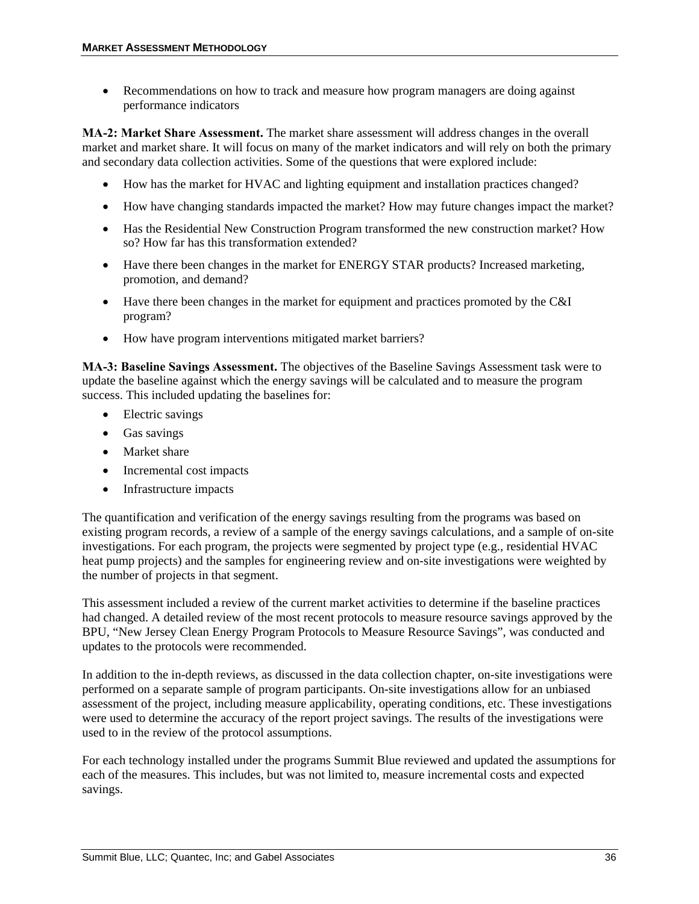- Recommendations on how to track and measure how program managers are doing against performance indicators

**MA-2: Market Share Assessment.** The market share assessment will address changes in the overall market and market share. It will focus on many of the market indicators and will rely on both the primary and secondary data collection activities. Some of the questions that were explored include:

- How has the market for HVAC and lighting equipment and installation practices changed?
- How have changing standards impacted the market? How may future changes impact the market?
- Has the Residential New Construction Program transformed the new construction market? How so? How far has this transformation extended?
- Have there been changes in the market for ENERGY STAR products? Increased marketing, promotion, and demand?
- Have there been changes in the market for equipment and practices promoted by the C&I program?
- How have program interventions mitigated market barriers?

**MA-3: Baseline Savings Assessment.** The objectives of the Baseline Savings Assessment task were to update the baseline against which the energy savings will be calculated and to measure the program success. This included updating the baselines for:

- Electric savings
- Gas savings
- Market share
- Incremental cost impacts
- Infrastructure impacts

The quantification and verification of the energy savings resulting from the programs was based on existing program records, a review of a sample of the energy savings calculations, and a sample of on-site investigations. For each program, the projects were segmented by project type (e.g., residential HVAC heat pump projects) and the samples for engineering review and on-site investigations were weighted by the number of projects in that segment.

This assessment included a review of the current market activities to determine if the baseline practices had changed. A detailed review of the most recent protocols to measure resource savings approved by the BPU, "New Jersey Clean Energy Program Protocols to Measure Resource Savings", was conducted and updates to the protocols were recommended.

In addition to the in-depth reviews, as discussed in the data collection chapter, on-site investigations were performed on a separate sample of program participants. On-site investigations allow for an unbiased assessment of the project, including measure applicability, operating conditions, etc. These investigations were used to determine the accuracy of the report project savings. The results of the investigations were used to in the review of the protocol assumptions.

For each technology installed under the programs Summit Blue reviewed and updated the assumptions for each of the measures. This includes, but was not limited to, measure incremental costs and expected savings.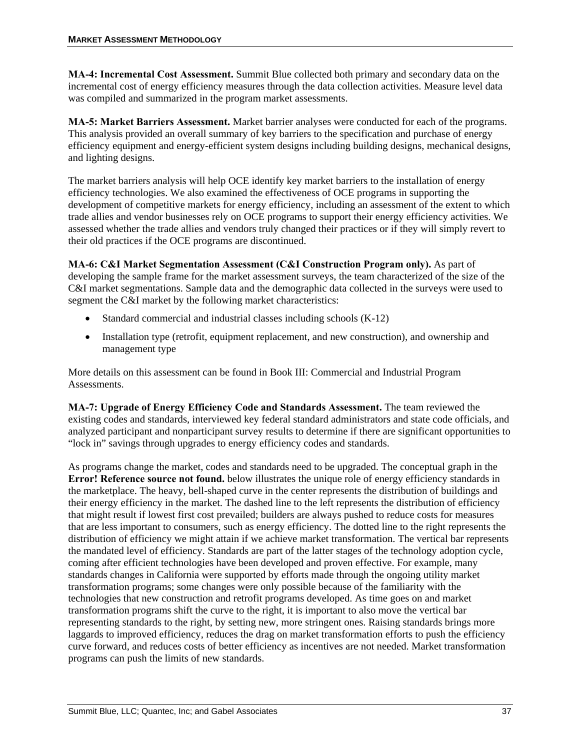**MA-4: Incremental Cost Assessment.** Summit Blue collected both primary and secondary data on the incremental cost of energy efficiency measures through the data collection activities. Measure level data was compiled and summarized in the program market assessments.

**MA-5: Market Barriers Assessment.** Market barrier analyses were conducted for each of the programs. This analysis provided an overall summary of key barriers to the specification and purchase of energy efficiency equipment and energy-efficient system designs including building designs, mechanical designs, and lighting designs.

The market barriers analysis will help OCE identify key market barriers to the installation of energy efficiency technologies. We also examined the effectiveness of OCE programs in supporting the development of competitive markets for energy efficiency, including an assessment of the extent to which trade allies and vendor businesses rely on OCE programs to support their energy efficiency activities. We assessed whether the trade allies and vendors truly changed their practices or if they will simply revert to their old practices if the OCE programs are discontinued.

**MA-6: C&I Market Segmentation Assessment (C&I Construction Program only).** As part of developing the sample frame for the market assessment surveys, the team characterized of the size of the C&I market segmentations. Sample data and the demographic data collected in the surveys were used to segment the C&I market by the following market characteristics:

- Standard commercial and industrial classes including schools (K-12)
- Installation type (retrofit, equipment replacement, and new construction), and ownership and management type

More details on this assessment can be found in Book III: Commercial and Industrial Program Assessments.

**MA-7: Upgrade of Energy Efficiency Code and Standards Assessment.** The team reviewed the existing codes and standards, interviewed key federal standard administrators and state code officials, and analyzed participant and nonparticipant survey results to determine if there are significant opportunities to "lock in" savings through upgrades to energy efficiency codes and standards.

As programs change the market, codes and standards need to be upgraded. The conceptual graph in the **Error! Reference source not found.** below illustrates the unique role of energy efficiency standards in the marketplace. The heavy, bell-shaped curve in the center represents the distribution of buildings and their energy efficiency in the market. The dashed line to the left represents the distribution of efficiency that might result if lowest first cost prevailed; builders are always pushed to reduce costs for measures that are less important to consumers, such as energy efficiency. The dotted line to the right represents the distribution of efficiency we might attain if we achieve market transformation. The vertical bar represents the mandated level of efficiency. Standards are part of the latter stages of the technology adoption cycle, coming after efficient technologies have been developed and proven effective. For example, many standards changes in California were supported by efforts made through the ongoing utility market transformation programs; some changes were only possible because of the familiarity with the technologies that new construction and retrofit programs developed. As time goes on and market transformation programs shift the curve to the right, it is important to also move the vertical bar representing standards to the right, by setting new, more stringent ones. Raising standards brings more laggards to improved efficiency, reduces the drag on market transformation efforts to push the efficiency curve forward, and reduces costs of better efficiency as incentives are not needed. Market transformation programs can push the limits of new standards.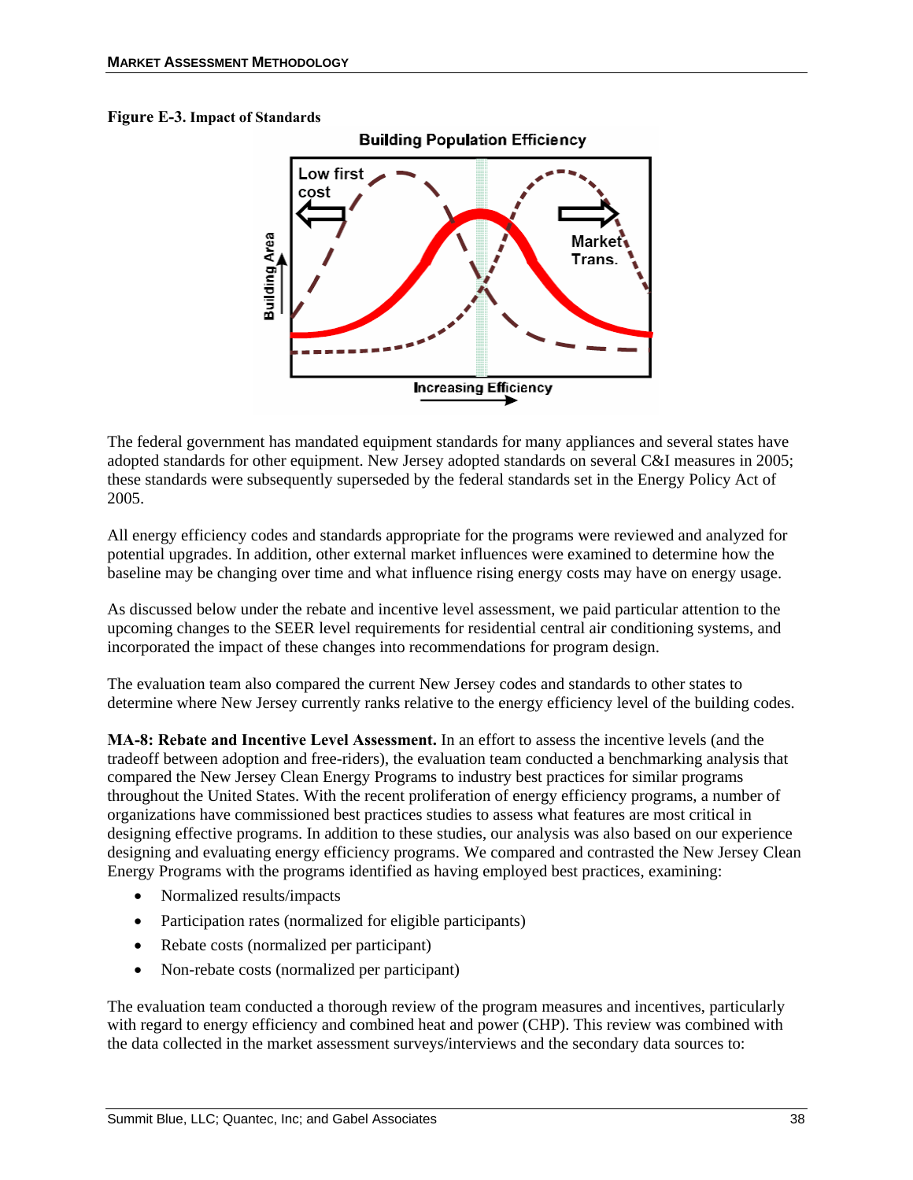**Figure E-3.** Impact of Standards

The federal government has mandated equipment standards for many appliances and several states have adopted standards for other equipment. New Jersey adopted standards on several C&I measures in 2005; these standards were subsequently superseded by the federal standards set in the Energy Policy Act of 2005.

All energy efficiency codes and standards appropriate for the programs were reviewed and analyzed for potential upgrades. In addition, other external market influences were examined to determine how the baseline may be changing over time and what influence rising energy costs may have on energy usage.

As discussed below under the rebate and incentive level assessment, we paid particular attention to the upcoming changes to the SEER level requirements for residential central air conditioning systems, and incorporated the impact of these changes into recommendations for program design.

The evaluation team also compared the current New Jersey codes and standards to other states to determine where New Jersey currently ranks relative to the energy efficiency level of the building codes.

**MA-8: Rebate and Incentive Level Assessment.** In an effort to assess the incentive levels (and the tradeoff between adoption and free-riders), the evaluation team conducted a benchmarking analysis that compared the New Jersey Clean Energy Programs to industry best practices for similar programs throughout the United States. With the recent proliferation of energy efficiency programs, a number of organizations have commissioned best practices studies to assess what features are most critical in designing effective programs. In addition to these studies, our analysis was also based on our experience designing and evaluating energy efficiency programs. We compared and contrasted the New Jersey Clean Energy Programs with the programs identified as having employed best practices, examining:

- Normalized results/impacts
- Participation rates (normalized for eligible participants)
- Rebate costs (normalized per participant)
- Non-rebate costs (normalized per participant)

The evaluation team conducted a thorough review of the program measures and incentives, particularly with regard to energy efficiency and combined heat and power (CHP). This review was combined with the data collected in the market assessment surveys/interviews and the secondary data sources to: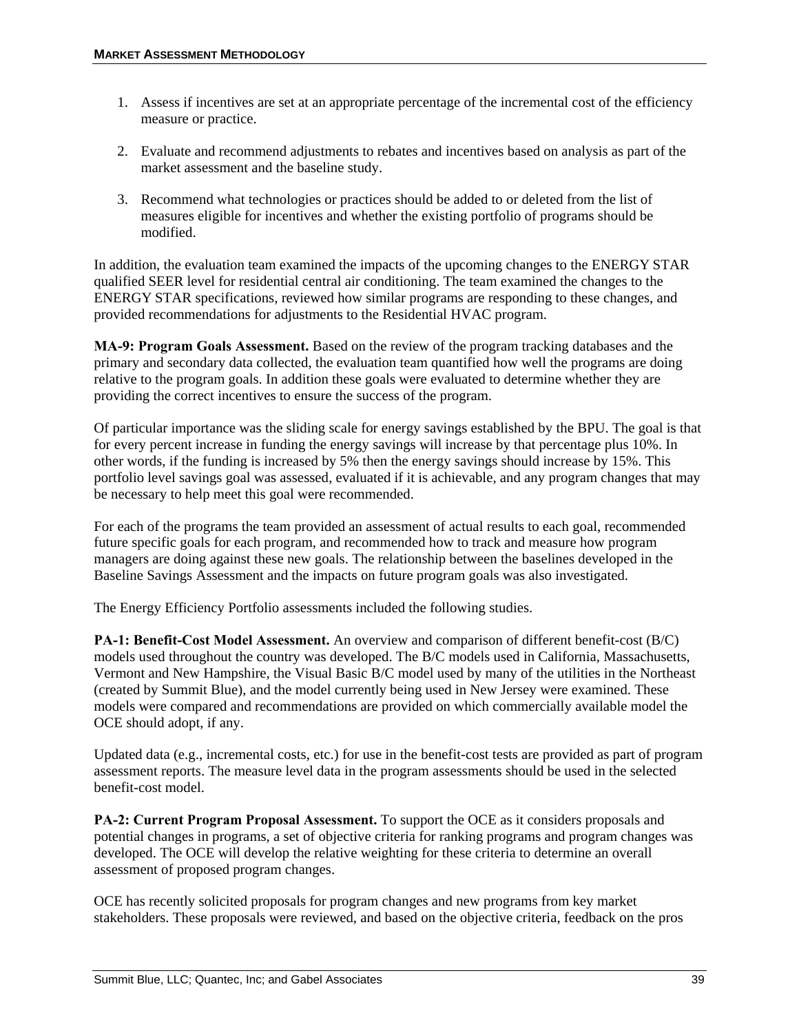1. Assess if incentives are set at an appropriate percentage of the incremental cost of the efficiency measure or practice.

2. Evaluate and recommend adjustments to rebates and incentives based on analysis as part of the market assessment and the baseline study.

3. Recommend what technologies or practices should be added to or deleted from the list of measures eligible for incentives and whether the existing portfolio of programs should be modified.

In addition, the evaluation team examined the impacts of the upcoming changes to the ENERGY STAR qualified SEER level for residential central air conditioning. The team examined the changes to the ENERGY STAR specifications, reviewed how similar programs are responding to these changes, and provided recommendations for adjustments to the Residential HVAC program.

**MA-9: Program Goals Assessment.** Based on the review of the program tracking databases and the primary and secondary data collected, the evaluation team quantified how well the programs are doing relative to the program goals. In addition these goals were evaluated to determine whether they are providing the correct incentives to ensure the success of the program.

Of particular importance was the sliding scale for energy savings established by the BPU. The goal is that for every percent increase in funding the energy savings will increase by that percentage plus 10%. In other words, if the funding is increased by 5% then the energy savings should increase by 15%. This portfolio level savings goal was assessed, evaluated if it is achievable, and any program changes that may be necessary to help meet this goal were recommended.

For each of the programs the team provided an assessment of actual results to each goal, recommended future specific goals for each program, and recommended how to track and measure how program managers are doing against these new goals. The relationship between the baselines developed in the Baseline Savings Assessment and the impacts on future program goals was also investigated.

The Energy Efficiency Portfolio assessments included the following studies.

**PA-1: Benefit-Cost Model Assessment.** An overview and comparison of different benefit-cost (B/C) models used throughout the country was developed. The B/C models used in California, Massachusetts, Vermont and New Hampshire, the Visual Basic B/C model used by many of the utilities in the Northeast (created by Summit Blue), and the model currently being used in New Jersey were examined. These models were compared and recommendations are provided on which commercially available model the OCE should adopt, if any.

Updated data (e.g., incremental costs, etc.) for use in the benefit-cost tests are provided as part of program assessment reports. The measure level data in the program assessments should be used in the selected benefit-cost model.

**PA-2: Current Program Proposal Assessment.** To support the OCE as it considers proposals and potential changes in programs, a set of objective criteria for ranking programs and program changes was developed. The OCE will develop the relative weighting for these criteria to determine an overall assessment of proposed program changes.

OCE has recently solicited proposals for program changes and new programs from key market stakeholders. These proposals were reviewed, and based on the objective criteria, feedback on the pros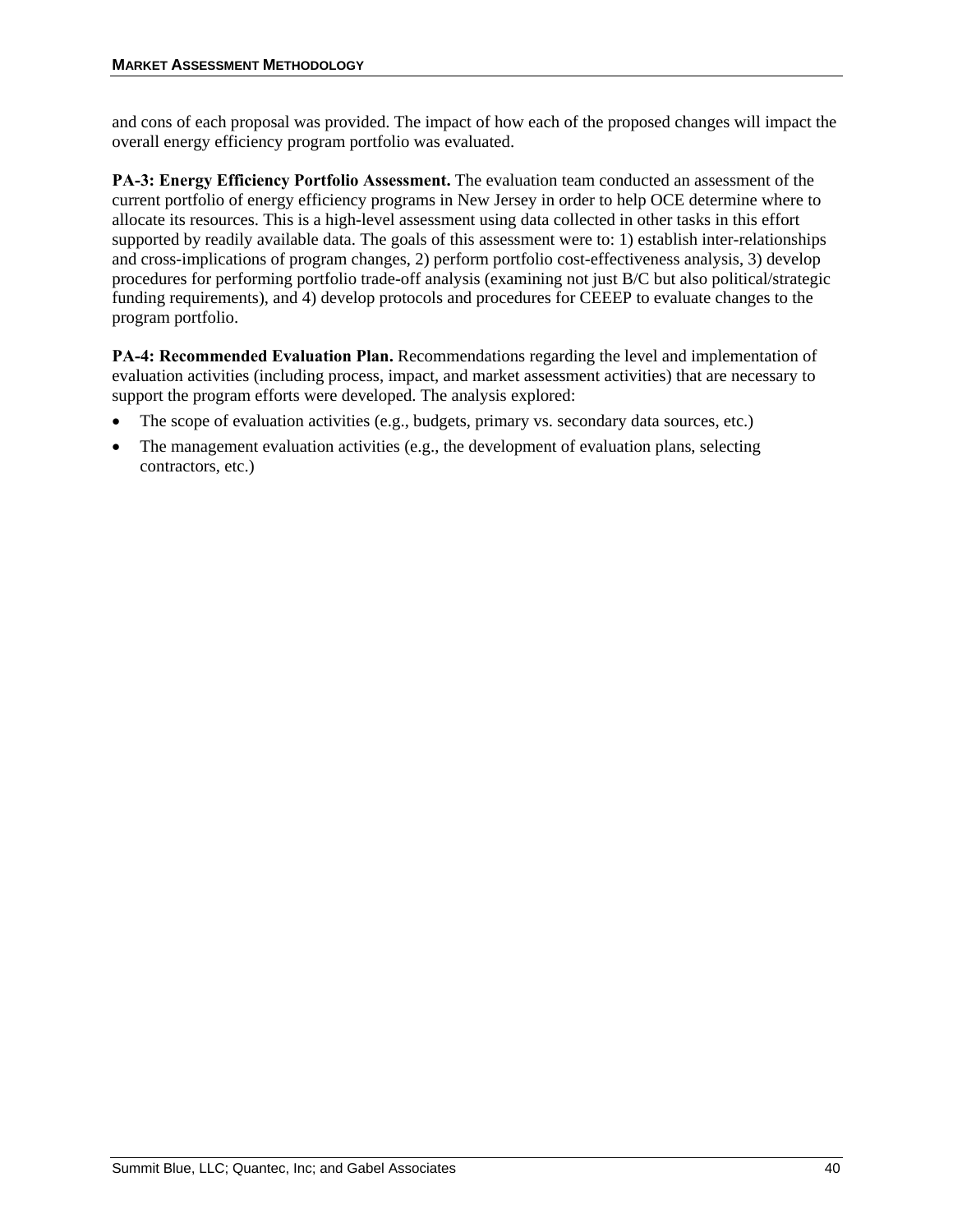and cons of each proposal was provided. The impact of how each of the proposed changes will impact the overall energy efficiency program portfolio was evaluated.

**PA-3: Energy Efficiency Portfolio Assessment.** The evaluation team conducted an assessment of the current portfolio of energy efficiency programs in New Jersey in order to help OCE determine where to allocate its resources. This is a high-level assessment using data collected in other tasks in this effort supported by readily available data. The goals of this assessment were to: 1) establish inter-relationships and cross-implications of program changes, 2) perform portfolio cost-effectiveness analysis, 3) develop procedures for performing portfolio trade-off analysis (examining not just B/C but also political/strategic funding requirements), and 4) develop protocols and procedures for CEEEP to evaluate changes to the program portfolio.

**PA-4: Recommended Evaluation Plan.** Recommendations regarding the level and implementation of evaluation activities (including process, impact, and market assessment activities) that are necessary to support the program efforts were developed. The analysis explored:

- The scope of evaluation activities (e.g., budgets, primary vs. secondary data sources, etc.)
- The management evaluation activities (e.g., the development of evaluation plans, selecting contractors, etc.)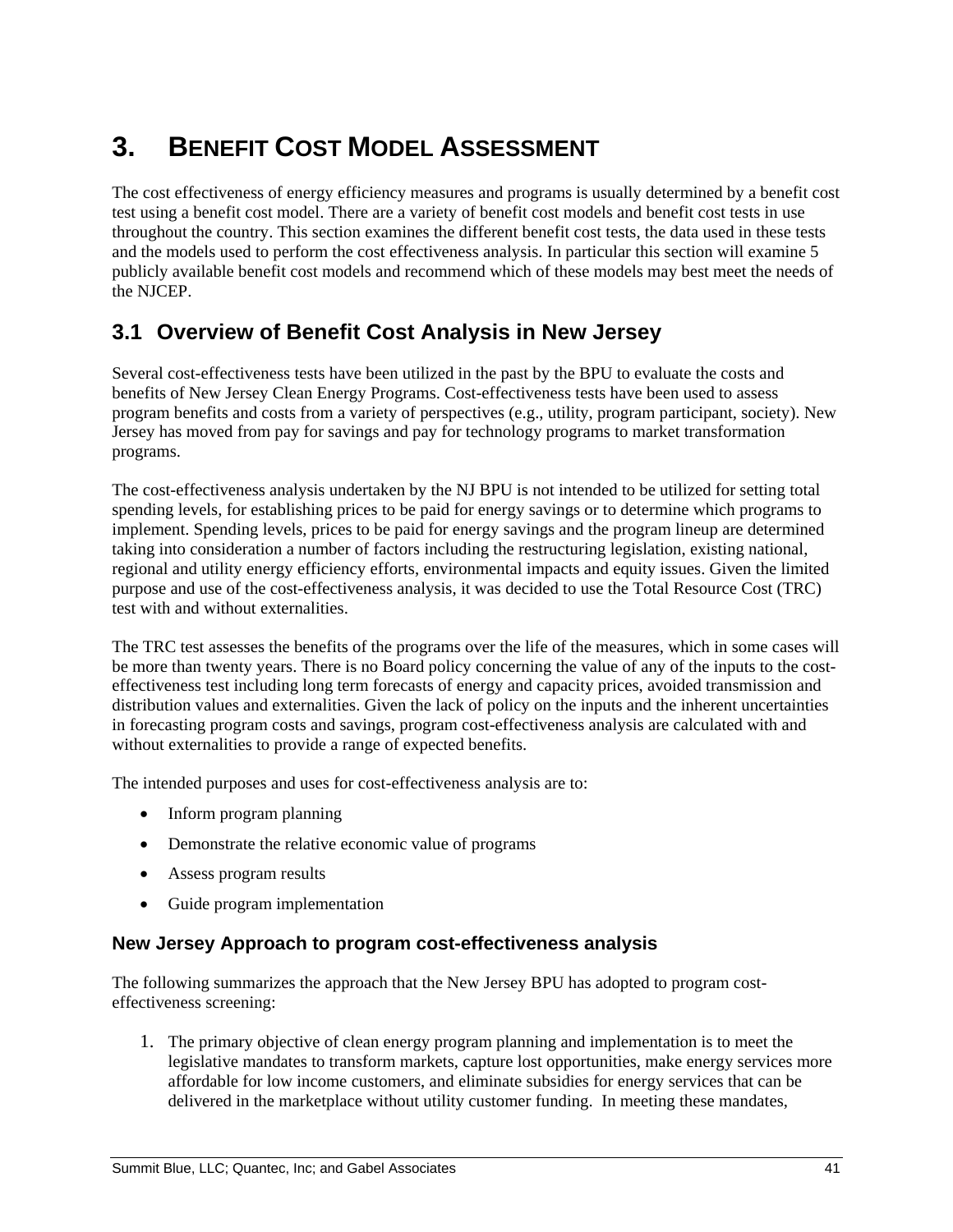# 3. BENEFIT COST MODEL ASSESSMENT

The cost effectiveness of energy efficiency measures and programs is usually determined by a benefit cost test using a benefit cost model. There are a variety of benefit cost models and benefit cost tests in use throughout the country. This section examines the different benefit cost tests, the data used in these tests and the models used to perform the cost effectiveness analysis. In particular this section will examine 5 publicly available benefit cost models and recommend which of these models may best meet the needs of the NJCEP.

## 3.1 Overview of Benefit Cost Analysis in New Jersey

Several cost-effectiveness tests have been utilized in the past by the BPU to evaluate the costs and benefits of New Jersey Clean Energy Programs. Cost-effectiveness tests have been used to assess program benefits and costs from a variety of perspectives (e.g., utility, program participant, society). New Jersey has moved from pay for savings and pay for technology programs to market transformation programs.

The cost-effectiveness analysis undertaken by the NJ BPU is not intended to be utilized for setting total spending levels, for establishing prices to be paid for energy savings or to determine which programs to implement. Spending levels, prices to be paid for energy savings and the program lineup are determined taking into consideration a number of factors including the restructuring legislation, existing national, regional and utility energy efficiency efforts, environmental impacts and equity issues. Given the limited purpose and use of the cost-effectiveness analysis, it was decided to use the Total Resource Cost (TRC) test with and without externalities.

The TRC test assesses the benefits of the programs over the life of the measures, which in some cases will be more than twenty years. There is no Board policy concerning the value of any of the inputs to the cost-effectiveness test including long term forecasts of energy and capacity prices, avoided transmission and distribution values and externalities. Given the lack of policy on the inputs and the inherent uncertainties in forecasting program costs and savings, program cost-effectiveness analysis are calculated with and without externalities to provide a range of expected benefits.

The intended purposes and uses for cost-effectiveness analysis are to:

- Inform program planning
- Demonstrate the relative economic value of programs
- Assess program results
- Guide program implementation

### New Jersey Approach to program cost-effectiveness analysis

The following summarizes the approach that the New Jersey BPU has adopted to program cost-effectiveness screening:

1. The primary objective of clean energy program planning and implementation is to meet the legislative mandates to transform markets, capture lost opportunities, make energy services more affordable for low income customers, and eliminate subsidies for energy services that can be delivered in the marketplace without utility customer funding. In meeting these mandates,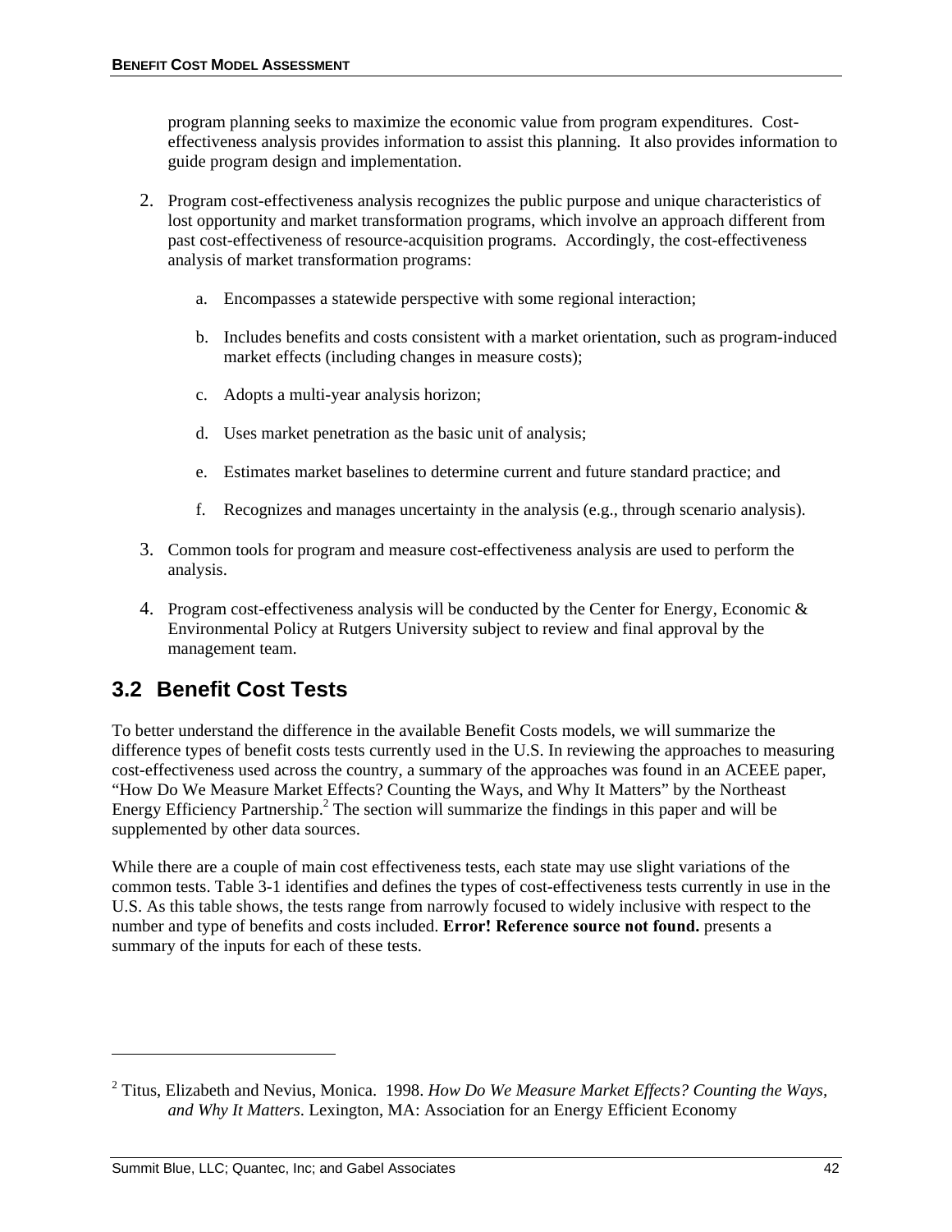program planning seeks to maximize the economic value from program expenditures. Cost-effectiveness analysis provides information to assist this planning. It also provides information to guide program design and implementation.

2. Program cost-effectiveness analysis recognizes the public purpose and unique characteristics of lost opportunity and market transformation programs, which involve an approach different from past cost-effectiveness of resource-acquisition programs. Accordingly, the cost-effectiveness analysis of market transformation programs:

   a. Encompasses a statewide perspective with some regional interaction;

   b. Includes benefits and costs consistent with a market orientation, such as program-induced market effects (including changes in measure costs);

   c. Adopts a multi-year analysis horizon;

   d. Uses market penetration as the basic unit of analysis;

   e. Estimates market baselines to determine current and future standard practice; and

   f. Recognizes and manages uncertainty in the analysis (e.g., through scenario analysis).

3. Common tools for program and measure cost-effectiveness analysis are used to perform the analysis.

4. Program cost-effectiveness analysis will be conducted by the Center for Energy, Economic & Environmental Policy at Rutgers University subject to review and final approval by the management team.

## 3.2 Benefit Cost Tests

To better understand the difference in the available Benefit Costs models, we will summarize the difference types of benefit costs tests currently used in the U.S. In reviewing the approaches to measuring cost-effectiveness used across the country, a summary of the approaches was found in an ACEEE paper, "How Do We Measure Market Effects? Counting the Ways, and Why It Matters" by the Northeast Energy Efficiency Partnership.[2] The section will summarize the findings in this paper and will be supplemented by other data sources.

While there are a couple of main cost effectiveness tests, each state may use slight variations of the common tests. Table 3-1 identifies and defines the types of cost-effectiveness tests currently in use in the U.S. As this table shows, the tests range from narrowly focused to widely inclusive with respect to the number and type of benefits and costs included. **Error! Reference source not found.** presents a summary of the inputs for each of these tests.

---

[2] Titus, Elizabeth and Nevius, Monica. 1998. *How Do We Measure Market Effects? Counting the Ways, and Why It Matters*. Lexington, MA: Association for an Energy Efficient Economy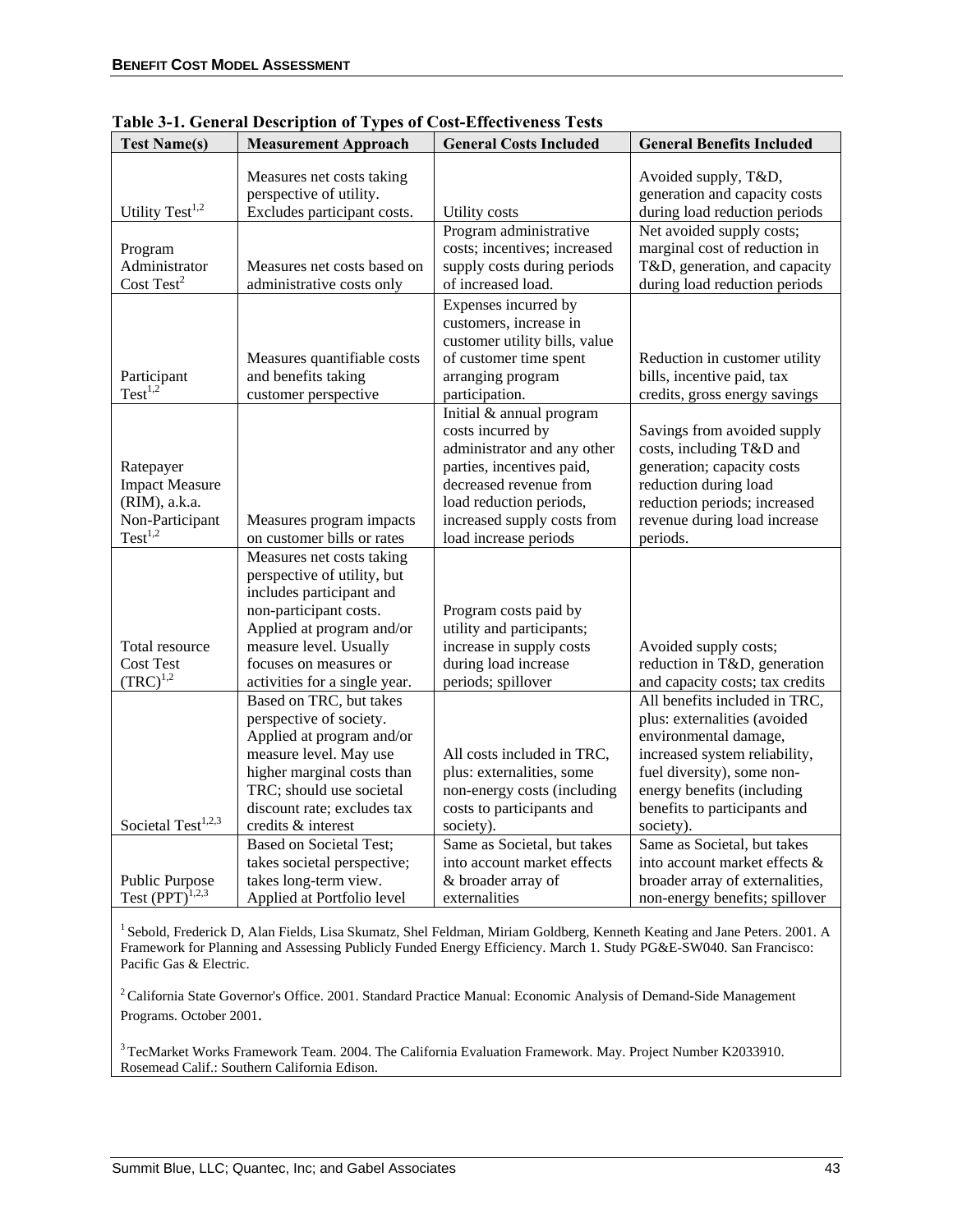**Table 3-1. General Description of Types of Cost-Effectiveness Tests**

| Test Name(s) | Measurement Approach | General Costs Included | General Benefits Included |
|---|---|---|---|
| Utility Test[1,2] | Measures net costs taking perspective of utility. Excludes participant costs. | Utility costs | Avoided supply, T&D, generation and capacity costs during load reduction periods |
| Program Administrator Cost Test[2] | Measures net costs based on administrative costs only | Program administrative costs; incentives; increased supply costs during periods of increased load. | Net avoided supply costs; marginal cost of reduction in T&D, generation, and capacity during load reduction periods |
| Participant Test[1,2] | Measures quantifiable costs and benefits taking customer perspective | Expenses incurred by customers, increase in customer utility bills, value of customer time spent arranging program participation. | Reduction in customer utility bills, incentive paid, tax credits, gross energy savings |
| Ratepayer Impact Measure (RIM), a.k.a. Non-Participant Test[1,2] | Measures program impacts on customer bills or rates | Initial & annual program costs incurred by administrator and any other parties, incentives paid, decreased revenue from load reduction periods, increased supply costs from load increase periods | Savings from avoided supply costs, including T&D and generation; capacity costs reduction during load reduction periods; increased revenue during load increase periods. |
| Total resource Cost Test (TRC)[1,2] | Measures net costs taking perspective of utility, but includes participant and non-participant costs. Applied at program and/or measure level. Usually focuses on measures or activities for a single year. | Program costs paid by utility and participants; increase in supply costs during load increase periods; spillover | Avoided supply costs; reduction in T&D, generation and capacity costs; tax credits |
| Societal Test[1,2,3] | Based on TRC, but takes perspective of society. Applied at program and/or measure level. May use higher marginal costs than TRC; should use societal discount rate; excludes tax credits & interest | All costs included in TRC, plus: externalities, some non-energy costs (including costs to participants and society). | All benefits included in TRC, plus: externalities (avoided environmental damage, increased system reliability, fuel diversity), some non-energy benefits (including benefits to participants and society). |
| Public Purpose Test (PPT)[1,2,3] | Based on Societal Test; takes societal perspective; takes long-term view. Applied at Portfolio level | Same as Societal, but takes into account market effects & broader array of externalities | Same as Societal, but takes into account market effects & broader array of externalities, non-energy benefits; spillover |

[1] Sebold, Frederick D, Alan Fields, Lisa Skumatz, Shel Feldman, Miriam Goldberg, Kenneth Keating and Jane Peters. 2001. A Framework for Planning and Assessing Publicly Funded Energy Efficiency. March 1. Study PG&E-SW040. San Francisco: Pacific Gas & Electric.

[2] California State Governor's Office. 2001. Standard Practice Manual: Economic Analysis of Demand-Side Management Programs. October 2001.

[3] TecMarket Works Framework Team. 2004. The California Evaluation Framework. May. Project Number K2033910. Rosemead Calif.: Southern California Edison.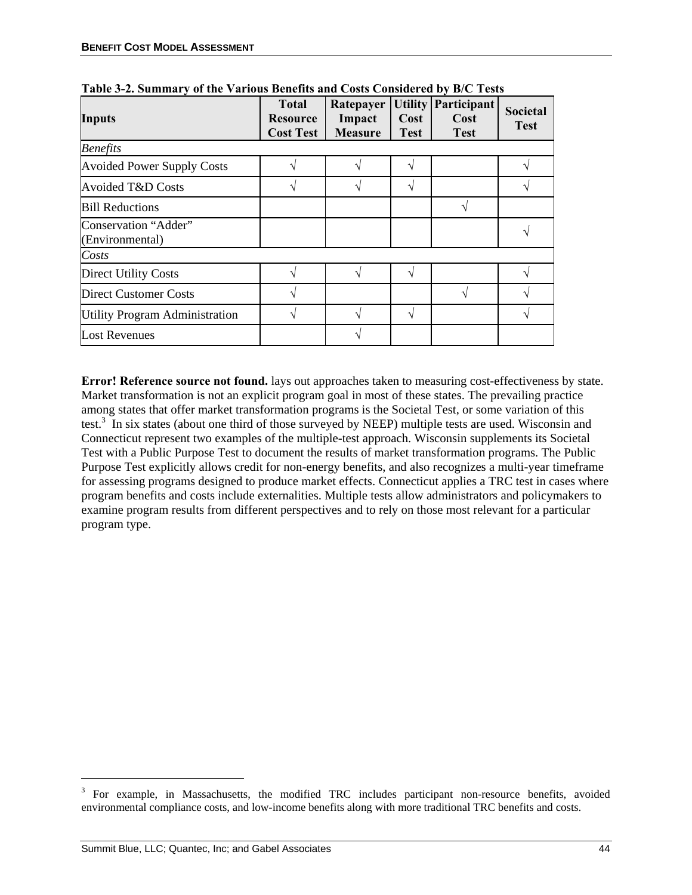**Table 3-2. Summary of the Various Benefits and Costs Considered by B/C Tests**

| Inputs | Total Resource Cost Test | Ratepayer Impact Measure | Utility Cost Test | Participant Cost Test | Societal Test |
|---|---|---|---|---|---|
| *Benefits* | | | | | |
| Avoided Power Supply Costs | √ | √ | √ | | √ |
| Avoided T&D Costs | √ | √ | √ | | √ |
| Bill Reductions | | | | √ | |
| Conservation "Adder" (Environmental) | | | | | √ |
| *Costs* | | | | | |
| Direct Utility Costs | √ | √ | √ | | √ |
| Direct Customer Costs | √ | | | √ | √ |
| Utility Program Administration | √ | √ | √ | | √ |
| Lost Revenues | | √ | | | |

**Error! Reference source not found.** lays out approaches taken to measuring cost-effectiveness by state. Market transformation is not an explicit program goal in most of these states. The prevailing practice among states that offer market transformation programs is the Societal Test, or some variation of this test.[3] In six states (about one third of those surveyed by NEEP) multiple tests are used. Wisconsin and Connecticut represent two examples of the multiple-test approach. Wisconsin supplements its Societal Test with a Public Purpose Test to document the results of market transformation programs. The Public Purpose Test explicitly allows credit for non-energy benefits, and also recognizes a multi-year timeframe for assessing programs designed to produce market effects. Connecticut applies a TRC test in cases where program benefits and costs include externalities. Multiple tests allow administrators and policymakers to examine program results from different perspectives and to rely on those most relevant for a particular program type.

[3] For example, in Massachusetts, the modified TRC includes participant non-resource benefits, avoided environmental compliance costs, and low-income benefits along with more traditional TRC benefits and costs.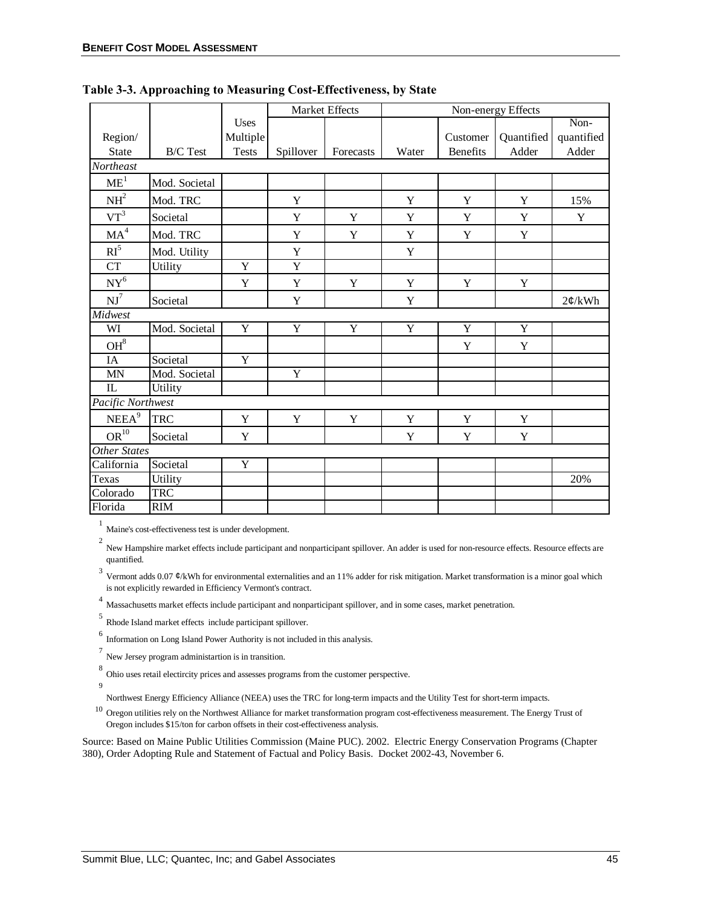**Table 3-3. Approaching to Measuring Cost-Effectiveness, by State**

| Region/ State | B/C Test | Uses Multiple Tests | Market Effects | | Non-energy Effects | | | |
|---|---|---|---|---|---|---|---|---|
| | | | Spillover | Forecasts | Water | Customer Benefits | Quantified Adder | Non-quantified Adder |
| *Northeast* | | | | | | | | |
| ME[1] | Mod. Societal | | | | | | | |
| NH[2] | Mod. TRC | | Y | | Y | Y | Y | 15% |
| VT[3] | Societal | | Y | Y | Y | Y | Y | Y |
| MA[4] | Mod. TRC | | Y | Y | Y | Y | Y | |
| RI[5] | Mod. Utility | | Y | | Y | | | |
| CT | Utility | Y | Y | | | | | |
| NY[6] | | Y | Y | Y | Y | Y | Y | |
| NJ[7] | Societal | | Y | | Y | | | 2¢/kWh |
| *Midwest* | | | | | | | | |
| WI | Mod. Societal | Y | Y | Y | Y | Y | Y | |
| OH[8] | | | | | | Y | Y | |
| IA | Societal | Y | | | | | | |
| MN | Mod. Societal | | Y | | | | | |
| IL | Utility | | | | | | | |
| *Pacific Northwest* | | | | | | | | |
| NEEA[9] | TRC | Y | Y | Y | Y | Y | Y | |
| OR[10] | Societal | Y | | | Y | Y | Y | |
| *Other States* | | | | | | | | |
| California | Societal | Y | | | | | | |
| Texas | Utility | | | | | | | 20% |
| Colorado | TRC | | | | | | | |
| Florida | RIM | | | | | | | |

[1] Maine's cost-effectiveness test is under development.

[2] New Hampshire market effects include participant and nonparticipant spillover. An adder is used for non-resource effects. Resource effects are quantified.

[3] Vermont adds 0.07 ¢/kWh for environmental externalities and an 11% adder for risk mitigation. Market transformation is a minor goal which is not explicitly rewarded in Efficiency Vermont's contract.

[4] Massachusetts market effects include participant and nonparticipant spillover, and in some cases, market penetration.

[5] Rhode Island market effects include participant spillover.

[6] Information on Long Island Power Authority is not included in this analysis.

[7] New Jersey program administartion is in transition.

[8] Ohio uses retail electircity prices and assesses programs from the customer perspective.

[9] Northwest Energy Efficiency Alliance (NEEA) uses the TRC for long-term impacts and the Utility Test for short-term impacts.

[10] Oregon utilities rely on the Northwest Alliance for market transformation program cost-effectiveness measurement. The Energy Trust of Oregon includes $15/ton for carbon offsets in their cost-effectiveness analysis.

Source: Based on Maine Public Utilities Commission (Maine PUC). 2002. Electric Energy Conservation Programs (Chapter 380), Order Adopting Rule and Statement of Factual and Policy Basis. Docket 2002-43, November 6.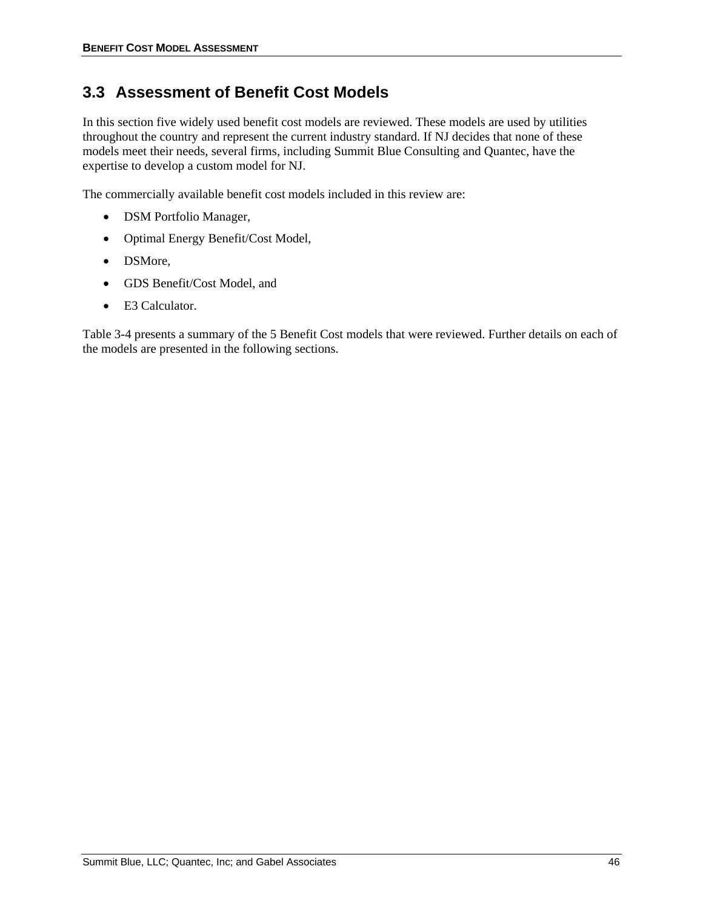## 3.3 Assessment of Benefit Cost Models

In this section five widely used benefit cost models are reviewed. These models are used by utilities throughout the country and represent the current industry standard. If NJ decides that none of these models meet their needs, several firms, including Summit Blue Consulting and Quantec, have the expertise to develop a custom model for NJ.

The commercially available benefit cost models included in this review are:

- DSM Portfolio Manager,
- Optimal Energy Benefit/Cost Model,
- DSMore,
- GDS Benefit/Cost Model, and
- E3 Calculator.

Table 3-4 presents a summary of the 5 Benefit Cost models that were reviewed. Further details on each of the models are presented in the following sections.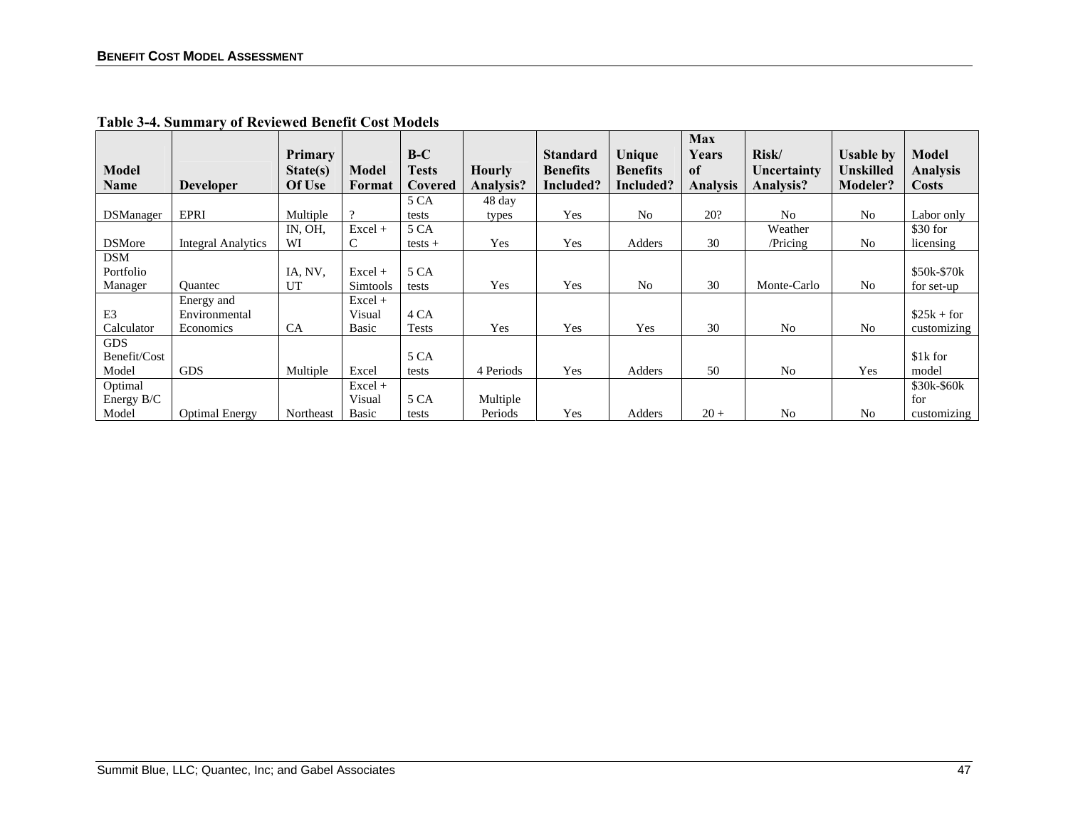**Table 3-4. Summary of Reviewed Benefit Cost Models**

| Model Name | Developer | Primary State(s) Of Use | Model Format | B-C Tests Covered | Hourly Analysis? | Standard Benefits Included? | Unique Benefits Included? | Max Years of Analysis | Risk/ Uncertainty Analysis? | Usable by Unskilled Modeler? | Model Analysis Costs |
|---|---|---|---|---|---|---|---|---|---|---|---|
| DSManager | EPRI | Multiple | ? | 5 CA tests | 48 day types | Yes | No | 20? | No | No | Labor only |
| DSMore | Integral Analytics | IN, OH, WI | Excel + C | 5 CA tests + | Yes | Yes | Adders | 30 | Weather /Pricing | No | $30 for licensing |
| DSM Portfolio Manager | Quantec | IA, NV, UT | Excel + Simtools | 5 CA tests | Yes | Yes | No | 30 | Monte-Carlo | No | $50k-$70k for set-up |
| E3 Calculator | Energy and Environmental Economics | CA | Excel + Visual Basic | 4 CA Tests | Yes | Yes | Yes | 30 | No | No | $25k + for customizing |
| GDS Benefit/Cost Model | GDS | Multiple | Excel | 5 CA tests | 4 Periods | Yes | Adders | 50 | No | Yes | $1k for model |
| Optimal Energy B/C Model | Optimal Energy | Northeast | Excel + Visual Basic | 5 CA tests | Multiple Periods | Yes | Adders | 20 + | No | No | $30k-$60k for customizing |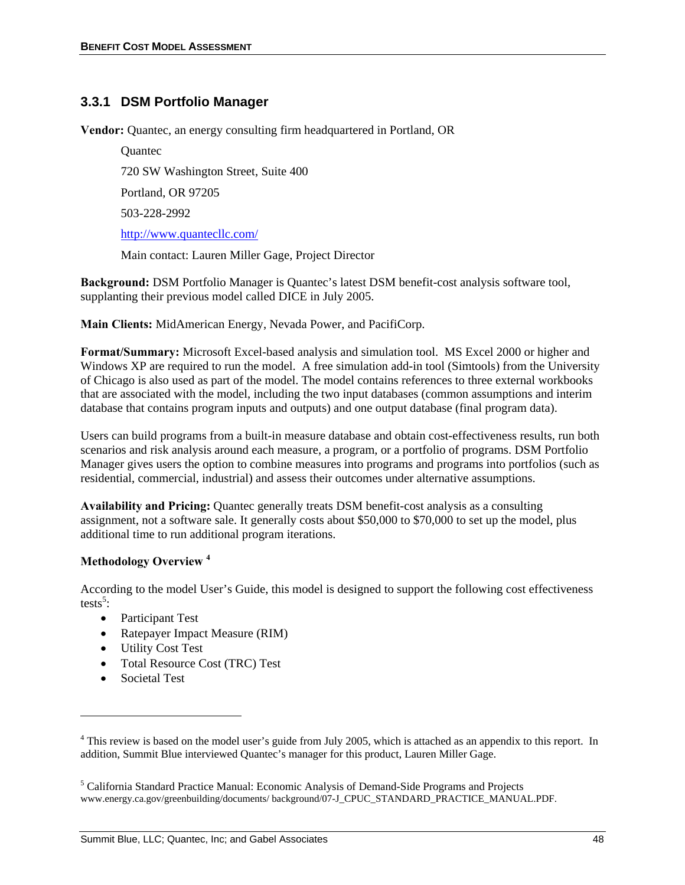### 3.3.1 DSM Portfolio Manager

**Vendor:** Quantec, an energy consulting firm headquartered in Portland, OR

Quantec

720 SW Washington Street, Suite 400

Portland, OR 97205

503-228-2992

http://www.quantecllc.com/

Main contact: Lauren Miller Gage, Project Director

**Background:** DSM Portfolio Manager is Quantec's latest DSM benefit-cost analysis software tool, supplanting their previous model called DICE in July 2005.

**Main Clients:** MidAmerican Energy, Nevada Power, and PacifiCorp.

**Format/Summary:** Microsoft Excel-based analysis and simulation tool. MS Excel 2000 or higher and Windows XP are required to run the model. A free simulation add-in tool (Simtools) from the University of Chicago is also used as part of the model. The model contains references to three external workbooks that are associated with the model, including the two input databases (common assumptions and interim database that contains program inputs and outputs) and one output database (final program data).

Users can build programs from a built-in measure database and obtain cost-effectiveness results, run both scenarios and risk analysis around each measure, a program, or a portfolio of programs. DSM Portfolio Manager gives users the option to combine measures into programs and programs into portfolios (such as residential, commercial, industrial) and assess their outcomes under alternative assumptions.

**Availability and Pricing:** Quantec generally treats DSM benefit-cost analysis as a consulting assignment, not a software sale. It generally costs about $50,000 to $70,000 to set up the model, plus additional time to run additional program iterations.

**Methodology Overview** [4]

According to the model User's Guide, this model is designed to support the following cost effectiveness tests[5]:

- Participant Test
- Ratepayer Impact Measure (RIM)
- Utility Cost Test
- Total Resource Cost (TRC) Test
- Societal Test

---

[4] This review is based on the model user's guide from July 2005, which is attached as an appendix to this report. In addition, Summit Blue interviewed Quantec's manager for this product, Lauren Miller Gage.

[5] California Standard Practice Manual: Economic Analysis of Demand-Side Programs and Projects www.energy.ca.gov/greenbuilding/documents/ background/07-J_CPUC_STANDARD_PRACTICE_MANUAL.PDF.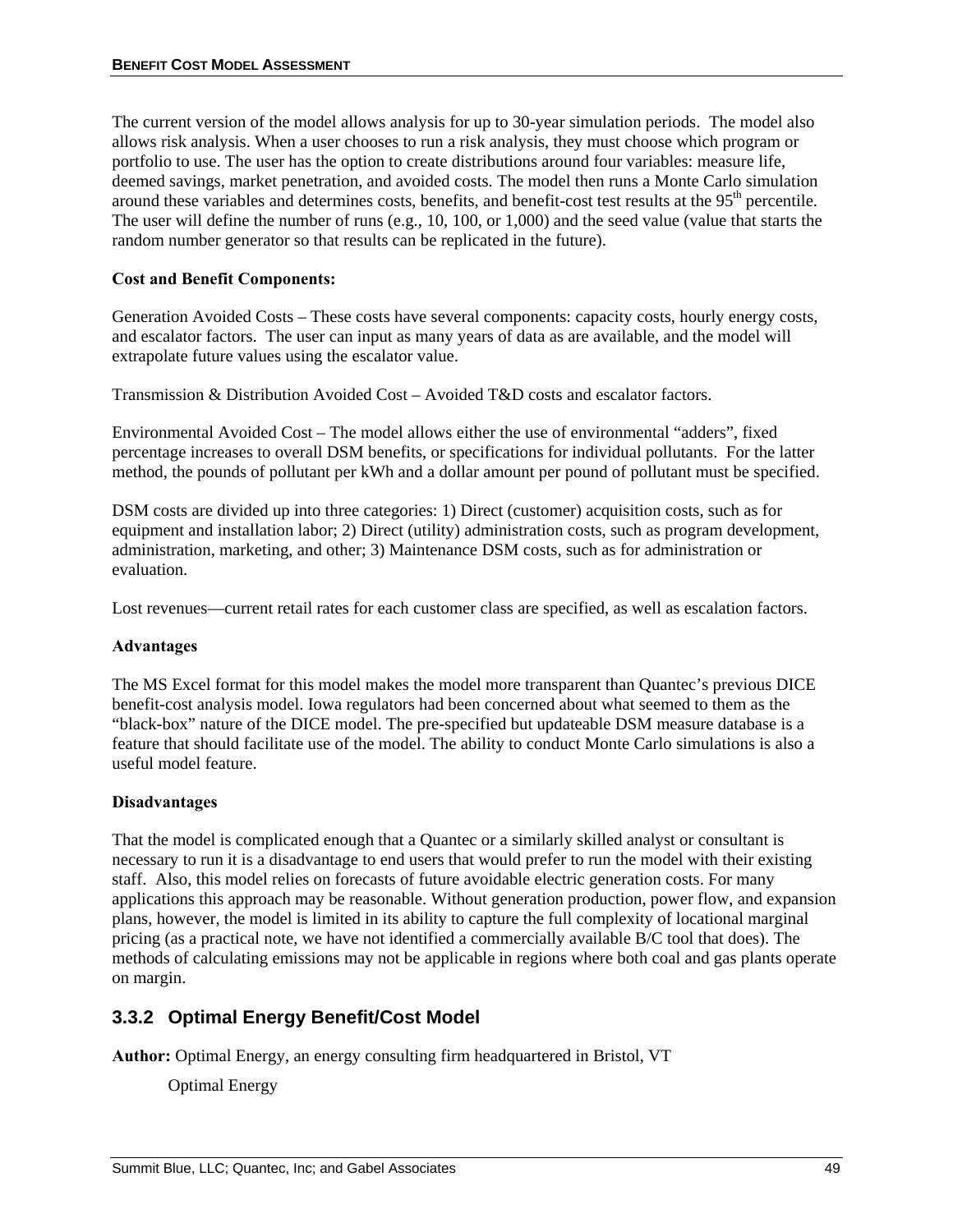The current version of the model allows analysis for up to 30-year simulation periods. The model also allows risk analysis. When a user chooses to run a risk analysis, they must choose which program or portfolio to use. The user has the option to create distributions around four variables: measure life, deemed savings, market penetration, and avoided costs. The model then runs a Monte Carlo simulation around these variables and determines costs, benefits, and benefit-cost test results at the 95$^{th}$ percentile. The user will define the number of runs (e.g., 10, 100, or 1,000) and the seed value (value that starts the random number generator so that results can be replicated in the future).

**Cost and Benefit Components:**

Generation Avoided Costs – These costs have several components: capacity costs, hourly energy costs, and escalator factors. The user can input as many years of data as are available, and the model will extrapolate future values using the escalator value.

Transmission & Distribution Avoided Cost – Avoided T&D costs and escalator factors.

Environmental Avoided Cost – The model allows either the use of environmental "adders", fixed percentage increases to overall DSM benefits, or specifications for individual pollutants. For the latter method, the pounds of pollutant per kWh and a dollar amount per pound of pollutant must be specified.

DSM costs are divided up into three categories: 1) Direct (customer) acquisition costs, such as for equipment and installation labor; 2) Direct (utility) administration costs, such as program development, administration, marketing, and other; 3) Maintenance DSM costs, such as for administration or evaluation.

Lost revenues—current retail rates for each customer class are specified, as well as escalation factors.

**Advantages**

The MS Excel format for this model makes the model more transparent than Quantec's previous DICE benefit-cost analysis model. Iowa regulators had been concerned about what seemed to them as the "black-box" nature of the DICE model. The pre-specified but updateable DSM measure database is a feature that should facilitate use of the model. The ability to conduct Monte Carlo simulations is also a useful model feature.

**Disadvantages**

That the model is complicated enough that a Quantec or a similarly skilled analyst or consultant is necessary to run it is a disadvantage to end users that would prefer to run the model with their existing staff. Also, this model relies on forecasts of future avoidable electric generation costs. For many applications this approach may be reasonable. Without generation production, power flow, and expansion plans, however, the model is limited in its ability to capture the full complexity of locational marginal pricing (as a practical note, we have not identified a commercially available B/C tool that does). The methods of calculating emissions may not be applicable in regions where both coal and gas plants operate on margin.

### 3.3.2 Optimal Energy Benefit/Cost Model

**Author:** Optimal Energy, an energy consulting firm headquartered in Bristol, VT

Optimal Energy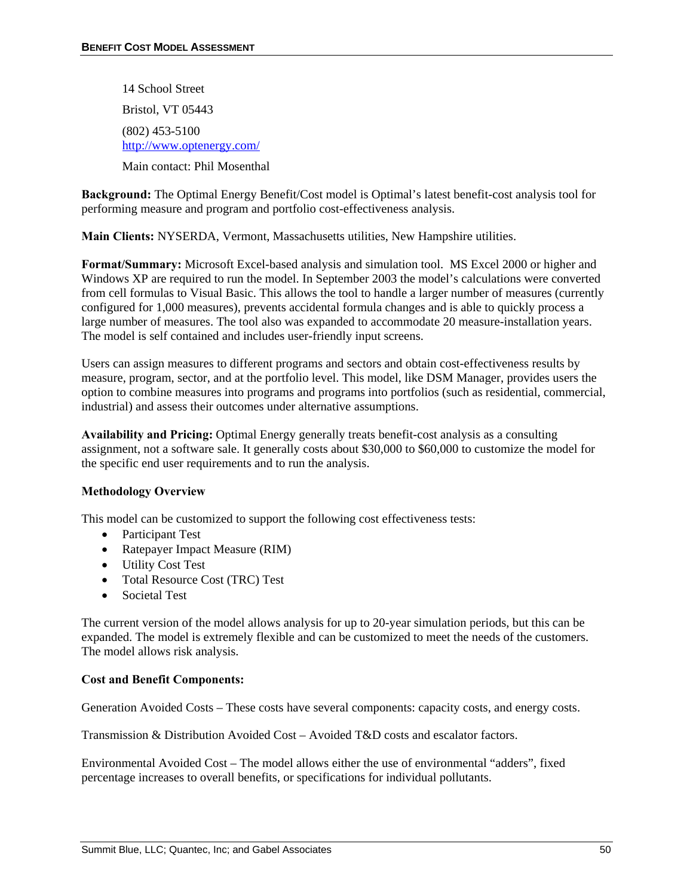14 School Street

Bristol, VT 05443

(802) 453-5100
http://www.optenergy.com/

Main contact: Phil Mosenthal

**Background:** The Optimal Energy Benefit/Cost model is Optimal's latest benefit-cost analysis tool for performing measure and program and portfolio cost-effectiveness analysis.

**Main Clients:** NYSERDA, Vermont, Massachusetts utilities, New Hampshire utilities.

**Format/Summary:** Microsoft Excel-based analysis and simulation tool. MS Excel 2000 or higher and Windows XP are required to run the model. In September 2003 the model's calculations were converted from cell formulas to Visual Basic. This allows the tool to handle a larger number of measures (currently configured for 1,000 measures), prevents accidental formula changes and is able to quickly process a large number of measures. The tool also was expanded to accommodate 20 measure-installation years. The model is self contained and includes user-friendly input screens.

Users can assign measures to different programs and sectors and obtain cost-effectiveness results by measure, program, sector, and at the portfolio level. This model, like DSM Manager, provides users the option to combine measures into programs and programs into portfolios (such as residential, commercial, industrial) and assess their outcomes under alternative assumptions.

**Availability and Pricing:** Optimal Energy generally treats benefit-cost analysis as a consulting assignment, not a software sale. It generally costs about $30,000 to $60,000 to customize the model for the specific end user requirements and to run the analysis.

**Methodology Overview**

This model can be customized to support the following cost effectiveness tests:

- Participant Test
- Ratepayer Impact Measure (RIM)
- Utility Cost Test
- Total Resource Cost (TRC) Test
- Societal Test

The current version of the model allows analysis for up to 20-year simulation periods, but this can be expanded. The model is extremely flexible and can be customized to meet the needs of the customers. The model allows risk analysis.

**Cost and Benefit Components:**

Generation Avoided Costs – These costs have several components: capacity costs, and energy costs.

Transmission & Distribution Avoided Cost – Avoided T&D costs and escalator factors.

Environmental Avoided Cost – The model allows either the use of environmental "adders", fixed percentage increases to overall benefits, or specifications for individual pollutants.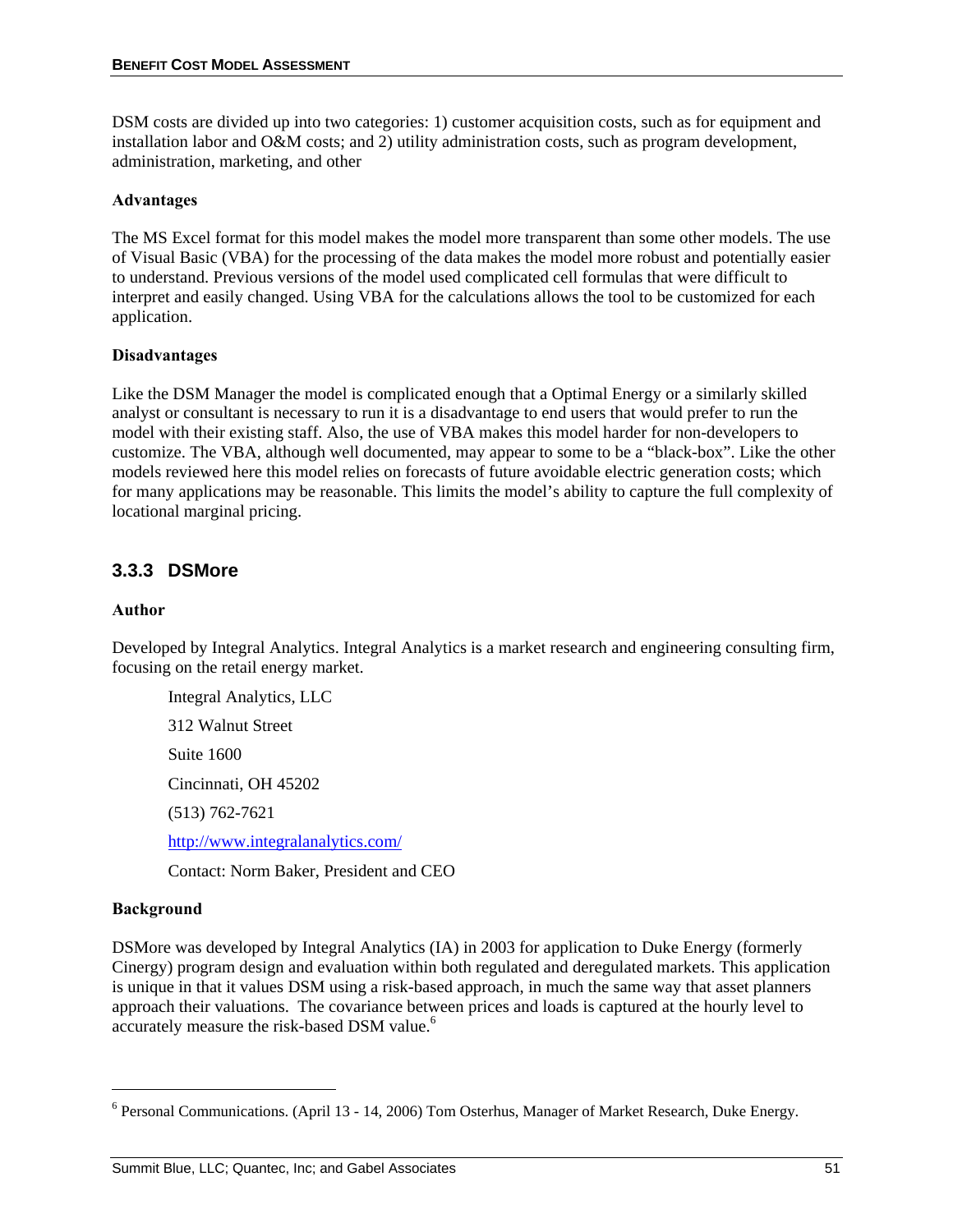DSM costs are divided up into two categories: 1) customer acquisition costs, such as for equipment and installation labor and O&M costs; and 2) utility administration costs, such as program development, administration, marketing, and other

**Advantages**

The MS Excel format for this model makes the model more transparent than some other models. The use of Visual Basic (VBA) for the processing of the data makes the model more robust and potentially easier to understand. Previous versions of the model used complicated cell formulas that were difficult to interpret and easily changed. Using VBA for the calculations allows the tool to be customized for each application.

**Disadvantages**

Like the DSM Manager the model is complicated enough that a Optimal Energy or a similarly skilled analyst or consultant is necessary to run it is a disadvantage to end users that would prefer to run the model with their existing staff. Also, the use of VBA makes this model harder for non-developers to customize. The VBA, although well documented, may appear to some to be a "black-box". Like the other models reviewed here this model relies on forecasts of future avoidable electric generation costs; which for many applications may be reasonable. This limits the model's ability to capture the full complexity of locational marginal pricing.

### 3.3.3 DSMore

**Author**

Developed by Integral Analytics. Integral Analytics is a market research and engineering consulting firm, focusing on the retail energy market.

> Integral Analytics, LLC
>
> 312 Walnut Street
>
> Suite 1600
>
> Cincinnati, OH 45202
>
> (513) 762-7621
>
> http://www.integralanalytics.com/
>
> Contact: Norm Baker, President and CEO

**Background**

DSMore was developed by Integral Analytics (IA) in 2003 for application to Duke Energy (formerly Cinergy) program design and evaluation within both regulated and deregulated markets. This application is unique in that it values DSM using a risk-based approach, in much the same way that asset planners approach their valuations. The covariance between prices and loads is captured at the hourly level to accurately measure the risk-based DSM value.[6]

[6] Personal Communications. (April 13 - 14, 2006) Tom Osterhus, Manager of Market Research, Duke Energy.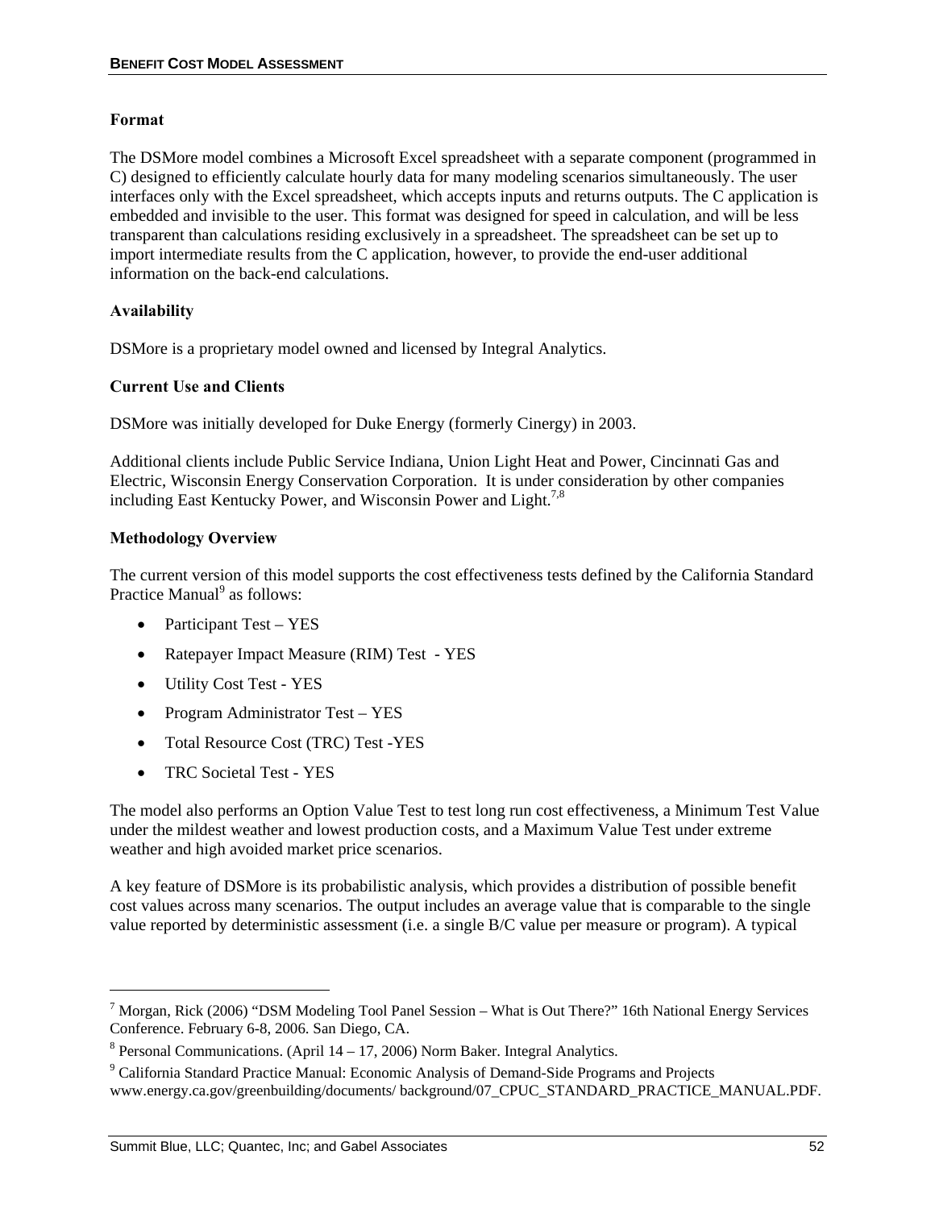#### Format

The DSMore model combines a Microsoft Excel spreadsheet with a separate component (programmed in C) designed to efficiently calculate hourly data for many modeling scenarios simultaneously. The user interfaces only with the Excel spreadsheet, which accepts inputs and returns outputs. The C application is embedded and invisible to the user. This format was designed for speed in calculation, and will be less transparent than calculations residing exclusively in a spreadsheet. The spreadsheet can be set up to import intermediate results from the C application, however, to provide the end-user additional information on the back-end calculations.

#### Availability

DSMore is a proprietary model owned and licensed by Integral Analytics.

#### Current Use and Clients

DSMore was initially developed for Duke Energy (formerly Cinergy) in 2003.

Additional clients include Public Service Indiana, Union Light Heat and Power, Cincinnati Gas and Electric, Wisconsin Energy Conservation Corporation. It is under consideration by other companies including East Kentucky Power, and Wisconsin Power and Light.[7,8]

#### Methodology Overview

The current version of this model supports the cost effectiveness tests defined by the California Standard Practice Manual[9] as follows:

- Participant Test – YES
- Ratepayer Impact Measure (RIM) Test - YES
- Utility Cost Test - YES
- Program Administrator Test – YES
- Total Resource Cost (TRC) Test -YES
- TRC Societal Test - YES

The model also performs an Option Value Test to test long run cost effectiveness, a Minimum Test Value under the mildest weather and lowest production costs, and a Maximum Value Test under extreme weather and high avoided market price scenarios.

A key feature of DSMore is its probabilistic analysis, which provides a distribution of possible benefit cost values across many scenarios. The output includes an average value that is comparable to the single value reported by deterministic assessment (i.e. a single B/C value per measure or program). A typical

---

[7] Morgan, Rick (2006) "DSM Modeling Tool Panel Session – What is Out There?" 16th National Energy Services Conference. February 6-8, 2006. San Diego, CA.

[8] Personal Communications. (April 14 – 17, 2006) Norm Baker. Integral Analytics.

[9] California Standard Practice Manual: Economic Analysis of Demand-Side Programs and Projects www.energy.ca.gov/greenbuilding/documents/ background/07_CPUC_STANDARD_PRACTICE_MANUAL.PDF.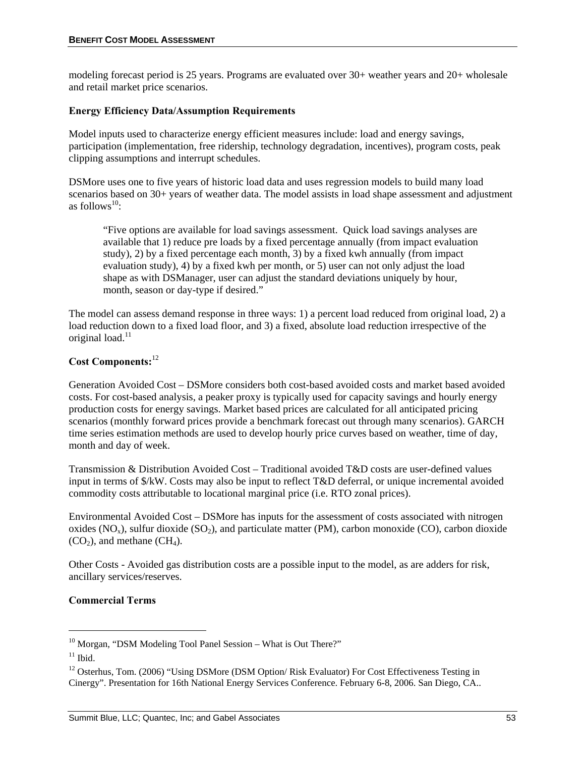modeling forecast period is 25 years. Programs are evaluated over 30+ weather years and 20+ wholesale and retail market price scenarios.

**Energy Efficiency Data/Assumption Requirements**

Model inputs used to characterize energy efficient measures include: load and energy savings, participation (implementation, free ridership, technology degradation, incentives), program costs, peak clipping assumptions and interrupt schedules.

DSMore uses one to five years of historic load data and uses regression models to build many load scenarios based on 30+ years of weather data. The model assists in load shape assessment and adjustment as follows[10]:

> "Five options are available for load savings assessment. Quick load savings analyses are available that 1) reduce pre loads by a fixed percentage annually (from impact evaluation study), 2) by a fixed percentage each month, 3) by a fixed kwh annually (from impact evaluation study), 4) by a fixed kwh per month, or 5) user can not only adjust the load shape as with DSManager, user can adjust the standard deviations uniquely by hour, month, season or day-type if desired."

The model can assess demand response in three ways: 1) a percent load reduced from original load, 2) a load reduction down to a fixed load floor, and 3) a fixed, absolute load reduction irrespective of the original load.[11]

**Cost Components:**[12]

Generation Avoided Cost – DSMore considers both cost-based avoided costs and market based avoided costs. For cost-based analysis, a peaker proxy is typically used for capacity savings and hourly energy production costs for energy savings. Market based prices are calculated for all anticipated pricing scenarios (monthly forward prices provide a benchmark forecast out through many scenarios). GARCH time series estimation methods are used to develop hourly price curves based on weather, time of day, month and day of week.

Transmission & Distribution Avoided Cost – Traditional avoided T&D costs are user-defined values input in terms of $/kW. Costs may also be input to reflect T&D deferral, or unique incremental avoided commodity costs attributable to locational marginal price (i.e. RTO zonal prices).

Environmental Avoided Cost – DSMore has inputs for the assessment of costs associated with nitrogen oxides ($NO_x$), sulfur dioxide ($SO_2$), and particulate matter (PM), carbon monoxide (CO), carbon dioxide ($CO_2$), and methane ($CH_4$).

Other Costs - Avoided gas distribution costs are a possible input to the model, as are adders for risk, ancillary services/reserves.

**Commercial Terms**

---

[10] Morgan, "DSM Modeling Tool Panel Session – What is Out There?"

[11] Ibid.

[12] Osterhus, Tom. (2006) "Using DSMore (DSM Option/ Risk Evaluator) For Cost Effectiveness Testing in Cinergy". Presentation for 16th National Energy Services Conference. February 6-8, 2006. San Diego, CA..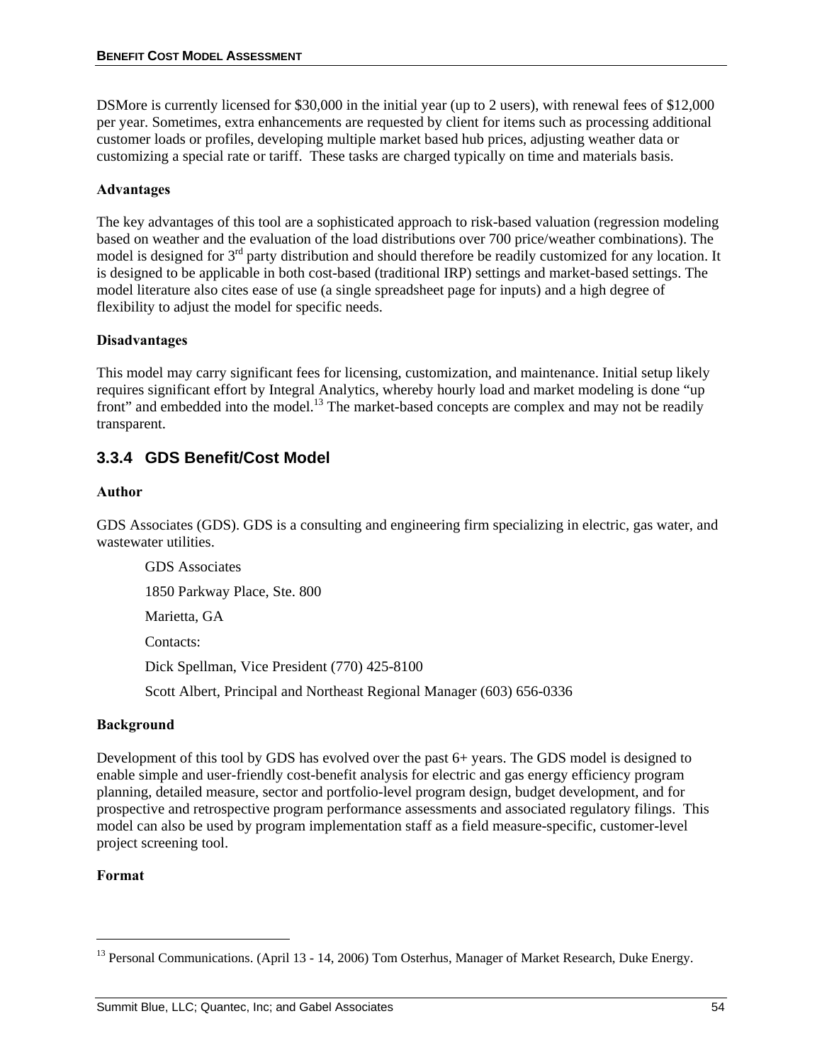DSMore is currently licensed for $30,000 in the initial year (up to 2 users), with renewal fees of $12,000 per year. Sometimes, extra enhancements are requested by client for items such as processing additional customer loads or profiles, developing multiple market based hub prices, adjusting weather data or customizing a special rate or tariff. These tasks are charged typically on time and materials basis.

**Advantages**

The key advantages of this tool are a sophisticated approach to risk-based valuation (regression modeling based on weather and the evaluation of the load distributions over 700 price/weather combinations). The model is designed for 3rd party distribution and should therefore be readily customized for any location. It is designed to be applicable in both cost-based (traditional IRP) settings and market-based settings. The model literature also cites ease of use (a single spreadsheet page for inputs) and a high degree of flexibility to adjust the model for specific needs.

**Disadvantages**

This model may carry significant fees for licensing, customization, and maintenance. Initial setup likely requires significant effort by Integral Analytics, whereby hourly load and market modeling is done "up front" and embedded into the model.[13] The market-based concepts are complex and may not be readily transparent.

### 3.3.4 GDS Benefit/Cost Model

**Author**

GDS Associates (GDS). GDS is a consulting and engineering firm specializing in electric, gas water, and wastewater utilities.

GDS Associates

1850 Parkway Place, Ste. 800

Marietta, GA

Contacts:

Dick Spellman, Vice President (770) 425-8100

Scott Albert, Principal and Northeast Regional Manager (603) 656-0336

**Background**

Development of this tool by GDS has evolved over the past 6+ years. The GDS model is designed to enable simple and user-friendly cost-benefit analysis for electric and gas energy efficiency program planning, detailed measure, sector and portfolio-level program design, budget development, and for prospective and retrospective program performance assessments and associated regulatory filings. This model can also be used by program implementation staff as a field measure-specific, customer-level project screening tool.

**Format**

---

[13] Personal Communications. (April 13 - 14, 2006) Tom Osterhus, Manager of Market Research, Duke Energy.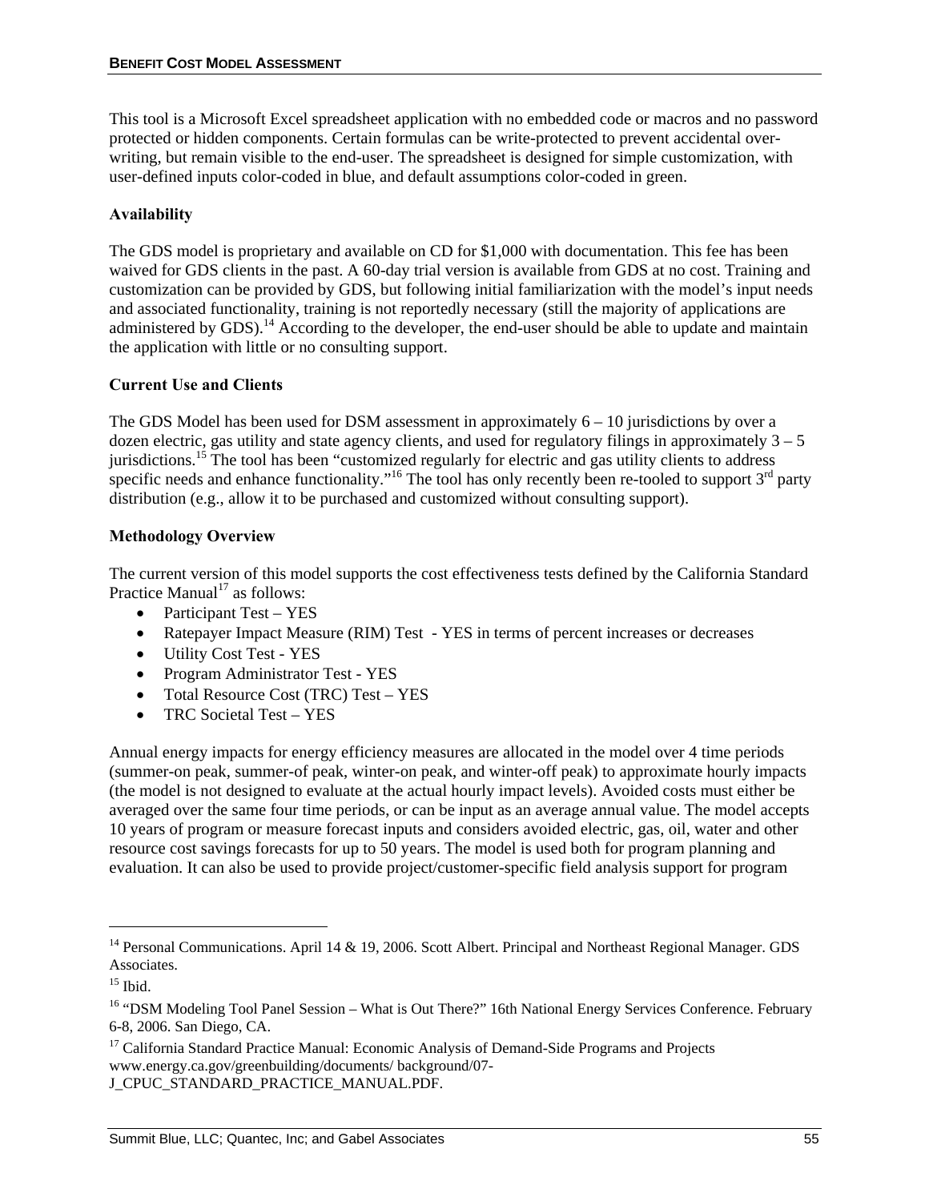This tool is a Microsoft Excel spreadsheet application with no embedded code or macros and no password protected or hidden components. Certain formulas can be write-protected to prevent accidental over-writing, but remain visible to the end-user. The spreadsheet is designed for simple customization, with user-defined inputs color-coded in blue, and default assumptions color-coded in green.

**Availability**

The GDS model is proprietary and available on CD for $1,000 with documentation. This fee has been waived for GDS clients in the past. A 60-day trial version is available from GDS at no cost. Training and customization can be provided by GDS, but following initial familiarization with the model's input needs and associated functionality, training is not reportedly necessary (still the majority of applications are administered by GDS).[14] According to the developer, the end-user should be able to update and maintain the application with little or no consulting support.

**Current Use and Clients**

The GDS Model has been used for DSM assessment in approximately 6 – 10 jurisdictions by over a dozen electric, gas utility and state agency clients, and used for regulatory filings in approximately 3 – 5 jurisdictions.[15] The tool has been "customized regularly for electric and gas utility clients to address specific needs and enhance functionality."[16] The tool has only recently been re-tooled to support 3rd party distribution (e.g., allow it to be purchased and customized without consulting support).

**Methodology Overview**

The current version of this model supports the cost effectiveness tests defined by the California Standard Practice Manual[17] as follows:

- Participant Test – YES
- Ratepayer Impact Measure (RIM) Test - YES in terms of percent increases or decreases
- Utility Cost Test - YES
- Program Administrator Test - YES
- Total Resource Cost (TRC) Test – YES
- TRC Societal Test – YES

Annual energy impacts for energy efficiency measures are allocated in the model over 4 time periods (summer-on peak, summer-of peak, winter-on peak, and winter-off peak) to approximate hourly impacts (the model is not designed to evaluate at the actual hourly impact levels). Avoided costs must either be averaged over the same four time periods, or can be input as an average annual value. The model accepts 10 years of program or measure forecast inputs and considers avoided electric, gas, oil, water and other resource cost savings forecasts for up to 50 years. The model is used both for program planning and evaluation. It can also be used to provide project/customer-specific field analysis support for program

---

[14] Personal Communications. April 14 & 19, 2006. Scott Albert. Principal and Northeast Regional Manager. GDS Associates.

[15] Ibid.

[16] "DSM Modeling Tool Panel Session – What is Out There?" 16th National Energy Services Conference. February 6-8, 2006. San Diego, CA.

[17] California Standard Practice Manual: Economic Analysis of Demand-Side Programs and Projects www.energy.ca.gov/greenbuilding/documents/ background/07-J_CPUC_STANDARD_PRACTICE_MANUAL.PDF.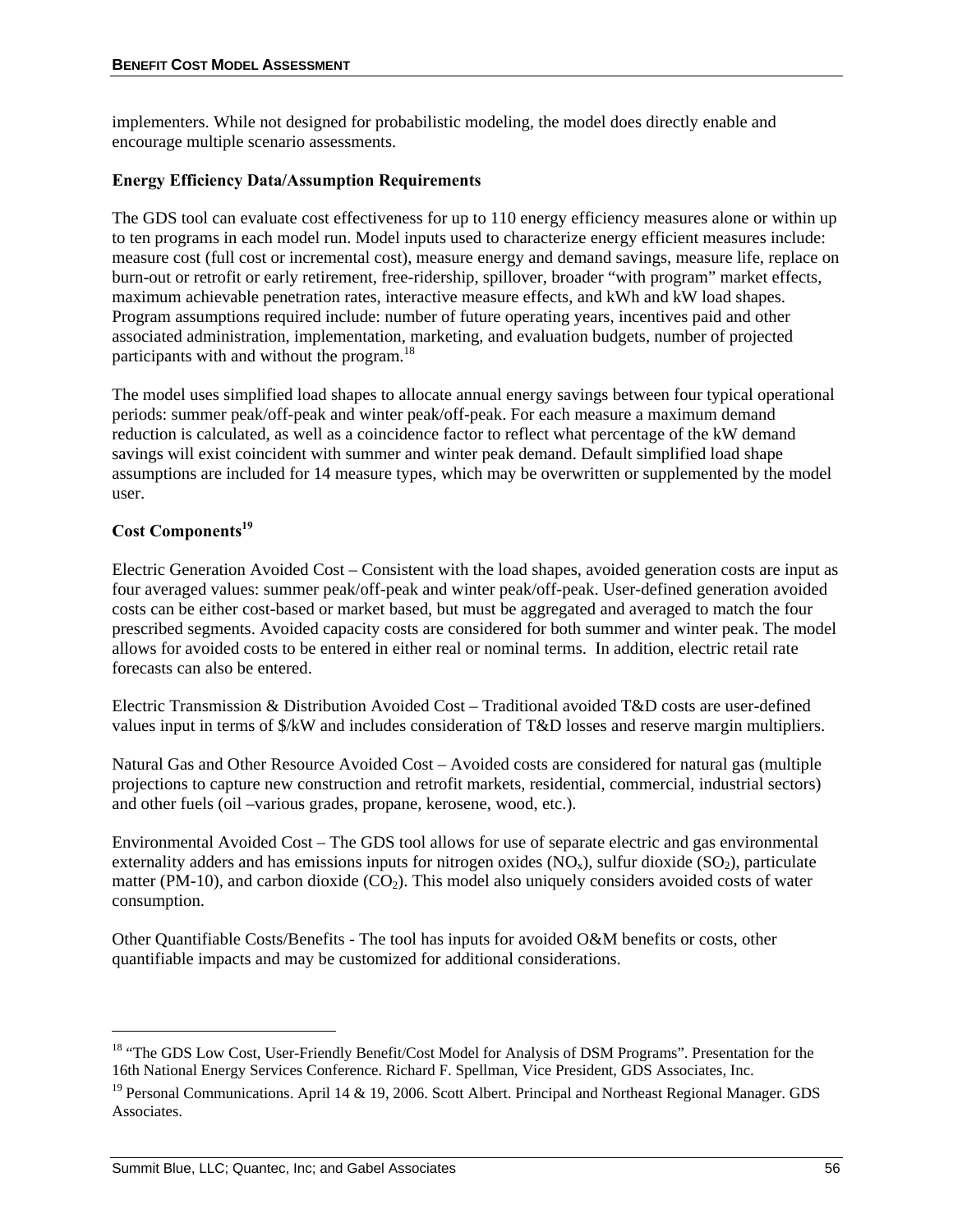implementers. While not designed for probabilistic modeling, the model does directly enable and encourage multiple scenario assessments.

**Energy Efficiency Data/Assumption Requirements**

The GDS tool can evaluate cost effectiveness for up to 110 energy efficiency measures alone or within up to ten programs in each model run. Model inputs used to characterize energy efficient measures include: measure cost (full cost or incremental cost), measure energy and demand savings, measure life, replace on burn-out or retrofit or early retirement, free-ridership, spillover, broader "with program" market effects, maximum achievable penetration rates, interactive measure effects, and kWh and kW load shapes. Program assumptions required include: number of future operating years, incentives paid and other associated administration, implementation, marketing, and evaluation budgets, number of projected participants with and without the program.[18]

The model uses simplified load shapes to allocate annual energy savings between four typical operational periods: summer peak/off-peak and winter peak/off-peak. For each measure a maximum demand reduction is calculated, as well as a coincidence factor to reflect what percentage of the kW demand savings will exist coincident with summer and winter peak demand. Default simplified load shape assumptions are included for 14 measure types, which may be overwritten or supplemented by the model user.

**Cost Components[19]**

Electric Generation Avoided Cost – Consistent with the load shapes, avoided generation costs are input as four averaged values: summer peak/off-peak and winter peak/off-peak. User-defined generation avoided costs can be either cost-based or market based, but must be aggregated and averaged to match the four prescribed segments. Avoided capacity costs are considered for both summer and winter peak. The model allows for avoided costs to be entered in either real or nominal terms. In addition, electric retail rate forecasts can also be entered.

Electric Transmission & Distribution Avoided Cost – Traditional avoided T&D costs are user-defined values input in terms of $/kW and includes consideration of T&D losses and reserve margin multipliers.

Natural Gas and Other Resource Avoided Cost – Avoided costs are considered for natural gas (multiple projections to capture new construction and retrofit markets, residential, commercial, industrial sectors) and other fuels (oil –various grades, propane, kerosene, wood, etc.).

Environmental Avoided Cost – The GDS tool allows for use of separate electric and gas environmental externality adders and has emissions inputs for nitrogen oxides ($NO_x$), sulfur dioxide ($SO_2$), particulate matter (PM-10), and carbon dioxide ($CO_2$). This model also uniquely considers avoided costs of water consumption.

Other Quantifiable Costs/Benefits - The tool has inputs for avoided O&M benefits or costs, other quantifiable impacts and may be customized for additional considerations.

---

[18] "The GDS Low Cost, User-Friendly Benefit/Cost Model for Analysis of DSM Programs". Presentation for the 16th National Energy Services Conference. Richard F. Spellman, Vice President, GDS Associates, Inc.

[19] Personal Communications. April 14 & 19, 2006. Scott Albert. Principal and Northeast Regional Manager. GDS Associates.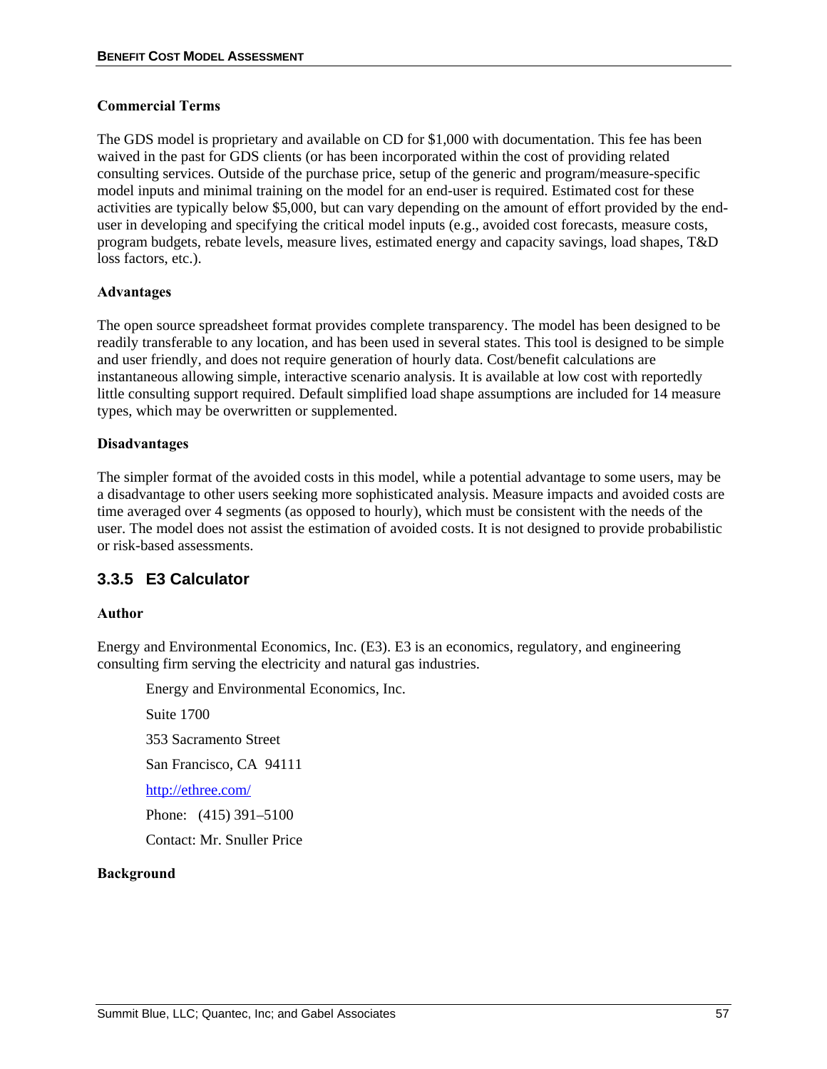**Commercial Terms**

The GDS model is proprietary and available on CD for $1,000 with documentation. This fee has been waived in the past for GDS clients (or has been incorporated within the cost of providing related consulting services. Outside of the purchase price, setup of the generic and program/measure-specific model inputs and minimal training on the model for an end-user is required. Estimated cost for these activities are typically below $5,000, but can vary depending on the amount of effort provided by the end-user in developing and specifying the critical model inputs (e.g., avoided cost forecasts, measure costs, program budgets, rebate levels, measure lives, estimated energy and capacity savings, load shapes, T&D loss factors, etc.).

**Advantages**

The open source spreadsheet format provides complete transparency. The model has been designed to be readily transferable to any location, and has been used in several states. This tool is designed to be simple and user friendly, and does not require generation of hourly data. Cost/benefit calculations are instantaneous allowing simple, interactive scenario analysis. It is available at low cost with reportedly little consulting support required. Default simplified load shape assumptions are included for 14 measure types, which may be overwritten or supplemented.

**Disadvantages**

The simpler format of the avoided costs in this model, while a potential advantage to some users, may be a disadvantage to other users seeking more sophisticated analysis. Measure impacts and avoided costs are time averaged over 4 segments (as opposed to hourly), which must be consistent with the needs of the user. The model does not assist the estimation of avoided costs. It is not designed to provide probabilistic or risk-based assessments.

### 3.3.5 E3 Calculator

**Author**

Energy and Environmental Economics, Inc. (E3). E3 is an economics, regulatory, and engineering consulting firm serving the electricity and natural gas industries.

Energy and Environmental Economics, Inc.

Suite 1700

353 Sacramento Street

San Francisco, CA 94111

http://ethree.com/

Phone: (415) 391–5100

Contact: Mr. Snuller Price

**Background**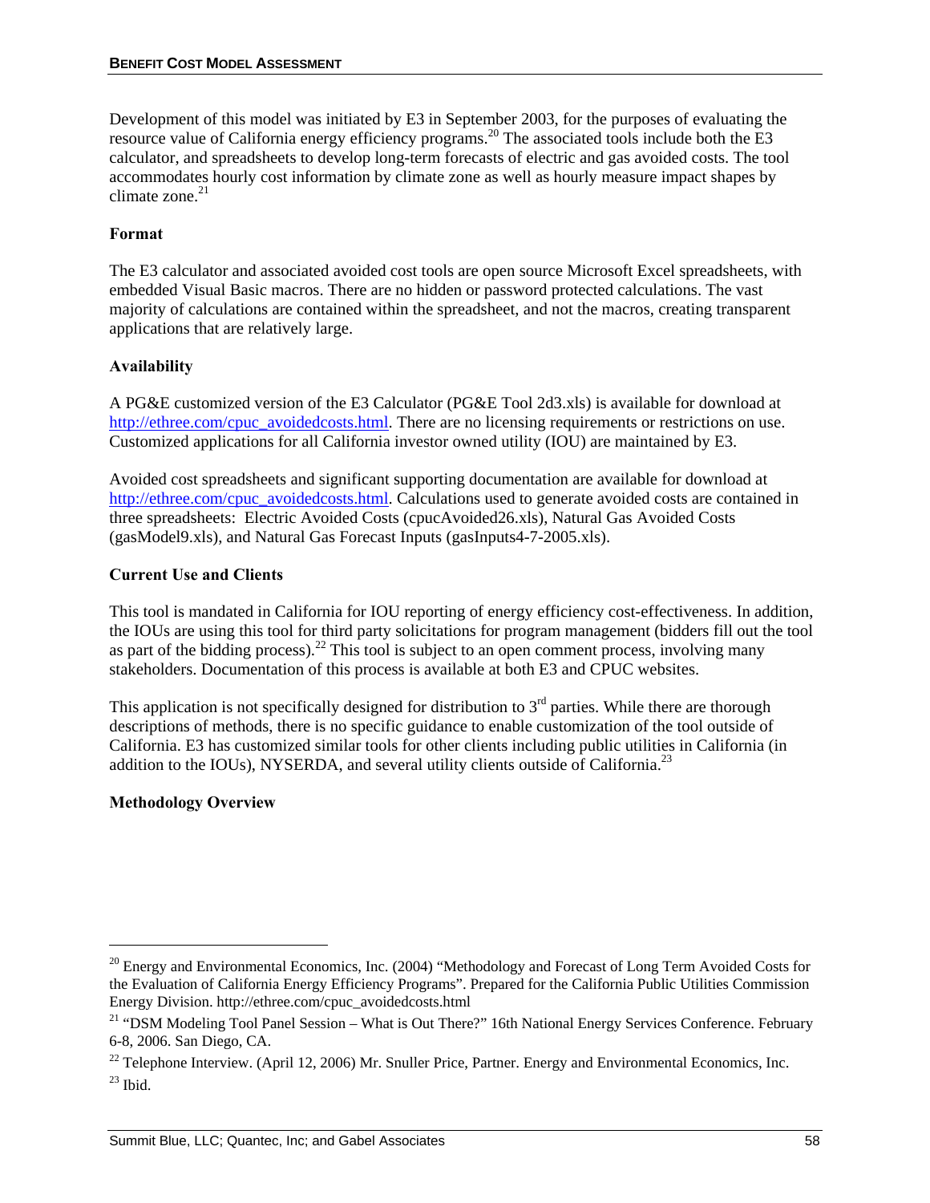Development of this model was initiated by E3 in September 2003, for the purposes of evaluating the resource value of California energy efficiency programs.[20] The associated tools include both the E3 calculator, and spreadsheets to develop long-term forecasts of electric and gas avoided costs. The tool accommodates hourly cost information by climate zone as well as hourly measure impact shapes by climate zone.[21]

### Format

The E3 calculator and associated avoided cost tools are open source Microsoft Excel spreadsheets, with embedded Visual Basic macros. There are no hidden or password protected calculations. The vast majority of calculations are contained within the spreadsheet, and not the macros, creating transparent applications that are relatively large.

### Availability

A PG&E customized version of the E3 Calculator (PG&E Tool 2d3.xls) is available for download at http://ethree.com/cpuc_avoidedcosts.html. There are no licensing requirements or restrictions on use. Customized applications for all California investor owned utility (IOU) are maintained by E3.

Avoided cost spreadsheets and significant supporting documentation are available for download at http://ethree.com/cpuc_avoidedcosts.html. Calculations used to generate avoided costs are contained in three spreadsheets: Electric Avoided Costs (cpucAvoided26.xls), Natural Gas Avoided Costs (gasModel9.xls), and Natural Gas Forecast Inputs (gasInputs4-7-2005.xls).

### Current Use and Clients

This tool is mandated in California for IOU reporting of energy efficiency cost-effectiveness. In addition, the IOUs are using this tool for third party solicitations for program management (bidders fill out the tool as part of the bidding process).[22] This tool is subject to an open comment process, involving many stakeholders. Documentation of this process is available at both E3 and CPUC websites.

This application is not specifically designed for distribution to 3rd parties. While there are thorough descriptions of methods, there is no specific guidance to enable customization of the tool outside of California. E3 has customized similar tools for other clients including public utilities in California (in addition to the IOUs), NYSERDA, and several utility clients outside of California.[23]

### Methodology Overview

---

[20] Energy and Environmental Economics, Inc. (2004) "Methodology and Forecast of Long Term Avoided Costs for the Evaluation of California Energy Efficiency Programs". Prepared for the California Public Utilities Commission Energy Division. http://ethree.com/cpuc_avoidedcosts.html

[21] "DSM Modeling Tool Panel Session – What is Out There?" 16th National Energy Services Conference. February 6-8, 2006. San Diego, CA.

[22] Telephone Interview. (April 12, 2006) Mr. Snuller Price, Partner. Energy and Environmental Economics, Inc.

[23] Ibid.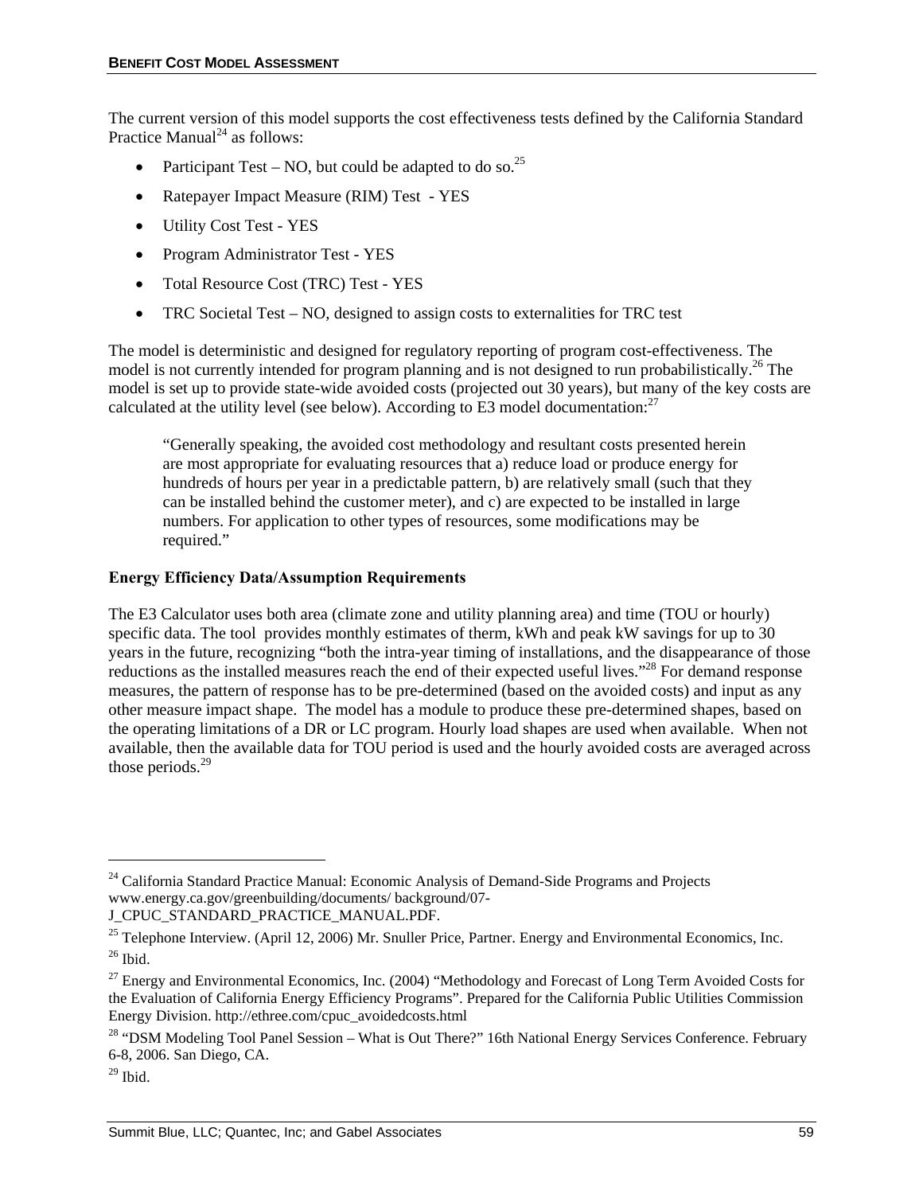The current version of this model supports the cost effectiveness tests defined by the California Standard Practice Manual[24] as follows:

- Participant Test – NO, but could be adapted to do so.[25]
- Ratepayer Impact Measure (RIM) Test - YES
- Utility Cost Test - YES
- Program Administrator Test - YES
- Total Resource Cost (TRC) Test - YES
- TRC Societal Test – NO, designed to assign costs to externalities for TRC test

The model is deterministic and designed for regulatory reporting of program cost-effectiveness. The model is not currently intended for program planning and is not designed to run probabilistically.[26] The model is set up to provide state-wide avoided costs (projected out 30 years), but many of the key costs are calculated at the utility level (see below). According to E3 model documentation:[27]

> "Generally speaking, the avoided cost methodology and resultant costs presented herein are most appropriate for evaluating resources that a) reduce load or produce energy for hundreds of hours per year in a predictable pattern, b) are relatively small (such that they can be installed behind the customer meter), and c) are expected to be installed in large numbers. For application to other types of resources, some modifications may be required."

**Energy Efficiency Data/Assumption Requirements**

The E3 Calculator uses both area (climate zone and utility planning area) and time (TOU or hourly) specific data. The tool provides monthly estimates of therm, kWh and peak kW savings for up to 30 years in the future, recognizing "both the intra-year timing of installations, and the disappearance of those reductions as the installed measures reach the end of their expected useful lives."[28] For demand response measures, the pattern of response has to be pre-determined (based on the avoided costs) and input as any other measure impact shape. The model has a module to produce these pre-determined shapes, based on the operating limitations of a DR or LC program. Hourly load shapes are used when available. When not available, then the available data for TOU period is used and the hourly avoided costs are averaged across those periods.[29]

---

[24] California Standard Practice Manual: Economic Analysis of Demand-Side Programs and Projects www.energy.ca.gov/greenbuilding/documents/ background/07-J_CPUC_STANDARD_PRACTICE_MANUAL.PDF.

[25] Telephone Interview. (April 12, 2006) Mr. Snuller Price, Partner. Energy and Environmental Economics, Inc.

[26] Ibid.

[27] Energy and Environmental Economics, Inc. (2004) "Methodology and Forecast of Long Term Avoided Costs for the Evaluation of California Energy Efficiency Programs". Prepared for the California Public Utilities Commission Energy Division. http://ethree.com/cpuc_avoidedcosts.html

[28] "DSM Modeling Tool Panel Session – What is Out There?" 16th National Energy Services Conference. February 6-8, 2006. San Diego, CA.

[29] Ibid.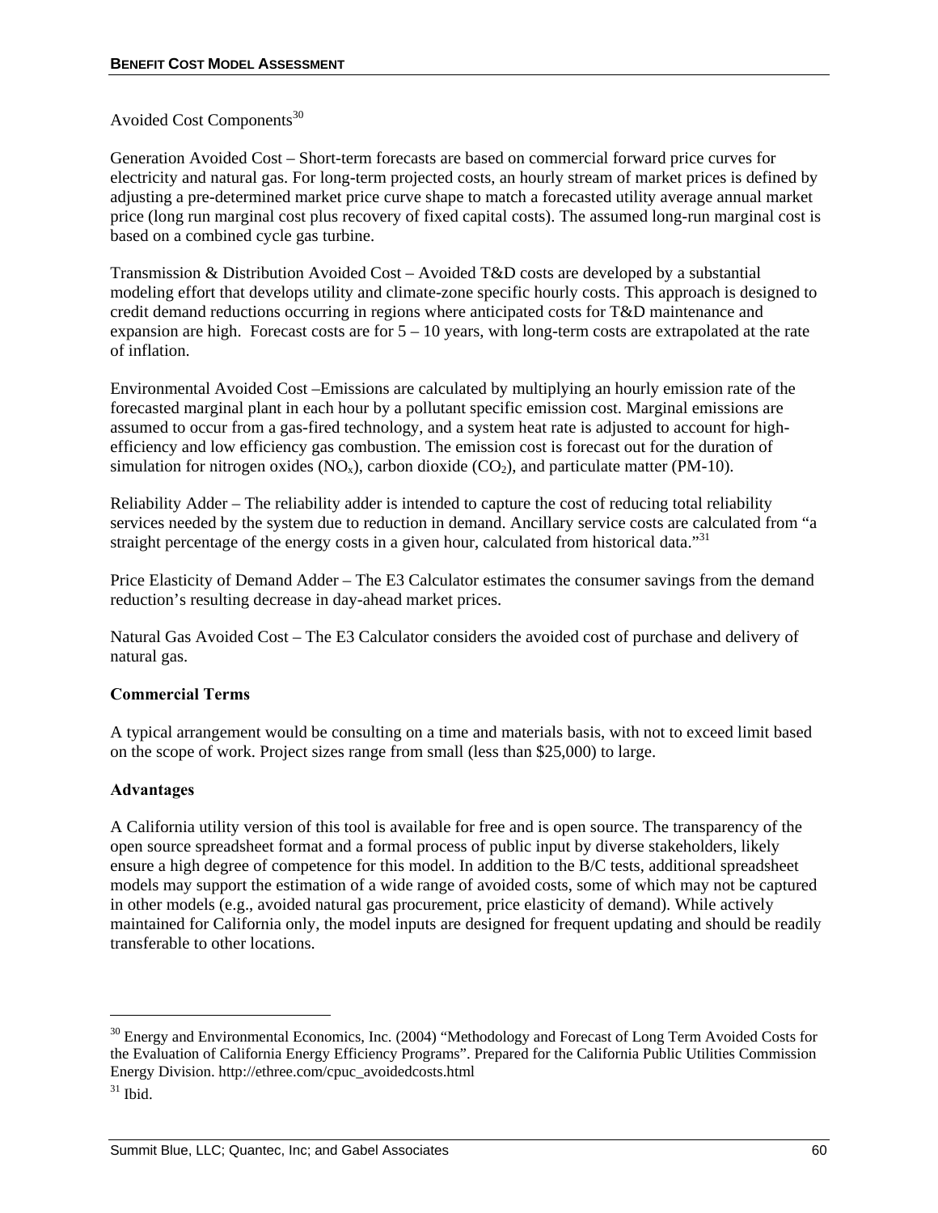Avoided Cost Components[30]

Generation Avoided Cost – Short-term forecasts are based on commercial forward price curves for electricity and natural gas. For long-term projected costs, an hourly stream of market prices is defined by adjusting a pre-determined market price curve shape to match a forecasted utility average annual market price (long run marginal cost plus recovery of fixed capital costs). The assumed long-run marginal cost is based on a combined cycle gas turbine.

Transmission & Distribution Avoided Cost – Avoided T&D costs are developed by a substantial modeling effort that develops utility and climate-zone specific hourly costs. This approach is designed to credit demand reductions occurring in regions where anticipated costs for T&D maintenance and expansion are high. Forecast costs are for 5 – 10 years, with long-term costs are extrapolated at the rate of inflation.

Environmental Avoided Cost –Emissions are calculated by multiplying an hourly emission rate of the forecasted marginal plant in each hour by a pollutant specific emission cost. Marginal emissions are assumed to occur from a gas-fired technology, and a system heat rate is adjusted to account for high-efficiency and low efficiency gas combustion. The emission cost is forecast out for the duration of simulation for nitrogen oxides ($NO_x$), carbon dioxide ($CO_2$), and particulate matter (PM-10).

Reliability Adder – The reliability adder is intended to capture the cost of reducing total reliability services needed by the system due to reduction in demand. Ancillary service costs are calculated from "a straight percentage of the energy costs in a given hour, calculated from historical data."[31]

Price Elasticity of Demand Adder – The E3 Calculator estimates the consumer savings from the demand reduction's resulting decrease in day-ahead market prices.

Natural Gas Avoided Cost – The E3 Calculator considers the avoided cost of purchase and delivery of natural gas.

**Commercial Terms**

A typical arrangement would be consulting on a time and materials basis, with not to exceed limit based on the scope of work. Project sizes range from small (less than $25,000) to large.

**Advantages**

A California utility version of this tool is available for free and is open source. The transparency of the open source spreadsheet format and a formal process of public input by diverse stakeholders, likely ensure a high degree of competence for this model. In addition to the B/C tests, additional spreadsheet models may support the estimation of a wide range of avoided costs, some of which may not be captured in other models (e.g., avoided natural gas procurement, price elasticity of demand). While actively maintained for California only, the model inputs are designed for frequent updating and should be readily transferable to other locations.

---

[30] Energy and Environmental Economics, Inc. (2004) "Methodology and Forecast of Long Term Avoided Costs for the Evaluation of California Energy Efficiency Programs". Prepared for the California Public Utilities Commission Energy Division. http://ethree.com/cpuc_avoidedcosts.html

[31] Ibid.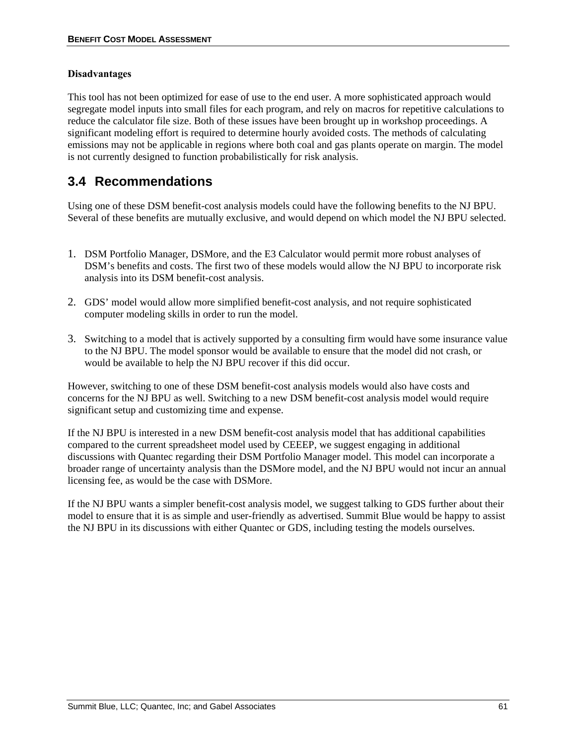**Disadvantages**

This tool has not been optimized for ease of use to the end user. A more sophisticated approach would segregate model inputs into small files for each program, and rely on macros for repetitive calculations to reduce the calculator file size. Both of these issues have been brought up in workshop proceedings. A significant modeling effort is required to determine hourly avoided costs. The methods of calculating emissions may not be applicable in regions where both coal and gas plants operate on margin. The model is not currently designed to function probabilistically for risk analysis.

## 3.4 Recommendations

Using one of these DSM benefit-cost analysis models could have the following benefits to the NJ BPU. Several of these benefits are mutually exclusive, and would depend on which model the NJ BPU selected.

1. DSM Portfolio Manager, DSMore, and the E3 Calculator would permit more robust analyses of DSM's benefits and costs. The first two of these models would allow the NJ BPU to incorporate risk analysis into its DSM benefit-cost analysis.

2. GDS' model would allow more simplified benefit-cost analysis, and not require sophisticated computer modeling skills in order to run the model.

3. Switching to a model that is actively supported by a consulting firm would have some insurance value to the NJ BPU. The model sponsor would be available to ensure that the model did not crash, or would be available to help the NJ BPU recover if this did occur.

However, switching to one of these DSM benefit-cost analysis models would also have costs and concerns for the NJ BPU as well. Switching to a new DSM benefit-cost analysis model would require significant setup and customizing time and expense.

If the NJ BPU is interested in a new DSM benefit-cost analysis model that has additional capabilities compared to the current spreadsheet model used by CEEEP, we suggest engaging in additional discussions with Quantec regarding their DSM Portfolio Manager model. This model can incorporate a broader range of uncertainty analysis than the DSMore model, and the NJ BPU would not incur an annual licensing fee, as would be the case with DSMore.

If the NJ BPU wants a simpler benefit-cost analysis model, we suggest talking to GDS further about their model to ensure that it is as simple and user-friendly as advertised. Summit Blue would be happy to assist the NJ BPU in its discussions with either Quantec or GDS, including testing the models ourselves.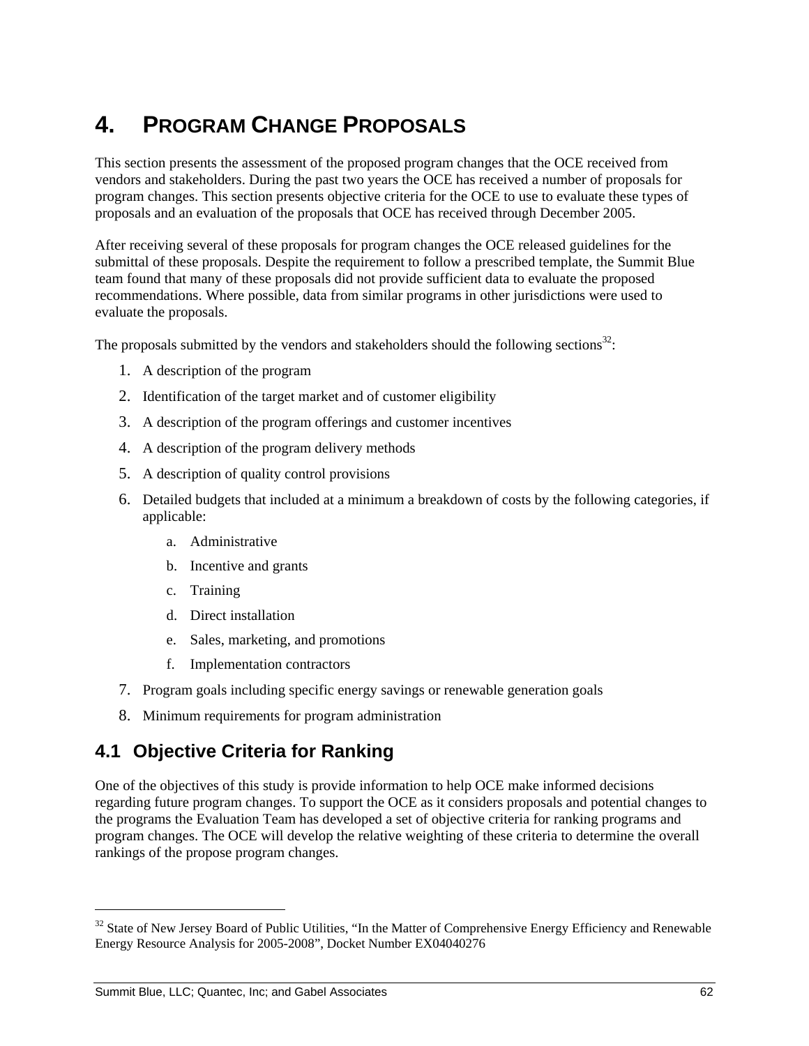# 4. PROGRAM CHANGE PROPOSALS

This section presents the assessment of the proposed program changes that the OCE received from vendors and stakeholders. During the past two years the OCE has received a number of proposals for program changes. This section presents objective criteria for the OCE to use to evaluate these types of proposals and an evaluation of the proposals that OCE has received through December 2005.

After receiving several of these proposals for program changes the OCE released guidelines for the submittal of these proposals. Despite the requirement to follow a prescribed template, the Summit Blue team found that many of these proposals did not provide sufficient data to evaluate the proposed recommendations. Where possible, data from similar programs in other jurisdictions were used to evaluate the proposals.

The proposals submitted by the vendors and stakeholders should the following sections[32]:

1. A description of the program
2. Identification of the target market and of customer eligibility
3. A description of the program offerings and customer incentives
4. A description of the program delivery methods
5. A description of quality control provisions
6. Detailed budgets that included at a minimum a breakdown of costs by the following categories, if applicable:
    a. Administrative
    b. Incentive and grants
    c. Training
    d. Direct installation
    e. Sales, marketing, and promotions
    f. Implementation contractors
7. Program goals including specific energy savings or renewable generation goals
8. Minimum requirements for program administration

## 4.1 Objective Criteria for Ranking

One of the objectives of this study is provide information to help OCE make informed decisions regarding future program changes. To support the OCE as it considers proposals and potential changes to the programs the Evaluation Team has developed a set of objective criteria for ranking programs and program changes. The OCE will develop the relative weighting of these criteria to determine the overall rankings of the propose program changes.

[32] State of New Jersey Board of Public Utilities, "In the Matter of Comprehensive Energy Efficiency and Renewable Energy Resource Analysis for 2005-2008", Docket Number EX04040276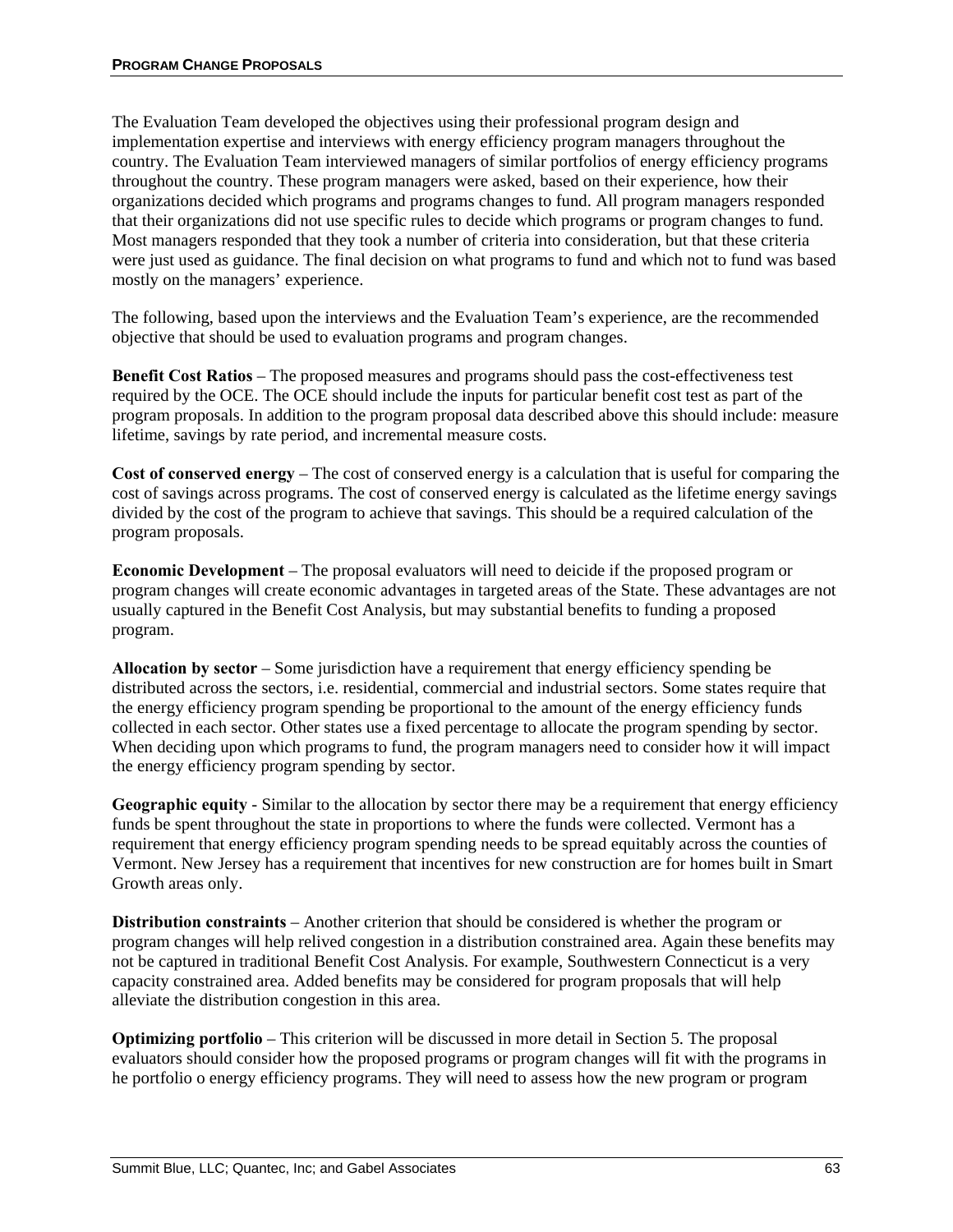The Evaluation Team developed the objectives using their professional program design and implementation expertise and interviews with energy efficiency program managers throughout the country. The Evaluation Team interviewed managers of similar portfolios of energy efficiency programs throughout the country. These program managers were asked, based on their experience, how their organizations decided which programs and programs changes to fund. All program managers responded that their organizations did not use specific rules to decide which programs or program changes to fund. Most managers responded that they took a number of criteria into consideration, but that these criteria were just used as guidance. The final decision on what programs to fund and which not to fund was based mostly on the managers' experience.

The following, based upon the interviews and the Evaluation Team's experience, are the recommended objective that should be used to evaluation programs and program changes.

**Benefit Cost Ratios** – The proposed measures and programs should pass the cost-effectiveness test required by the OCE. The OCE should include the inputs for particular benefit cost test as part of the program proposals. In addition to the program proposal data described above this should include: measure lifetime, savings by rate period, and incremental measure costs.

**Cost of conserved energy** – The cost of conserved energy is a calculation that is useful for comparing the cost of savings across programs. The cost of conserved energy is calculated as the lifetime energy savings divided by the cost of the program to achieve that savings. This should be a required calculation of the program proposals.

**Economic Development** – The proposal evaluators will need to deicide if the proposed program or program changes will create economic advantages in targeted areas of the State. These advantages are not usually captured in the Benefit Cost Analysis, but may substantial benefits to funding a proposed program.

**Allocation by sector** – Some jurisdiction have a requirement that energy efficiency spending be distributed across the sectors, i.e. residential, commercial and industrial sectors. Some states require that the energy efficiency program spending be proportional to the amount of the energy efficiency funds collected in each sector. Other states use a fixed percentage to allocate the program spending by sector. When deciding upon which programs to fund, the program managers need to consider how it will impact the energy efficiency program spending by sector.

**Geographic equity** - Similar to the allocation by sector there may be a requirement that energy efficiency funds be spent throughout the state in proportions to where the funds were collected. Vermont has a requirement that energy efficiency program spending needs to be spread equitably across the counties of Vermont. New Jersey has a requirement that incentives for new construction are for homes built in Smart Growth areas only.

**Distribution constraints** – Another criterion that should be considered is whether the program or program changes will help relived congestion in a distribution constrained area. Again these benefits may not be captured in traditional Benefit Cost Analysis. For example, Southwestern Connecticut is a very capacity constrained area. Added benefits may be considered for program proposals that will help alleviate the distribution congestion in this area.

**Optimizing portfolio** – This criterion will be discussed in more detail in Section 5. The proposal evaluators should consider how the proposed programs or program changes will fit with the programs in he portfolio o energy efficiency programs. They will need to assess how the new program or program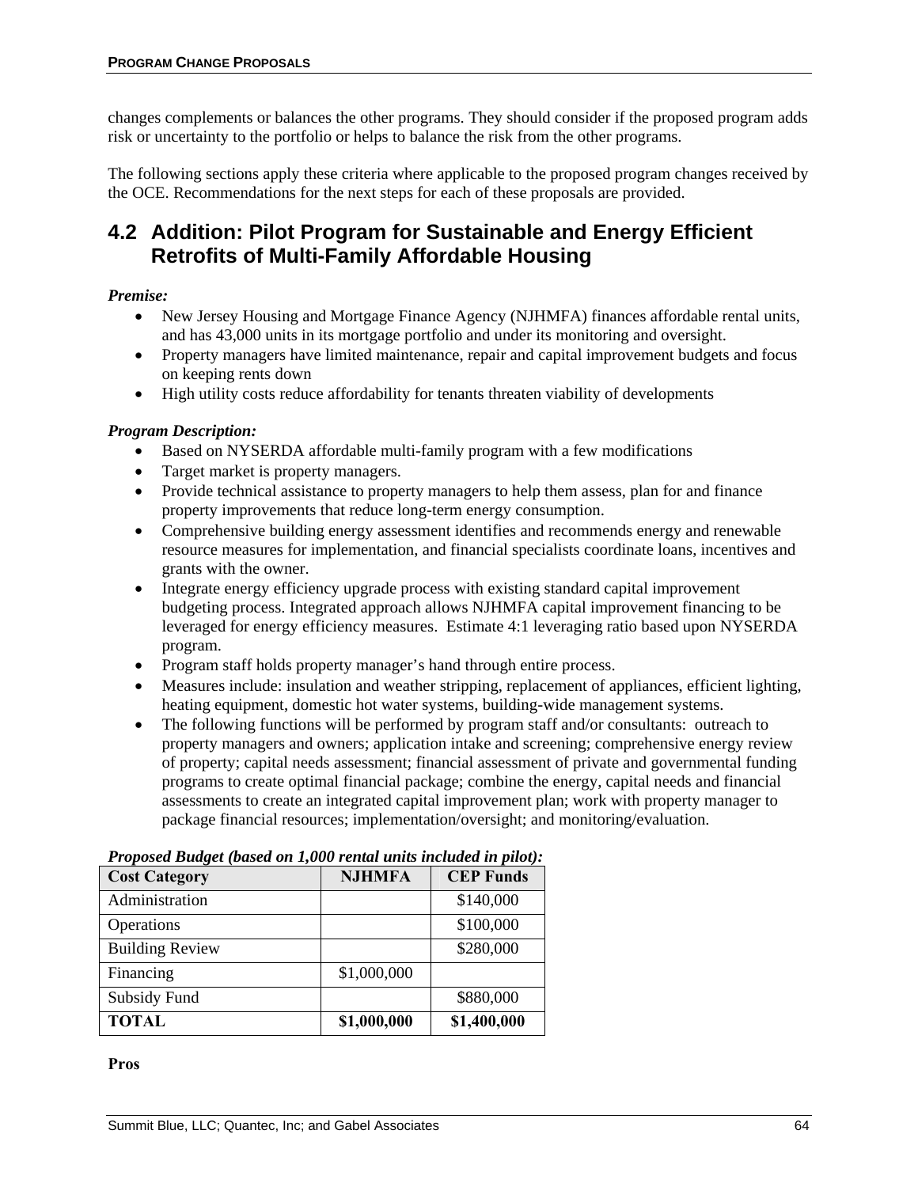changes complements or balances the other programs. They should consider if the proposed program adds risk or uncertainty to the portfolio or helps to balance the risk from the other programs.

The following sections apply these criteria where applicable to the proposed program changes received by the OCE. Recommendations for the next steps for each of these proposals are provided.

## 4.2 Addition: Pilot Program for Sustainable and Energy Efficient Retrofits of Multi-Family Affordable Housing

***Premise:***

- New Jersey Housing and Mortgage Finance Agency (NJHMFA) finances affordable rental units, and has 43,000 units in its mortgage portfolio and under its monitoring and oversight.
- Property managers have limited maintenance, repair and capital improvement budgets and focus on keeping rents down
- High utility costs reduce affordability for tenants threaten viability of developments

***Program Description:***

- Based on NYSERDA affordable multi-family program with a few modifications
- Target market is property managers.
- Provide technical assistance to property managers to help them assess, plan for and finance property improvements that reduce long-term energy consumption.
- Comprehensive building energy assessment identifies and recommends energy and renewable resource measures for implementation, and financial specialists coordinate loans, incentives and grants with the owner.
- Integrate energy efficiency upgrade process with existing standard capital improvement budgeting process. Integrated approach allows NJHMFA capital improvement financing to be leveraged for energy efficiency measures. Estimate 4:1 leveraging ratio based upon NYSERDA program.
- Program staff holds property manager's hand through entire process.
- Measures include: insulation and weather stripping, replacement of appliances, efficient lighting, heating equipment, domestic hot water systems, building-wide management systems.
- The following functions will be performed by program staff and/or consultants: outreach to property managers and owners; application intake and screening; comprehensive energy review of property; capital needs assessment; financial assessment of private and governmental funding programs to create optimal financial package; combine the energy, capital needs and financial assessments to create an integrated capital improvement plan; work with property manager to package financial resources; implementation/oversight; and monitoring/evaluation.

***Proposed Budget (based on 1,000 rental units included in pilot):***

| Cost Category | NJHMFA | CEP Funds |
|---|---|---|
| Administration | | \$140,000 |
| Operations | | \$100,000 |
| Building Review | | \$280,000 |
| Financing | \$1,000,000 | |
| Subsidy Fund | | \$880,000 |
| **TOTAL** | **\$1,000,000** | **\$1,400,000** |

**Pros**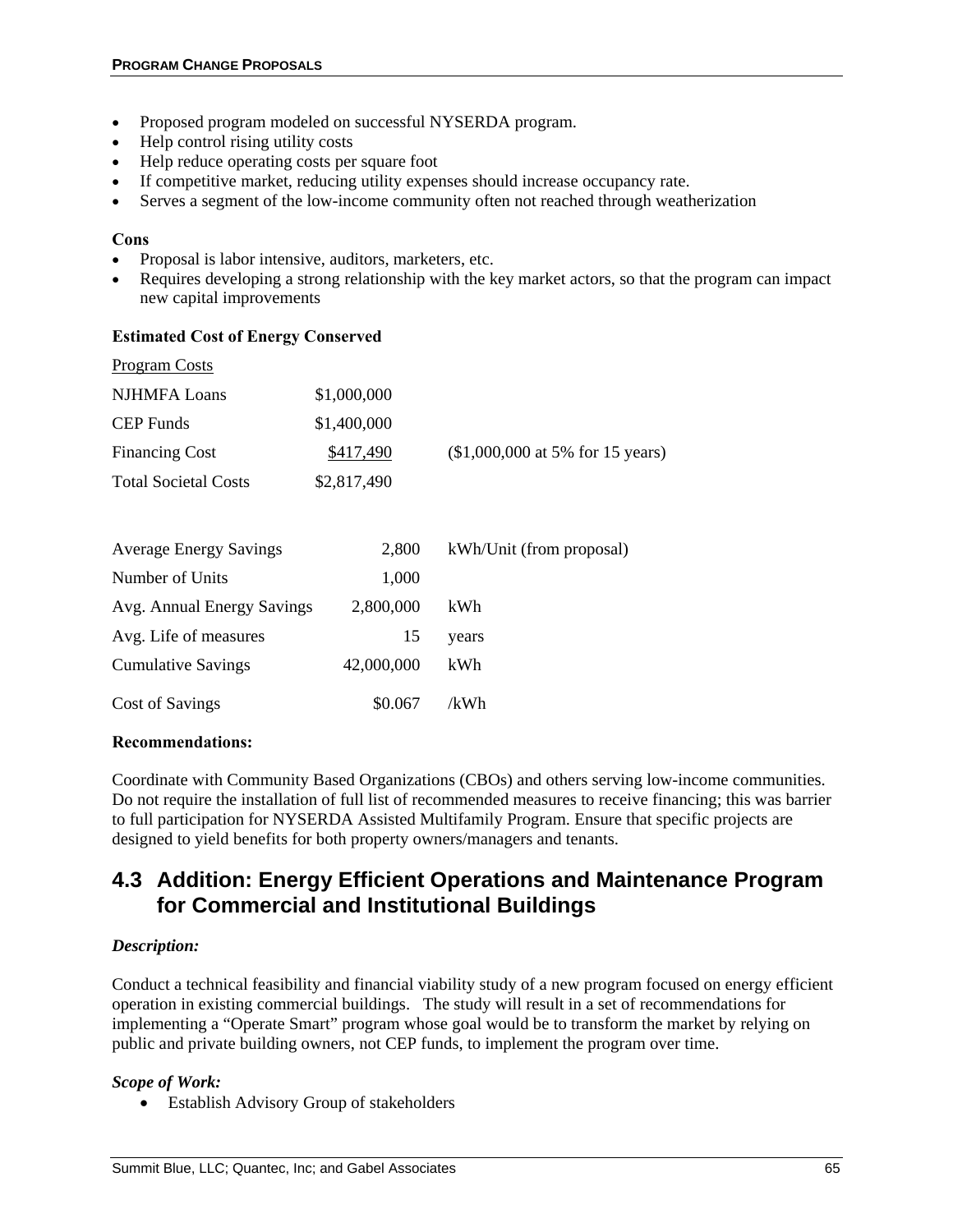- Proposed program modeled on successful NYSERDA program.
- Help control rising utility costs
- Help reduce operating costs per square foot
- If competitive market, reducing utility expenses should increase occupancy rate.
- Serves a segment of the low-income community often not reached through weatherization

**Cons**

- Proposal is labor intensive, auditors, marketers, etc.
- Requires developing a strong relationship with the key market actors, so that the program can impact new capital improvements

**Estimated Cost of Energy Conserved**

| Program Costs | | |
|---|---|---|
| NJHMFA Loans | $1,000,000 | |
| CEP Funds | $1,400,000 | |
| Financing Cost | $417,490 | ($1,000,000 at 5% for 15 years) |
| Total Societal Costs | $2,817,490 | |

| | | |
|---|---|---|
| Average Energy Savings | 2,800 | kWh/Unit (from proposal) |
| Number of Units | 1,000 | |
| Avg. Annual Energy Savings | 2,800,000 | kWh |
| Avg. Life of measures | 15 | years |
| Cumulative Savings | 42,000,000 | kWh |
| Cost of Savings | $0.067 | /kWh |

**Recommendations:**

Coordinate with Community Based Organizations (CBOs) and others serving low-income communities. Do not require the installation of full list of recommended measures to receive financing; this was barrier to full participation for NYSERDA Assisted Multifamily Program. Ensure that specific projects are designed to yield benefits for both property owners/managers and tenants.

## 4.3 Addition: Energy Efficient Operations and Maintenance Program for Commercial and Institutional Buildings

***Description:***

Conduct a technical feasibility and financial viability study of a new program focused on energy efficient operation in existing commercial buildings. The study will result in a set of recommendations for implementing a "Operate Smart" program whose goal would be to transform the market by relying on public and private building owners, not CEP funds, to implement the program over time.

***Scope of Work:***

- Establish Advisory Group of stakeholders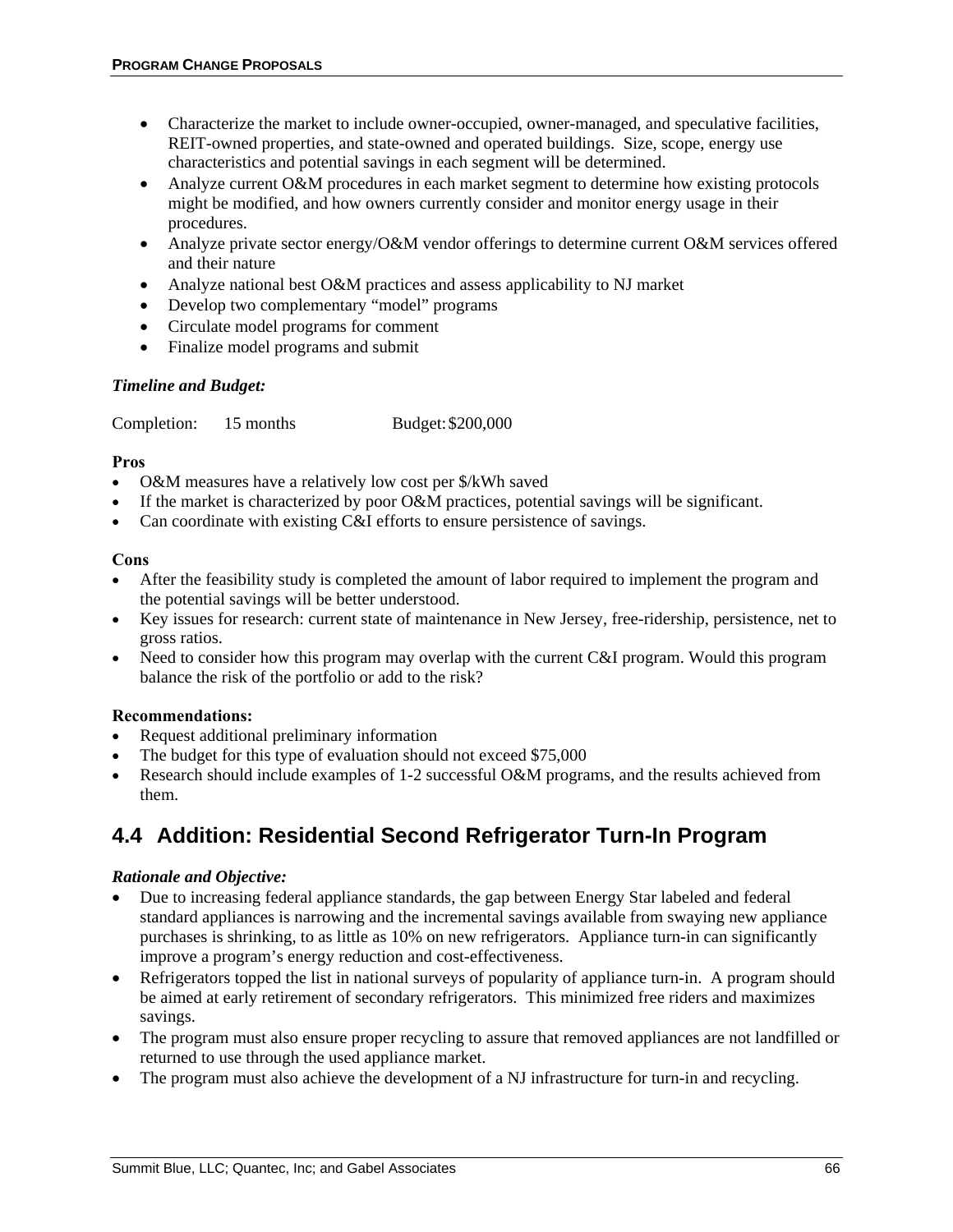- Characterize the market to include owner-occupied, owner-managed, and speculative facilities, REIT-owned properties, and state-owned and operated buildings. Size, scope, energy use characteristics and potential savings in each segment will be determined.
- Analyze current O&M procedures in each market segment to determine how existing protocols might be modified, and how owners currently consider and monitor energy usage in their procedures.
- Analyze private sector energy/O&M vendor offerings to determine current O&M services offered and their nature
- Analyze national best O&M practices and assess applicability to NJ market
- Develop two complementary "model" programs
- Circulate model programs for comment
- Finalize model programs and submit

***Timeline and Budget:***

Completion: 15 months Budget: $200,000

**Pros**

- O&M measures have a relatively low cost per $/kWh saved
- If the market is characterized by poor O&M practices, potential savings will be significant.
- Can coordinate with existing C&I efforts to ensure persistence of savings.

**Cons**

- After the feasibility study is completed the amount of labor required to implement the program and the potential savings will be better understood.
- Key issues for research: current state of maintenance in New Jersey, free-ridership, persistence, net to gross ratios.
- Need to consider how this program may overlap with the current C&I program. Would this program balance the risk of the portfolio or add to the risk?

**Recommendations:**

- Request additional preliminary information
- The budget for this type of evaluation should not exceed $75,000
- Research should include examples of 1-2 successful O&M programs, and the results achieved from them.

## 4.4 Addition: Residential Second Refrigerator Turn-In Program

***Rationale and Objective:***

- Due to increasing federal appliance standards, the gap between Energy Star labeled and federal standard appliances is narrowing and the incremental savings available from swaying new appliance purchases is shrinking, to as little as 10% on new refrigerators. Appliance turn-in can significantly improve a program's energy reduction and cost-effectiveness.
- Refrigerators topped the list in national surveys of popularity of appliance turn-in. A program should be aimed at early retirement of secondary refrigerators. This minimized free riders and maximizes savings.
- The program must also ensure proper recycling to assure that removed appliances are not landfilled or returned to use through the used appliance market.
- The program must also achieve the development of a NJ infrastructure for turn-in and recycling.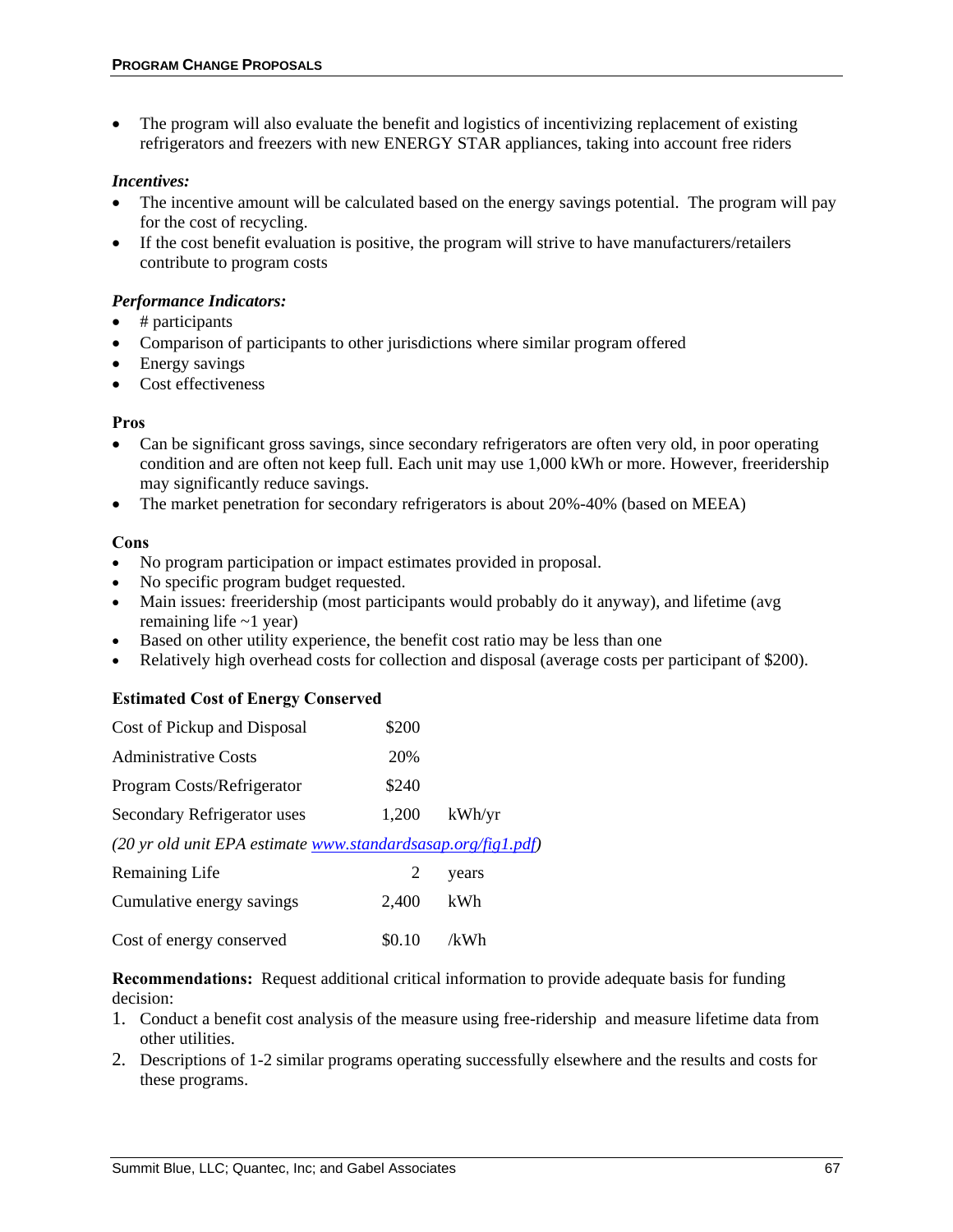- The program will also evaluate the benefit and logistics of incentivizing replacement of existing refrigerators and freezers with new ENERGY STAR appliances, taking into account free riders

***Incentives:***

- The incentive amount will be calculated based on the energy savings potential. The program will pay for the cost of recycling.
- If the cost benefit evaluation is positive, the program will strive to have manufacturers/retailers contribute to program costs

***Performance Indicators:***

- # participants
- Comparison of participants to other jurisdictions where similar program offered
- Energy savings
- Cost effectiveness

**Pros**

- Can be significant gross savings, since secondary refrigerators are often very old, in poor operating condition and are often not keep full. Each unit may use 1,000 kWh or more. However, freeridership may significantly reduce savings.
- The market penetration for secondary refrigerators is about 20%-40% (based on MEEA)

**Cons**

- No program participation or impact estimates provided in proposal.
- No specific program budget requested.
- Main issues: freeridership (most participants would probably do it anyway), and lifetime (avg remaining life ~1 year)
- Based on other utility experience, the benefit cost ratio may be less than one
- Relatively high overhead costs for collection and disposal (average costs per participant of $200).

**Estimated Cost of Energy Conserved**

| | | |
|---|---|---|
| Cost of Pickup and Disposal | $200 | |
| Administrative Costs | 20% | |
| Program Costs/Refrigerator | $240 | |
| Secondary Refrigerator uses | 1,200 | kWh/yr |
| *(20 yr old unit EPA estimate www.standardsasap.org/fig1.pdf)* | | |
| Remaining Life | 2 | years |
| Cumulative energy savings | 2,400 | kWh |
| Cost of energy conserved | $0.10 | /kWh |

**Recommendations:** Request additional critical information to provide adequate basis for funding decision:

1. Conduct a benefit cost analysis of the measure using free-ridership and measure lifetime data from other utilities.
2. Descriptions of 1-2 similar programs operating successfully elsewhere and the results and costs for these programs.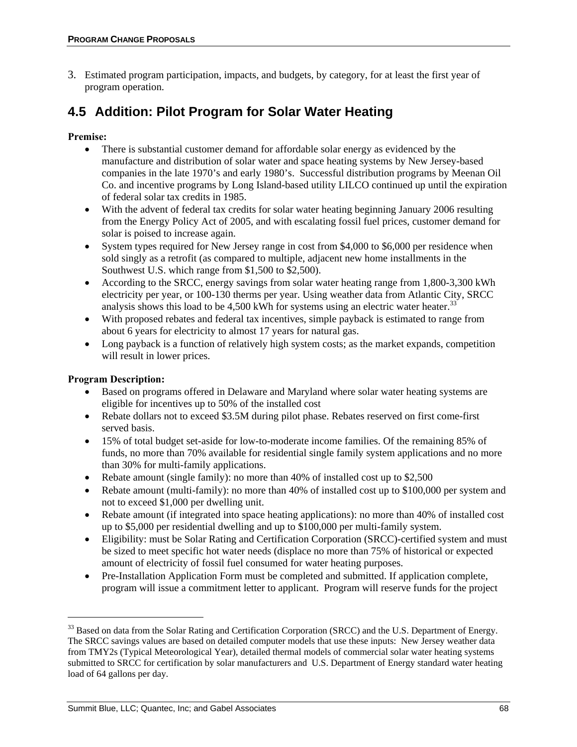3. Estimated program participation, impacts, and budgets, by category, for at least the first year of program operation.

## 4.5 Addition: Pilot Program for Solar Water Heating

**Premise:**

- There is substantial customer demand for affordable solar energy as evidenced by the manufacture and distribution of solar water and space heating systems by New Jersey-based companies in the late 1970's and early 1980's. Successful distribution programs by Meenan Oil Co. and incentive programs by Long Island-based utility LILCO continued up until the expiration of federal solar tax credits in 1985.
- With the advent of federal tax credits for solar water heating beginning January 2006 resulting from the Energy Policy Act of 2005, and with escalating fossil fuel prices, customer demand for solar is poised to increase again.
- System types required for New Jersey range in cost from $4,000 to $6,000 per residence when sold singly as a retrofit (as compared to multiple, adjacent new home installments in the Southwest U.S. which range from $1,500 to $2,500).
- According to the SRCC, energy savings from solar water heating range from 1,800-3,300 kWh electricity per year, or 100-130 therms per year. Using weather data from Atlantic City, SRCC analysis shows this load to be 4,500 kWh for systems using an electric water heater.[33]
- With proposed rebates and federal tax incentives, simple payback is estimated to range from about 6 years for electricity to almost 17 years for natural gas.
- Long payback is a function of relatively high system costs; as the market expands, competition will result in lower prices.

**Program Description:**

- Based on programs offered in Delaware and Maryland where solar water heating systems are eligible for incentives up to 50% of the installed cost
- Rebate dollars not to exceed $3.5M during pilot phase. Rebates reserved on first come-first served basis.
- 15% of total budget set-aside for low-to-moderate income families. Of the remaining 85% of funds, no more than 70% available for residential single family system applications and no more than 30% for multi-family applications.
- Rebate amount (single family): no more than 40% of installed cost up to $2,500
- Rebate amount (multi-family): no more than 40% of installed cost up to $100,000 per system and not to exceed $1,000 per dwelling unit.
- Rebate amount (if integrated into space heating applications): no more than 40% of installed cost up to $5,000 per residential dwelling and up to $100,000 per multi-family system.
- Eligibility: must be Solar Rating and Certification Corporation (SRCC)-certified system and must be sized to meet specific hot water needs (displace no more than 75% of historical or expected amount of electricity of fossil fuel consumed for water heating purposes.
- Pre-Installation Application Form must be completed and submitted. If application complete, program will issue a commitment letter to applicant. Program will reserve funds for the project

---

[33] Based on data from the Solar Rating and Certification Corporation (SRCC) and the U.S. Department of Energy. The SRCC savings values are based on detailed computer models that use these inputs: New Jersey weather data from TMY2s (Typical Meteorological Year), detailed thermal models of commercial solar water heating systems submitted to SRCC for certification by solar manufacturers and U.S. Department of Energy standard water heating load of 64 gallons per day.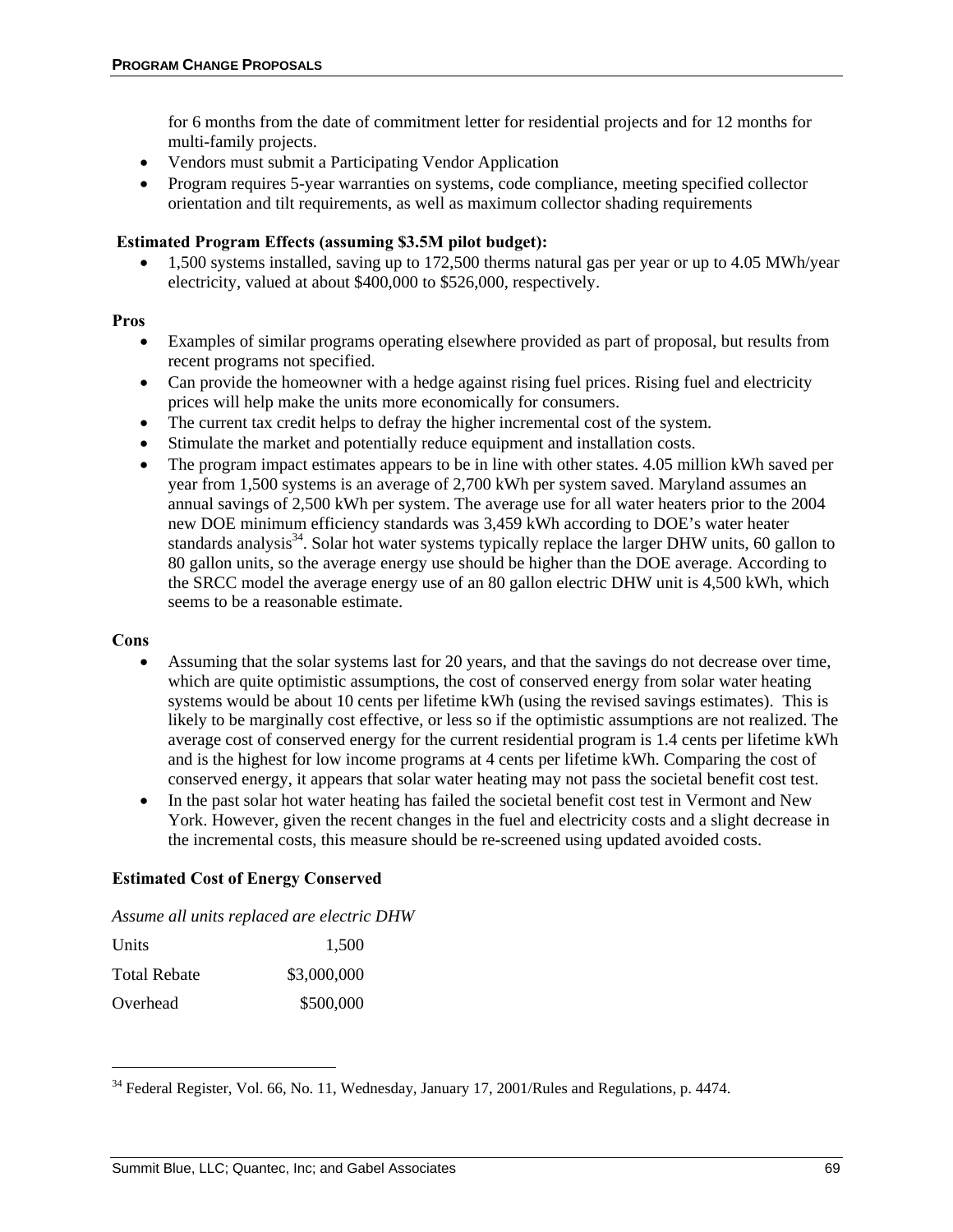for 6 months from the date of commitment letter for residential projects and for 12 months for multi-family projects.

- Vendors must submit a Participating Vendor Application
- Program requires 5-year warranties on systems, code compliance, meeting specified collector orientation and tilt requirements, as well as maximum collector shading requirements

**Estimated Program Effects (assuming $3.5M pilot budget):**

- 1,500 systems installed, saving up to 172,500 therms natural gas per year or up to 4.05 MWh/year electricity, valued at about $400,000 to $526,000, respectively.

**Pros**

- Examples of similar programs operating elsewhere provided as part of proposal, but results from recent programs not specified.
- Can provide the homeowner with a hedge against rising fuel prices. Rising fuel and electricity prices will help make the units more economically for consumers.
- The current tax credit helps to defray the higher incremental cost of the system.
- Stimulate the market and potentially reduce equipment and installation costs.
- The program impact estimates appears to be in line with other states. 4.05 million kWh saved per year from 1,500 systems is an average of 2,700 kWh per system saved. Maryland assumes an annual savings of 2,500 kWh per system. The average use for all water heaters prior to the 2004 new DOE minimum efficiency standards was 3,459 kWh according to DOE's water heater standards analysis[34]. Solar hot water systems typically replace the larger DHW units, 60 gallon to 80 gallon units, so the average energy use should be higher than the DOE average. According to the SRCC model the average energy use of an 80 gallon electric DHW unit is 4,500 kWh, which seems to be a reasonable estimate.

**Cons**

- Assuming that the solar systems last for 20 years, and that the savings do not decrease over time, which are quite optimistic assumptions, the cost of conserved energy from solar water heating systems would be about 10 cents per lifetime kWh (using the revised savings estimates). This is likely to be marginally cost effective, or less so if the optimistic assumptions are not realized. The average cost of conserved energy for the current residential program is 1.4 cents per lifetime kWh and is the highest for low income programs at 4 cents per lifetime kWh. Comparing the cost of conserved energy, it appears that solar water heating may not pass the societal benefit cost test.
- In the past solar hot water heating has failed the societal benefit cost test in Vermont and New York. However, given the recent changes in the fuel and electricity costs and a slight decrease in the incremental costs, this measure should be re-screened using updated avoided costs.

**Estimated Cost of Energy Conserved**

*Assume all units replaced are electric DHW*

| | |
|---|---|
| Units | 1,500 |
| Total Rebate | $3,000,000 |
| Overhead | $500,000 |

[34] Federal Register, Vol. 66, No. 11, Wednesday, January 17, 2001/Rules and Regulations, p. 4474.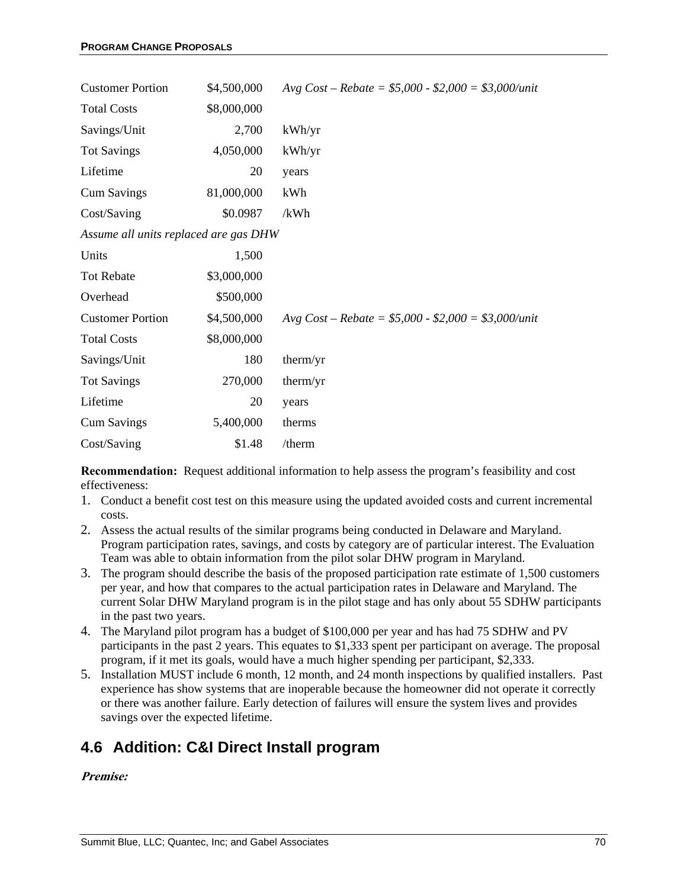| | | |
|---|---|---|
| Customer Portion | $4,500,000 | *Avg Cost – Rebate = $5,000 - $2,000 = $3,000/unit* |
| Total Costs | $8,000,000 | |
| Savings/Unit | 2,700 | kWh/yr |
| Tot Savings | 4,050,000 | kWh/yr |
| Lifetime | 20 | years |
| Cum Savings | 81,000,000 | kWh |
| Cost/Saving | $0.0987 | /kWh |

*Assume all units replaced are gas DHW*

| | | |
|---|---|---|
| Units | 1,500 | |
| Tot Rebate | $3,000,000 | |
| Overhead | $500,000 | |
| Customer Portion | $4,500,000 | *Avg Cost – Rebate = $5,000 - $2,000 = $3,000/unit* |
| Total Costs | $8,000,000 | |
| Savings/Unit | 180 | therm/yr |
| Tot Savings | 270,000 | therm/yr |
| Lifetime | 20 | years |
| Cum Savings | 5,400,000 | therms |
| Cost/Saving | $1.48 | /therm |

**Recommendation:** Request additional information to help assess the program's feasibility and cost effectiveness:

1. Conduct a benefit cost test on this measure using the updated avoided costs and current incremental costs.
2. Assess the actual results of the similar programs being conducted in Delaware and Maryland. Program participation rates, savings, and costs by category are of particular interest. The Evaluation Team was able to obtain information from the pilot solar DHW program in Maryland.
3. The program should describe the basis of the proposed participation rate estimate of 1,500 customers per year, and how that compares to the actual participation rates in Delaware and Maryland. The current Solar DHW Maryland program is in the pilot stage and has only about 55 SDHW participants in the past two years.
4. The Maryland pilot program has a budget of $100,000 per year and has had 75 SDHW and PV participants in the past 2 years. This equates to $1,333 spent per participant on average. The proposal program, if it met its goals, would have a much higher spending per participant, $2,333.
5. Installation MUST include 6 month, 12 month, and 24 month inspections by qualified installers. Past experience has show systems that are inoperable because the homeowner did not operate it correctly or there was another failure. Early detection of failures will ensure the system lives and provides savings over the expected lifetime.

## 4.6 Addition: C&I Direct Install program

***Premise:***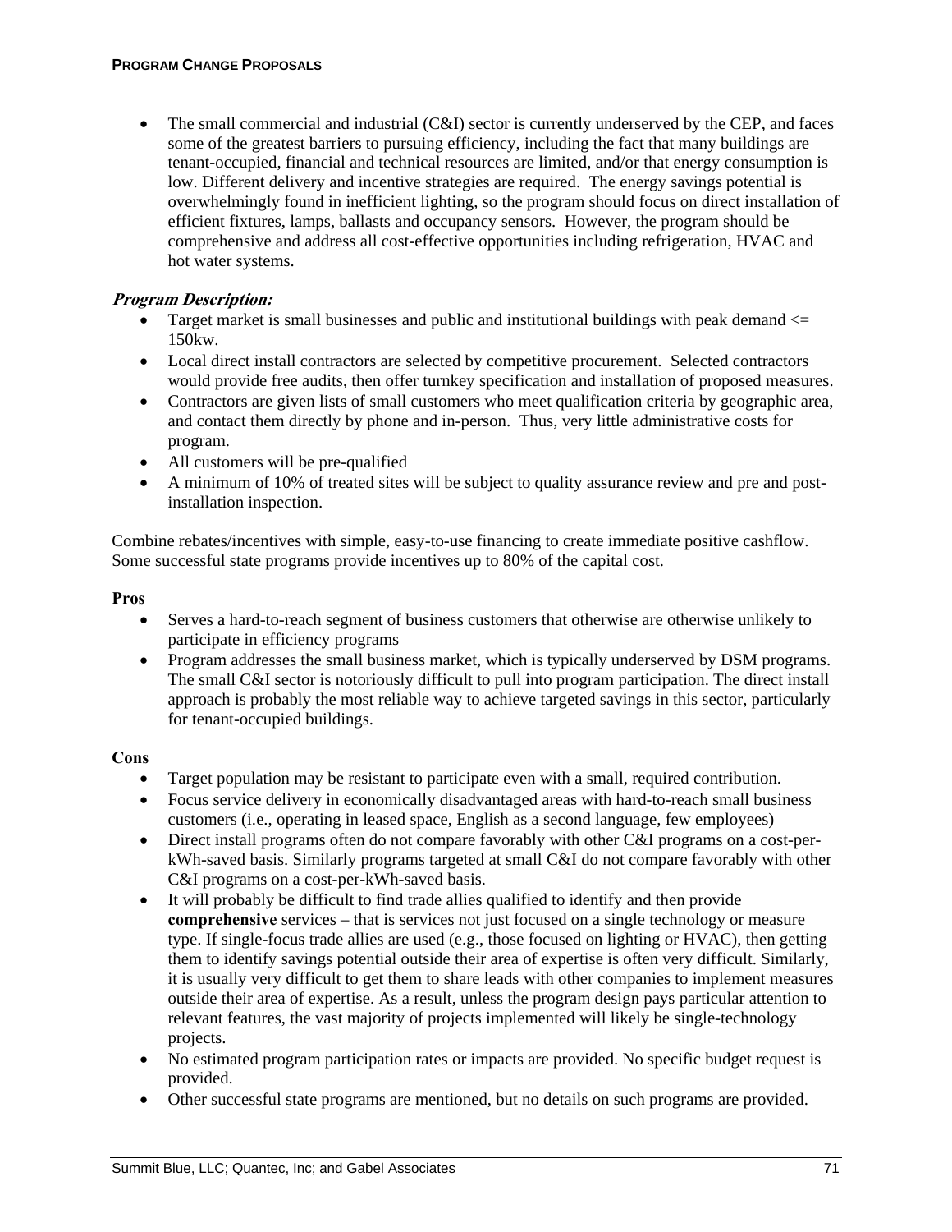- The small commercial and industrial (C&I) sector is currently underserved by the CEP, and faces some of the greatest barriers to pursuing efficiency, including the fact that many buildings are tenant-occupied, financial and technical resources are limited, and/or that energy consumption is low. Different delivery and incentive strategies are required. The energy savings potential is overwhelmingly found in inefficient lighting, so the program should focus on direct installation of efficient fixtures, lamps, ballasts and occupancy sensors. However, the program should be comprehensive and address all cost-effective opportunities including refrigeration, HVAC and hot water systems.

***Program Description:***

- Target market is small businesses and public and institutional buildings with peak demand <= 150kw.
- Local direct install contractors are selected by competitive procurement. Selected contractors would provide free audits, then offer turnkey specification and installation of proposed measures.
- Contractors are given lists of small customers who meet qualification criteria by geographic area, and contact them directly by phone and in-person. Thus, very little administrative costs for program.
- All customers will be pre-qualified
- A minimum of 10% of treated sites will be subject to quality assurance review and pre and post-installation inspection.

Combine rebates/incentives with simple, easy-to-use financing to create immediate positive cashflow. Some successful state programs provide incentives up to 80% of the capital cost.

**Pros**

- Serves a hard-to-reach segment of business customers that otherwise are otherwise unlikely to participate in efficiency programs
- Program addresses the small business market, which is typically underserved by DSM programs. The small C&I sector is notoriously difficult to pull into program participation. The direct install approach is probably the most reliable way to achieve targeted savings in this sector, particularly for tenant-occupied buildings.

**Cons**

- Target population may be resistant to participate even with a small, required contribution.
- Focus service delivery in economically disadvantaged areas with hard-to-reach small business customers (i.e., operating in leased space, English as a second language, few employees)
- Direct install programs often do not compare favorably with other C&I programs on a cost-per-kWh-saved basis. Similarly programs targeted at small C&I do not compare favorably with other C&I programs on a cost-per-kWh-saved basis.
- It will probably be difficult to find trade allies qualified to identify and then provide **comprehensive** services – that is services not just focused on a single technology or measure type. If single-focus trade allies are used (e.g., those focused on lighting or HVAC), then getting them to identify savings potential outside their area of expertise is often very difficult. Similarly, it is usually very difficult to get them to share leads with other companies to implement measures outside their area of expertise. As a result, unless the program design pays particular attention to relevant features, the vast majority of projects implemented will likely be single-technology projects.
- No estimated program participation rates or impacts are provided. No specific budget request is provided.
- Other successful state programs are mentioned, but no details on such programs are provided.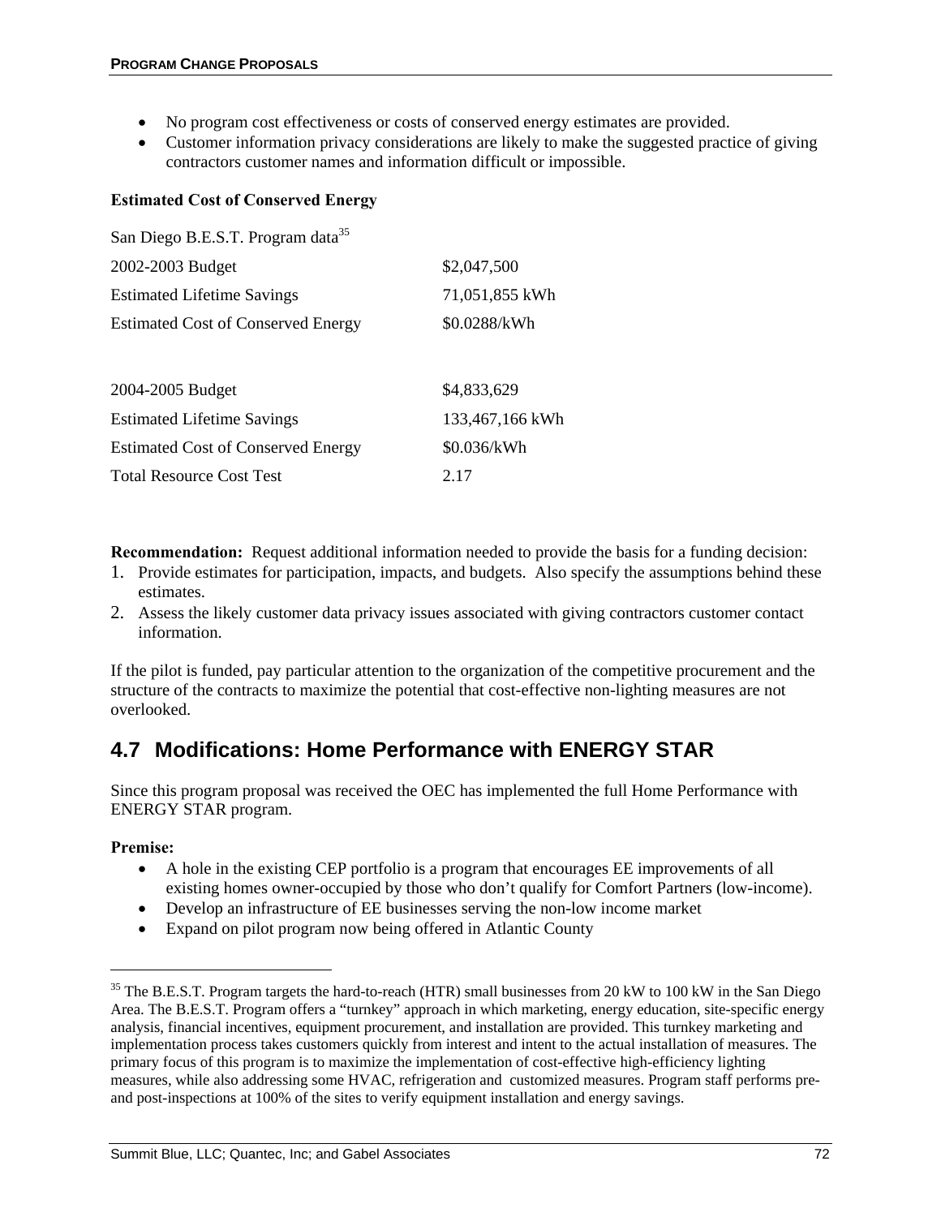- No program cost effectiveness or costs of conserved energy estimates are provided.
- Customer information privacy considerations are likely to make the suggested practice of giving contractors customer names and information difficult or impossible.

**Estimated Cost of Conserved Energy**

San Diego B.E.S.T. Program data[35]

| | |
|---|---|
| 2002-2003 Budget | $2,047,500 |
| Estimated Lifetime Savings | 71,051,855 kWh |
| Estimated Cost of Conserved Energy | $0.0288/kWh |
| | |
| 2004-2005 Budget | $4,833,629 |
| Estimated Lifetime Savings | 133,467,166 kWh |
| Estimated Cost of Conserved Energy | $0.036/kWh |
| Total Resource Cost Test | 2.17 |

**Recommendation:** Request additional information needed to provide the basis for a funding decision:

1. Provide estimates for participation, impacts, and budgets. Also specify the assumptions behind these estimates.
2. Assess the likely customer data privacy issues associated with giving contractors customer contact information.

If the pilot is funded, pay particular attention to the organization of the competitive procurement and the structure of the contracts to maximize the potential that cost-effective non-lighting measures are not overlooked.

## 4.7 Modifications: Home Performance with ENERGY STAR

Since this program proposal was received the OEC has implemented the full Home Performance with ENERGY STAR program.

**Premise:**

- A hole in the existing CEP portfolio is a program that encourages EE improvements of all existing homes owner-occupied by those who don't qualify for Comfort Partners (low-income).
- Develop an infrastructure of EE businesses serving the non-low income market
- Expand on pilot program now being offered in Atlantic County

[35] The B.E.S.T. Program targets the hard-to-reach (HTR) small businesses from 20 kW to 100 kW in the San Diego Area. The B.E.S.T. Program offers a "turnkey" approach in which marketing, energy education, site-specific energy analysis, financial incentives, equipment procurement, and installation are provided. This turnkey marketing and implementation process takes customers quickly from interest and intent to the actual installation of measures. The primary focus of this program is to maximize the implementation of cost-effective high-efficiency lighting measures, while also addressing some HVAC, refrigeration and customized measures. Program staff performs pre- and post-inspections at 100% of the sites to verify equipment installation and energy savings.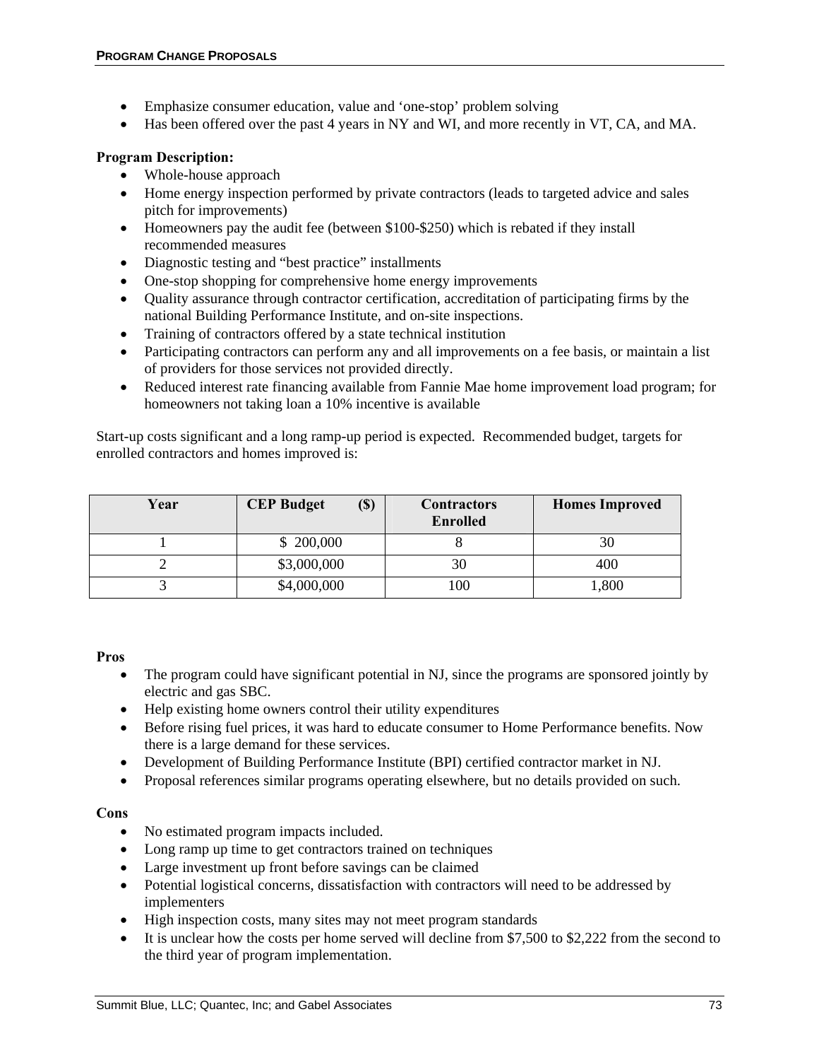- Emphasize consumer education, value and 'one-stop' problem solving
- Has been offered over the past 4 years in NY and WI, and more recently in VT, CA, and MA.

**Program Description:**

- Whole-house approach
- Home energy inspection performed by private contractors (leads to targeted advice and sales pitch for improvements)
- Homeowners pay the audit fee (between $100-$250) which is rebated if they install recommended measures
- Diagnostic testing and "best practice" installments
- One-stop shopping for comprehensive home energy improvements
- Quality assurance through contractor certification, accreditation of participating firms by the national Building Performance Institute, and on-site inspections.
- Training of contractors offered by a state technical institution
- Participating contractors can perform any and all improvements on a fee basis, or maintain a list of providers for those services not provided directly.
- Reduced interest rate financing available from Fannie Mae home improvement load program; for homeowners not taking loan a 10% incentive is available

Start-up costs significant and a long ramp-up period is expected. Recommended budget, targets for enrolled contractors and homes improved is:

| Year | CEP Budget ($) | Contractors Enrolled | Homes Improved |
|---|---|---|---|
| 1 | $ 200,000 | 8 | 30 |
| 2 | $3,000,000 | 30 | 400 |
| 3 | $4,000,000 | 100 | 1,800 |

**Pros**

- The program could have significant potential in NJ, since the programs are sponsored jointly by electric and gas SBC.
- Help existing home owners control their utility expenditures
- Before rising fuel prices, it was hard to educate consumer to Home Performance benefits. Now there is a large demand for these services.
- Development of Building Performance Institute (BPI) certified contractor market in NJ.
- Proposal references similar programs operating elsewhere, but no details provided on such.

**Cons**

- No estimated program impacts included.
- Long ramp up time to get contractors trained on techniques
- Large investment up front before savings can be claimed
- Potential logistical concerns, dissatisfaction with contractors will need to be addressed by implementers
- High inspection costs, many sites may not meet program standards
- It is unclear how the costs per home served will decline from $7,500 to $2,222 from the second to the third year of program implementation.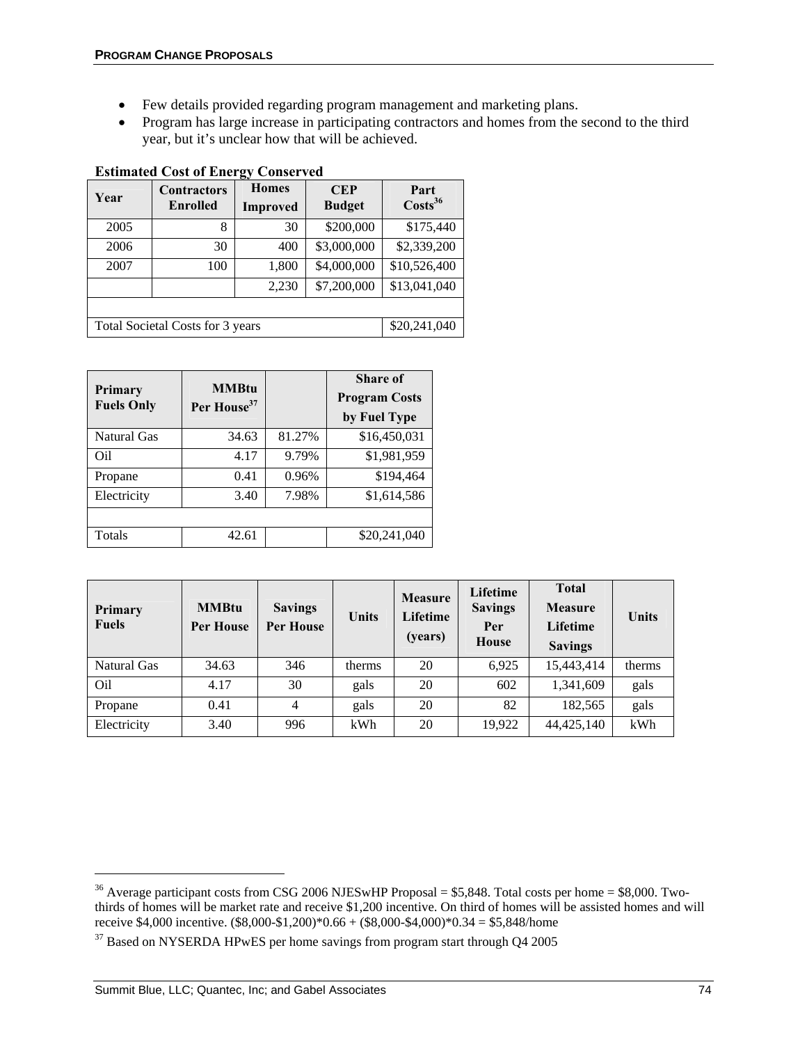- Few details provided regarding program management and marketing plans.
- Program has large increase in participating contractors and homes from the second to the third year, but it's unclear how that will be achieved.

**Estimated Cost of Energy Conserved**

| Year | Contractors Enrolled | Homes Improved | CEP Budget | Part Costs[36] |
|---|---|---|---|---|
| 2005 | 8 | 30 | $200,000 | $175,440 |
| 2006 | 30 | 400 | $3,000,000 | $2,339,200 |
| 2007 | 100 | 1,800 | $4,000,000 | $10,526,400 |
| | | 2,230 | $7,200,000 | $13,041,040 |
| | | | | |
| Total Societal Costs for 3 years | | | | $20,241,040 |

| Primary Fuels Only | MMBtu Per House[37] | | Share of Program Costs by Fuel Type |
|---|---|---|---|
| Natural Gas | 34.63 | 81.27% | $16,450,031 |
| Oil | 4.17 | 9.79% | $1,981,959 |
| Propane | 0.41 | 0.96% | $194,464 |
| Electricity | 3.40 | 7.98% | $1,614,586 |
| | | | |
| Totals | 42.61 | | $20,241,040 |

| Primary Fuels | MMBtu Per House | Savings Per House | Units | Measure Lifetime (years) | Lifetime Savings Per House | Total Measure Lifetime Savings | Units |
|---|---|---|---|---|---|---|---|
| Natural Gas | 34.63 | 346 | therms | 20 | 6,925 | 15,443,414 | therms |
| Oil | 4.17 | 30 | gals | 20 | 602 | 1,341,609 | gals |
| Propane | 0.41 | 4 | gals | 20 | 82 | 182,565 | gals |
| Electricity | 3.40 | 996 | kWh | 20 | 19,922 | 44,425,140 | kWh |

---

[36] Average participant costs from CSG 2006 NJESwHP Proposal = $5,848. Total costs per home = $8,000. Two-thirds of homes will be market rate and receive $1,200 incentive. On third of homes will be assisted homes and will receive $4,000 incentive. ($8,000-$1,200)*0.66 + ($8,000-$4,000)*0.34 = $5,848/home

[37] Based on NYSERDA HPwES per home savings from program start through Q4 2005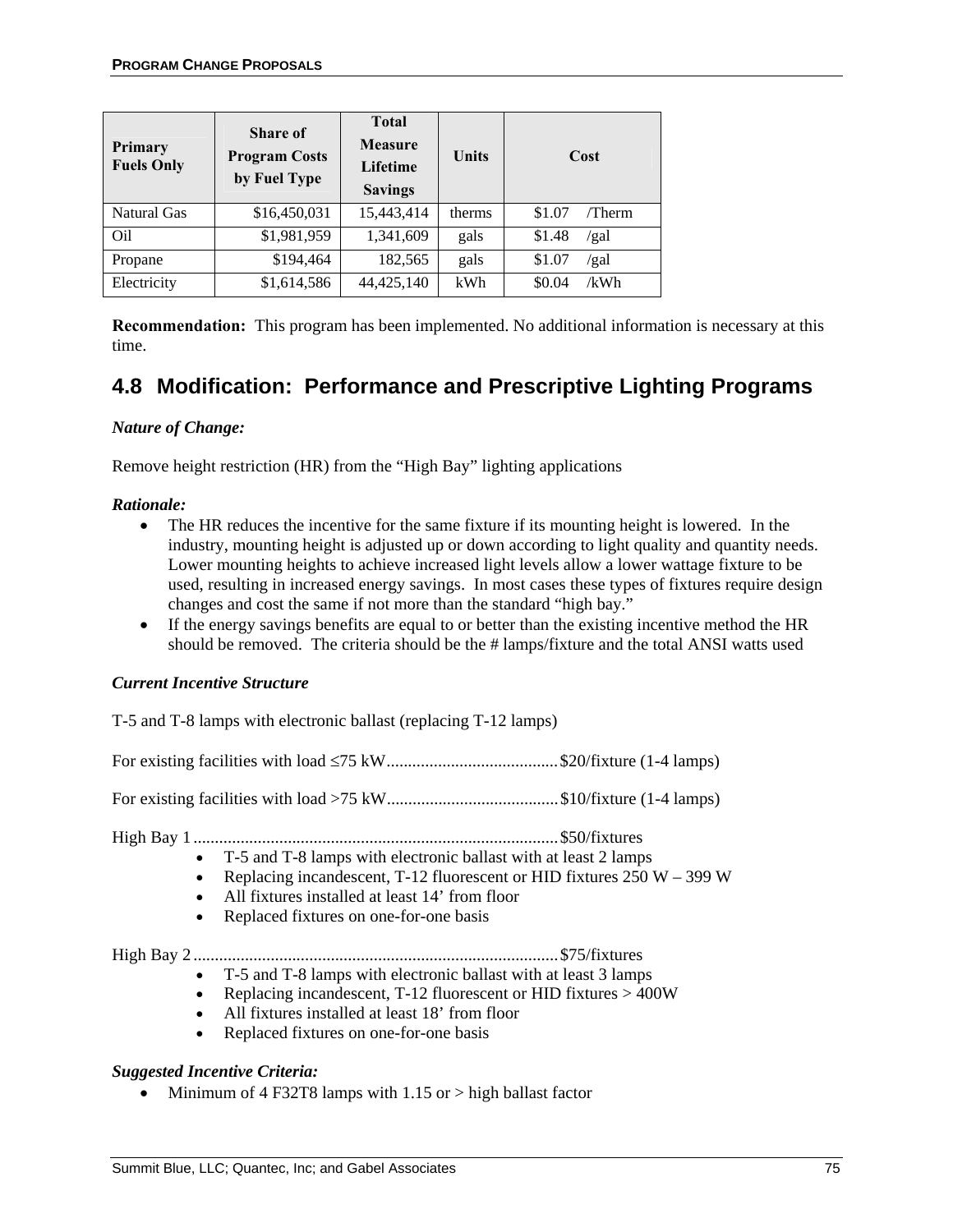| Primary Fuels Only | Share of Program Costs by Fuel Type | Total Measure Lifetime Savings | Units | Cost |
|---|---|---|---|---|
| Natural Gas | $16,450,031 | 15,443,414 | therms | $1.07 /Therm |
| Oil | $1,981,959 | 1,341,609 | gals | $1.48 /gal |
| Propane | $194,464 | 182,565 | gals | $1.07 /gal |
| Electricity | $1,614,586 | 44,425,140 | kWh | $0.04 /kWh |

**Recommendation:** This program has been implemented. No additional information is necessary at this time.

## 4.8 Modification: Performance and Prescriptive Lighting Programs

***Nature of Change:***

Remove height restriction (HR) from the "High Bay" lighting applications

***Rationale:***

- The HR reduces the incentive for the same fixture if its mounting height is lowered. In the industry, mounting height is adjusted up or down according to light quality and quantity needs. Lower mounting heights to achieve increased light levels allow a lower wattage fixture to be used, resulting in increased energy savings. In most cases these types of fixtures require design changes and cost the same if not more than the standard "high bay."
- If the energy savings benefits are equal to or better than the existing incentive method the HR should be removed. The criteria should be the # lamps/fixture and the total ANSI watts used

***Current Incentive Structure***

T-5 and T-8 lamps with electronic ballast (replacing T-12 lamps)

For existing facilities with load ≤75 kW........................................$20/fixture (1-4 lamps)

For existing facilities with load >75 kW........................................$10/fixture (1-4 lamps)

High Bay 1 ....................................................................................$50/fixtures

- T-5 and T-8 lamps with electronic ballast with at least 2 lamps
- Replacing incandescent, T-12 fluorescent or HID fixtures 250 W – 399 W
- All fixtures installed at least 14' from floor
- Replaced fixtures on one-for-one basis

High Bay 2 ....................................................................................$75/fixtures

- T-5 and T-8 lamps with electronic ballast with at least 3 lamps
- Replacing incandescent, T-12 fluorescent or HID fixtures > 400W
- All fixtures installed at least 18' from floor
- Replaced fixtures on one-for-one basis

***Suggested Incentive Criteria:***

- Minimum of 4 F32T8 lamps with 1.15 or > high ballast factor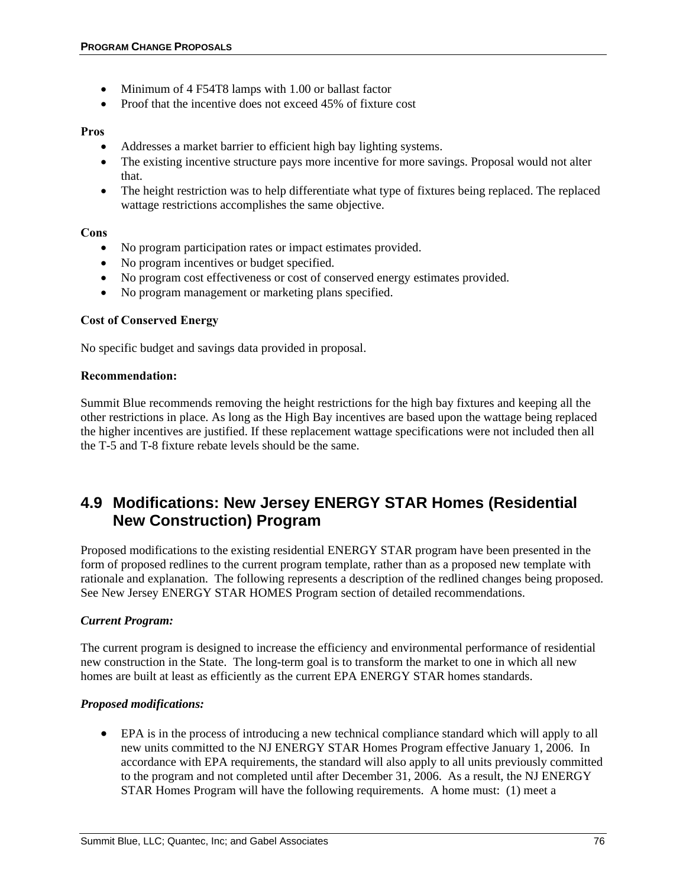- Minimum of 4 F54T8 lamps with 1.00 or ballast factor
- Proof that the incentive does not exceed 45% of fixture cost

**Pros**

- Addresses a market barrier to efficient high bay lighting systems.
- The existing incentive structure pays more incentive for more savings. Proposal would not alter that.
- The height restriction was to help differentiate what type of fixtures being replaced. The replaced wattage restrictions accomplishes the same objective.

**Cons**

- No program participation rates or impact estimates provided.
- No program incentives or budget specified.
- No program cost effectiveness or cost of conserved energy estimates provided.
- No program management or marketing plans specified.

**Cost of Conserved Energy**

No specific budget and savings data provided in proposal.

**Recommendation:**

Summit Blue recommends removing the height restrictions for the high bay fixtures and keeping all the other restrictions in place. As long as the High Bay incentives are based upon the wattage being replaced the higher incentives are justified. If these replacement wattage specifications were not included then all the T-5 and T-8 fixture rebate levels should be the same.

## 4.9 Modifications: New Jersey ENERGY STAR Homes (Residential New Construction) Program

Proposed modifications to the existing residential ENERGY STAR program have been presented in the form of proposed redlines to the current program template, rather than as a proposed new template with rationale and explanation. The following represents a description of the redlined changes being proposed. See New Jersey ENERGY STAR HOMES Program section of detailed recommendations.

***Current Program:***

The current program is designed to increase the efficiency and environmental performance of residential new construction in the State. The long-term goal is to transform the market to one in which all new homes are built at least as efficiently as the current EPA ENERGY STAR homes standards.

***Proposed modifications:***

- EPA is in the process of introducing a new technical compliance standard which will apply to all new units committed to the NJ ENERGY STAR Homes Program effective January 1, 2006. In accordance with EPA requirements, the standard will also apply to all units previously committed to the program and not completed until after December 31, 2006. As a result, the NJ ENERGY STAR Homes Program will have the following requirements. A home must: (1) meet a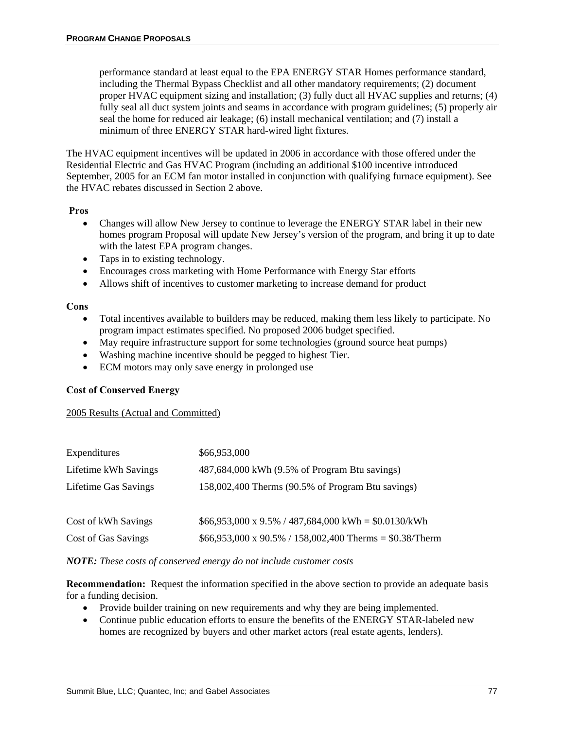performance standard at least equal to the EPA ENERGY STAR Homes performance standard, including the Thermal Bypass Checklist and all other mandatory requirements; (2) document proper HVAC equipment sizing and installation; (3) fully duct all HVAC supplies and returns; (4) fully seal all duct system joints and seams in accordance with program guidelines; (5) properly air seal the home for reduced air leakage; (6) install mechanical ventilation; and (7) install a minimum of three ENERGY STAR hard-wired light fixtures.

The HVAC equipment incentives will be updated in 2006 in accordance with those offered under the Residential Electric and Gas HVAC Program (including an additional $100 incentive introduced September, 2005 for an ECM fan motor installed in conjunction with qualifying furnace equipment). See the HVAC rebates discussed in Section 2 above.

**Pros**

- Changes will allow New Jersey to continue to leverage the ENERGY STAR label in their new homes program Proposal will update New Jersey's version of the program, and bring it up to date with the latest EPA program changes.
- Taps in to existing technology.
- Encourages cross marketing with Home Performance with Energy Star efforts
- Allows shift of incentives to customer marketing to increase demand for product

**Cons**

- Total incentives available to builders may be reduced, making them less likely to participate. No program impact estimates specified. No proposed 2006 budget specified.
- May require infrastructure support for some technologies (ground source heat pumps)
- Washing machine incentive should be pegged to highest Tier.
- ECM motors may only save energy in prolonged use

**Cost of Conserved Energy**

2005 Results (Actual and Committed)

| | |
|---|---|
| Expenditures | $66,953,000 |
| Lifetime kWh Savings | 487,684,000 kWh (9.5% of Program Btu savings) |
| Lifetime Gas Savings | 158,002,400 Therms (90.5% of Program Btu savings) |
| | |
| Cost of kWh Savings | $66,953,000 x 9.5% / 487,684,000 kWh = $0.0130/kWh |
| Cost of Gas Savings | $66,953,000 x 90.5% / 158,002,400 Therms = $0.38/Therm |

***NOTE:*** *These costs of conserved energy do not include customer costs*

**Recommendation:** Request the information specified in the above section to provide an adequate basis for a funding decision.

- Provide builder training on new requirements and why they are being implemented.
- Continue public education efforts to ensure the benefits of the ENERGY STAR-labeled new homes are recognized by buyers and other market actors (real estate agents, lenders).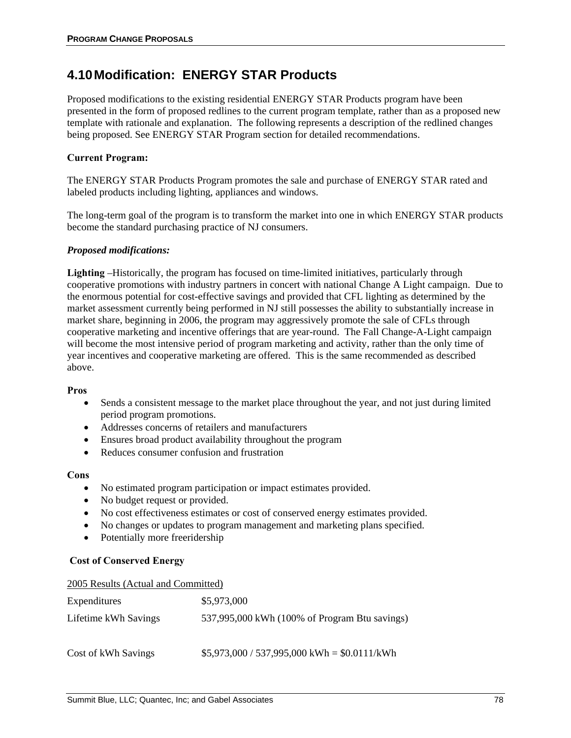## 4.10 Modification: ENERGY STAR Products

Proposed modifications to the existing residential ENERGY STAR Products program have been presented in the form of proposed redlines to the current program template, rather than as a proposed new template with rationale and explanation. The following represents a description of the redlined changes being proposed. See ENERGY STAR Program section for detailed recommendations.

**Current Program:**

The ENERGY STAR Products Program promotes the sale and purchase of ENERGY STAR rated and labeled products including lighting, appliances and windows.

The long-term goal of the program is to transform the market into one in which ENERGY STAR products become the standard purchasing practice of NJ consumers.

***Proposed modifications:***

**Lighting** –Historically, the program has focused on time-limited initiatives, particularly through cooperative promotions with industry partners in concert with national Change A Light campaign. Due to the enormous potential for cost-effective savings and provided that CFL lighting as determined by the market assessment currently being performed in NJ still possesses the ability to substantially increase in market share, beginning in 2006, the program may aggressively promote the sale of CFLs through cooperative marketing and incentive offerings that are year-round. The Fall Change-A-Light campaign will become the most intensive period of program marketing and activity, rather than the only time of year incentives and cooperative marketing are offered. This is the same recommended as described above.

**Pros**

- Sends a consistent message to the market place throughout the year, and not just during limited period program promotions.
- Addresses concerns of retailers and manufacturers
- Ensures broad product availability throughout the program
- Reduces consumer confusion and frustration

**Cons**

- No estimated program participation or impact estimates provided.
- No budget request or provided.
- No cost effectiveness estimates or cost of conserved energy estimates provided.
- No changes or updates to program management and marketing plans specified.
- Potentially more freeridership

**Cost of Conserved Energy**

2005 Results (Actual and Committed)

| | |
|---|---|
| Expenditures | $5,973,000 |
| Lifetime kWh Savings | 537,995,000 kWh (100% of Program Btu savings) |
| Cost of kWh Savings | $5,973,000 / 537,995,000 kWh = $0.0111/kWh |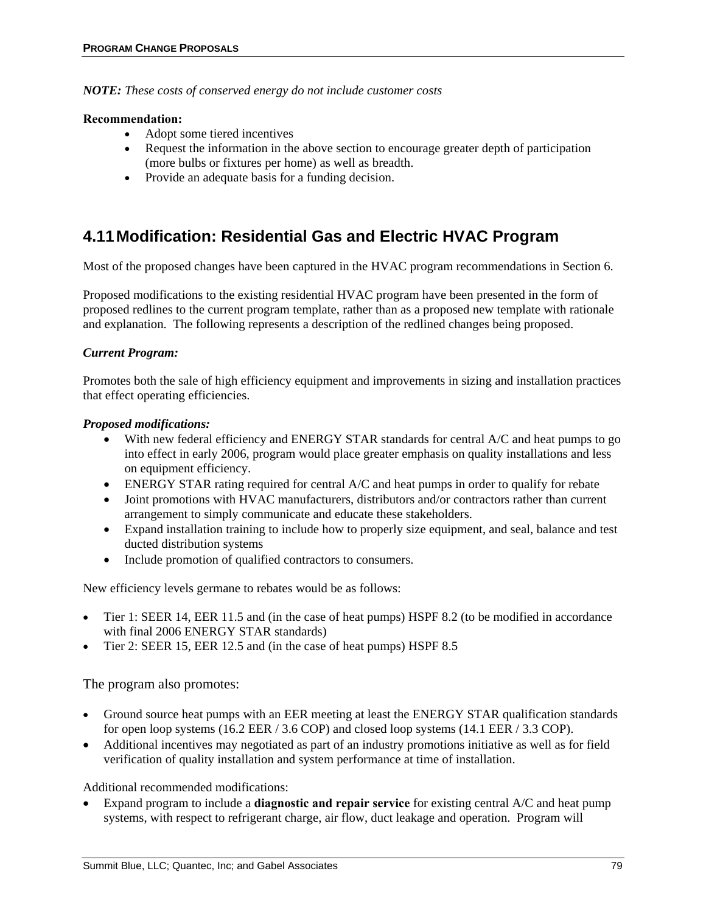***NOTE:*** *These costs of conserved energy do not include customer costs*

**Recommendation:**

- Adopt some tiered incentives
- Request the information in the above section to encourage greater depth of participation (more bulbs or fixtures per home) as well as breadth.
- Provide an adequate basis for a funding decision.

## 4.11 Modification: Residential Gas and Electric HVAC Program

Most of the proposed changes have been captured in the HVAC program recommendations in Section 6.

Proposed modifications to the existing residential HVAC program have been presented in the form of proposed redlines to the current program template, rather than as a proposed new template with rationale and explanation. The following represents a description of the redlined changes being proposed.

***Current Program:***

Promotes both the sale of high efficiency equipment and improvements in sizing and installation practices that effect operating efficiencies.

***Proposed modifications:***

- With new federal efficiency and ENERGY STAR standards for central A/C and heat pumps to go into effect in early 2006, program would place greater emphasis on quality installations and less on equipment efficiency.
- ENERGY STAR rating required for central A/C and heat pumps in order to qualify for rebate
- Joint promotions with HVAC manufacturers, distributors and/or contractors rather than current arrangement to simply communicate and educate these stakeholders.
- Expand installation training to include how to properly size equipment, and seal, balance and test ducted distribution systems
- Include promotion of qualified contractors to consumers.

New efficiency levels germane to rebates would be as follows:

- Tier 1: SEER 14, EER 11.5 and (in the case of heat pumps) HSPF 8.2 (to be modified in accordance with final 2006 ENERGY STAR standards)
- Tier 2: SEER 15, EER 12.5 and (in the case of heat pumps) HSPF 8.5

The program also promotes:

- Ground source heat pumps with an EER meeting at least the ENERGY STAR qualification standards for open loop systems (16.2 EER / 3.6 COP) and closed loop systems (14.1 EER / 3.3 COP).
- Additional incentives may negotiated as part of an industry promotions initiative as well as for field verification of quality installation and system performance at time of installation.

Additional recommended modifications:

- Expand program to include a **diagnostic and repair service** for existing central A/C and heat pump systems, with respect to refrigerant charge, air flow, duct leakage and operation. Program will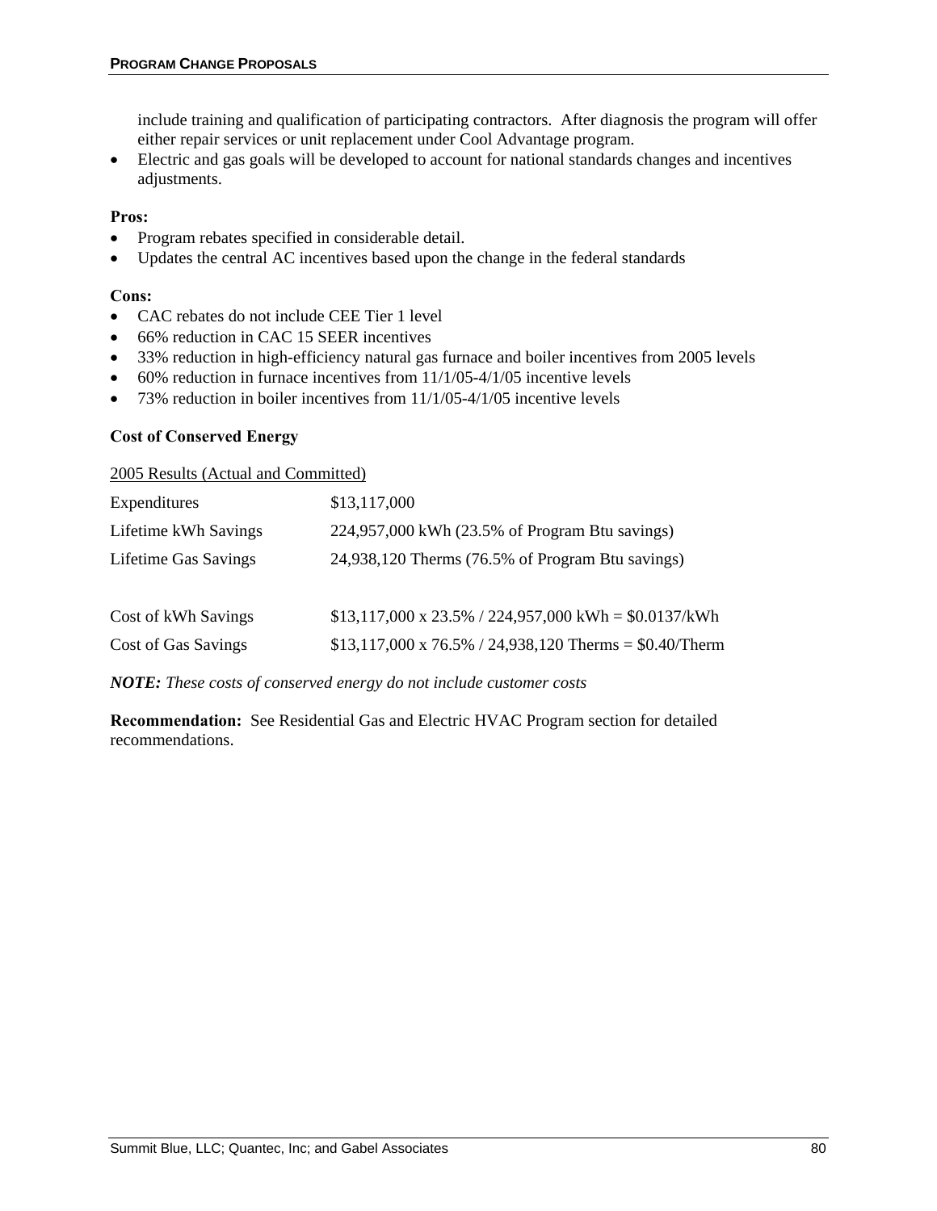include training and qualification of participating contractors. After diagnosis the program will offer either repair services or unit replacement under Cool Advantage program.

- Electric and gas goals will be developed to account for national standards changes and incentives adjustments.

**Pros:**

- Program rebates specified in considerable detail.
- Updates the central AC incentives based upon the change in the federal standards

**Cons:**

- CAC rebates do not include CEE Tier 1 level
- 66% reduction in CAC 15 SEER incentives
- 33% reduction in high-efficiency natural gas furnace and boiler incentives from 2005 levels
- 60% reduction in furnace incentives from 11/1/05-4/1/05 incentive levels
- 73% reduction in boiler incentives from 11/1/05-4/1/05 incentive levels

**Cost of Conserved Energy**

<u>2005 Results (Actual and Committed)</u>

| | |
|---|---|
| Expenditures | $13,117,000 |
| Lifetime kWh Savings | 224,957,000 kWh (23.5% of Program Btu savings) |
| Lifetime Gas Savings | 24,938,120 Therms (76.5% of Program Btu savings) |
| | |
| Cost of kWh Savings | $13,117,000 x 23.5% / 224,957,000 kWh = $0.0137/kWh |
| Cost of Gas Savings | $13,117,000 x 76.5% / 24,938,120 Therms = $0.40/Therm |

***NOTE:*** *These costs of conserved energy do not include customer costs*

**Recommendation:** See Residential Gas and Electric HVAC Program section for detailed recommendations.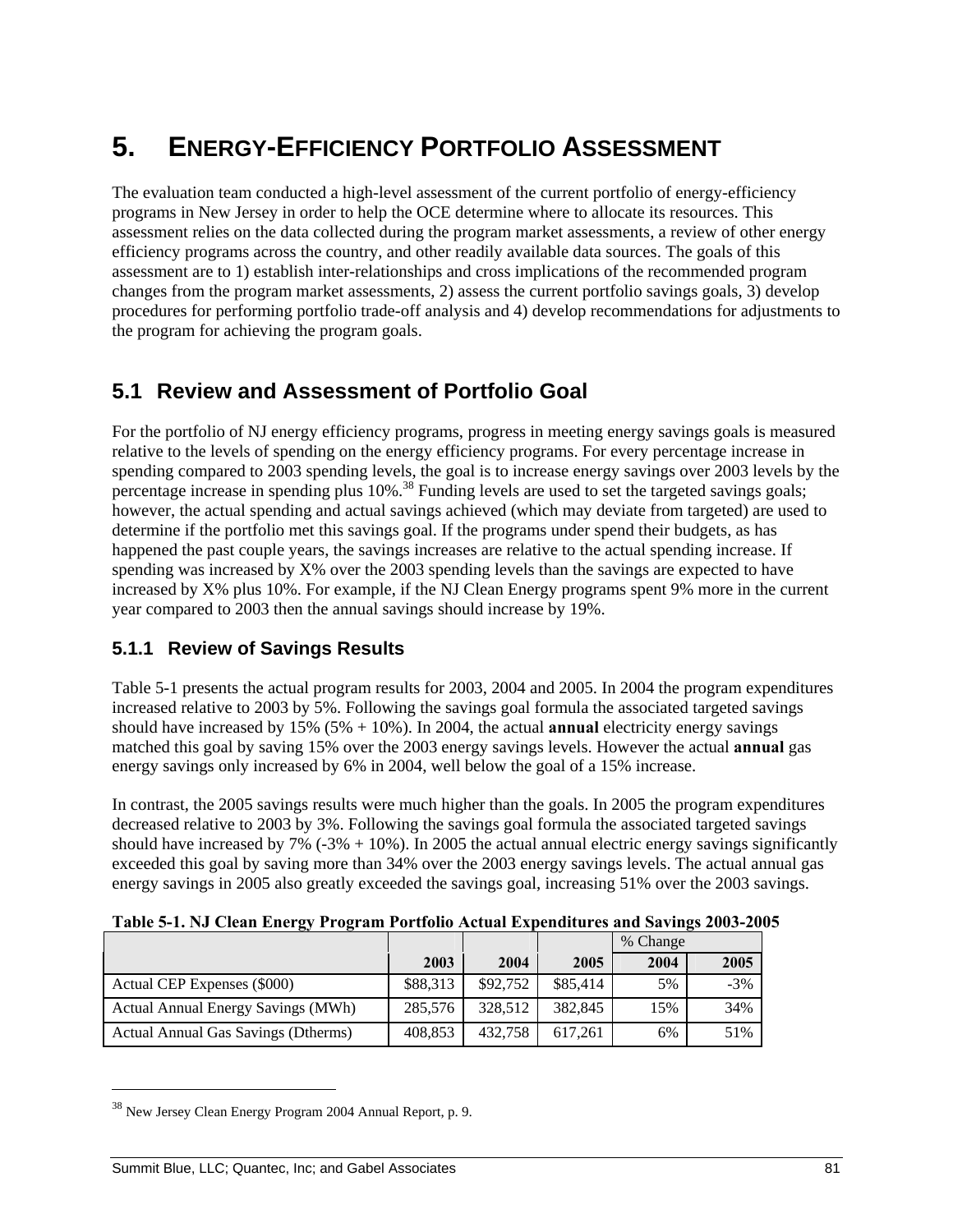# 5. ENERGY-EFFICIENCY PORTFOLIO ASSESSMENT

The evaluation team conducted a high-level assessment of the current portfolio of energy-efficiency programs in New Jersey in order to help the OCE determine where to allocate its resources. This assessment relies on the data collected during the program market assessments, a review of other energy efficiency programs across the country, and other readily available data sources. The goals of this assessment are to 1) establish inter-relationships and cross implications of the recommended program changes from the program market assessments, 2) assess the current portfolio savings goals, 3) develop procedures for performing portfolio trade-off analysis and 4) develop recommendations for adjustments to the program for achieving the program goals.

## 5.1 Review and Assessment of Portfolio Goal

For the portfolio of NJ energy efficiency programs, progress in meeting energy savings goals is measured relative to the levels of spending on the energy efficiency programs. For every percentage increase in spending compared to 2003 spending levels, the goal is to increase energy savings over 2003 levels by the percentage increase in spending plus 10%.[38] Funding levels are used to set the targeted savings goals; however, the actual spending and actual savings achieved (which may deviate from targeted) are used to determine if the portfolio met this savings goal. If the programs under spend their budgets, as has happened the past couple years, the savings increases are relative to the actual spending increase. If spending was increased by X% over the 2003 spending levels than the savings are expected to have increased by X% plus 10%. For example, if the NJ Clean Energy programs spent 9% more in the current year compared to 2003 then the annual savings should increase by 19%.

### 5.1.1 Review of Savings Results

Table 5-1 presents the actual program results for 2003, 2004 and 2005. In 2004 the program expenditures increased relative to 2003 by 5%. Following the savings goal formula the associated targeted savings should have increased by 15% (5% + 10%). In 2004, the actual **annual** electricity energy savings matched this goal by saving 15% over the 2003 energy savings levels. However the actual **annual** gas energy savings only increased by 6% in 2004, well below the goal of a 15% increase.

In contrast, the 2005 savings results were much higher than the goals. In 2005 the program expenditures decreased relative to 2003 by 3%. Following the savings goal formula the associated targeted savings should have increased by 7% (-3% + 10%). In 2005 the actual annual electric energy savings significantly exceeded this goal by saving more than 34% over the 2003 energy savings levels. The actual annual gas energy savings in 2005 also greatly exceeded the savings goal, increasing 51% over the 2003 savings.

**Table 5-1. NJ Clean Energy Program Portfolio Actual Expenditures and Savings 2003-2005**

| | | | | % Change | |
|---|---|---|---|---|---|
| | **2003** | **2004** | **2005** | **2004** | **2005** |
| Actual CEP Expenses ($000) | $88,313 | $92,752 | $85,414 | 5% | -3% |
| Actual Annual Energy Savings (MWh) | 285,576 | 328,512 | 382,845 | 15% | 34% |
| Actual Annual Gas Savings (Dtherms) | 408,853 | 432,758 | 617,261 | 6% | 51% |

[38] New Jersey Clean Energy Program 2004 Annual Report, p. 9.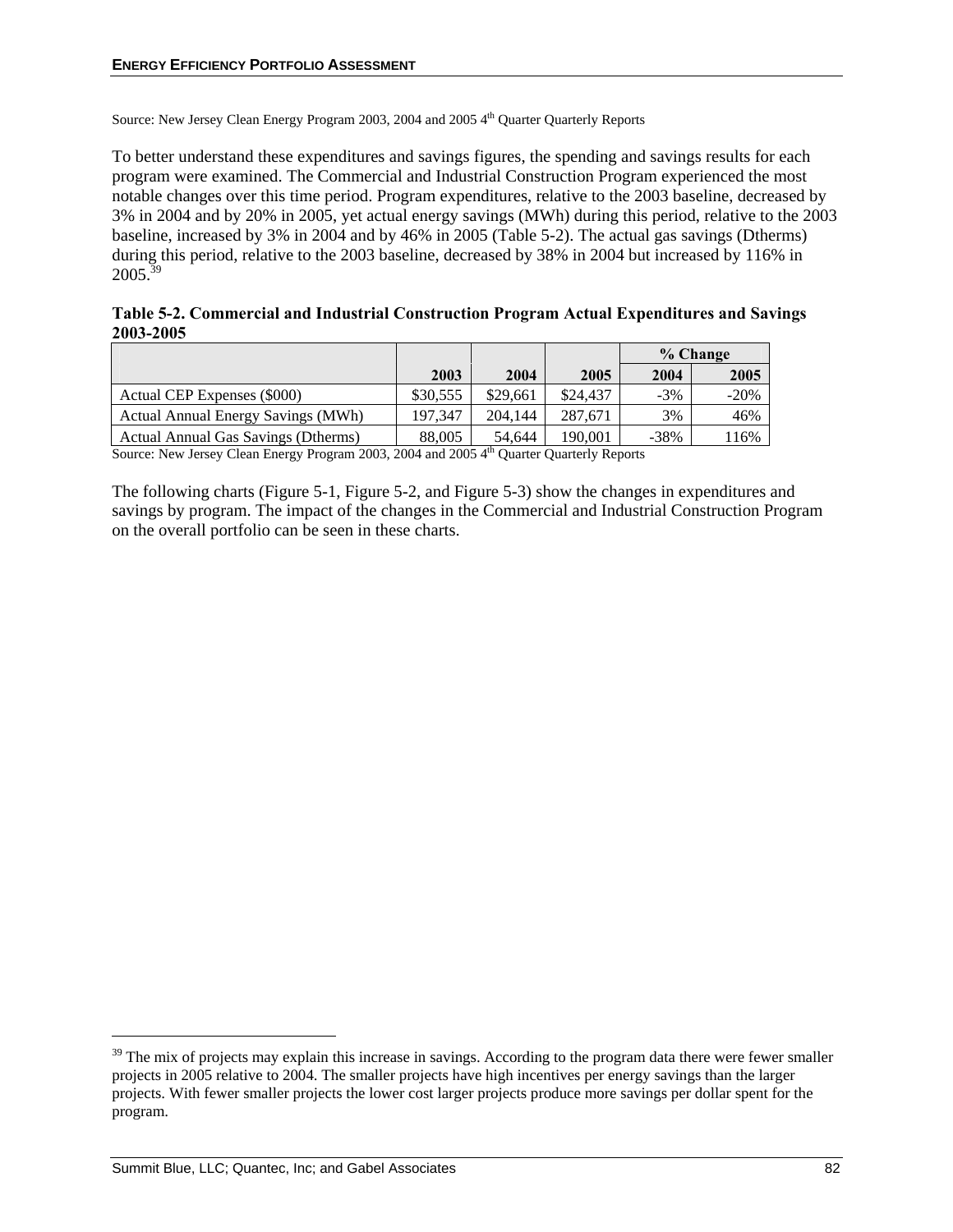Source: New Jersey Clean Energy Program 2003, 2004 and 2005 4th Quarter Quarterly Reports

To better understand these expenditures and savings figures, the spending and savings results for each program were examined. The Commercial and Industrial Construction Program experienced the most notable changes over this time period. Program expenditures, relative to the 2003 baseline, decreased by 3% in 2004 and by 20% in 2005, yet actual energy savings (MWh) during this period, relative to the 2003 baseline, increased by 3% in 2004 and by 46% in 2005 (Table 5-2). The actual gas savings (Dtherms) during this period, relative to the 2003 baseline, decreased by 38% in 2004 but increased by 116% in 2005.[39]

**Table 5-2. Commercial and Industrial Construction Program Actual Expenditures and Savings 2003-2005**

| | | | | % Change | |
|---|---|---|---|---|---|
| | **2003** | **2004** | **2005** | **2004** | **2005** |
| Actual CEP Expenses ($000) | $30,555 | $29,661 | $24,437 | -3% | -20% |
| Actual Annual Energy Savings (MWh) | 197,347 | 204,144 | 287,671 | 3% | 46% |
| Actual Annual Gas Savings (Dtherms) | 88,005 | 54,644 | 190,001 | -38% | 116% |

Source: New Jersey Clean Energy Program 2003, 2004 and 2005 4th Quarter Quarterly Reports

The following charts (Figure 5-1, Figure 5-2, and Figure 5-3) show the changes in expenditures and savings by program. The impact of the changes in the Commercial and Industrial Construction Program on the overall portfolio can be seen in these charts.

[39] The mix of projects may explain this increase in savings. According to the program data there were fewer smaller projects in 2005 relative to 2004. The smaller projects have high incentives per energy savings than the larger projects. With fewer smaller projects the lower cost larger projects produce more savings per dollar spent for the program.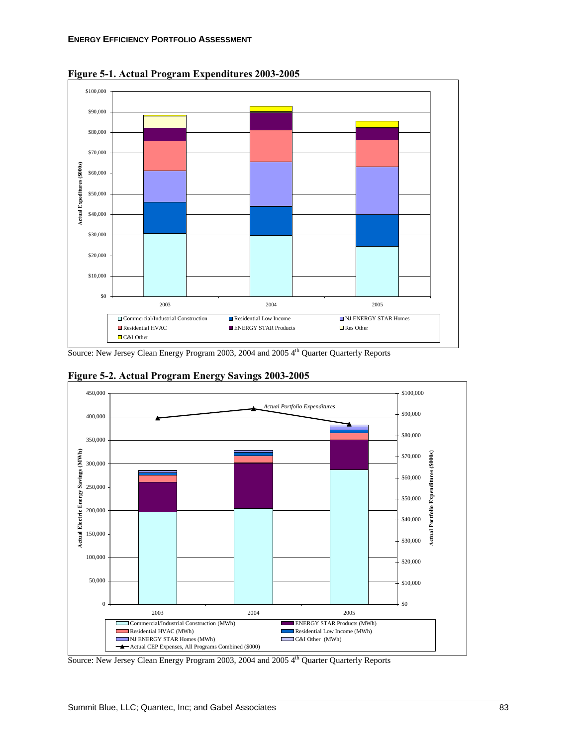**Figure 5-1. Actual Program Expenditures 2003-2005**

Source: New Jersey Clean Energy Program 2003, 2004 and 2005 4th Quarter Quarterly Reports

**Figure 5-2. Actual Program Energy Savings 2003-2005**

Source: New Jersey Clean Energy Program 2003, 2004 and 2005 4th Quarter Quarterly Reports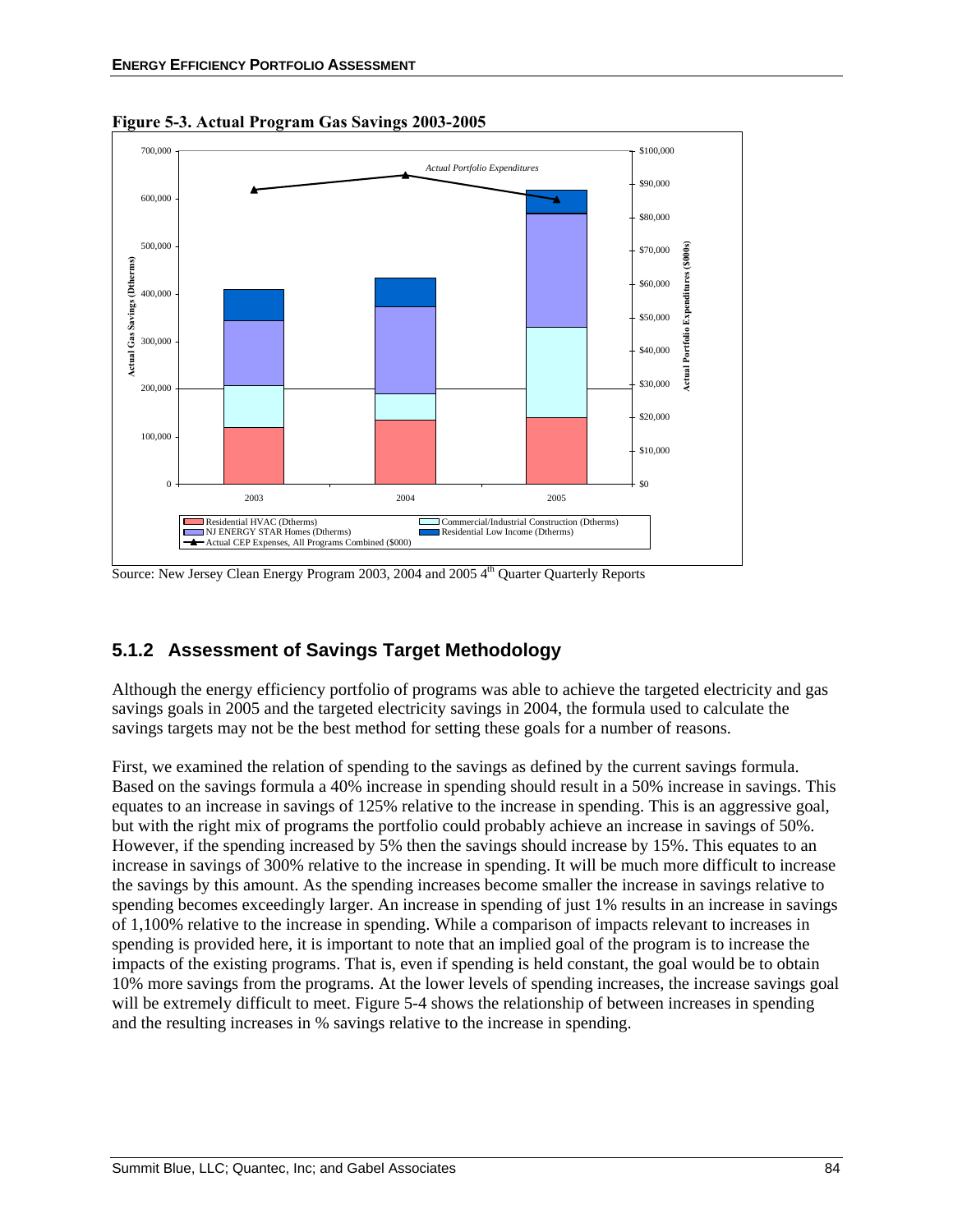**Figure 5-3. Actual Program Gas Savings 2003-2005**

Source: New Jersey Clean Energy Program 2003, 2004 and 2005 4th Quarter Quarterly Reports

### 5.1.2 Assessment of Savings Target Methodology

Although the energy efficiency portfolio of programs was able to achieve the targeted electricity and gas savings goals in 2005 and the targeted electricity savings in 2004, the formula used to calculate the savings targets may not be the best method for setting these goals for a number of reasons.

First, we examined the relation of spending to the savings as defined by the current savings formula. Based on the savings formula a 40% increase in spending should result in a 50% increase in savings. This equates to an increase in savings of 125% relative to the increase in spending. This is an aggressive goal, but with the right mix of programs the portfolio could probably achieve an increase in savings of 50%. However, if the spending increased by 5% then the savings should increase by 15%. This equates to an increase in savings of 300% relative to the increase in spending. It will be much more difficult to increase the savings by this amount. As the spending increases become smaller the increase in savings relative to spending becomes exceedingly larger. An increase in spending of just 1% results in an increase in savings of 1,100% relative to the increase in spending. While a comparison of impacts relevant to increases in spending is provided here, it is important to note that an implied goal of the program is to increase the impacts of the existing programs. That is, even if spending is held constant, the goal would be to obtain 10% more savings from the programs. At the lower levels of spending increases, the increase savings goal will be extremely difficult to meet. Figure 5-4 shows the relationship of between increases in spending and the resulting increases in % savings relative to the increase in spending.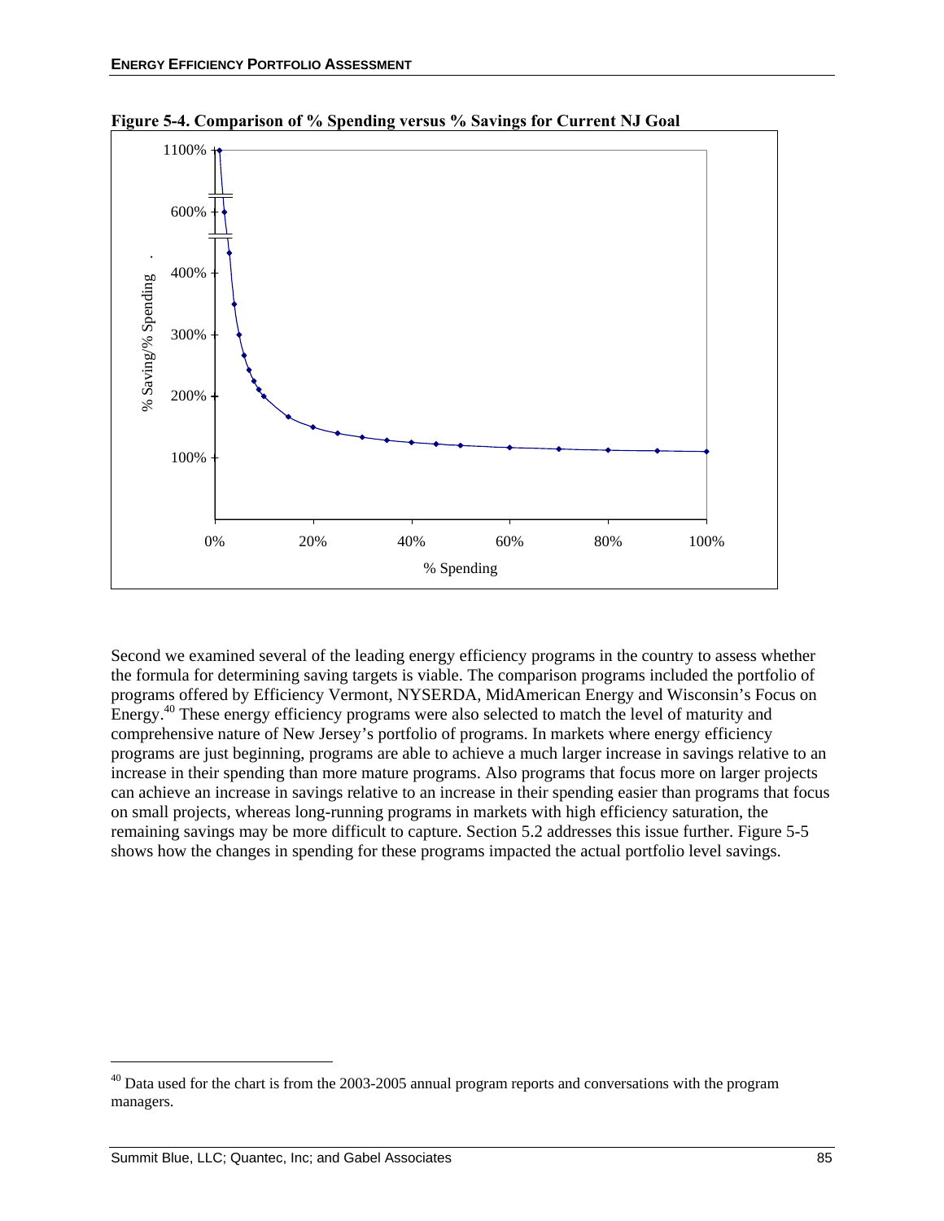**Figure 5-4. Comparison of % Spending versus % Savings for Current NJ Goal**

Second we examined several of the leading energy efficiency programs in the country to assess whether the formula for determining saving targets is viable. The comparison programs included the portfolio of programs offered by Efficiency Vermont, NYSERDA, MidAmerican Energy and Wisconsin's Focus on Energy.[40] These energy efficiency programs were also selected to match the level of maturity and comprehensive nature of New Jersey's portfolio of programs. In markets where energy efficiency programs are just beginning, programs are able to achieve a much larger increase in savings relative to an increase in their spending than more mature programs. Also programs that focus more on larger projects can achieve an increase in savings relative to an increase in their spending easier than programs that focus on small projects, whereas long-running programs in markets with high efficiency saturation, the remaining savings may be more difficult to capture. Section 5.2 addresses this issue further. Figure 5-5 shows how the changes in spending for these programs impacted the actual portfolio level savings.

---

[40] Data used for the chart is from the 2003-2005 annual program reports and conversations with the program managers.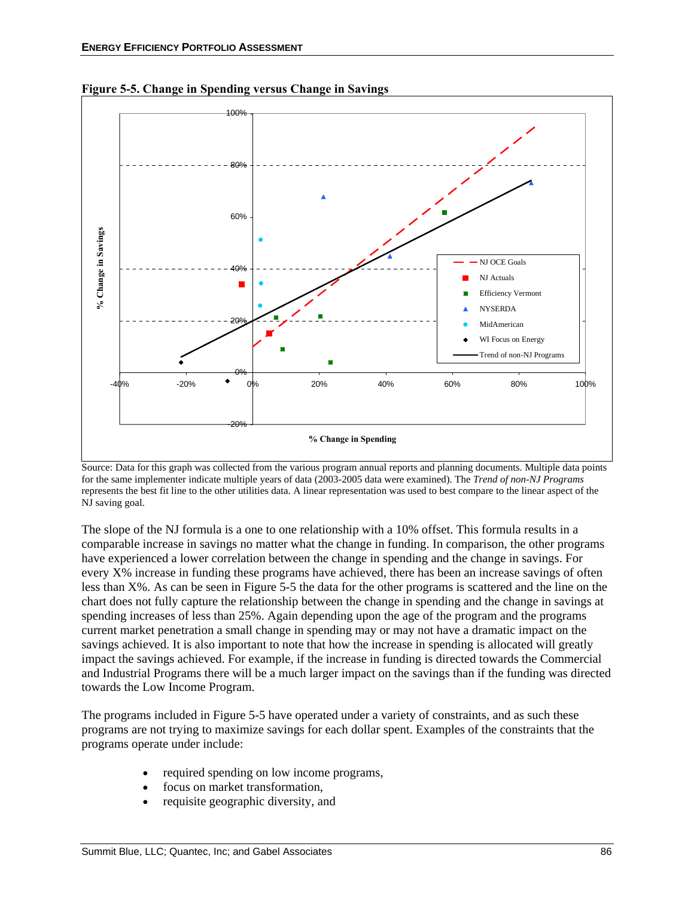**Figure 5-5. Change in Spending versus Change in Savings**

Source: Data for this graph was collected from the various program annual reports and planning documents. Multiple data points for the same implementer indicate multiple years of data (2003-2005 data were examined). The *Trend of non-NJ Programs* represents the best fit line to the other utilities data. A linear representation was used to best compare to the linear aspect of the NJ saving goal.

The slope of the NJ formula is a one to one relationship with a 10% offset. This formula results in a comparable increase in savings no matter what the change in funding. In comparison, the other programs have experienced a lower correlation between the change in spending and the change in savings. For every X% increase in funding these programs have achieved, there has been an increase savings of often less than X%. As can be seen in Figure 5-5 the data for the other programs is scattered and the line on the chart does not fully capture the relationship between the change in spending and the change in savings at spending increases of less than 25%. Again depending upon the age of the program and the programs current market penetration a small change in spending may or may not have a dramatic impact on the savings achieved. It is also important to note that how the increase in spending is allocated will greatly impact the savings achieved. For example, if the increase in funding is directed towards the Commercial and Industrial Programs there will be a much larger impact on the savings than if the funding was directed towards the Low Income Program.

The programs included in Figure 5-5 have operated under a variety of constraints, and as such these programs are not trying to maximize savings for each dollar spent. Examples of the constraints that the programs operate under include:

- required spending on low income programs,
- focus on market transformation,
- requisite geographic diversity, and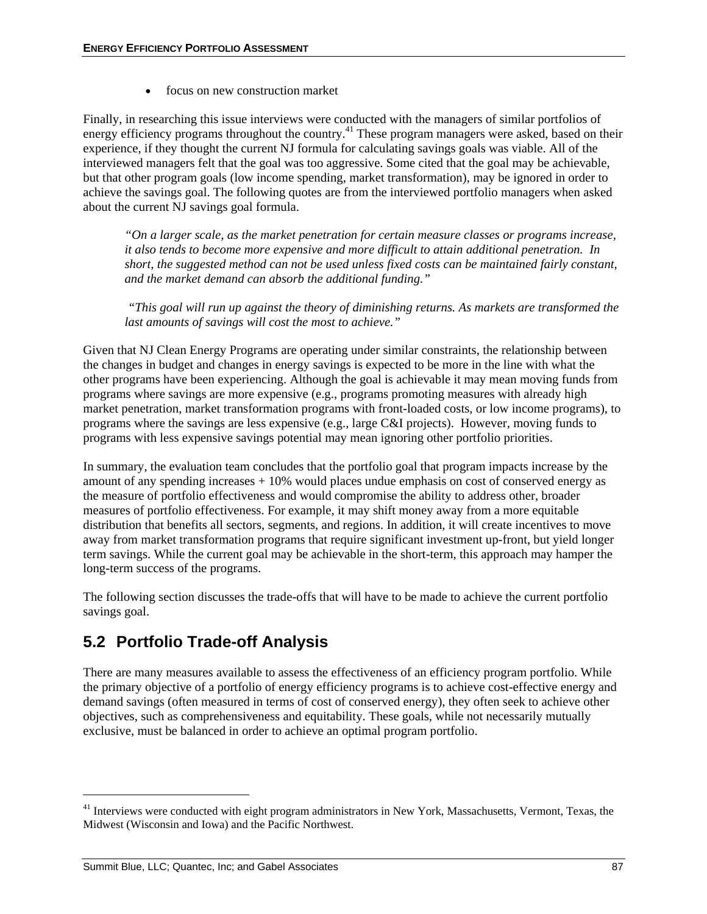- focus on new construction market

Finally, in researching this issue interviews were conducted with the managers of similar portfolios of energy efficiency programs throughout the country.[41] These program managers were asked, based on their experience, if they thought the current NJ formula for calculating savings goals was viable. All of the interviewed managers felt that the goal was too aggressive. Some cited that the goal may be achievable, but that other program goals (low income spending, market transformation), may be ignored in order to achieve the savings goal. The following quotes are from the interviewed portfolio managers when asked about the current NJ savings goal formula.

> *"On a larger scale, as the market penetration for certain measure classes or programs increase, it also tends to become more expensive and more difficult to attain additional penetration. In short, the suggested method can not be used unless fixed costs can be maintained fairly constant, and the market demand can absorb the additional funding."*

> *"This goal will run up against the theory of diminishing returns. As markets are transformed the last amounts of savings will cost the most to achieve."*

Given that NJ Clean Energy Programs are operating under similar constraints, the relationship between the changes in budget and changes in energy savings is expected to be more in the line with what the other programs have been experiencing. Although the goal is achievable it may mean moving funds from programs where savings are more expensive (e.g., programs promoting measures with already high market penetration, market transformation programs with front-loaded costs, or low income programs), to programs where the savings are less expensive (e.g., large C&I projects). However, moving funds to programs with less expensive savings potential may mean ignoring other portfolio priorities.

In summary, the evaluation team concludes that the portfolio goal that program impacts increase by the amount of any spending increases + 10% would places undue emphasis on cost of conserved energy as the measure of portfolio effectiveness and would compromise the ability to address other, broader measures of portfolio effectiveness. For example, it may shift money away from a more equitable distribution that benefits all sectors, segments, and regions. In addition, it will create incentives to move away from market transformation programs that require significant investment up-front, but yield longer term savings. While the current goal may be achievable in the short-term, this approach may hamper the long-term success of the programs.

The following section discusses the trade-offs that will have to be made to achieve the current portfolio savings goal.

## 5.2 Portfolio Trade-off Analysis

There are many measures available to assess the effectiveness of an efficiency program portfolio. While the primary objective of a portfolio of energy efficiency programs is to achieve cost-effective energy and demand savings (often measured in terms of cost of conserved energy), they often seek to achieve other objectives, such as comprehensiveness and equitability. These goals, while not necessarily mutually exclusive, must be balanced in order to achieve an optimal program portfolio.

---

[41] Interviews were conducted with eight program administrators in New York, Massachusetts, Vermont, Texas, the Midwest (Wisconsin and Iowa) and the Pacific Northwest.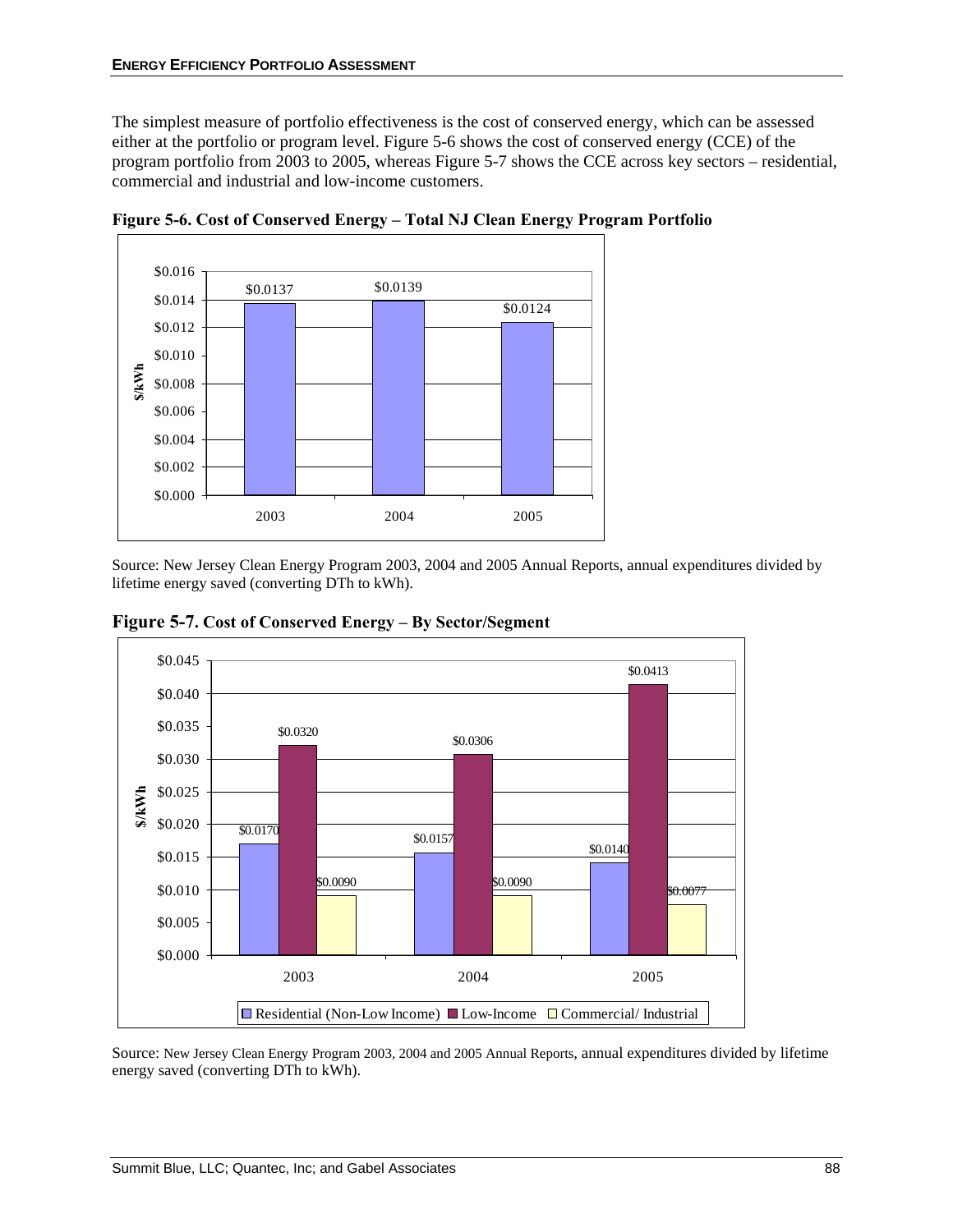The simplest measure of portfolio effectiveness is the cost of conserved energy, which can be assessed either at the portfolio or program level. Figure 5-6 shows the cost of conserved energy (CCE) of the program portfolio from 2003 to 2005, whereas Figure 5-7 shows the CCE across key sectors – residential, commercial and industrial and low-income customers.

**Figure 5-6. Cost of Conserved Energy – Total NJ Clean Energy Program Portfolio**

| Year | $/kWh |
|---|---|
| 2003 | $0.0137 |
| 2004 | $0.0139 |
| 2005 | $0.0124 |

Source: New Jersey Clean Energy Program 2003, 2004 and 2005 Annual Reports, annual expenditures divided by lifetime energy saved (converting DTh to kWh).

**Figure 5-7. Cost of Conserved Energy – By Sector/Segment**

| Year | Residential (Non-Low Income) | Low-Income | Commercial/ Industrial |
|---|---|---|---|
| 2003 | $0.0170 | $0.0320 | $0.0090 |
| 2004 | $0.0157 | $0.0306 | $0.0090 |
| 2005 | $0.0140 | $0.0413 | $0.0077 |

Source: New Jersey Clean Energy Program 2003, 2004 and 2005 Annual Reports, annual expenditures divided by lifetime energy saved (converting DTh to kWh).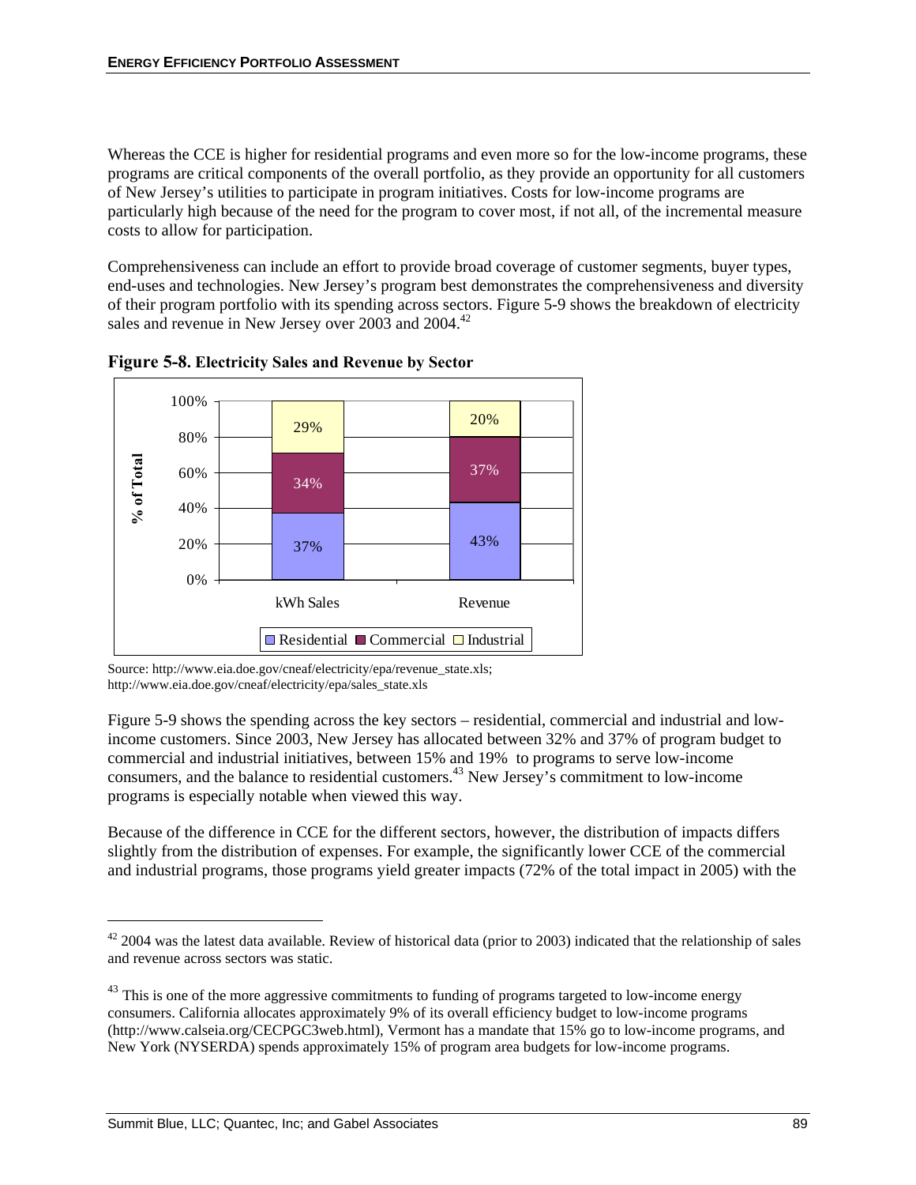Whereas the CCE is higher for residential programs and even more so for the low-income programs, these programs are critical components of the overall portfolio, as they provide an opportunity for all customers of New Jersey's utilities to participate in program initiatives. Costs for low-income programs are particularly high because of the need for the program to cover most, if not all, of the incremental measure costs to allow for participation.

Comprehensiveness can include an effort to provide broad coverage of customer segments, buyer types, end-uses and technologies. New Jersey's program best demonstrates the comprehensiveness and diversity of their program portfolio with its spending across sectors. Figure 5-9 shows the breakdown of electricity sales and revenue in New Jersey over 2003 and 2004.[42]

**Figure 5-8. Electricity Sales and Revenue by Sector**

| % of Total | kWh Sales | Revenue |
|---|---|---|
| Residential | 37% | 43% |
| Commercial | 34% | 37% |
| Industrial | 29% | 20% |

Source: http://www.eia.doe.gov/cneaf/electricity/epa/revenue_state.xls; http://www.eia.doe.gov/cneaf/electricity/epa/sales_state.xls

Figure 5-9 shows the spending across the key sectors – residential, commercial and industrial and low-income customers. Since 2003, New Jersey has allocated between 32% and 37% of program budget to commercial and industrial initiatives, between 15% and 19% to programs to serve low-income consumers, and the balance to residential customers.[43] New Jersey's commitment to low-income programs is especially notable when viewed this way.

Because of the difference in CCE for the different sectors, however, the distribution of impacts differs slightly from the distribution of expenses. For example, the significantly lower CCE of the commercial and industrial programs, those programs yield greater impacts (72% of the total impact in 2005) with the

---

[42] 2004 was the latest data available. Review of historical data (prior to 2003) indicated that the relationship of sales and revenue across sectors was static.

[43] This is one of the more aggressive commitments to funding of programs targeted to low-income energy consumers. California allocates approximately 9% of its overall efficiency budget to low-income programs (http://www.calseia.org/CECPGC3web.html), Vermont has a mandate that 15% go to low-income programs, and New York (NYSERDA) spends approximately 15% of program area budgets for low-income programs.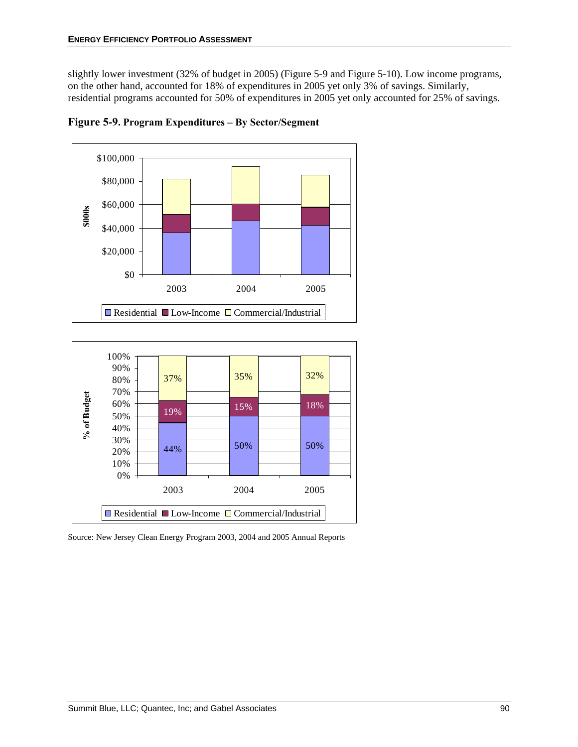slightly lower investment (32% of budget in 2005) (Figure 5-9 and Figure 5-10). Low income programs, on the other hand, accounted for 18% of expenditures in 2005 yet only 3% of savings. Similarly, residential programs accounted for 50% of expenditures in 2005 yet only accounted for 25% of savings.

**Figure 5-9. Program Expenditures – By Sector/Segment**

Source: New Jersey Clean Energy Program 2003, 2004 and 2005 Annual Reports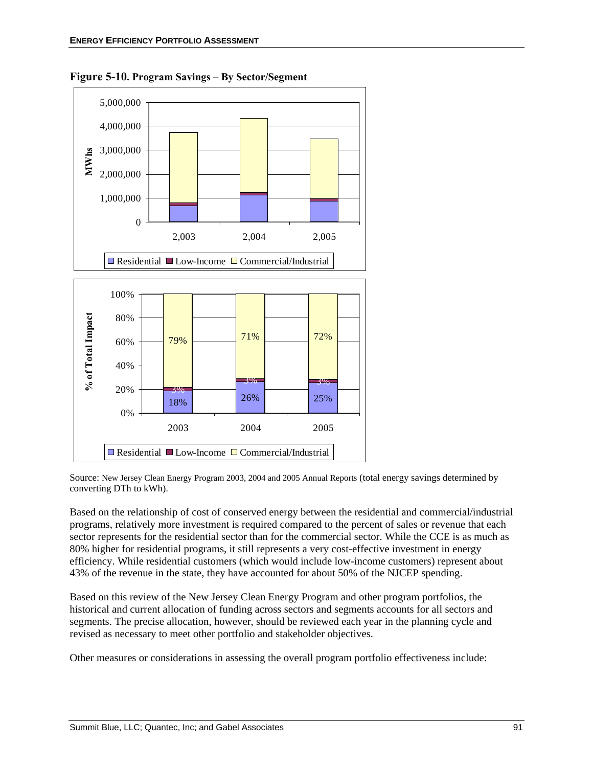**Figure 5-10. Program Savings – By Sector/Segment**

Source: New Jersey Clean Energy Program 2003, 2004 and 2005 Annual Reports (total energy savings determined by converting DTh to kWh).

Based on the relationship of cost of conserved energy between the residential and commercial/industrial programs, relatively more investment is required compared to the percent of sales or revenue that each sector represents for the residential sector than for the commercial sector. While the CCE is as much as 80% higher for residential programs, it still represents a very cost-effective investment in energy efficiency. While residential customers (which would include low-income customers) represent about 43% of the revenue in the state, they have accounted for about 50% of the NJCEP spending.

Based on this review of the New Jersey Clean Energy Program and other program portfolios, the historical and current allocation of funding across sectors and segments accounts for all sectors and segments. The precise allocation, however, should be reviewed each year in the planning cycle and revised as necessary to meet other portfolio and stakeholder objectives.

Other measures or considerations in assessing the overall program portfolio effectiveness include: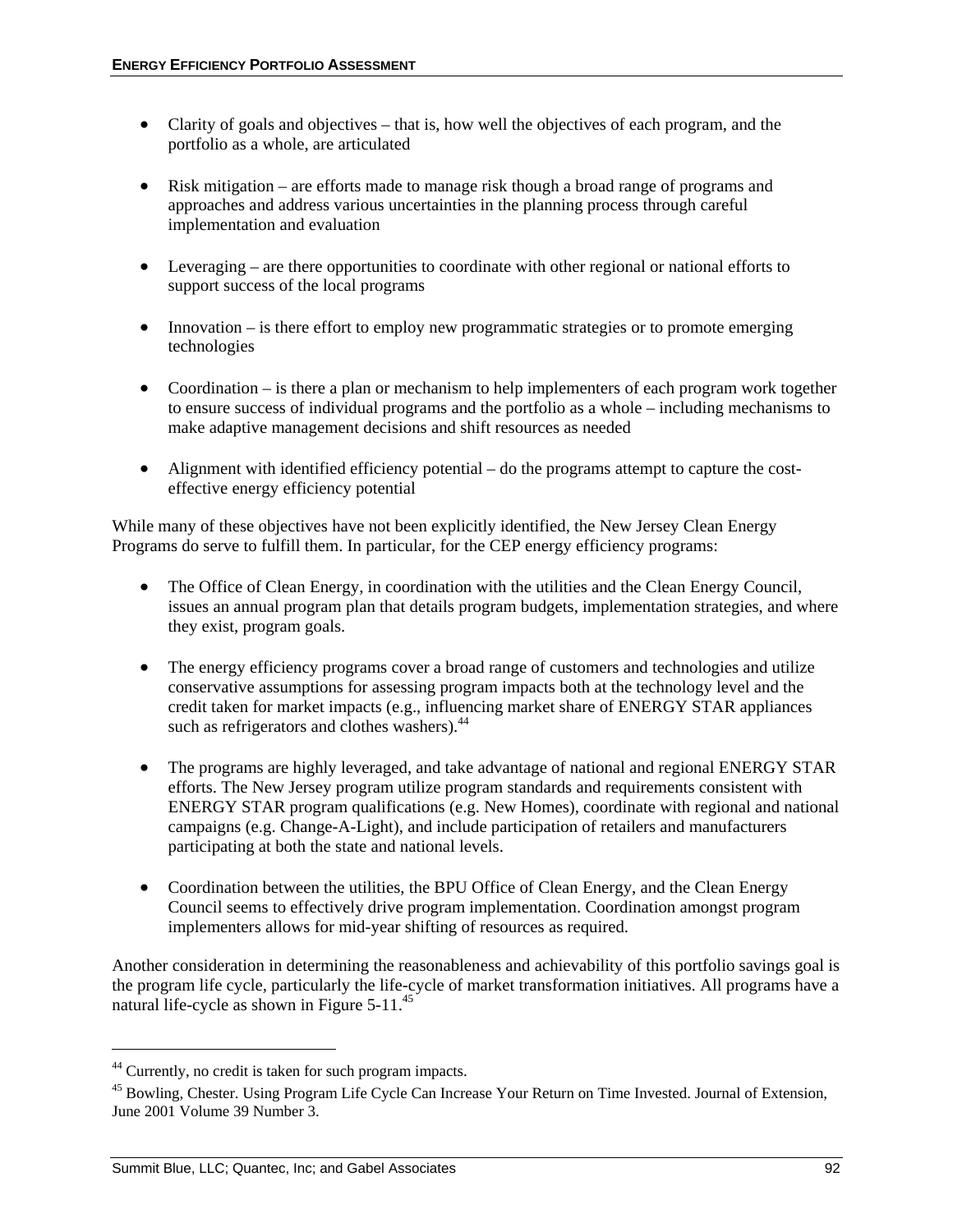- Clarity of goals and objectives – that is, how well the objectives of each program, and the portfolio as a whole, are articulated

- Risk mitigation – are efforts made to manage risk though a broad range of programs and approaches and address various uncertainties in the planning process through careful implementation and evaluation

- Leveraging – are there opportunities to coordinate with other regional or national efforts to support success of the local programs

- Innovation – is there effort to employ new programmatic strategies or to promote emerging technologies

- Coordination – is there a plan or mechanism to help implementers of each program work together to ensure success of individual programs and the portfolio as a whole – including mechanisms to make adaptive management decisions and shift resources as needed

- Alignment with identified efficiency potential – do the programs attempt to capture the cost-effective energy efficiency potential

While many of these objectives have not been explicitly identified, the New Jersey Clean Energy Programs do serve to fulfill them. In particular, for the CEP energy efficiency programs:

- The Office of Clean Energy, in coordination with the utilities and the Clean Energy Council, issues an annual program plan that details program budgets, implementation strategies, and where they exist, program goals.

- The energy efficiency programs cover a broad range of customers and technologies and utilize conservative assumptions for assessing program impacts both at the technology level and the credit taken for market impacts (e.g., influencing market share of ENERGY STAR appliances such as refrigerators and clothes washers).[44]

- The programs are highly leveraged, and take advantage of national and regional ENERGY STAR efforts. The New Jersey program utilize program standards and requirements consistent with ENERGY STAR program qualifications (e.g. New Homes), coordinate with regional and national campaigns (e.g. Change-A-Light), and include participation of retailers and manufacturers participating at both the state and national levels.

- Coordination between the utilities, the BPU Office of Clean Energy, and the Clean Energy Council seems to effectively drive program implementation. Coordination amongst program implementers allows for mid-year shifting of resources as required.

Another consideration in determining the reasonableness and achievability of this portfolio savings goal is the program life cycle, particularly the life-cycle of market transformation initiatives. All programs have a natural life-cycle as shown in Figure 5-11.[45]

---

[44] Currently, no credit is taken for such program impacts.

[45] Bowling, Chester. Using Program Life Cycle Can Increase Your Return on Time Invested. Journal of Extension, June 2001 Volume 39 Number 3.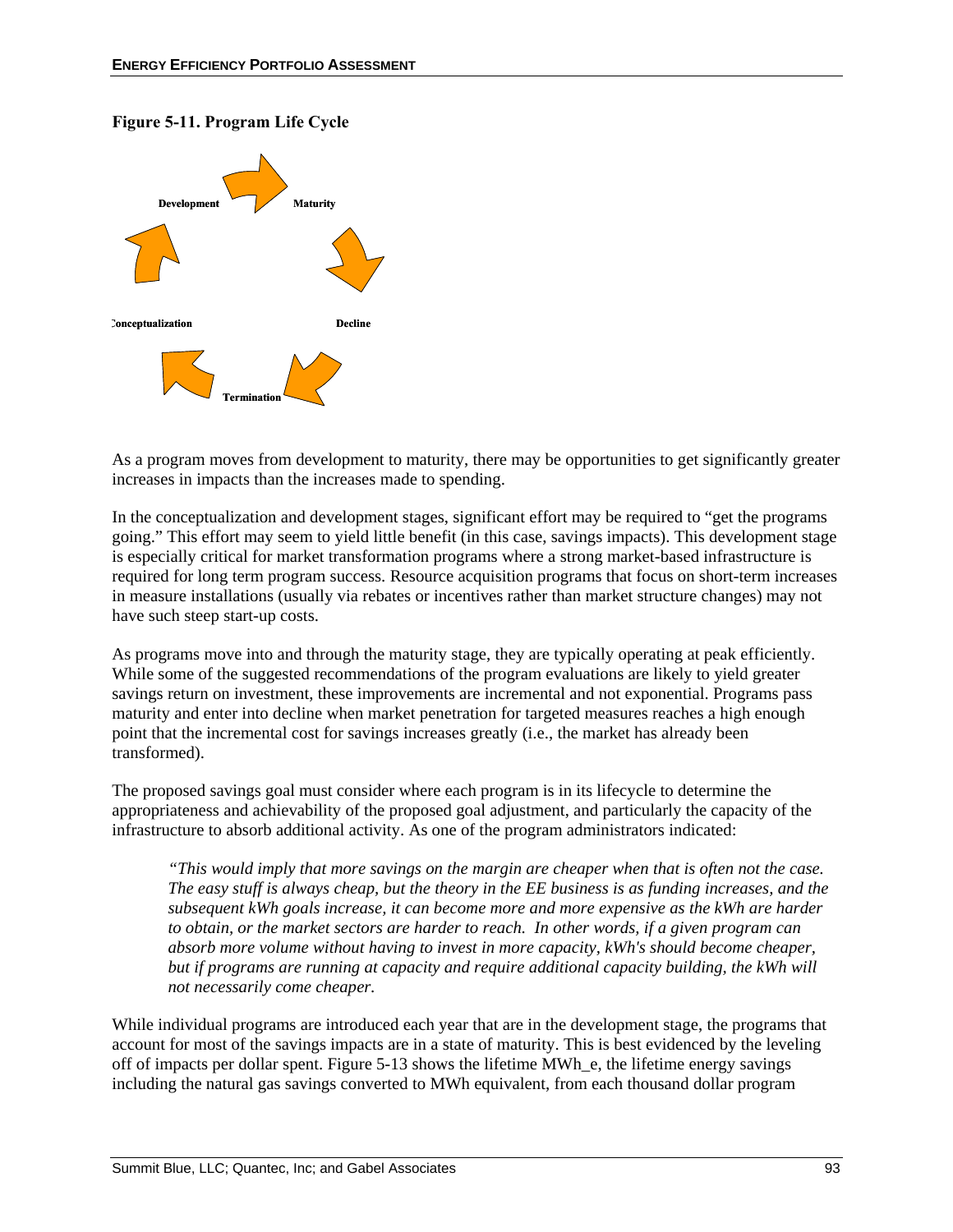**Figure 5-11. Program Life Cycle**

Development

Maturity

Decline

Termination

Conceptualization

As a program moves from development to maturity, there may be opportunities to get significantly greater increases in impacts than the increases made to spending.

In the conceptualization and development stages, significant effort may be required to "get the programs going." This effort may seem to yield little benefit (in this case, savings impacts). This development stage is especially critical for market transformation programs where a strong market-based infrastructure is required for long term program success. Resource acquisition programs that focus on short-term increases in measure installations (usually via rebates or incentives rather than market structure changes) may not have such steep start-up costs.

As programs move into and through the maturity stage, they are typically operating at peak efficiently. While some of the suggested recommendations of the program evaluations are likely to yield greater savings return on investment, these improvements are incremental and not exponential. Programs pass maturity and enter into decline when market penetration for targeted measures reaches a high enough point that the incremental cost for savings increases greatly (i.e., the market has already been transformed).

The proposed savings goal must consider where each program is in its lifecycle to determine the appropriateness and achievability of the proposed goal adjustment, and particularly the capacity of the infrastructure to absorb additional activity. As one of the program administrators indicated:

> *"This would imply that more savings on the margin are cheaper when that is often not the case. The easy stuff is always cheap, but the theory in the EE business is as funding increases, and the subsequent kWh goals increase, it can become more and more expensive as the kWh are harder to obtain, or the market sectors are harder to reach. In other words, if a given program can absorb more volume without having to invest in more capacity, kWh's should become cheaper, but if programs are running at capacity and require additional capacity building, the kWh will not necessarily come cheaper.*

While individual programs are introduced each year that are in the development stage, the programs that account for most of the savings impacts are in a state of maturity. This is best evidenced by the leveling off of impacts per dollar spent. Figure 5-13 shows the lifetime MWh_e, the lifetime energy savings including the natural gas savings converted to MWh equivalent, from each thousand dollar program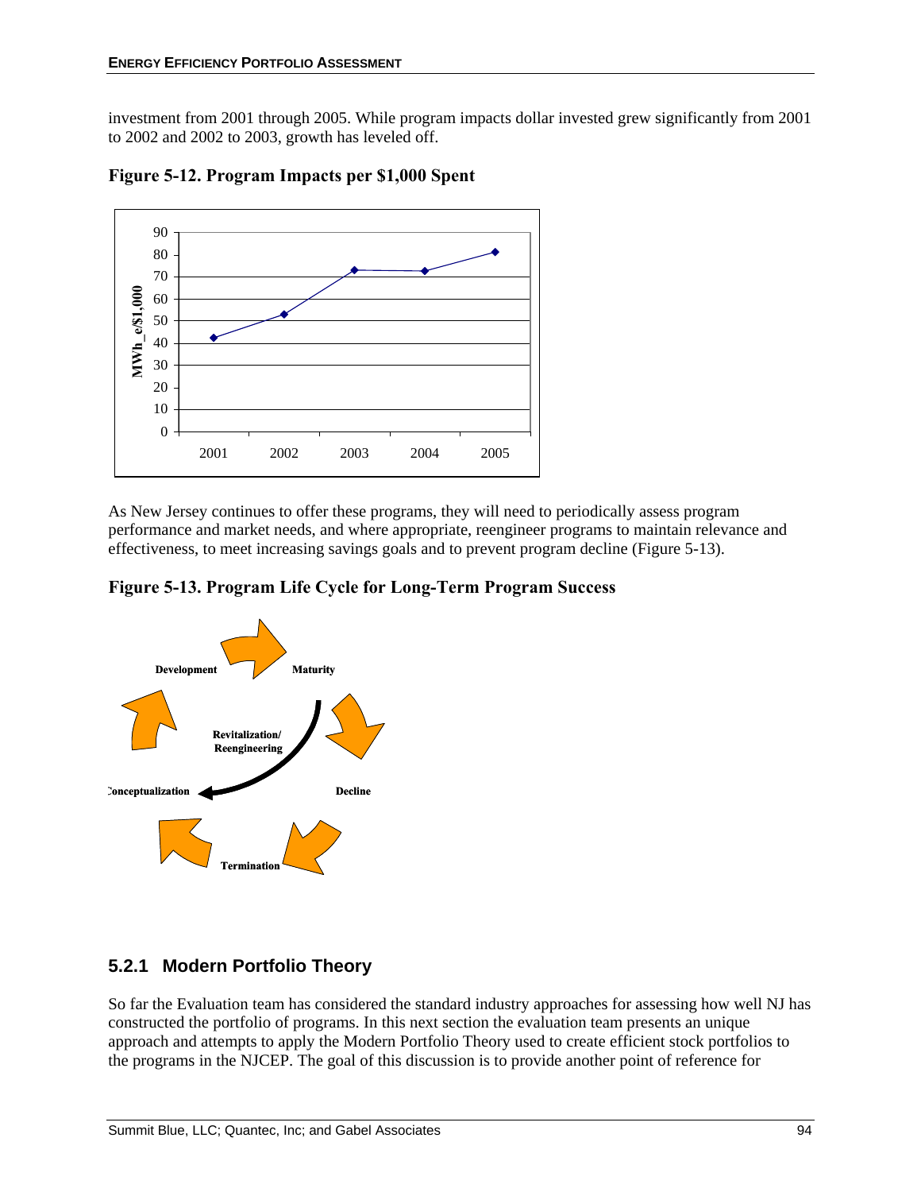investment from 2001 through 2005. While program impacts dollar invested grew significantly from 2001 to 2002 and 2002 to 2003, growth has leveled off.

**Figure 5-12. Program Impacts per $1,000 Spent**

As New Jersey continues to offer these programs, they will need to periodically assess program performance and market needs, and where appropriate, reengineer programs to maintain relevance and effectiveness, to meet increasing savings goals and to prevent program decline (Figure 5-13).

**Figure 5-13. Program Life Cycle for Long-Term Program Success**

### 5.2.1 Modern Portfolio Theory

So far the Evaluation team has considered the standard industry approaches for assessing how well NJ has constructed the portfolio of programs. In this next section the evaluation team presents an unique approach and attempts to apply the Modern Portfolio Theory used to create efficient stock portfolios to the programs in the NJCEP. The goal of this discussion is to provide another point of reference for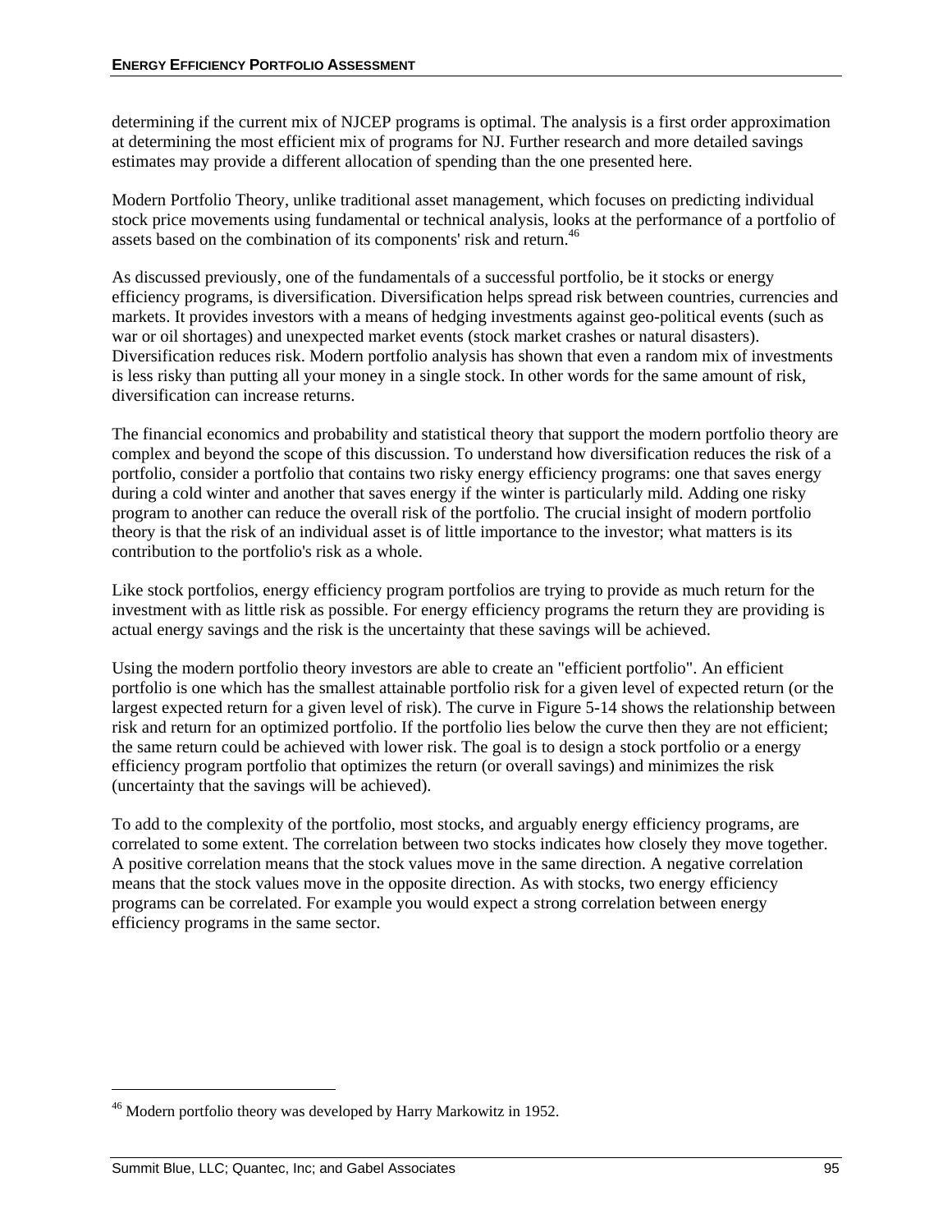determining if the current mix of NJCEP programs is optimal. The analysis is a first order approximation at determining the most efficient mix of programs for NJ. Further research and more detailed savings estimates may provide a different allocation of spending than the one presented here.

Modern Portfolio Theory, unlike traditional asset management, which focuses on predicting individual stock price movements using fundamental or technical analysis, looks at the performance of a portfolio of assets based on the combination of its components' risk and return.[46]

As discussed previously, one of the fundamentals of a successful portfolio, be it stocks or energy efficiency programs, is diversification. Diversification helps spread risk between countries, currencies and markets. It provides investors with a means of hedging investments against geo-political events (such as war or oil shortages) and unexpected market events (stock market crashes or natural disasters). Diversification reduces risk. Modern portfolio analysis has shown that even a random mix of investments is less risky than putting all your money in a single stock. In other words for the same amount of risk, diversification can increase returns.

The financial economics and probability and statistical theory that support the modern portfolio theory are complex and beyond the scope of this discussion. To understand how diversification reduces the risk of a portfolio, consider a portfolio that contains two risky energy efficiency programs: one that saves energy during a cold winter and another that saves energy if the winter is particularly mild. Adding one risky program to another can reduce the overall risk of the portfolio. The crucial insight of modern portfolio theory is that the risk of an individual asset is of little importance to the investor; what matters is its contribution to the portfolio's risk as a whole.

Like stock portfolios, energy efficiency program portfolios are trying to provide as much return for the investment with as little risk as possible. For energy efficiency programs the return they are providing is actual energy savings and the risk is the uncertainty that these savings will be achieved.

Using the modern portfolio theory investors are able to create an "efficient portfolio". An efficient portfolio is one which has the smallest attainable portfolio risk for a given level of expected return (or the largest expected return for a given level of risk). The curve in Figure 5-14 shows the relationship between risk and return for an optimized portfolio. If the portfolio lies below the curve then they are not efficient; the same return could be achieved with lower risk. The goal is to design a stock portfolio or a energy efficiency program portfolio that optimizes the return (or overall savings) and minimizes the risk (uncertainty that the savings will be achieved).

To add to the complexity of the portfolio, most stocks, and arguably energy efficiency programs, are correlated to some extent. The correlation between two stocks indicates how closely they move together. A positive correlation means that the stock values move in the same direction. A negative correlation means that the stock values move in the opposite direction. As with stocks, two energy efficiency programs can be correlated. For example you would expect a strong correlation between energy efficiency programs in the same sector.

---

[46] Modern portfolio theory was developed by Harry Markowitz in 1952.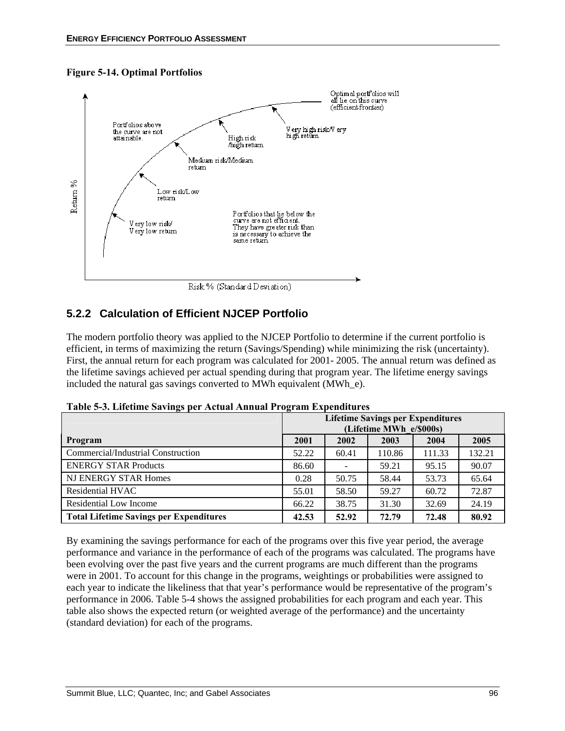**Figure 5-14. Optimal Portfolios**

Optimal portfolios will all lie on this curve (efficient frontier)

Portfolios above the curve are not attainable.

Very high risk/Very high return

High risk /high return

Medium risk/Medium return

Low risk/Low return

Very low risk/ Very low return

Portfolios that lie below the curve are not efficient. They have greater risk than is necessary to achieve the same return.

Return %

Risk % (Standard Deviation)

## 5.2.2 Calculation of Efficient NJCEP Portfolio

The modern portfolio theory was applied to the NJCEP Portfolio to determine if the current portfolio is efficient, in terms of maximizing the return (Savings/Spending) while minimizing the risk (uncertainty). First, the annual return for each program was calculated for 2001- 2005. The annual return was defined as the lifetime savings achieved per actual spending during that program year. The lifetime energy savings included the natural gas savings converted to MWh equivalent (MWh_e).

**Table 5-3. Lifetime Savings per Actual Annual Program Expenditures**

| | Lifetime Savings per Expenditures (Lifetime MWh_e/$000s) | | | | |
|---|---|---|---|---|---|
| **Program** | **2001** | **2002** | **2003** | **2004** | **2005** |
| Commercial/Industrial Construction | 52.22 | 60.41 | 110.86 | 111.33 | 132.21 |
| ENERGY STAR Products | 86.60 | - | 59.21 | 95.15 | 90.07 |
| NJ ENERGY STAR Homes | 0.28 | 50.75 | 58.44 | 53.73 | 65.64 |
| Residential HVAC | 55.01 | 58.50 | 59.27 | 60.72 | 72.87 |
| Residential Low Income | 66.22 | 38.75 | 31.30 | 32.69 | 24.19 |
| **Total Lifetime Savings per Expenditures** | **42.53** | **52.92** | **72.79** | **72.48** | **80.92** |

By examining the savings performance for each of the programs over this five year period, the average performance and variance in the performance of each of the programs was calculated. The programs have been evolving over the past five years and the current programs are much different than the programs were in 2001. To account for this change in the programs, weightings or probabilities were assigned to each year to indicate the likeliness that that year's performance would be representative of the program's performance in 2006. Table 5-4 shows the assigned probabilities for each program and each year. This table also shows the expected return (or weighted average of the performance) and the uncertainty (standard deviation) for each of the programs.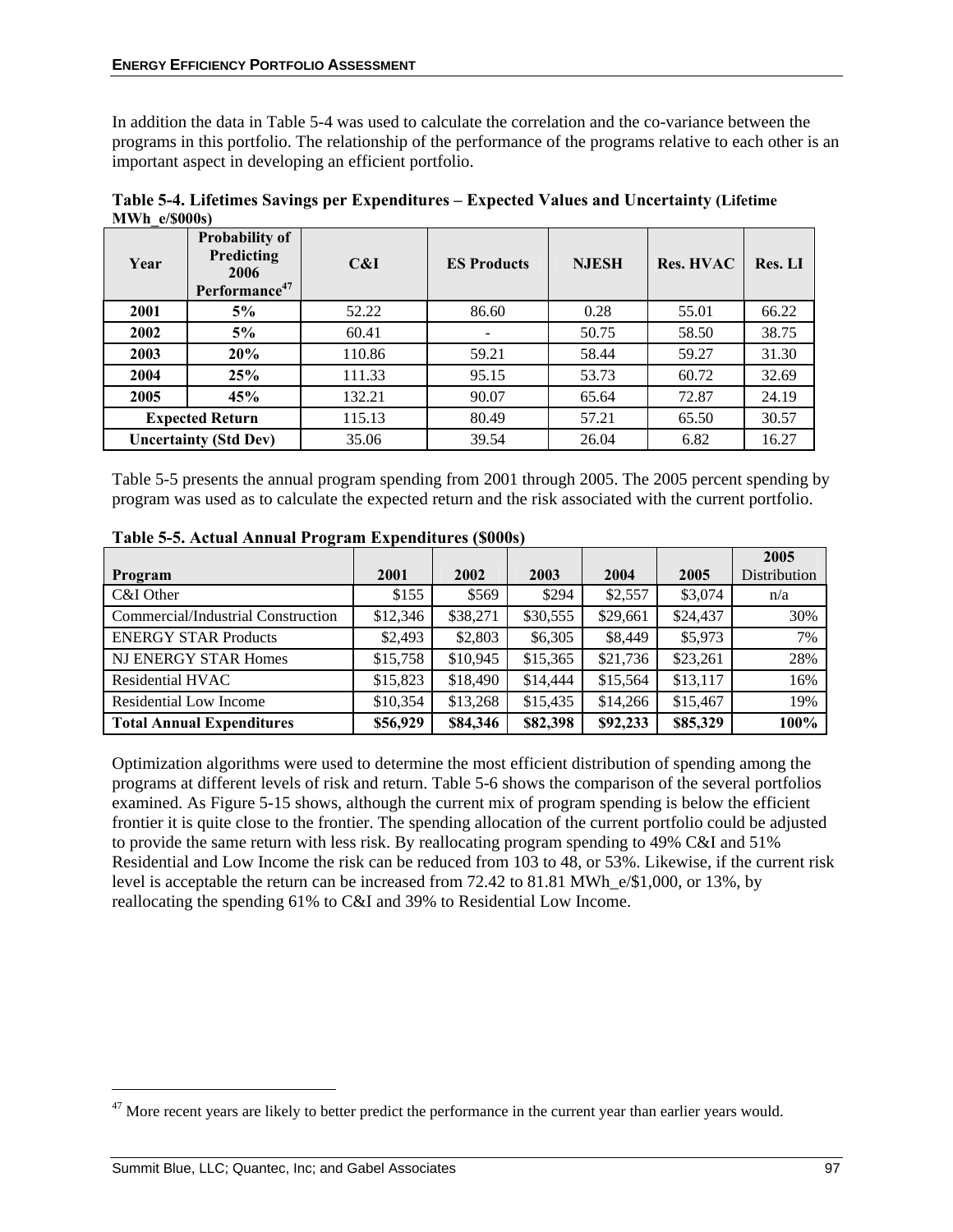In addition the data in Table 5-4 was used to calculate the correlation and the co-variance between the programs in this portfolio. The relationship of the performance of the programs relative to each other is an important aspect in developing an efficient portfolio.

**Table 5-4. Lifetimes Savings per Expenditures – Expected Values and Uncertainty (Lifetime MWh_e/$000s)**

| Year | Probability of Predicting 2006 Performance[47] | C&I | ES Products | NJESH | Res. HVAC | Res. LI |
|---|---|---|---|---|---|---|
| 2001 | 5% | 52.22 | 86.60 | 0.28 | 55.01 | 66.22 |
| 2002 | 5% | 60.41 | - | 50.75 | 58.50 | 38.75 |
| 2003 | 20% | 110.86 | 59.21 | 58.44 | 59.27 | 31.30 |
| 2004 | 25% | 111.33 | 95.15 | 53.73 | 60.72 | 32.69 |
| 2005 | 45% | 132.21 | 90.07 | 65.64 | 72.87 | 24.19 |
| Expected Return | | 115.13 | 80.49 | 57.21 | 65.50 | 30.57 |
| Uncertainty (Std Dev) | | 35.06 | 39.54 | 26.04 | 6.82 | 16.27 |

Table 5-5 presents the annual program spending from 2001 through 2005. The 2005 percent spending by program was used as to calculate the expected return and the risk associated with the current portfolio.

**Table 5-5. Actual Annual Program Expenditures ($000s)**

| Program | 2001 | 2002 | 2003 | 2004 | 2005 | 2005 Distribution |
|---|---|---|---|---|---|---|
| C&I Other | $155 | $569 | $294 | $2,557 | $3,074 | n/a |
| Commercial/Industrial Construction | $12,346 | $38,271 | $30,555 | $29,661 | $24,437 | 30% |
| ENERGY STAR Products | $2,493 | $2,803 | $6,305 | $8,449 | $5,973 | 7% |
| NJ ENERGY STAR Homes | $15,758 | $10,945 | $15,365 | $21,736 | $23,261 | 28% |
| Residential HVAC | $15,823 | $18,490 | $14,444 | $15,564 | $13,117 | 16% |
| Residential Low Income | $10,354 | $13,268 | $15,435 | $14,266 | $15,467 | 19% |
| **Total Annual Expenditures** | **$56,929** | **$84,346** | **$82,398** | **$92,233** | **$85,329** | **100%** |

Optimization algorithms were used to determine the most efficient distribution of spending among the programs at different levels of risk and return. Table 5-6 shows the comparison of the several portfolios examined. As Figure 5-15 shows, although the current mix of program spending is below the efficient frontier it is quite close to the frontier. The spending allocation of the current portfolio could be adjusted to provide the same return with less risk. By reallocating program spending to 49% C&I and 51% Residential and Low Income the risk can be reduced from 103 to 48, or 53%. Likewise, if the current risk level is acceptable the return can be increased from 72.42 to 81.81 MWh_e/$1,000, or 13%, by reallocating the spending 61% to C&I and 39% to Residential Low Income.

[47] More recent years are likely to better predict the performance in the current year than earlier years would.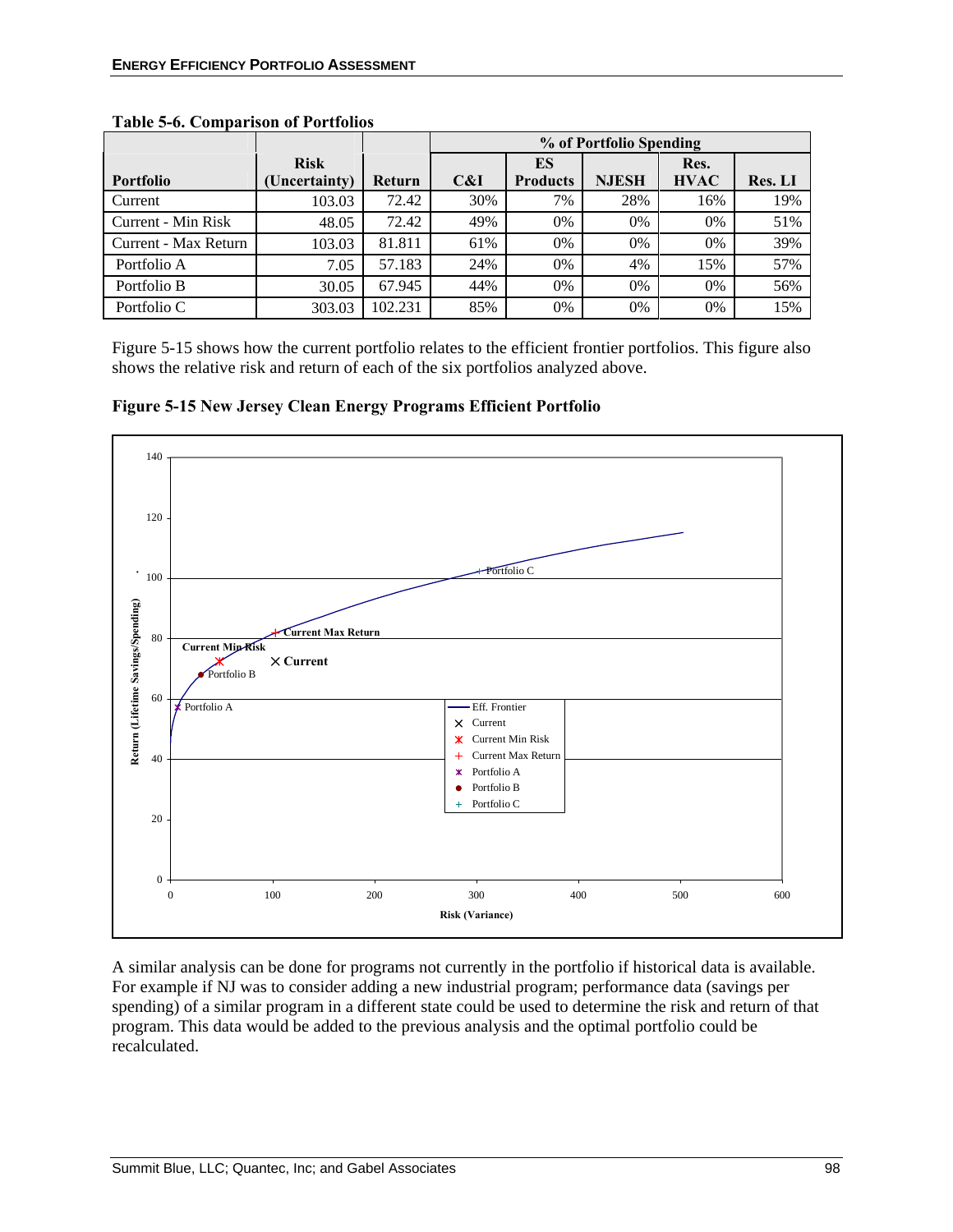**Table 5-6. Comparison of Portfolios**

| Portfolio | Risk (Uncertainty) | Return | % of Portfolio Spending | | | | |
|---|---|---|---|---|---|---|---|
| | | | C&I | ES Products | NJESH | Res. HVAC | Res. LI |
| Current | 103.03 | 72.42 | 30% | 7% | 28% | 16% | 19% |
| Current - Min Risk | 48.05 | 72.42 | 49% | 0% | 0% | 0% | 51% |
| Current - Max Return | 103.03 | 81.811 | 61% | 0% | 0% | 0% | 39% |
| Portfolio A | 7.05 | 57.183 | 24% | 0% | 4% | 15% | 57% |
| Portfolio B | 30.05 | 67.945 | 44% | 0% | 0% | 0% | 56% |
| Portfolio C | 303.03 | 102.231 | 85% | 0% | 0% | 0% | 15% |

Figure 5-15 shows how the current portfolio relates to the efficient frontier portfolios. This figure also shows the relative risk and return of each of the six portfolios analyzed above.

**Figure 5-15 New Jersey Clean Energy Programs Efficient Portfolio**

A similar analysis can be done for programs not currently in the portfolio if historical data is available. For example if NJ was to consider adding a new industrial program; performance data (savings per spending) of a similar program in a different state could be used to determine the risk and return of that program. This data would be added to the previous analysis and the optimal portfolio could be recalculated.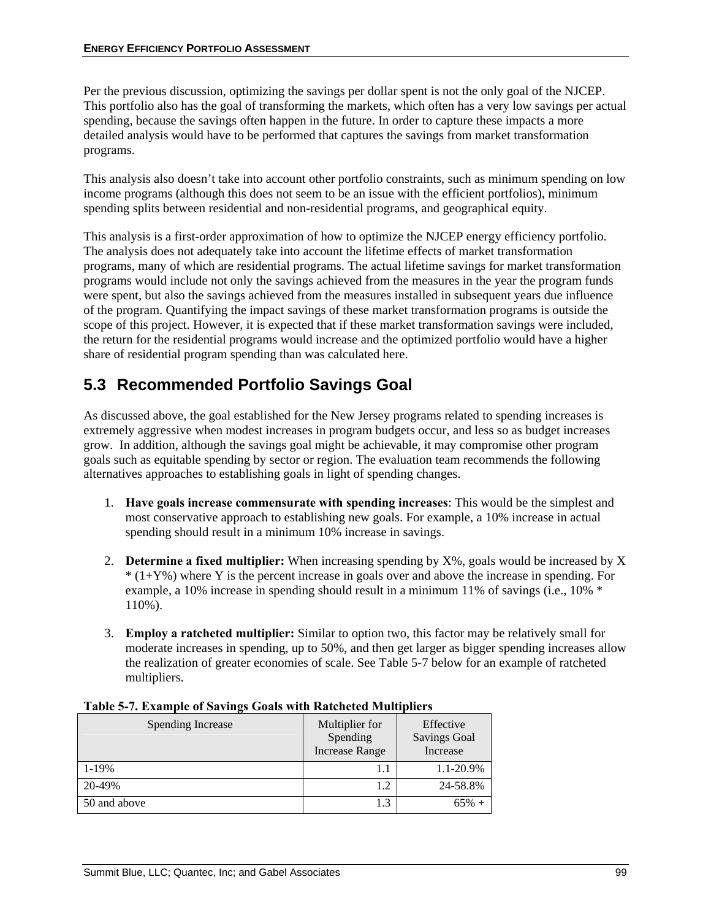Per the previous discussion, optimizing the savings per dollar spent is not the only goal of the NJCEP. This portfolio also has the goal of transforming the markets, which often has a very low savings per actual spending, because the savings often happen in the future. In order to capture these impacts a more detailed analysis would have to be performed that captures the savings from market transformation programs.

This analysis also doesn't take into account other portfolio constraints, such as minimum spending on low income programs (although this does not seem to be an issue with the efficient portfolios), minimum spending splits between residential and non-residential programs, and geographical equity.

This analysis is a first-order approximation of how to optimize the NJCEP energy efficiency portfolio. The analysis does not adequately take into account the lifetime effects of market transformation programs, many of which are residential programs. The actual lifetime savings for market transformation programs would include not only the savings achieved from the measures in the year the program funds were spent, but also the savings achieved from the measures installed in subsequent years due influence of the program. Quantifying the impact savings of these market transformation programs is outside the scope of this project. However, it is expected that if these market transformation savings were included, the return for the residential programs would increase and the optimized portfolio would have a higher share of residential program spending than was calculated here.

## 5.3 Recommended Portfolio Savings Goal

As discussed above, the goal established for the New Jersey programs related to spending increases is extremely aggressive when modest increases in program budgets occur, and less so as budget increases grow. In addition, although the savings goal might be achievable, it may compromise other program goals such as equitable spending by sector or region. The evaluation team recommends the following alternatives approaches to establishing goals in light of spending changes.

1. **Have goals increase commensurate with spending increases**: This would be the simplest and most conservative approach to establishing new goals. For example, a 10% increase in actual spending should result in a minimum 10% increase in savings.

2. **Determine a fixed multiplier:** When increasing spending by X%, goals would be increased by X * (1+Y%) where Y is the percent increase in goals over and above the increase in spending. For example, a 10% increase in spending should result in a minimum 11% of savings (i.e., 10% * 110%).

3. **Employ a ratcheted multiplier:** Similar to option two, this factor may be relatively small for moderate increases in spending, up to 50%, and then get larger as bigger spending increases allow the realization of greater economies of scale. See Table 5-7 below for an example of ratcheted multipliers.

**Table 5-7. Example of Savings Goals with Ratcheted Multipliers**

| Spending Increase | Multiplier for Spending Increase Range | Effective Savings Goal Increase |
|---|---:|---:|
| 1-19% | 1.1 | 1.1-20.9% |
| 20-49% | 1.2 | 24-58.8% |
| 50 and above | 1.3 | 65% + |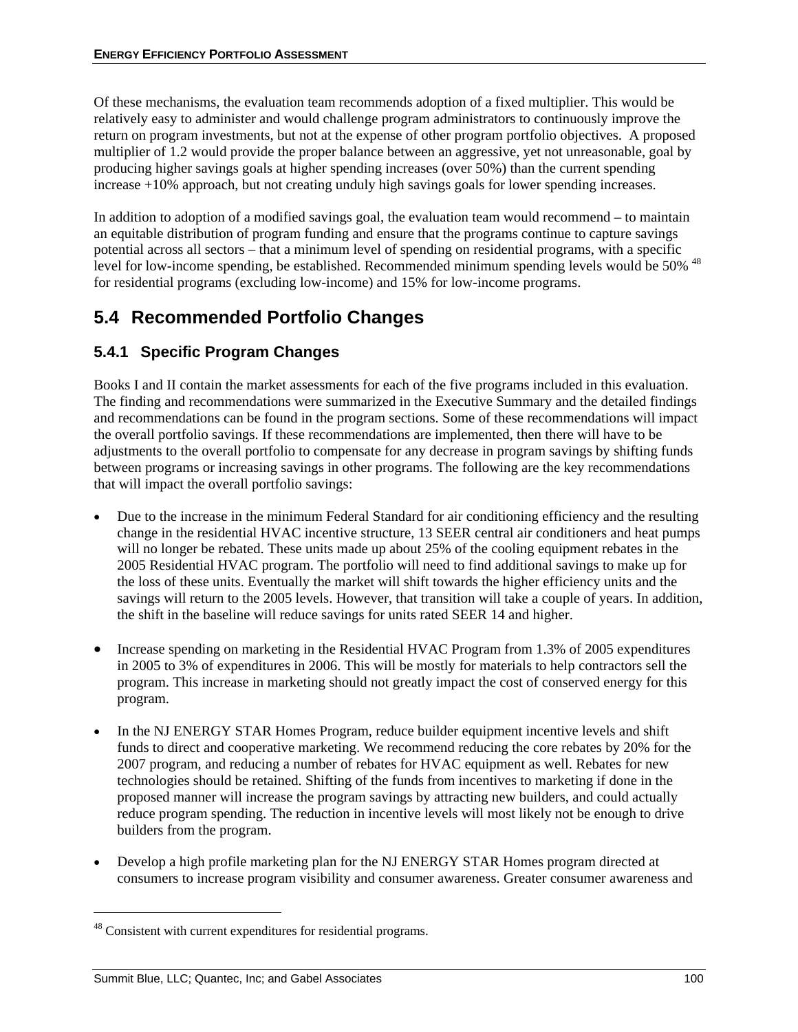Of these mechanisms, the evaluation team recommends adoption of a fixed multiplier. This would be relatively easy to administer and would challenge program administrators to continuously improve the return on program investments, but not at the expense of other program portfolio objectives. A proposed multiplier of 1.2 would provide the proper balance between an aggressive, yet not unreasonable, goal by producing higher savings goals at higher spending increases (over 50%) than the current spending increase +10% approach, but not creating unduly high savings goals for lower spending increases.

In addition to adoption of a modified savings goal, the evaluation team would recommend – to maintain an equitable distribution of program funding and ensure that the programs continue to capture savings potential across all sectors – that a minimum level of spending on residential programs, with a specific level for low-income spending, be established. Recommended minimum spending levels would be 50% [48] for residential programs (excluding low-income) and 15% for low-income programs.

## 5.4 Recommended Portfolio Changes

### 5.4.1 Specific Program Changes

Books I and II contain the market assessments for each of the five programs included in this evaluation. The finding and recommendations were summarized in the Executive Summary and the detailed findings and recommendations can be found in the program sections. Some of these recommendations will impact the overall portfolio savings. If these recommendations are implemented, then there will have to be adjustments to the overall portfolio to compensate for any decrease in program savings by shifting funds between programs or increasing savings in other programs. The following are the key recommendations that will impact the overall portfolio savings:

- Due to the increase in the minimum Federal Standard for air conditioning efficiency and the resulting change in the residential HVAC incentive structure, 13 SEER central air conditioners and heat pumps will no longer be rebated. These units made up about 25% of the cooling equipment rebates in the 2005 Residential HVAC program. The portfolio will need to find additional savings to make up for the loss of these units. Eventually the market will shift towards the higher efficiency units and the savings will return to the 2005 levels. However, that transition will take a couple of years. In addition, the shift in the baseline will reduce savings for units rated SEER 14 and higher.

- Increase spending on marketing in the Residential HVAC Program from 1.3% of 2005 expenditures in 2005 to 3% of expenditures in 2006. This will be mostly for materials to help contractors sell the program. This increase in marketing should not greatly impact the cost of conserved energy for this program.

- In the NJ ENERGY STAR Homes Program, reduce builder equipment incentive levels and shift funds to direct and cooperative marketing. We recommend reducing the core rebates by 20% for the 2007 program, and reducing a number of rebates for HVAC equipment as well. Rebates for new technologies should be retained. Shifting of the funds from incentives to marketing if done in the proposed manner will increase the program savings by attracting new builders, and could actually reduce program spending. The reduction in incentive levels will most likely not be enough to drive builders from the program.

- Develop a high profile marketing plan for the NJ ENERGY STAR Homes program directed at consumers to increase program visibility and consumer awareness. Greater consumer awareness and

[48] Consistent with current expenditures for residential programs.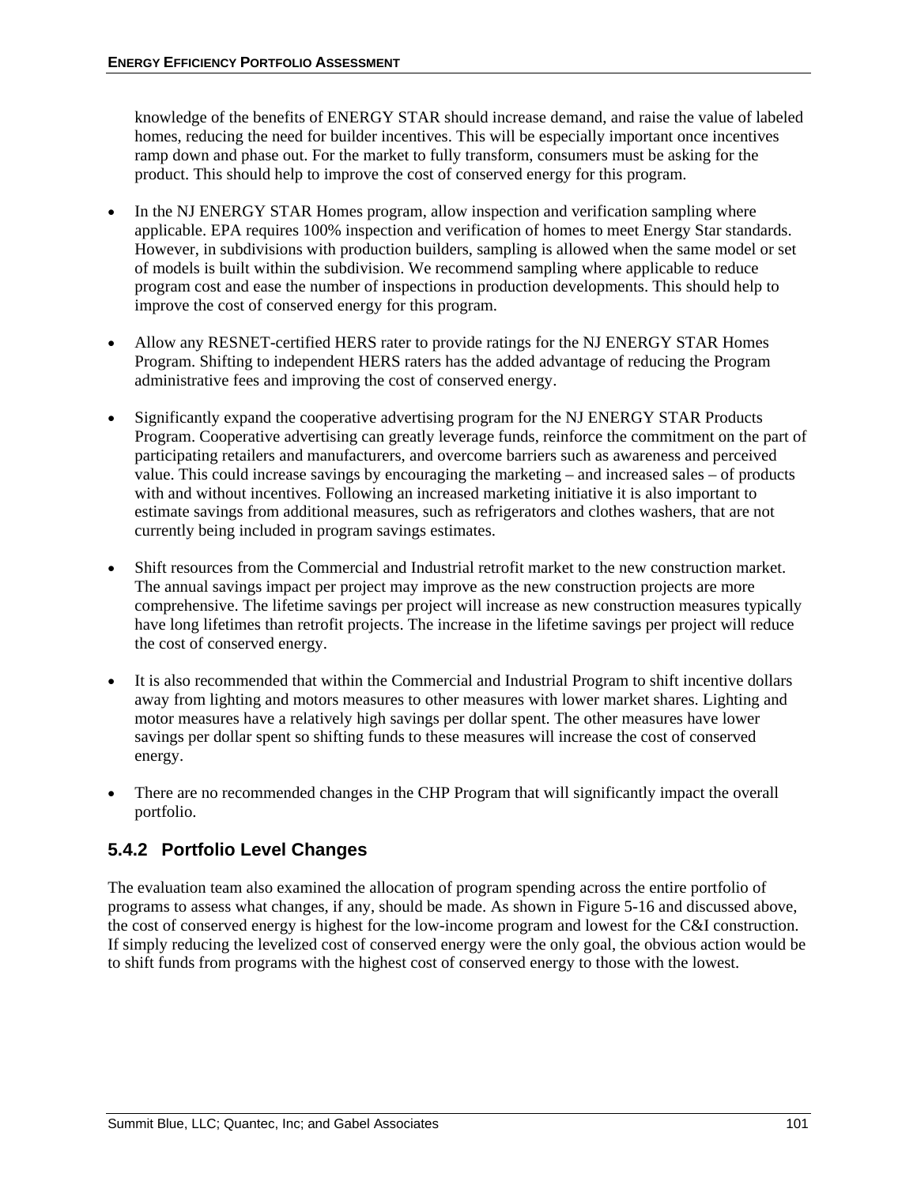knowledge of the benefits of ENERGY STAR should increase demand, and raise the value of labeled homes, reducing the need for builder incentives. This will be especially important once incentives ramp down and phase out. For the market to fully transform, consumers must be asking for the product. This should help to improve the cost of conserved energy for this program.

- In the NJ ENERGY STAR Homes program, allow inspection and verification sampling where applicable. EPA requires 100% inspection and verification of homes to meet Energy Star standards. However, in subdivisions with production builders, sampling is allowed when the same model or set of models is built within the subdivision. We recommend sampling where applicable to reduce program cost and ease the number of inspections in production developments. This should help to improve the cost of conserved energy for this program.

- Allow any RESNET-certified HERS rater to provide ratings for the NJ ENERGY STAR Homes Program. Shifting to independent HERS raters has the added advantage of reducing the Program administrative fees and improving the cost of conserved energy.

- Significantly expand the cooperative advertising program for the NJ ENERGY STAR Products Program. Cooperative advertising can greatly leverage funds, reinforce the commitment on the part of participating retailers and manufacturers, and overcome barriers such as awareness and perceived value. This could increase savings by encouraging the marketing – and increased sales – of products with and without incentives. Following an increased marketing initiative it is also important to estimate savings from additional measures, such as refrigerators and clothes washers, that are not currently being included in program savings estimates.

- Shift resources from the Commercial and Industrial retrofit market to the new construction market. The annual savings impact per project may improve as the new construction projects are more comprehensive. The lifetime savings per project will increase as new construction measures typically have long lifetimes than retrofit projects. The increase in the lifetime savings per project will reduce the cost of conserved energy.

- It is also recommended that within the Commercial and Industrial Program to shift incentive dollars away from lighting and motors measures to other measures with lower market shares. Lighting and motor measures have a relatively high savings per dollar spent. The other measures have lower savings per dollar spent so shifting funds to these measures will increase the cost of conserved energy.

- There are no recommended changes in the CHP Program that will significantly impact the overall portfolio.

### 5.4.2 Portfolio Level Changes

The evaluation team also examined the allocation of program spending across the entire portfolio of programs to assess what changes, if any, should be made. As shown in Figure 5-16 and discussed above, the cost of conserved energy is highest for the low-income program and lowest for the C&I construction. If simply reducing the levelized cost of conserved energy were the only goal, the obvious action would be to shift funds from programs with the highest cost of conserved energy to those with the lowest.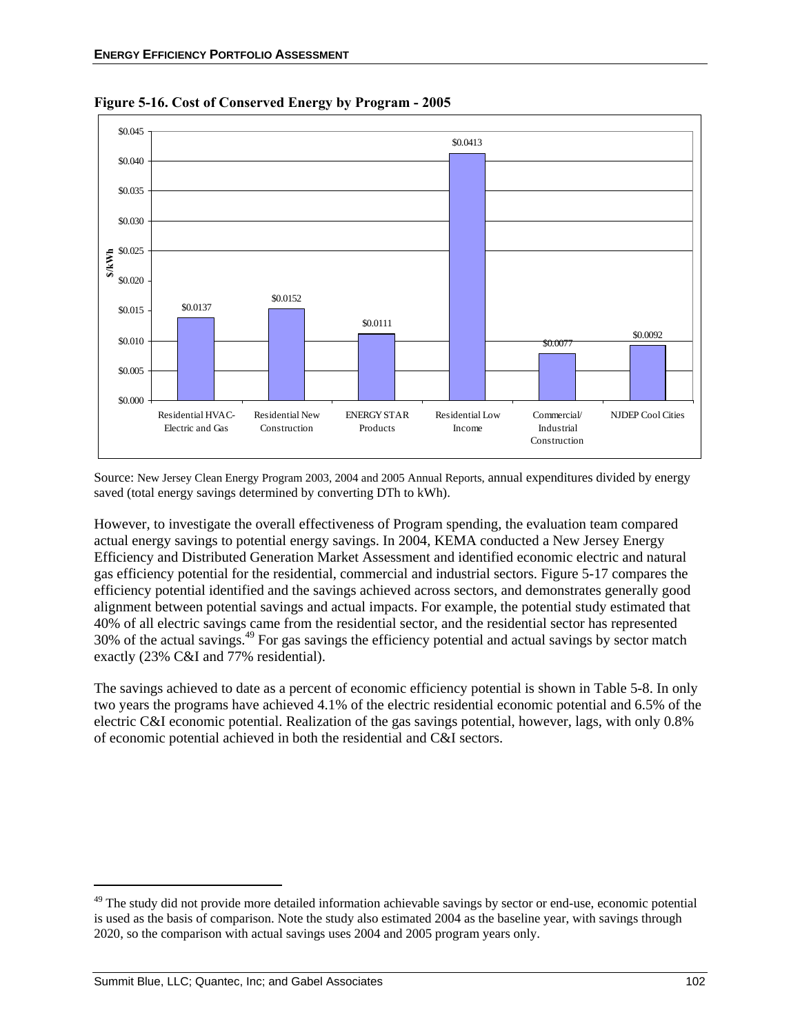**Figure 5-16. Cost of Conserved Energy by Program - 2005**

| Program | $/kWh |
|---|---|
| Residential HVAC-Electric and Gas | $0.0137 |
| Residential New Construction | $0.0152 |
| ENERGY STAR Products | $0.0111 |
| Residential Low Income | $0.0413 |
| Commercial/ Industrial Construction | $0.0077 |
| NJDEP Cool Cities | $0.0092 |

Source: New Jersey Clean Energy Program 2003, 2004 and 2005 Annual Reports, annual expenditures divided by energy saved (total energy savings determined by converting DTh to kWh).

However, to investigate the overall effectiveness of Program spending, the evaluation team compared actual energy savings to potential energy savings. In 2004, KEMA conducted a New Jersey Energy Efficiency and Distributed Generation Market Assessment and identified economic electric and natural gas efficiency potential for the residential, commercial and industrial sectors. Figure 5-17 compares the efficiency potential identified and the savings achieved across sectors, and demonstrates generally good alignment between potential savings and actual impacts. For example, the potential study estimated that 40% of all electric savings came from the residential sector, and the residential sector has represented 30% of the actual savings.[49] For gas savings the efficiency potential and actual savings by sector match exactly (23% C&I and 77% residential).

The savings achieved to date as a percent of economic efficiency potential is shown in Table 5-8. In only two years the programs have achieved 4.1% of the electric residential economic potential and 6.5% of the electric C&I economic potential. Realization of the gas savings potential, however, lags, with only 0.8% of economic potential achieved in both the residential and C&I sectors.

[49] The study did not provide more detailed information achievable savings by sector or end-use, economic potential is used as the basis of comparison. Note the study also estimated 2004 as the baseline year, with savings through 2020, so the comparison with actual savings uses 2004 and 2005 program years only.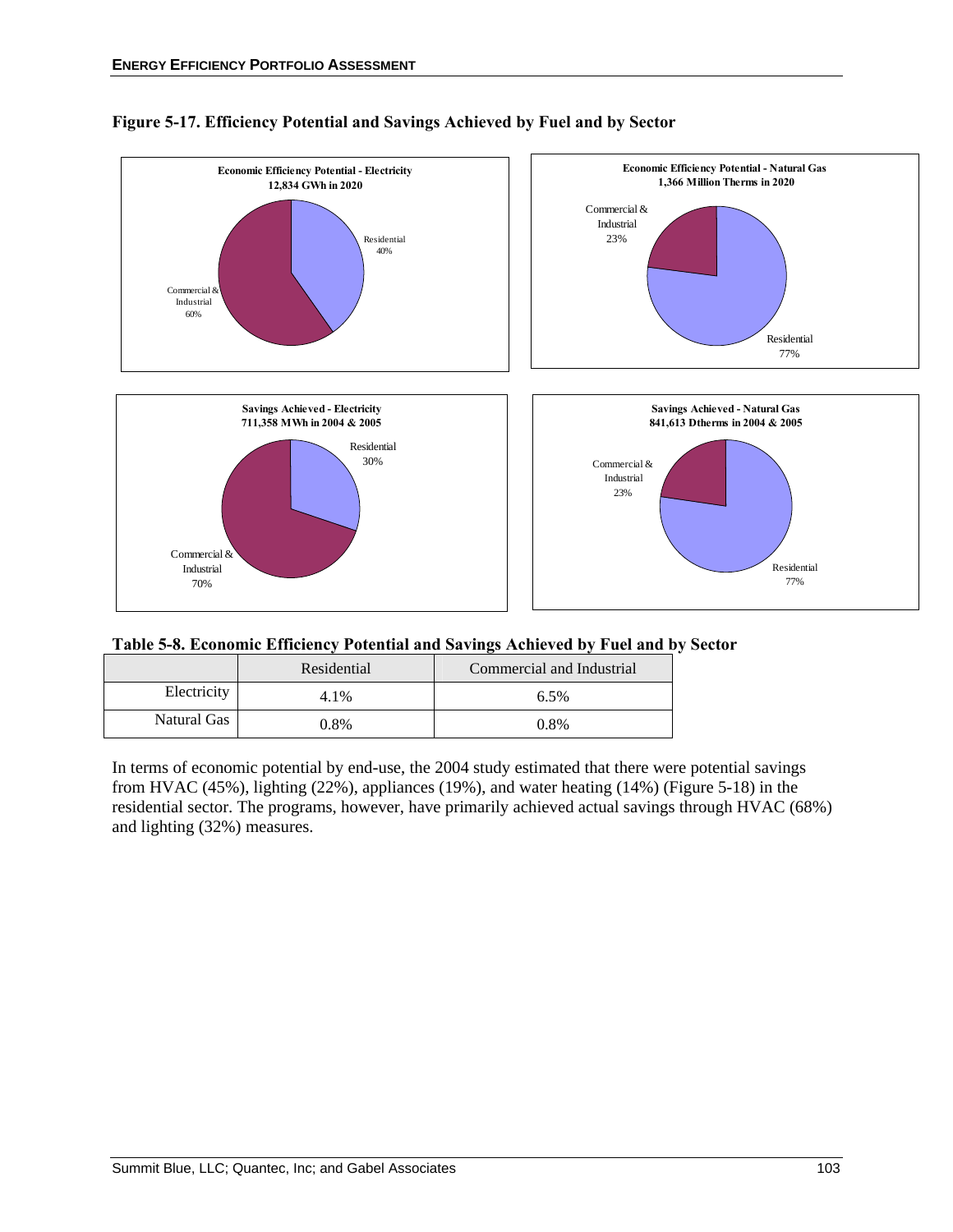**Figure 5-17. Efficiency Potential and Savings Achieved by Fuel and by Sector**

**Economic Efficiency Potential - Electricity**
**12,834 GWh in 2020**

Residential 40%

Commercial & Industrial 60%

**Economic Efficiency Potential - Natural Gas**
**1,366 Million Therms in 2020**

Commercial & Industrial 23%

Residential 77%

**Savings Achieved - Electricity**
**711,358 MWh in 2004 & 2005**

Residential 30%

Commercial & Industrial 70%

**Savings Achieved - Natural Gas**
**841,613 Dtherms in 2004 & 2005**

Commercial & Industrial 23%

Residential 77%

**Table 5-8. Economic Efficiency Potential and Savings Achieved by Fuel and by Sector**

| | Residential | Commercial and Industrial |
|---|---|---|
| Electricity | 4.1% | 6.5% |
| Natural Gas | 0.8% | 0.8% |

In terms of economic potential by end-use, the 2004 study estimated that there were potential savings from HVAC (45%), lighting (22%), appliances (19%), and water heating (14%) (Figure 5-18) in the residential sector. The programs, however, have primarily achieved actual savings through HVAC (68%) and lighting (32%) measures.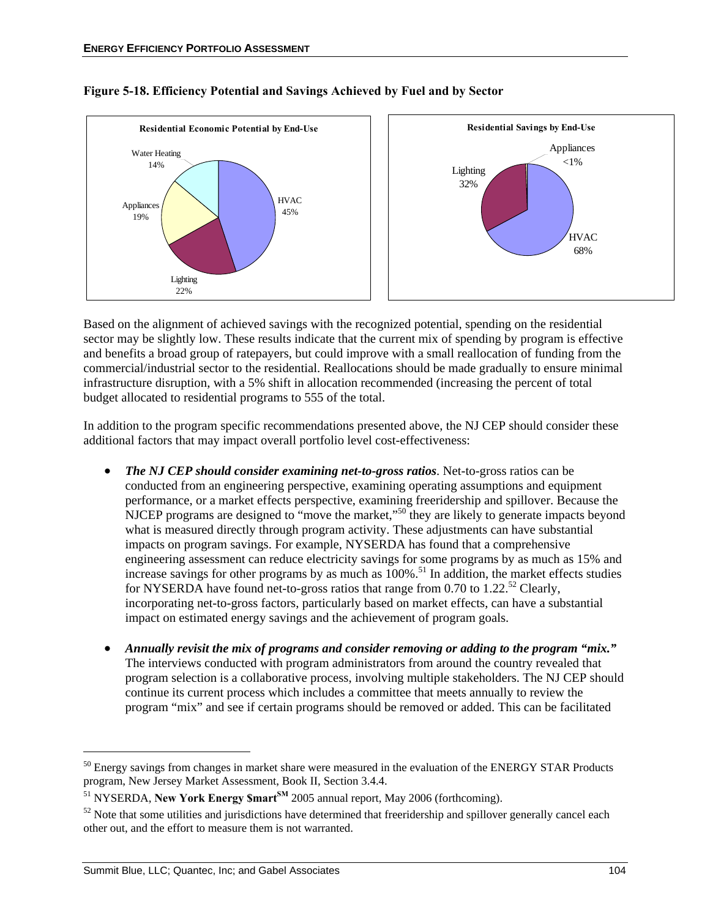**Figure 5-18. Efficiency Potential and Savings Achieved by Fuel and by Sector**

**Residential Economic Potential by End-Use**

- HVAC 45%
- Lighting 22%
- Appliances 19%
- Water Heating 14%

**Residential Savings by End-Use**

- HVAC 68%
- Lighting 32%
- Appliances <1%

Based on the alignment of achieved savings with the recognized potential, spending on the residential sector may be slightly low. These results indicate that the current mix of spending by program is effective and benefits a broad group of ratepayers, but could improve with a small reallocation of funding from the commercial/industrial sector to the residential. Reallocations should be made gradually to ensure minimal infrastructure disruption, with a 5% shift in allocation recommended (increasing the percent of total budget allocated to residential programs to 555 of the total.

In addition to the program specific recommendations presented above, the NJ CEP should consider these additional factors that may impact overall portfolio level cost-effectiveness:

- ***The NJ CEP should consider examining net-to-gross ratios***. Net-to-gross ratios can be conducted from an engineering perspective, examining operating assumptions and equipment performance, or a market effects perspective, examining freeridership and spillover. Because the NJCEP programs are designed to "move the market,"[50] they are likely to generate impacts beyond what is measured directly through program activity. These adjustments can have substantial impacts on program savings. For example, NYSERDA has found that a comprehensive engineering assessment can reduce electricity savings for some programs by as much as 15% and increase savings for other programs by as much as 100%.[51] In addition, the market effects studies for NYSERDA have found net-to-gross ratios that range from 0.70 to 1.22.[52] Clearly, incorporating net-to-gross factors, particularly based on market effects, can have a substantial impact on estimated energy savings and the achievement of program goals.

- ***Annually revisit the mix of programs and consider removing or adding to the program "mix."*** The interviews conducted with program administrators from around the country revealed that program selection is a collaborative process, involving multiple stakeholders. The NJ CEP should continue its current process which includes a committee that meets annually to review the program "mix" and see if certain programs should be removed or added. This can be facilitated

---

[50] Energy savings from changes in market share were measured in the evaluation of the ENERGY STAR Products program, New Jersey Market Assessment, Book II, Section 3.4.4.

[51] NYSERDA, **New York Energy $mart[SM]** 2005 annual report, May 2006 (forthcoming).

[52] Note that some utilities and jurisdictions have determined that freeridership and spillover generally cancel each other out, and the effort to measure them is not warranted.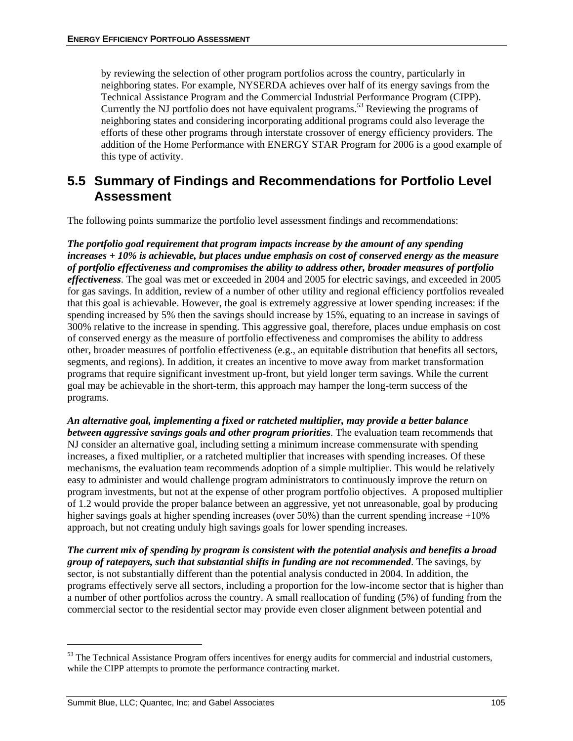by reviewing the selection of other program portfolios across the country, particularly in neighboring states. For example, NYSERDA achieves over half of its energy savings from the Technical Assistance Program and the Commercial Industrial Performance Program (CIPP). Currently the NJ portfolio does not have equivalent programs.[53] Reviewing the programs of neighboring states and considering incorporating additional programs could also leverage the efforts of these other programs through interstate crossover of energy efficiency providers. The addition of the Home Performance with ENERGY STAR Program for 2006 is a good example of this type of activity.

## 5.5 Summary of Findings and Recommendations for Portfolio Level Assessment

The following points summarize the portfolio level assessment findings and recommendations:

***The portfolio goal requirement that program impacts increase by the amount of any spending increases + 10% is achievable, but places undue emphasis on cost of conserved energy as the measure of portfolio effectiveness and compromises the ability to address other, broader measures of portfolio effectiveness***. The goal was met or exceeded in 2004 and 2005 for electric savings, and exceeded in 2005 for gas savings. In addition, review of a number of other utility and regional efficiency portfolios revealed that this goal is achievable. However, the goal is extremely aggressive at lower spending increases: if the spending increased by 5% then the savings should increase by 15%, equating to an increase in savings of 300% relative to the increase in spending. This aggressive goal, therefore, places undue emphasis on cost of conserved energy as the measure of portfolio effectiveness and compromises the ability to address other, broader measures of portfolio effectiveness (e.g., an equitable distribution that benefits all sectors, segments, and regions). In addition, it creates an incentive to move away from market transformation programs that require significant investment up-front, but yield longer term savings. While the current goal may be achievable in the short-term, this approach may hamper the long-term success of the programs.

***An alternative goal, implementing a fixed or ratcheted multiplier, may provide a better balance between aggressive savings goals and other program priorities***. The evaluation team recommends that NJ consider an alternative goal, including setting a minimum increase commensurate with spending increases, a fixed multiplier, or a ratcheted multiplier that increases with spending increases. Of these mechanisms, the evaluation team recommends adoption of a simple multiplier. This would be relatively easy to administer and would challenge program administrators to continuously improve the return on program investments, but not at the expense of other program portfolio objectives. A proposed multiplier of 1.2 would provide the proper balance between an aggressive, yet not unreasonable, goal by producing higher savings goals at higher spending increases (over 50%) than the current spending increase +10% approach, but not creating unduly high savings goals for lower spending increases.

***The current mix of spending by program is consistent with the potential analysis and benefits a broad group of ratepayers, such that substantial shifts in funding are not recommended***. The savings, by sector, is not substantially different than the potential analysis conducted in 2004. In addition, the programs effectively serve all sectors, including a proportion for the low-income sector that is higher than a number of other portfolios across the country. A small reallocation of funding (5%) of funding from the commercial sector to the residential sector may provide even closer alignment between potential and

---

[53] The Technical Assistance Program offers incentives for energy audits for commercial and industrial customers, while the CIPP attempts to promote the performance contracting market.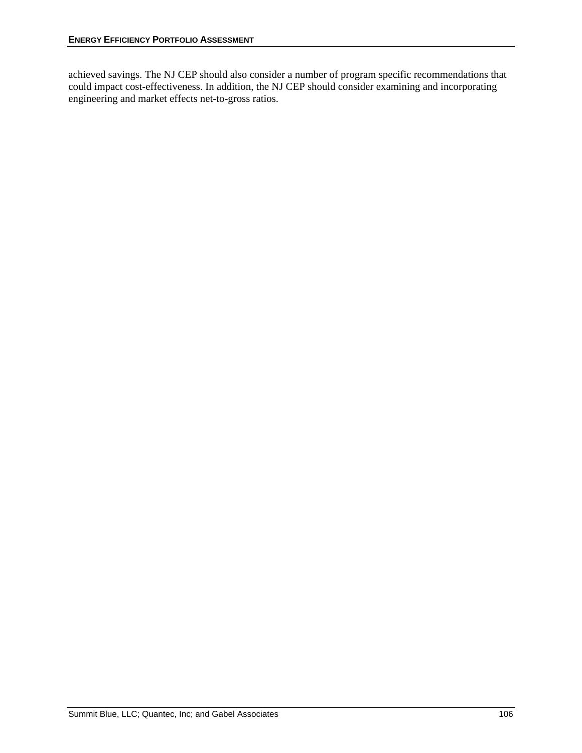achieved savings. The NJ CEP should also consider a number of program specific recommendations that could impact cost-effectiveness. In addition, the NJ CEP should consider examining and incorporating engineering and market effects net-to-gross ratios.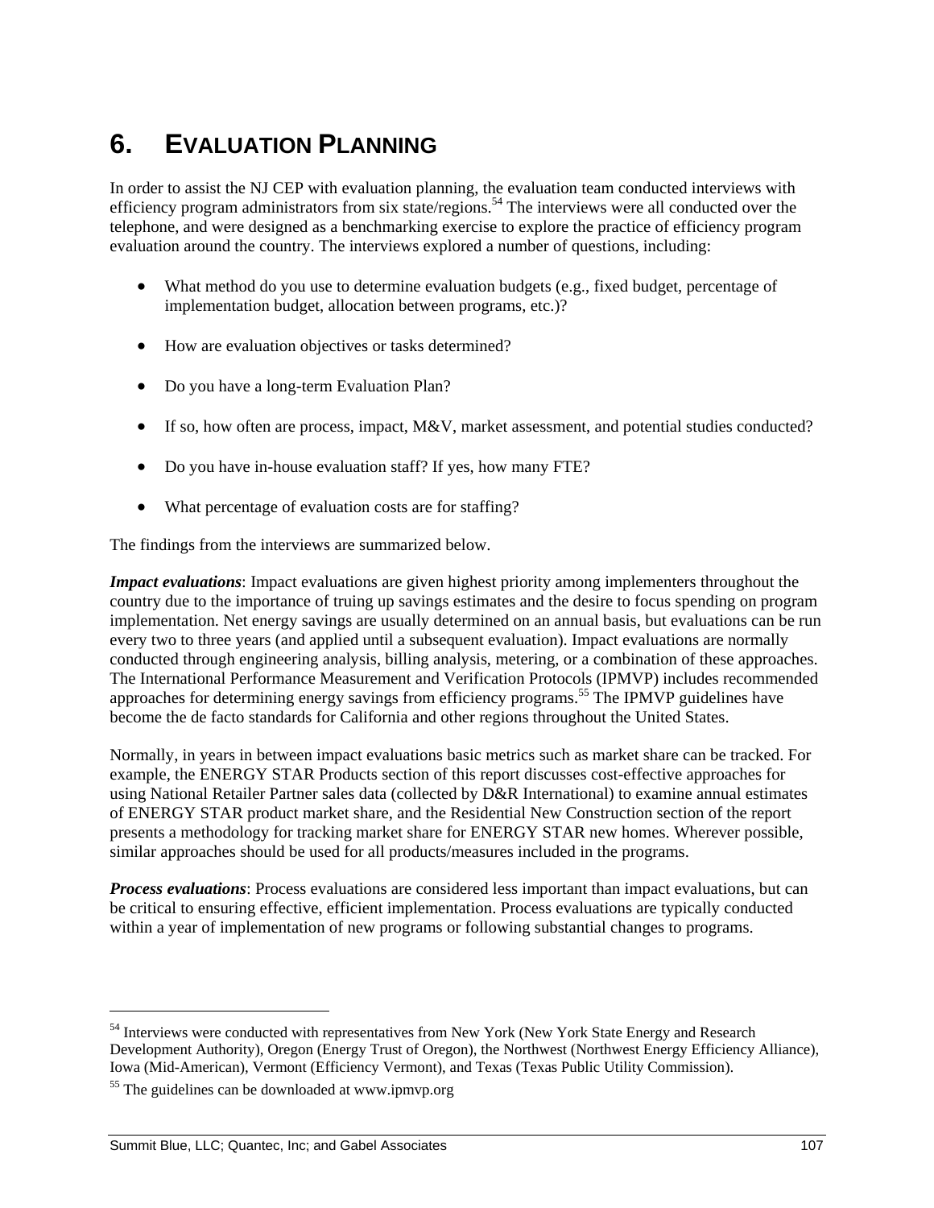# 6. EVALUATION PLANNING

In order to assist the NJ CEP with evaluation planning, the evaluation team conducted interviews with efficiency program administrators from six state/regions.[54] The interviews were all conducted over the telephone, and were designed as a benchmarking exercise to explore the practice of efficiency program evaluation around the country. The interviews explored a number of questions, including:

- What method do you use to determine evaluation budgets (e.g., fixed budget, percentage of implementation budget, allocation between programs, etc.)?
- How are evaluation objectives or tasks determined?
- Do you have a long-term Evaluation Plan?
- If so, how often are process, impact, M&V, market assessment, and potential studies conducted?
- Do you have in-house evaluation staff? If yes, how many FTE?
- What percentage of evaluation costs are for staffing?

The findings from the interviews are summarized below.

***Impact evaluations***: Impact evaluations are given highest priority among implementers throughout the country due to the importance of truing up savings estimates and the desire to focus spending on program implementation. Net energy savings are usually determined on an annual basis, but evaluations can be run every two to three years (and applied until a subsequent evaluation). Impact evaluations are normally conducted through engineering analysis, billing analysis, metering, or a combination of these approaches. The International Performance Measurement and Verification Protocols (IPMVP) includes recommended approaches for determining energy savings from efficiency programs.[55] The IPMVP guidelines have become the de facto standards for California and other regions throughout the United States.

Normally, in years in between impact evaluations basic metrics such as market share can be tracked. For example, the ENERGY STAR Products section of this report discusses cost-effective approaches for using National Retailer Partner sales data (collected by D&R International) to examine annual estimates of ENERGY STAR product market share, and the Residential New Construction section of the report presents a methodology for tracking market share for ENERGY STAR new homes. Wherever possible, similar approaches should be used for all products/measures included in the programs.

***Process evaluations***: Process evaluations are considered less important than impact evaluations, but can be critical to ensuring effective, efficient implementation. Process evaluations are typically conducted within a year of implementation of new programs or following substantial changes to programs.

---

[54] Interviews were conducted with representatives from New York (New York State Energy and Research Development Authority), Oregon (Energy Trust of Oregon), the Northwest (Northwest Energy Efficiency Alliance), Iowa (Mid-American), Vermont (Efficiency Vermont), and Texas (Texas Public Utility Commission).

[55] The guidelines can be downloaded at www.ipmvp.org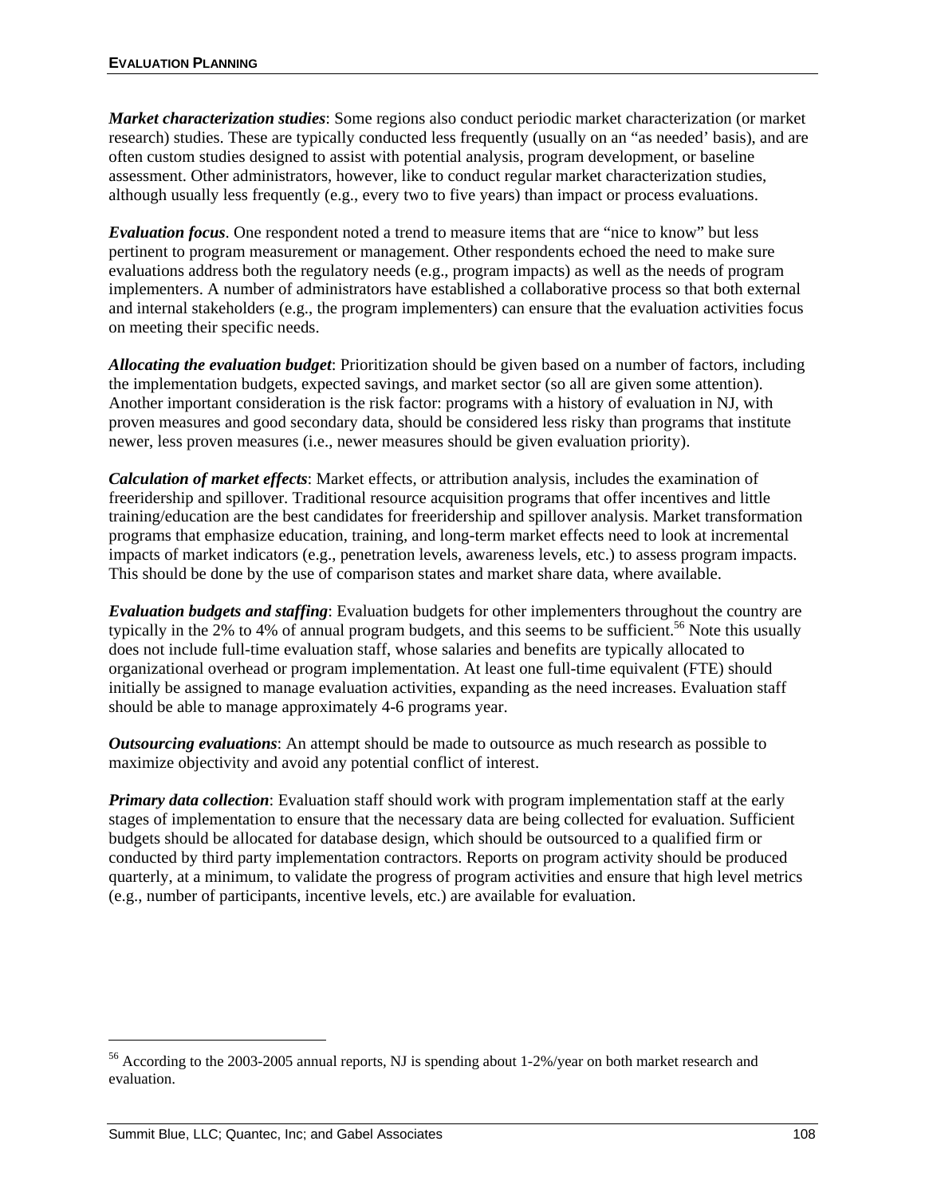***Market characterization studies***: Some regions also conduct periodic market characterization (or market research) studies. These are typically conducted less frequently (usually on an "as needed' basis), and are often custom studies designed to assist with potential analysis, program development, or baseline assessment. Other administrators, however, like to conduct regular market characterization studies, although usually less frequently (e.g., every two to five years) than impact or process evaluations.

***Evaluation focus***. One respondent noted a trend to measure items that are "nice to know" but less pertinent to program measurement or management. Other respondents echoed the need to make sure evaluations address both the regulatory needs (e.g., program impacts) as well as the needs of program implementers. A number of administrators have established a collaborative process so that both external and internal stakeholders (e.g., the program implementers) can ensure that the evaluation activities focus on meeting their specific needs.

***Allocating the evaluation budget***: Prioritization should be given based on a number of factors, including the implementation budgets, expected savings, and market sector (so all are given some attention). Another important consideration is the risk factor: programs with a history of evaluation in NJ, with proven measures and good secondary data, should be considered less risky than programs that institute newer, less proven measures (i.e., newer measures should be given evaluation priority).

***Calculation of market effects***: Market effects, or attribution analysis, includes the examination of freeridership and spillover. Traditional resource acquisition programs that offer incentives and little training/education are the best candidates for freeridership and spillover analysis. Market transformation programs that emphasize education, training, and long-term market effects need to look at incremental impacts of market indicators (e.g., penetration levels, awareness levels, etc.) to assess program impacts. This should be done by the use of comparison states and market share data, where available.

***Evaluation budgets and staffing***: Evaluation budgets for other implementers throughout the country are typically in the 2% to 4% of annual program budgets, and this seems to be sufficient.[56] Note this usually does not include full-time evaluation staff, whose salaries and benefits are typically allocated to organizational overhead or program implementation. At least one full-time equivalent (FTE) should initially be assigned to manage evaluation activities, expanding as the need increases. Evaluation staff should be able to manage approximately 4-6 programs year.

***Outsourcing evaluations***: An attempt should be made to outsource as much research as possible to maximize objectivity and avoid any potential conflict of interest.

***Primary data collection***: Evaluation staff should work with program implementation staff at the early stages of implementation to ensure that the necessary data are being collected for evaluation. Sufficient budgets should be allocated for database design, which should be outsourced to a qualified firm or conducted by third party implementation contractors. Reports on program activity should be produced quarterly, at a minimum, to validate the progress of program activities and ensure that high level metrics (e.g., number of participants, incentive levels, etc.) are available for evaluation.

[56] According to the 2003-2005 annual reports, NJ is spending about 1-2%/year on both market research and evaluation.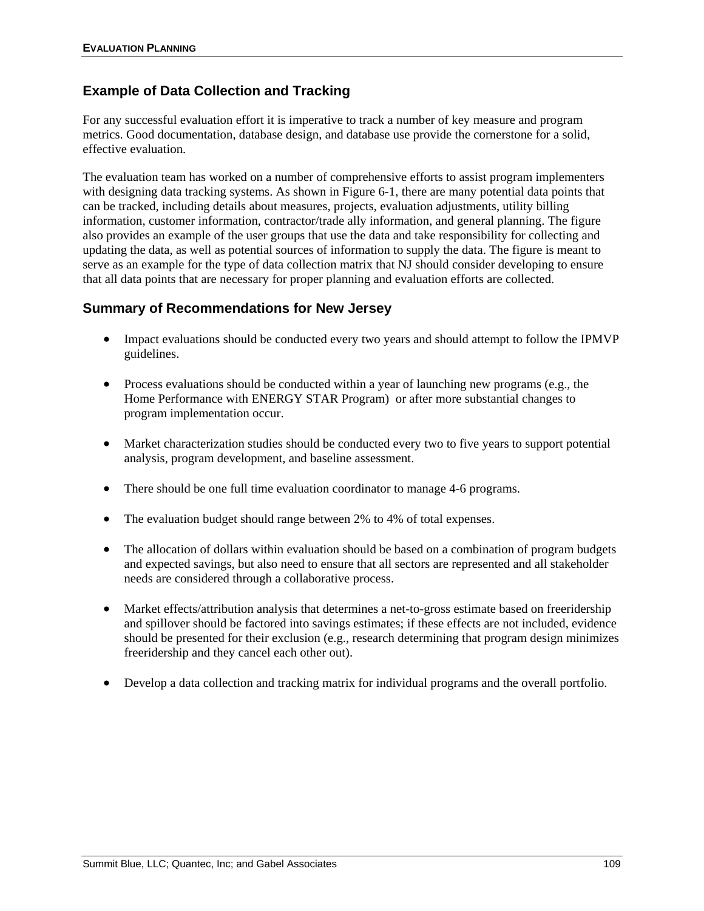## Example of Data Collection and Tracking

For any successful evaluation effort it is imperative to track a number of key measure and program metrics. Good documentation, database design, and database use provide the cornerstone for a solid, effective evaluation.

The evaluation team has worked on a number of comprehensive efforts to assist program implementers with designing data tracking systems. As shown in Figure 6-1, there are many potential data points that can be tracked, including details about measures, projects, evaluation adjustments, utility billing information, customer information, contractor/trade ally information, and general planning. The figure also provides an example of the user groups that use the data and take responsibility for collecting and updating the data, as well as potential sources of information to supply the data. The figure is meant to serve as an example for the type of data collection matrix that NJ should consider developing to ensure that all data points that are necessary for proper planning and evaluation efforts are collected.

## Summary of Recommendations for New Jersey

- Impact evaluations should be conducted every two years and should attempt to follow the IPMVP guidelines.
- Process evaluations should be conducted within a year of launching new programs (e.g., the Home Performance with ENERGY STAR Program) or after more substantial changes to program implementation occur.
- Market characterization studies should be conducted every two to five years to support potential analysis, program development, and baseline assessment.
- There should be one full time evaluation coordinator to manage 4-6 programs.
- The evaluation budget should range between 2% to 4% of total expenses.
- The allocation of dollars within evaluation should be based on a combination of program budgets and expected savings, but also need to ensure that all sectors are represented and all stakeholder needs are considered through a collaborative process.
- Market effects/attribution analysis that determines a net-to-gross estimate based on freeridership and spillover should be factored into savings estimates; if these effects are not included, evidence should be presented for their exclusion (e.g., research determining that program design minimizes freeridership and they cancel each other out).
- Develop a data collection and tracking matrix for individual programs and the overall portfolio.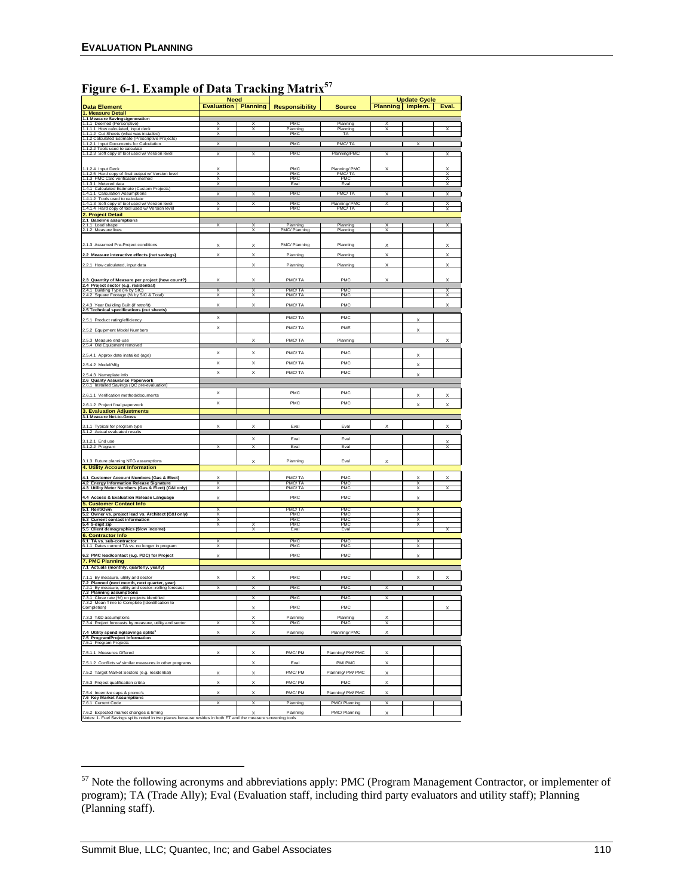# Figure 6-1. Example of Data Tracking Matrix[57]

| Data Element | Need | | Responsibility | Source | Update Cycle | | |
|---|---|---|---|---|---|---|---|
| | Evaluation | Planning | | | Planning | Implem. | Eval. |
| **1. Measure Detail** | | | | | | | |
| **1.1 Measure Savings/generation** | | | | | | | |
| 1.1.1 Deemed (Perscriptive) | X | X | PMC | Planning | X | | |
| 1.1.1.1 How calculated, input deck | X | X | Planning | Planning | X | | X |
| 1.1.1.2 Cut Sheets (what was installed) | X | | PMC | TA | | | |
| 1.1.2 Calculated Estimate (Prescriptive Projects) | | | | | | | |
| 1.1.2.1 Input Documents for Calculation | X | | PMC | PMC/ TA | | X | |
| 1.1.2.2 Tools used to calculate | | | | | | | |
| 1.1.2.3 Soft copy of tool used w/ Version level | X | X | PMC | Planning/PMC | X | | X |
| 1.1.2.4 Input Deck | X | | PMC | Planning/ PMC | X | | X |
| 1.1.2.5 Hard copy of final output w/ Version level | X | | PMC | PMC/ TA | | | X |
| 1.1.3 PMC Calc verification method | X | | PMC | PMC | | | X |
| 1.1.3.1 Metered data | X | | Eval | Eval | | | X |
| 1.4.1 Calculated Estimate (Custom Projects) | | | | | | | |
| 1.4.1.1 Calculation Assumptions | X | X | PMC | PMC/ TA | X | | X |
| 1.4.1.2 Tools used to calculate | | | | | | | |
| 1.4.1.3 Soft copy of tool used w/ Version level | X | X | PMC | Planning/ PMC | X | | X |
| 1.4.1.4 Hard copy of tool used w/ Version level | X | | PMC | PMC/ TA | | | X |
| **2. Project Detail** | | | | | | | |
| **2.1 Baseline assumptions** | | | | | | | |
| 2.1.1 Load shape | X | X | Planning | Planning | X | | X |
| 2.1.2 Measure lives | | X | PMC/ Planning | Planning | X | | |
| 2.1.3 Assumed Pre-Project conditions | X | X | PMC/ Planning | Planning | X | | X |
| **2.2 Measure interactive effects (net savings)** | X | X | Planning | Planning | X | | X |
| 2.2.1 How calculated, input data | | X | Planning | Planning | X | | X |
| **2.3 Quantity of Measure per project (how count?)** | X | X | PMC/ TA | PMC | X | | X |
| **2.4 Project sector (e.g. residential)** | | | | | | | |
| 2.4.1 Building Type (% by SIC) | X | X | PMC/ TA | PMC | | | X |
| 2.4.2 Square Footage (% by SIC & Total) | X | X | PMC/ TA | PMC | | | X |
| 2.4.3 Year Building Built (if retrofit) | X | X | PMC/ TA | PMC | | | X |
| **2.5 Technical specifications (cut sheets)** | | | | | | | |
| 2.5.1 Product rating/efficiency | X | | PMC/ TA | PMC | | X | |
| 2.5.2 Equipment Model Numbers | X | | PMC/ TA | PME | | X | |
| 2.5.3 Measure end-use | | X | PMC/ TA | Planning | | | X |
| 2.5.4 Old Equipment removed | | | | | | | |
| 2.5.4.1 Approx date installed (age) | X | X | PMC/ TA | PMC | | X | |
| 2.5.4.2 Model/Mfg | X | X | PMC/ TA | PMC | | X | |
| 2.5.4.3 Nameplate info | X | X | PMC/ TA | PMC | | X | |
| **2.6 Quality Assurance Paperwork** | | | | | | | |
| 2.6.1 Installed Savings (QC pre-evaluation) | | | | | | | |
| 2.6.1.1 Verification method/documents | X | | PMC | PMC | | X | X |
| 2.6.1.2 Project final paperwork | X | | PMC | PMC | | X | X |
| **3. Evaluation Adjustments** | | | | | | | |
| **3.1 Measure Net-to-Gross** | | | | | | | |
| 3.1.1 Typical for program type | X | X | Eval | Eval | X | | X |
| 3.1.2 Actual evaluated results | | | | | | | |
| 3.1.2.1 End use | | X | Eval | Eval | | | X |
| 3.1.2.2 Program | X | X | Eval | Eval | | | X |
| 3.1.3 Future planning NTG assumptions | | X | Planning | Eval | X | | |
| **4. Utility Account Information** | | | | | | | |
| **4.1 Customer Account Numbers (Gas & Elect)** | X | | PMC/ TA | PMC | | X | X |
| **4.2 Energy Information Release Signature** | X | | PMC/ TA | PMC | | X | |
| **4.3 Utility Meter Numbers (Gas & Elect) (C&I only)** | X | | PMC/ TA | PMC | | X | X |
| **4.4 Access & Evaluation Release Language** | X | | PMC | PMC | | X | |
| **5. Customer Contact Info** | | | | | | | |
| **5.1 Rent/Own** | X | | PMC/ TA | PMC | | X | |
| **5.2 Owner vs. project lead vs. Architect (C&I only)** | X | | PMC | PMC | | X | |
| **5.3 Current contact information** | X | | PMC | PMC | | X | |
| **5.4 9-digit zip** | X | X | PMC | PMC | | X | |
| **5.5 Client demographics ($low income)** | | X | Eval | Eval | | | X |
| **6. Contractor Info** | | | | | | | |
| **6.1 TA vs. sub-contractor** | X | | PMC | PMC | | X | |
| 6.1.1 Dates current TA vs. no longer in program | X | | PMC | PMC | | X | |
| **6.2 PMC lead/contact (e.g. PDC) for Project** | X | | PMC | PMC | | X | |
| **7. PMC Planning** | | | | | | | |
| **7.1 Actuals (monthly, quarterly, yearly)** | | | | | | | |
| 7.1.1 By measure, utility and sector | X | X | PMC | PMC | | X | X |
| **7.2 Planned (next month, next quarter, year)** | | | | | | | |
| 7.2.1 By measure, utility and sector--rolling forecast | X | X | PMC | PMC | X | | |
| **7.3 Planning assumptions** | | | | | | | |
| 7.3.1 Close rate (%) on projects identified | | X | PMC | PMC | X | | |
| 7.3.2 Mean Time to Complete (Identification to Completion) | | X | PMC | PMC | | | X |
| 7.3.3 T&D assumptions | | X | Planning | Planning | X | | |
| 7.3.4 Project forecasts by measure, utility and sector | X | X | PMC | PMC | X | | |
| **7.4 Utility spending/savings splits[1]** | X | X | Planning | Planning/ PMC | X | | |
| **7.5 Program/Project Information** | | | | | | | |
| 7.5.1 Program Projects | | | | | | | |
| 7.5.1.1 Measures Offered | X | X | PMC/ PM | Planning/ PM/ PMC | X | | |
| 7.5.1.2 Conflicts w/ similar measures in other programs | | X | Eval | PM/ PMC | X | | |
| 7.5.2 Target Market Sectors (e.g. residential) | X | X | PMC/ PM | Planning/ PM/ PMC | X | | |
| 7.5.3 Project qualification critria | X | X | PMC/ PM | PMC | X | | |
| 7.5.4 Incentive caps & promo's | X | X | PMC/ PM | Planning/ PM/ PMC | X | | |
| **7.6 Key Market Assumptions** | | | | | | | |
| 7.6.1 Current Code | X | X | Planning | PMC/ Planning | X | | |
| 7.6.2 Expected market changes & timing | | X | Planning | PMC/ Planning | X | | |

Notes: 1. Fuel Savings splits noted in two places because resides in both FT and the measure screening tools

[57] Note the following acronyms and abbreviations apply: PMC (Program Management Contractor, or implementer of program); TA (Trade Ally); Eval (Evaluation staff, including third party evaluators and utility staff); Planning (Planning staff).